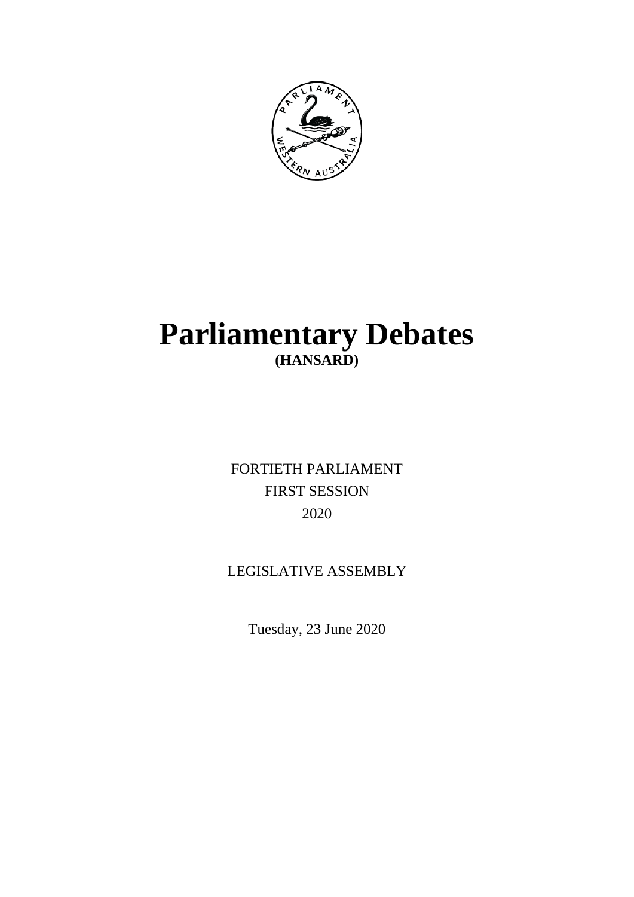# Parliamentary Debates

**(HANSARD)**

FORTIETH PARLIAMENT

FIRST SESSION

2020

LEGISLATIVE ASSEMBLY

Tuesday, 23 June 2020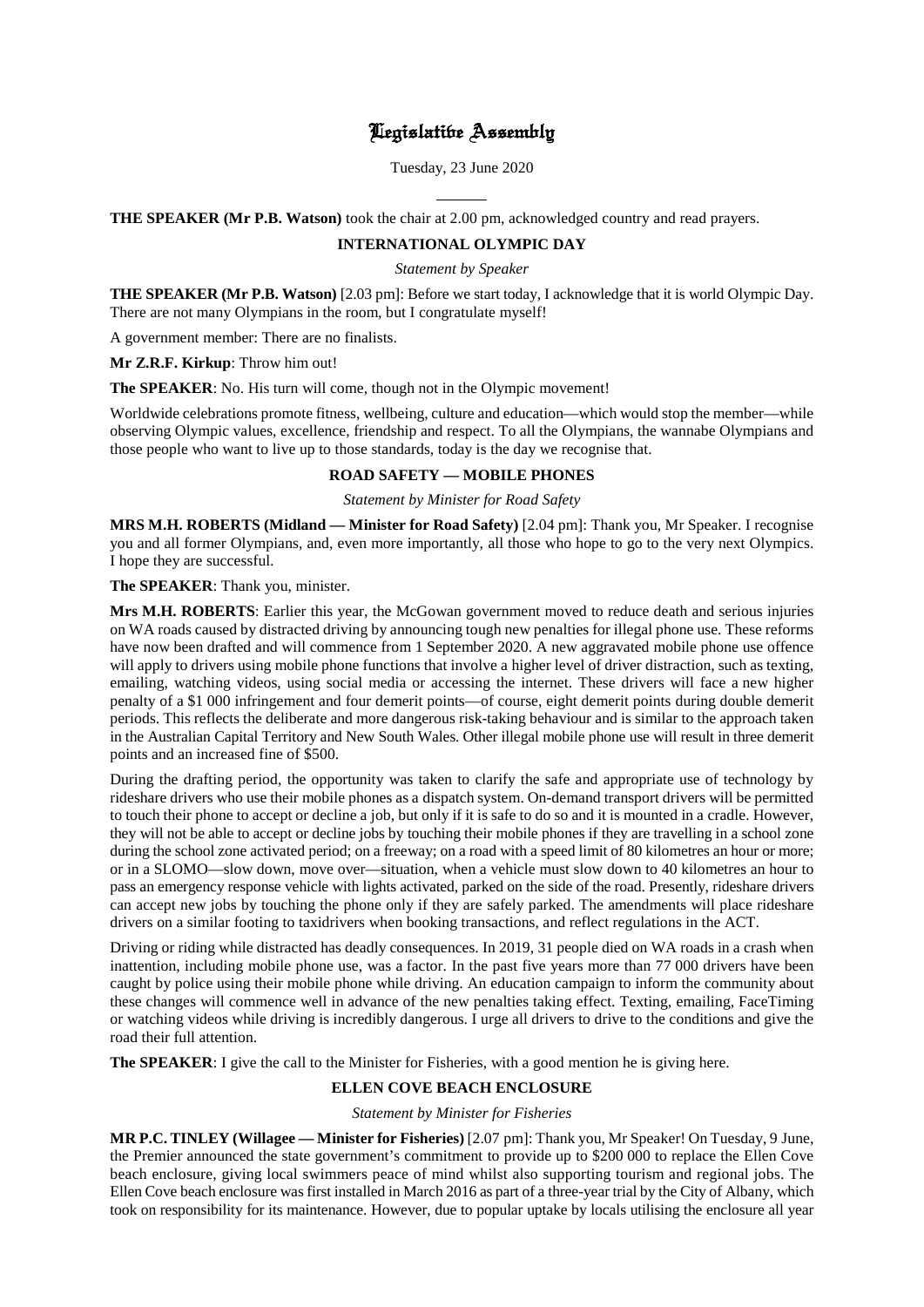# Legislative Assembly

Tuesday, 23 June 2020

**THE SPEAKER (Mr P.B. Watson)** took the chair at 2.00 pm, acknowledged country and read prayers.

## INTERNATIONAL OLYMPIC DAY

*Statement by Speaker*

**THE SPEAKER (Mr P.B. Watson)** [2.03 pm]: Before we start today, I acknowledge that it is world Olympic Day. There are not many Olympians in the room, but I congratulate myself!

A government member: There are no finalists.

**Mr Z.R.F. Kirkup**: Throw him out!

**The SPEAKER**: No. His turn will come, though not in the Olympic movement!

Worldwide celebrations promote fitness, wellbeing, culture and education—which would stop the member—while observing Olympic values, excellence, friendship and respect. To all the Olympians, the wannabe Olympians and those people who want to live up to those standards, today is the day we recognise that.

## ROAD SAFETY — MOBILE PHONES

*Statement by Minister for Road Safety*

**MRS M.H. ROBERTS (Midland — Minister for Road Safety)** [2.04 pm]: Thank you, Mr Speaker. I recognise you and all former Olympians, and, even more importantly, all those who hope to go to the very next Olympics. I hope they are successful.

**The SPEAKER**: Thank you, minister.

**Mrs M.H. ROBERTS**: Earlier this year, the McGowan government moved to reduce death and serious injuries on WA roads caused by distracted driving by announcing tough new penalties for illegal phone use. These reforms have now been drafted and will commence from 1 September 2020. A new aggravated mobile phone use offence will apply to drivers using mobile phone functions that involve a higher level of driver distraction, such as texting, emailing, watching videos, using social media or accessing the internet. These drivers will face a new higher penalty of a $1 000 infringement and four demerit points—of course, eight demerit points during double demerit periods. This reflects the deliberate and more dangerous risk-taking behaviour and is similar to the approach taken in the Australian Capital Territory and New South Wales. Other illegal mobile phone use will result in three demerit points and an increased fine of $500.

During the drafting period, the opportunity was taken to clarify the safe and appropriate use of technology by rideshare drivers who use their mobile phones as a dispatch system. On-demand transport drivers will be permitted to touch their phone to accept or decline a job, but only if it is safe to do so and it is mounted in a cradle. However, they will not be able to accept or decline jobs by touching their mobile phones if they are travelling in a school zone during the school zone activated period; on a freeway; on a road with a speed limit of 80 kilometres an hour or more; or in a SLOMO—slow down, move over—situation, when a vehicle must slow down to 40 kilometres an hour to pass an emergency response vehicle with lights activated, parked on the side of the road. Presently, rideshare drivers can accept new jobs by touching the phone only if they are safely parked. The amendments will place rideshare drivers on a similar footing to taxidrivers when booking transactions, and reflect regulations in the ACT.

Driving or riding while distracted has deadly consequences. In 2019, 31 people died on WA roads in a crash when inattention, including mobile phone use, was a factor. In the past five years more than 77 000 drivers have been caught by police using their mobile phone while driving. An education campaign to inform the community about these changes will commence well in advance of the new penalties taking effect. Texting, emailing, FaceTiming or watching videos while driving is incredibly dangerous. I urge all drivers to drive to the conditions and give the road their full attention.

**The SPEAKER**: I give the call to the Minister for Fisheries, with a good mention he is giving here.

## ELLEN COVE BEACH ENCLOSURE

*Statement by Minister for Fisheries*

**MR P.C. TINLEY (Willagee — Minister for Fisheries)** [2.07 pm]: Thank you, Mr Speaker! On Tuesday, 9 June, the Premier announced the state government's commitment to provide up to $200 000 to replace the Ellen Cove beach enclosure, giving local swimmers peace of mind whilst also supporting tourism and regional jobs. The Ellen Cove beach enclosure was first installed in March 2016 as part of a three-year trial by the City of Albany, which took on responsibility for its maintenance. However, due to popular uptake by locals utilising the enclosure all year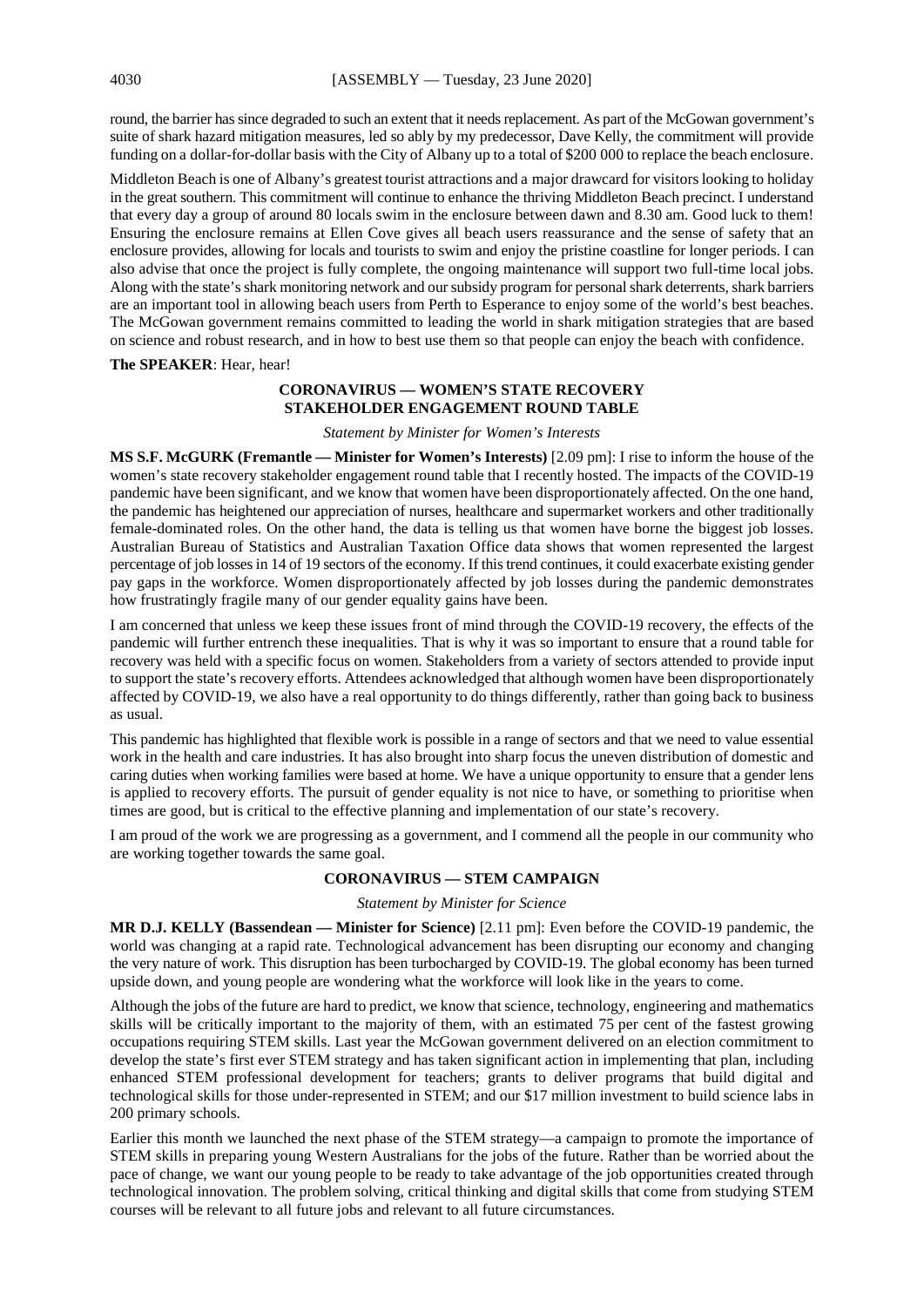round, the barrier has since degraded to such an extent that it needs replacement. As part of the McGowan government's suite of shark hazard mitigation measures, led so ably by my predecessor, Dave Kelly, the commitment will provide funding on a dollar-for-dollar basis with the City of Albany up to a total of $200 000 to replace the beach enclosure.

Middleton Beach is one of Albany's greatest tourist attractions and a major drawcard for visitors looking to holiday in the great southern. This commitment will continue to enhance the thriving Middleton Beach precinct. I understand that every day a group of around 80 locals swim in the enclosure between dawn and 8.30 am. Good luck to them! Ensuring the enclosure remains at Ellen Cove gives all beach users reassurance and the sense of safety that an enclosure provides, allowing for locals and tourists to swim and enjoy the pristine coastline for longer periods. I can also advise that once the project is fully complete, the ongoing maintenance will support two full-time local jobs. Along with the state's shark monitoring network and our subsidy program for personal shark deterrents, shark barriers are an important tool in allowing beach users from Perth to Esperance to enjoy some of the world's best beaches. The McGowan government remains committed to leading the world in shark mitigation strategies that are based on science and robust research, and in how to best use them so that people can enjoy the beach with confidence.

**The SPEAKER**: Hear, hear!

## CORONAVIRUS — WOMEN'S STATE RECOVERY STAKEHOLDER ENGAGEMENT ROUND TABLE

*Statement by Minister for Women's Interests*

**MS S.F. McGURK (Fremantle — Minister for Women's Interests)** [2.09 pm]: I rise to inform the house of the women's state recovery stakeholder engagement round table that I recently hosted. The impacts of the COVID-19 pandemic have been significant, and we know that women have been disproportionately affected. On the one hand, the pandemic has heightened our appreciation of nurses, healthcare and supermarket workers and other traditionally female-dominated roles. On the other hand, the data is telling us that women have borne the biggest job losses. Australian Bureau of Statistics and Australian Taxation Office data shows that women represented the largest percentage of job losses in 14 of 19 sectors of the economy. If this trend continues, it could exacerbate existing gender pay gaps in the workforce. Women disproportionately affected by job losses during the pandemic demonstrates how frustratingly fragile many of our gender equality gains have been.

I am concerned that unless we keep these issues front of mind through the COVID-19 recovery, the effects of the pandemic will further entrench these inequalities. That is why it was so important to ensure that a round table for recovery was held with a specific focus on women. Stakeholders from a variety of sectors attended to provide input to support the state's recovery efforts. Attendees acknowledged that although women have been disproportionately affected by COVID-19, we also have a real opportunity to do things differently, rather than going back to business as usual.

This pandemic has highlighted that flexible work is possible in a range of sectors and that we need to value essential work in the health and care industries. It has also brought into sharp focus the uneven distribution of domestic and caring duties when working families were based at home. We have a unique opportunity to ensure that a gender lens is applied to recovery efforts. The pursuit of gender equality is not nice to have, or something to prioritise when times are good, but is critical to the effective planning and implementation of our state's recovery.

I am proud of the work we are progressing as a government, and I commend all the people in our community who are working together towards the same goal.

## CORONAVIRUS — STEM CAMPAIGN

*Statement by Minister for Science*

**MR D.J. KELLY (Bassendean — Minister for Science)** [2.11 pm]: Even before the COVID-19 pandemic, the world was changing at a rapid rate. Technological advancement has been disrupting our economy and changing the very nature of work. This disruption has been turbocharged by COVID-19. The global economy has been turned upside down, and young people are wondering what the workforce will look like in the years to come.

Although the jobs of the future are hard to predict, we know that science, technology, engineering and mathematics skills will be critically important to the majority of them, with an estimated 75 per cent of the fastest growing occupations requiring STEM skills. Last year the McGowan government delivered on an election commitment to develop the state's first ever STEM strategy and has taken significant action in implementing that plan, including enhanced STEM professional development for teachers; grants to deliver programs that build digital and technological skills for those under-represented in STEM; and our $17 million investment to build science labs in 200 primary schools.

Earlier this month we launched the next phase of the STEM strategy—a campaign to promote the importance of STEM skills in preparing young Western Australians for the jobs of the future. Rather than be worried about the pace of change, we want our young people to be ready to take advantage of the job opportunities created through technological innovation. The problem solving, critical thinking and digital skills that come from studying STEM courses will be relevant to all future jobs and relevant to all future circumstances.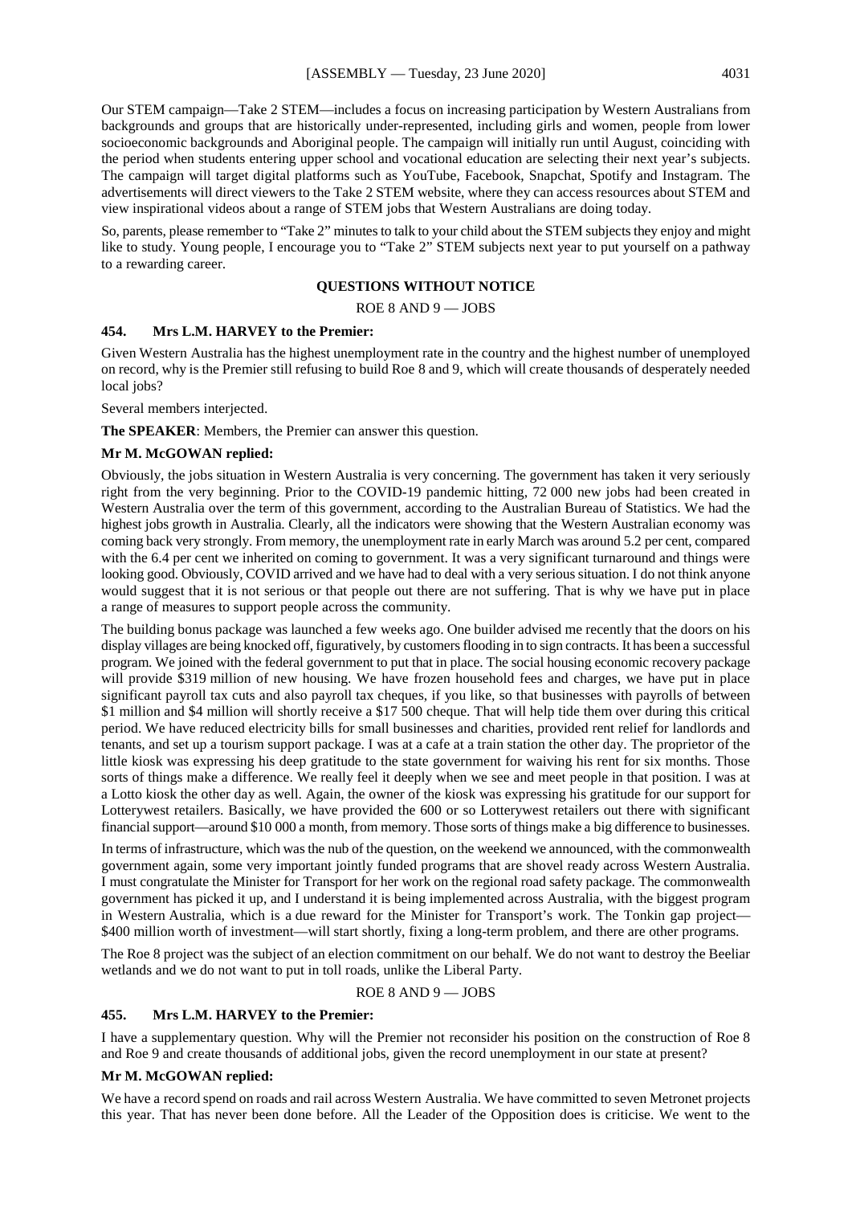Our STEM campaign—Take 2 STEM—includes a focus on increasing participation by Western Australians from backgrounds and groups that are historically under-represented, including girls and women, people from lower socioeconomic backgrounds and Aboriginal people. The campaign will initially run until August, coinciding with the period when students entering upper school and vocational education are selecting their next year's subjects. The campaign will target digital platforms such as YouTube, Facebook, Snapchat, Spotify and Instagram. The advertisements will direct viewers to the Take 2 STEM website, where they can access resources about STEM and view inspirational videos about a range of STEM jobs that Western Australians are doing today.

So, parents, please remember to "Take 2" minutes to talk to your child about the STEM subjects they enjoy and might like to study. Young people, I encourage you to "Take 2" STEM subjects next year to put yourself on a pathway to a rewarding career.

## QUESTIONS WITHOUT NOTICE

### ROE 8 AND 9 — JOBS

**454. Mrs L.M. HARVEY to the Premier:**

Given Western Australia has the highest unemployment rate in the country and the highest number of unemployed on record, why is the Premier still refusing to build Roe 8 and 9, which will create thousands of desperately needed local jobs?

Several members interjected.

**The SPEAKER**: Members, the Premier can answer this question.

**Mr M. McGOWAN replied:**

Obviously, the jobs situation in Western Australia is very concerning. The government has taken it very seriously right from the very beginning. Prior to the COVID-19 pandemic hitting, 72 000 new jobs had been created in Western Australia over the term of this government, according to the Australian Bureau of Statistics. We had the highest jobs growth in Australia. Clearly, all the indicators were showing that the Western Australian economy was coming back very strongly. From memory, the unemployment rate in early March was around 5.2 per cent, compared with the 6.4 per cent we inherited on coming to government. It was a very significant turnaround and things were looking good. Obviously, COVID arrived and we have had to deal with a very serious situation. I do not think anyone would suggest that it is not serious or that people out there are not suffering. That is why we have put in place a range of measures to support people across the community.

The building bonus package was launched a few weeks ago. One builder advised me recently that the doors on his display villages are being knocked off, figuratively, by customers flooding in to sign contracts. It has been a successful program. We joined with the federal government to put that in place. The social housing economic recovery package will provide \$319 million of new housing. We have frozen household fees and charges, we have put in place significant payroll tax cuts and also payroll tax cheques, if you like, so that businesses with payrolls of between \$1 million and \$4 million will shortly receive a \$17 500 cheque. That will help tide them over during this critical period. We have reduced electricity bills for small businesses and charities, provided rent relief for landlords and tenants, and set up a tourism support package. I was at a cafe at a train station the other day. The proprietor of the little kiosk was expressing his deep gratitude to the state government for waiving his rent for six months. Those sorts of things make a difference. We really feel it deeply when we see and meet people in that position. I was at a Lotto kiosk the other day as well. Again, the owner of the kiosk was expressing his gratitude for our support for Lotterywest retailers. Basically, we have provided the 600 or so Lotterywest retailers out there with significant financial support—around \$10 000 a month, from memory. Those sorts of things make a big difference to businesses.

In terms of infrastructure, which was the nub of the question, on the weekend we announced, with the commonwealth government again, some very important jointly funded programs that are shovel ready across Western Australia. I must congratulate the Minister for Transport for her work on the regional road safety package. The commonwealth government has picked it up, and I understand it is being implemented across Australia, with the biggest program in Western Australia, which is a due reward for the Minister for Transport's work. The Tonkin gap project—\$400 million worth of investment—will start shortly, fixing a long-term problem, and there are other programs.

The Roe 8 project was the subject of an election commitment on our behalf. We do not want to destroy the Beeliar wetlands and we do not want to put in toll roads, unlike the Liberal Party.

### ROE 8 AND 9 — JOBS

**455. Mrs L.M. HARVEY to the Premier:**

I have a supplementary question. Why will the Premier not reconsider his position on the construction of Roe 8 and Roe 9 and create thousands of additional jobs, given the record unemployment in our state at present?

**Mr M. McGOWAN replied:**

We have a record spend on roads and rail across Western Australia. We have committed to seven Metronet projects this year. That has never been done before. All the Leader of the Opposition does is criticise. We went to the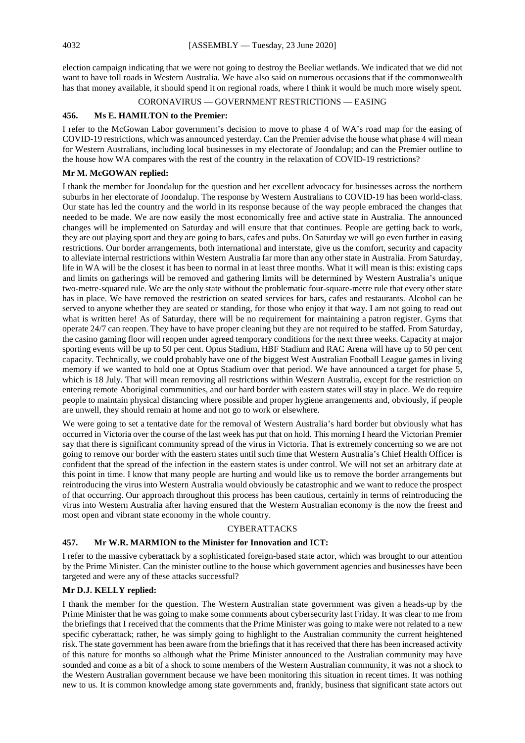election campaign indicating that we were not going to destroy the Beeliar wetlands. We indicated that we did not want to have toll roads in Western Australia. We have also said on numerous occasions that if the commonwealth has that money available, it should spend it on regional roads, where I think it would be much more wisely spent.

### CORONAVIRUS — GOVERNMENT RESTRICTIONS — EASING

#### 456. Ms E. HAMILTON to the Premier:

I refer to the McGowan Labor government's decision to move to phase 4 of WA's road map for the easing of COVID-19 restrictions, which was announced yesterday. Can the Premier advise the house what phase 4 will mean for Western Australians, including local businesses in my electorate of Joondalup; and can the Premier outline to the house how WA compares with the rest of the country in the relaxation of COVID-19 restrictions?

**Mr M. McGOWAN replied:**

I thank the member for Joondalup for the question and her excellent advocacy for businesses across the northern suburbs in her electorate of Joondalup. The response by Western Australians to COVID-19 has been world-class. Our state has led the country and the world in its response because of the way people embraced the changes that needed to be made. We are now easily the most economically free and active state in Australia. The announced changes will be implemented on Saturday and will ensure that that continues. People are getting back to work, they are out playing sport and they are going to bars, cafes and pubs. On Saturday we will go even further in easing restrictions. Our border arrangements, both international and interstate, give us the comfort, security and capacity to alleviate internal restrictions within Western Australia far more than any other state in Australia. From Saturday, life in WA will be the closest it has been to normal in at least three months. What it will mean is this: existing caps and limits on gatherings will be removed and gathering limits will be determined by Western Australia's unique two-metre-squared rule. We are the only state without the problematic four-square-metre rule that every other state has in place. We have removed the restriction on seated services for bars, cafes and restaurants. Alcohol can be served to anyone whether they are seated or standing, for those who enjoy it that way. I am not going to read out what is written here! As of Saturday, there will be no requirement for maintaining a patron register. Gyms that operate 24/7 can reopen. They have to have proper cleaning but they are not required to be staffed. From Saturday, the casino gaming floor will reopen under agreed temporary conditions for the next three weeks. Capacity at major sporting events will be up to 50 per cent. Optus Stadium, HBF Stadium and RAC Arena will have up to 50 per cent capacity. Technically, we could probably have one of the biggest West Australian Football League games in living memory if we wanted to hold one at Optus Stadium over that period. We have announced a target for phase 5, which is 18 July. That will mean removing all restrictions within Western Australia, except for the restriction on entering remote Aboriginal communities, and our hard border with eastern states will stay in place. We do require people to maintain physical distancing where possible and proper hygiene arrangements and, obviously, if people are unwell, they should remain at home and not go to work or elsewhere.

We were going to set a tentative date for the removal of Western Australia's hard border but obviously what has occurred in Victoria over the course of the last week has put that on hold. This morning I heard the Victorian Premier say that there is significant community spread of the virus in Victoria. That is extremely concerning so we are not going to remove our border with the eastern states until such time that Western Australia's Chief Health Officer is confident that the spread of the infection in the eastern states is under control. We will not set an arbitrary date at this point in time. I know that many people are hurting and would like us to remove the border arrangements but reintroducing the virus into Western Australia would obviously be catastrophic and we want to reduce the prospect of that occurring. Our approach throughout this process has been cautious, certainly in terms of reintroducing the virus into Western Australia after having ensured that the Western Australian economy is the now the freest and most open and vibrant state economy in the whole country.

### CYBERATTACKS

#### 457. Mr W.R. MARMION to the Minister for Innovation and ICT:

I refer to the massive cyberattack by a sophisticated foreign-based state actor, which was brought to our attention by the Prime Minister. Can the minister outline to the house which government agencies and businesses have been targeted and were any of these attacks successful?

**Mr D.J. KELLY replied:**

I thank the member for the question. The Western Australian state government was given a heads-up by the Prime Minister that he was going to make some comments about cybersecurity last Friday. It was clear to me from the briefings that I received that the comments that the Prime Minister was going to make were not related to a new specific cyberattack; rather, he was simply going to highlight to the Australian community the current heightened risk. The state government has been aware from the briefings that it has received that there has been increased activity of this nature for months so although what the Prime Minister announced to the Australian community may have sounded and come as a bit of a shock to some members of the Western Australian community, it was not a shock to the Western Australian government because we have been monitoring this situation in recent times. It was nothing new to us. It is common knowledge among state governments and, frankly, business that significant state actors out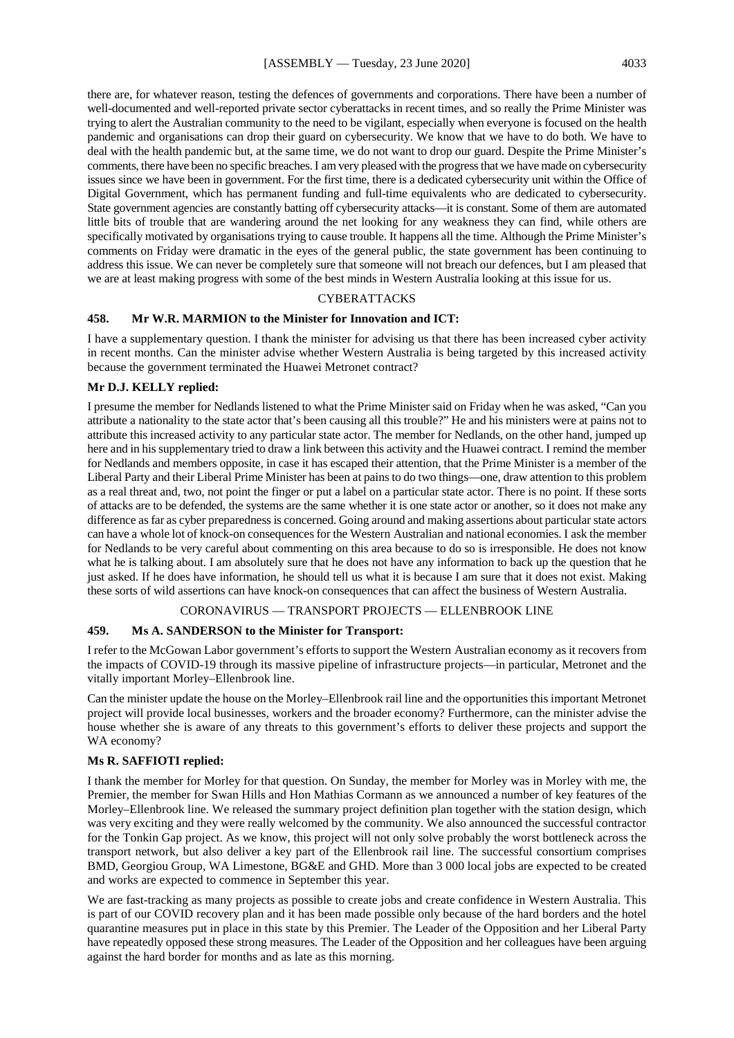there are, for whatever reason, testing the defences of governments and corporations. There have been a number of well-documented and well-reported private sector cyberattacks in recent times, and so really the Prime Minister was trying to alert the Australian community to the need to be vigilant, especially when everyone is focused on the health pandemic and organisations can drop their guard on cybersecurity. We know that we have to do both. We have to deal with the health pandemic but, at the same time, we do not want to drop our guard. Despite the Prime Minister's comments, there have been no specific breaches. I am very pleased with the progress that we have made on cybersecurity issues since we have been in government. For the first time, there is a dedicated cybersecurity unit within the Office of Digital Government, which has permanent funding and full-time equivalents who are dedicated to cybersecurity. State government agencies are constantly batting off cybersecurity attacks—it is constant. Some of them are automated little bits of trouble that are wandering around the net looking for any weakness they can find, while others are specifically motivated by organisations trying to cause trouble. It happens all the time. Although the Prime Minister's comments on Friday were dramatic in the eyes of the general public, the state government has been continuing to address this issue. We can never be completely sure that someone will not breach our defences, but I am pleased that we are at least making progress with some of the best minds in Western Australia looking at this issue for us.

## CYBERATTACKS

### 458. Mr W.R. MARMION to the Minister for Innovation and ICT:

I have a supplementary question. I thank the minister for advising us that there has been increased cyber activity in recent months. Can the minister advise whether Western Australia is being targeted by this increased activity because the government terminated the Huawei Metronet contract?

**Mr D.J. KELLY replied:**

I presume the member for Nedlands listened to what the Prime Minister said on Friday when he was asked, "Can you attribute a nationality to the state actor that's been causing all this trouble?" He and his ministers were at pains not to attribute this increased activity to any particular state actor. The member for Nedlands, on the other hand, jumped up here and in his supplementary tried to draw a link between this activity and the Huawei contract. I remind the member for Nedlands and members opposite, in case it has escaped their attention, that the Prime Minister is a member of the Liberal Party and their Liberal Prime Minister has been at pains to do two things—one, draw attention to this problem as a real threat and, two, not point the finger or put a label on a particular state actor. There is no point. If these sorts of attacks are to be defended, the systems are the same whether it is one state actor or another, so it does not make any difference as far as cyber preparedness is concerned. Going around and making assertions about particular state actors can have a whole lot of knock-on consequences for the Western Australian and national economies. I ask the member for Nedlands to be very careful about commenting on this area because to do so is irresponsible. He does not know what he is talking about. I am absolutely sure that he does not have any information to back up the question that he just asked. If he does have information, he should tell us what it is because I am sure that it does not exist. Making these sorts of wild assertions can have knock-on consequences that can affect the business of Western Australia.

## CORONAVIRUS — TRANSPORT PROJECTS — ELLENBROOK LINE

### 459. Ms A. SANDERSON to the Minister for Transport:

I refer to the McGowan Labor government's efforts to support the Western Australian economy as it recovers from the impacts of COVID-19 through its massive pipeline of infrastructure projects—in particular, Metronet and the vitally important Morley–Ellenbrook line.

Can the minister update the house on the Morley–Ellenbrook rail line and the opportunities this important Metronet project will provide local businesses, workers and the broader economy? Furthermore, can the minister advise the house whether she is aware of any threats to this government's efforts to deliver these projects and support the WA economy?

**Ms R. SAFFIOTI replied:**

I thank the member for Morley for that question. On Sunday, the member for Morley was in Morley with me, the Premier, the member for Swan Hills and Hon Mathias Cormann as we announced a number of key features of the Morley–Ellenbrook line. We released the summary project definition plan together with the station design, which was very exciting and they were really welcomed by the community. We also announced the successful contractor for the Tonkin Gap project. As we know, this project will not only solve probably the worst bottleneck across the transport network, but also deliver a key part of the Ellenbrook rail line. The successful consortium comprises BMD, Georgiou Group, WA Limestone, BG&E and GHD. More than 3 000 local jobs are expected to be created and works are expected to commence in September this year.

We are fast-tracking as many projects as possible to create jobs and create confidence in Western Australia. This is part of our COVID recovery plan and it has been made possible only because of the hard borders and the hotel quarantine measures put in place in this state by this Premier. The Leader of the Opposition and her Liberal Party have repeatedly opposed these strong measures. The Leader of the Opposition and her colleagues have been arguing against the hard border for months and as late as this morning.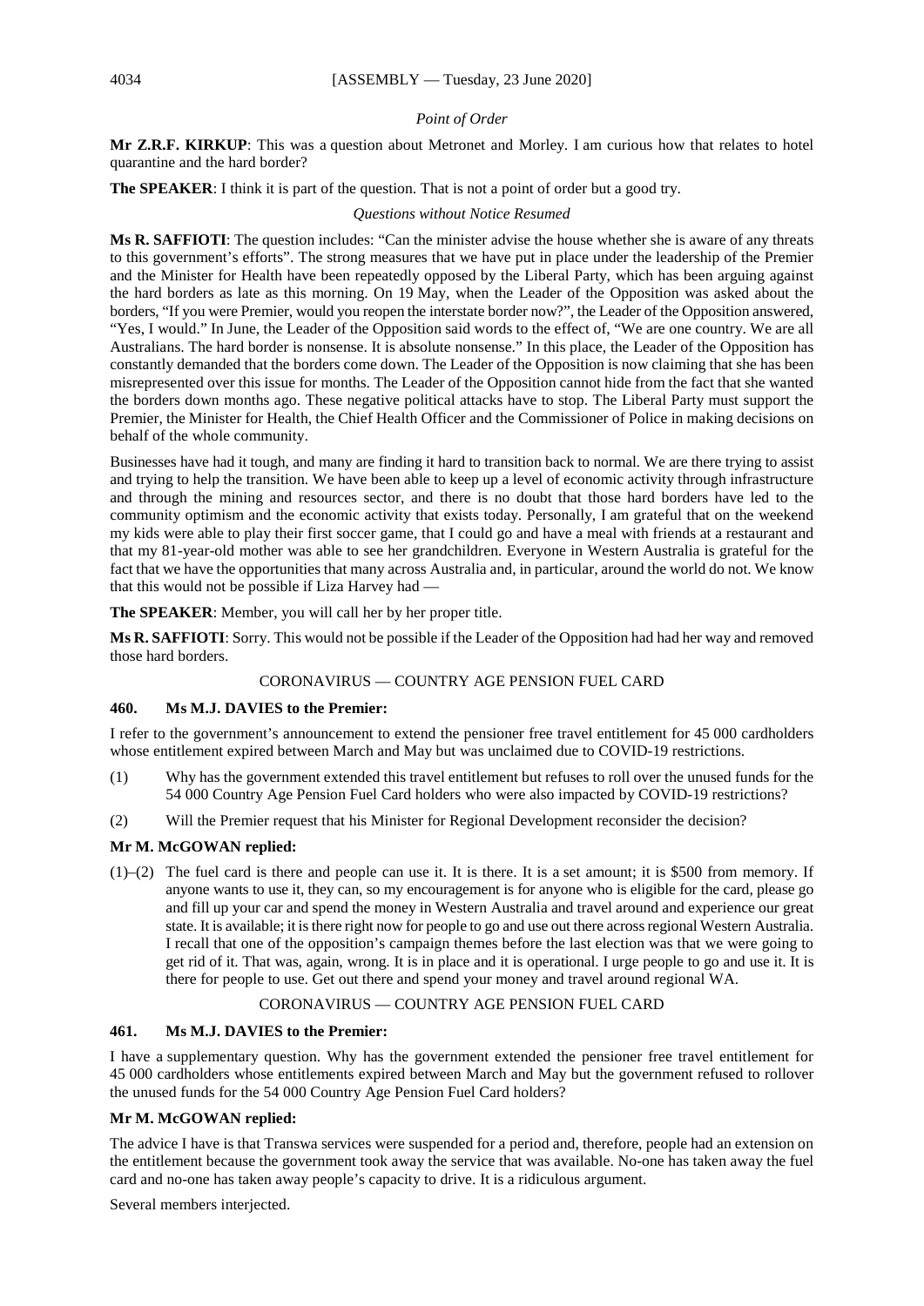*Point of Order*

**Mr Z.R.F. KIRKUP**: This was a question about Metronet and Morley. I am curious how that relates to hotel quarantine and the hard border?

**The SPEAKER**: I think it is part of the question. That is not a point of order but a good try.

*Questions without Notice Resumed*

**Ms R. SAFFIOTI**: The question includes: "Can the minister advise the house whether she is aware of any threats to this government's efforts". The strong measures that we have put in place under the leadership of the Premier and the Minister for Health have been repeatedly opposed by the Liberal Party, which has been arguing against the hard borders as late as this morning. On 19 May, when the Leader of the Opposition was asked about the borders, "If you were Premier, would you reopen the interstate border now?", the Leader of the Opposition answered, "Yes, I would." In June, the Leader of the Opposition said words to the effect of, "We are one country. We are all Australians. The hard border is nonsense. It is absolute nonsense." In this place, the Leader of the Opposition has constantly demanded that the borders come down. The Leader of the Opposition is now claiming that she has been misrepresented over this issue for months. The Leader of the Opposition cannot hide from the fact that she wanted the borders down months ago. These negative political attacks have to stop. The Liberal Party must support the Premier, the Minister for Health, the Chief Health Officer and the Commissioner of Police in making decisions on behalf of the whole community.

Businesses have had it tough, and many are finding it hard to transition back to normal. We are there trying to assist and trying to help the transition. We have been able to keep up a level of economic activity through infrastructure and through the mining and resources sector, and there is no doubt that those hard borders have led to the community optimism and the economic activity that exists today. Personally, I am grateful that on the weekend my kids were able to play their first soccer game, that I could go and have a meal with friends at a restaurant and that my 81-year-old mother was able to see her grandchildren. Everyone in Western Australia is grateful for the fact that we have the opportunities that many across Australia and, in particular, around the world do not. We know that this would not be possible if Liza Harvey had —

**The SPEAKER**: Member, you will call her by her proper title.

**Ms R. SAFFIOTI**: Sorry. This would not be possible if the Leader of the Opposition had had her way and removed those hard borders.

## CORONAVIRUS — COUNTRY AGE PENSION FUEL CARD

### 460. Ms M.J. DAVIES to the Premier:

I refer to the government's announcement to extend the pensioner free travel entitlement for 45 000 cardholders whose entitlement expired between March and May but was unclaimed due to COVID-19 restrictions.

(1) Why has the government extended this travel entitlement but refuses to roll over the unused funds for the 54 000 Country Age Pension Fuel Card holders who were also impacted by COVID-19 restrictions?

(2) Will the Premier request that his Minister for Regional Development reconsider the decision?

**Mr M. McGOWAN replied:**

(1)–(2) The fuel card is there and people can use it. It is there. It is a set amount; it is $500 from memory. If anyone wants to use it, they can, so my encouragement is for anyone who is eligible for the card, please go and fill up your car and spend the money in Western Australia and travel around and experience our great state. It is available; it is there right now for people to go and use out there across regional Western Australia. I recall that one of the opposition's campaign themes before the last election was that we were going to get rid of it. That was, again, wrong. It is in place and it is operational. I urge people to go and use it. It is there for people to use. Get out there and spend your money and travel around regional WA.

## CORONAVIRUS — COUNTRY AGE PENSION FUEL CARD

### 461. Ms M.J. DAVIES to the Premier:

I have a supplementary question. Why has the government extended the pensioner free travel entitlement for 45 000 cardholders whose entitlements expired between March and May but the government refused to rollover the unused funds for the 54 000 Country Age Pension Fuel Card holders?

**Mr M. McGOWAN replied:**

The advice I have is that Transwa services were suspended for a period and, therefore, people had an extension on the entitlement because the government took away the service that was available. No-one has taken away the fuel card and no-one has taken away people's capacity to drive. It is a ridiculous argument.

Several members interjected.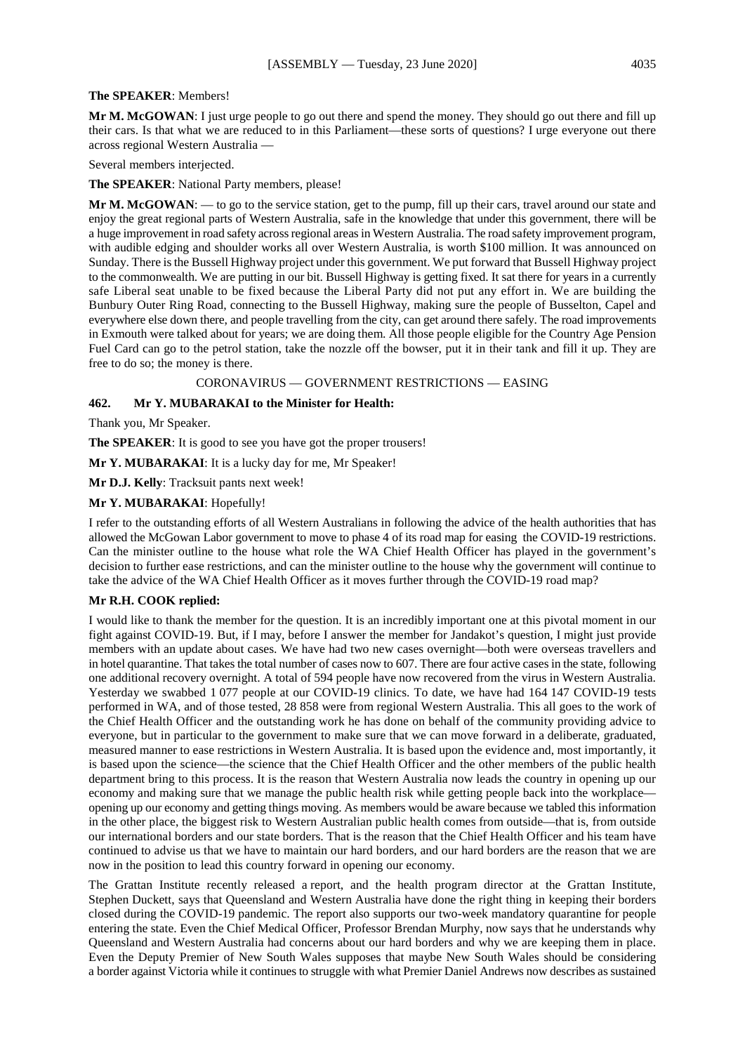**The SPEAKER**: Members!

**Mr M. McGOWAN**: I just urge people to go out there and spend the money. They should go out there and fill up their cars. Is that what we are reduced to in this Parliament—these sorts of questions? I urge everyone out there across regional Western Australia —

Several members interjected.

**The SPEAKER**: National Party members, please!

**Mr M. McGOWAN**: — to go to the service station, get to the pump, fill up their cars, travel around our state and enjoy the great regional parts of Western Australia, safe in the knowledge that under this government, there will be a huge improvement in road safety across regional areas in Western Australia. The road safety improvement program, with audible edging and shoulder works all over Western Australia, is worth $100 million. It was announced on Sunday. There is the Bussell Highway project under this government. We put forward that Bussell Highway project to the commonwealth. We are putting in our bit. Bussell Highway is getting fixed. It sat there for years in a currently safe Liberal seat unable to be fixed because the Liberal Party did not put any effort in. We are building the Bunbury Outer Ring Road, connecting to the Bussell Highway, making sure the people of Busselton, Capel and everywhere else down there, and people travelling from the city, can get around there safely. The road improvements in Exmouth were talked about for years; we are doing them. All those people eligible for the Country Age Pension Fuel Card can go to the petrol station, take the nozzle off the bowser, put it in their tank and fill it up. They are free to do so; the money is there.

CORONAVIRUS — GOVERNMENT RESTRICTIONS — EASING

**462. Mr Y. MUBARAKAI to the Minister for Health:**

Thank you, Mr Speaker.

**The SPEAKER**: It is good to see you have got the proper trousers!

**Mr Y. MUBARAKAI**: It is a lucky day for me, Mr Speaker!

**Mr D.J. Kelly**: Tracksuit pants next week!

**Mr Y. MUBARAKAI**: Hopefully!

I refer to the outstanding efforts of all Western Australians in following the advice of the health authorities that has allowed the McGowan Labor government to move to phase 4 of its road map for easing the COVID-19 restrictions. Can the minister outline to the house what role the WA Chief Health Officer has played in the government's decision to further ease restrictions, and can the minister outline to the house why the government will continue to take the advice of the WA Chief Health Officer as it moves further through the COVID-19 road map?

**Mr R.H. COOK replied:**

I would like to thank the member for the question. It is an incredibly important one at this pivotal moment in our fight against COVID-19. But, if I may, before I answer the member for Jandakot's question, I might just provide members with an update about cases. We have had two new cases overnight—both were overseas travellers and in hotel quarantine. That takes the total number of cases now to 607. There are four active cases in the state, following one additional recovery overnight. A total of 594 people have now recovered from the virus in Western Australia. Yesterday we swabbed 1 077 people at our COVID-19 clinics. To date, we have had 164 147 COVID-19 tests performed in WA, and of those tested, 28 858 were from regional Western Australia. This all goes to the work of the Chief Health Officer and the outstanding work he has done on behalf of the community providing advice to everyone, but in particular to the government to make sure that we can move forward in a deliberate, graduated, measured manner to ease restrictions in Western Australia. It is based upon the evidence and, most importantly, it is based upon the science—the science that the Chief Health Officer and the other members of the public health department bring to this process. It is the reason that Western Australia now leads the country in opening up our economy and making sure that we manage the public health risk while getting people back into the workplace—opening up our economy and getting things moving. As members would be aware because we tabled this information in the other place, the biggest risk to Western Australian public health comes from outside—that is, from outside our international borders and our state borders. That is the reason that the Chief Health Officer and his team have continued to advise us that we have to maintain our hard borders, and our hard borders are the reason that we are now in the position to lead this country forward in opening our economy.

The Grattan Institute recently released a report, and the health program director at the Grattan Institute, Stephen Duckett, says that Queensland and Western Australia have done the right thing in keeping their borders closed during the COVID-19 pandemic. The report also supports our two-week mandatory quarantine for people entering the state. Even the Chief Medical Officer, Professor Brendan Murphy, now says that he understands why Queensland and Western Australia had concerns about our hard borders and why we are keeping them in place. Even the Deputy Premier of New South Wales supposes that maybe New South Wales should be considering a border against Victoria while it continues to struggle with what Premier Daniel Andrews now describes as sustained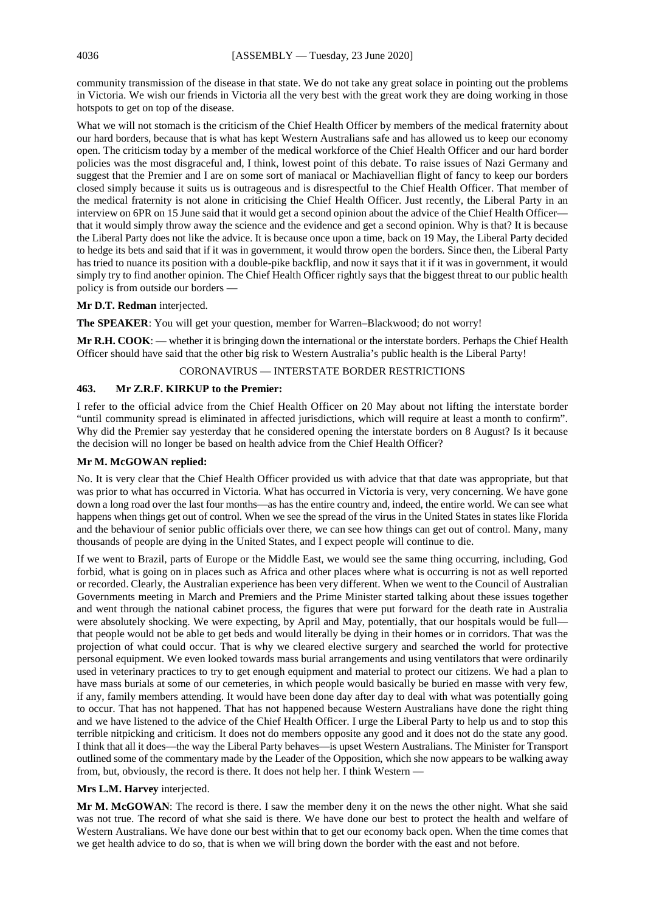community transmission of the disease in that state. We do not take any great solace in pointing out the problems in Victoria. We wish our friends in Victoria all the very best with the great work they are doing working in those hotspots to get on top of the disease.

What we will not stomach is the criticism of the Chief Health Officer by members of the medical fraternity about our hard borders, because that is what has kept Western Australians safe and has allowed us to keep our economy open. The criticism today by a member of the medical workforce of the Chief Health Officer and our hard border policies was the most disgraceful and, I think, lowest point of this debate. To raise issues of Nazi Germany and suggest that the Premier and I are on some sort of maniacal or Machiavellian flight of fancy to keep our borders closed simply because it suits us is outrageous and is disrespectful to the Chief Health Officer. That member of the medical fraternity is not alone in criticising the Chief Health Officer. Just recently, the Liberal Party in an interview on 6PR on 15 June said that it would get a second opinion about the advice of the Chief Health Officer—that it would simply throw away the science and the evidence and get a second opinion. Why is that? It is because the Liberal Party does not like the advice. It is because once upon a time, back on 19 May, the Liberal Party decided to hedge its bets and said that if it was in government, it would throw open the borders. Since then, the Liberal Party has tried to nuance its position with a double-pike backflip, and now it says that it if it was in government, it would simply try to find another opinion. The Chief Health Officer rightly says that the biggest threat to our public health policy is from outside our borders —

**Mr D.T. Redman** interjected.

**The SPEAKER**: You will get your question, member for Warren–Blackwood; do not worry!

**Mr R.H. COOK**: — whether it is bringing down the international or the interstate borders. Perhaps the Chief Health Officer should have said that the other big risk to Western Australia's public health is the Liberal Party!

CORONAVIRUS — INTERSTATE BORDER RESTRICTIONS

**463. Mr Z.R.F. KIRKUP to the Premier:**

I refer to the official advice from the Chief Health Officer on 20 May about not lifting the interstate border "until community spread is eliminated in affected jurisdictions, which will require at least a month to confirm". Why did the Premier say yesterday that he considered opening the interstate borders on 8 August? Is it because the decision will no longer be based on health advice from the Chief Health Officer?

**Mr M. McGOWAN replied:**

No. It is very clear that the Chief Health Officer provided us with advice that that date was appropriate, but that was prior to what has occurred in Victoria. What has occurred in Victoria is very, very concerning. We have gone down a long road over the last four months—as has the entire country and, indeed, the entire world. We can see what happens when things get out of control. When we see the spread of the virus in the United States in states like Florida and the behaviour of senior public officials over there, we can see how things can get out of control. Many, many thousands of people are dying in the United States, and I expect people will continue to die.

If we went to Brazil, parts of Europe or the Middle East, we would see the same thing occurring, including, God forbid, what is going on in places such as Africa and other places where what is occurring is not as well reported or recorded. Clearly, the Australian experience has been very different. When we went to the Council of Australian Governments meeting in March and Premiers and the Prime Minister started talking about these issues together and went through the national cabinet process, the figures that were put forward for the death rate in Australia were absolutely shocking. We were expecting, by April and May, potentially, that our hospitals would be full—that people would not be able to get beds and would literally be dying in their homes or in corridors. That was the projection of what could occur. That is why we cleared elective surgery and searched the world for protective personal equipment. We even looked towards mass burial arrangements and using ventilators that were ordinarily used in veterinary practices to try to get enough equipment and material to protect our citizens. We had a plan to have mass burials at some of our cemeteries, in which people would basically be buried en masse with very few, if any, family members attending. It would have been done day after day to deal with what was potentially going to occur. That has not happened. That has not happened because Western Australians have done the right thing and we have listened to the advice of the Chief Health Officer. I urge the Liberal Party to help us and to stop this terrible nitpicking and criticism. It does not do members opposite any good and it does not do the state any good. I think that all it does—the way the Liberal Party behaves—is upset Western Australians. The Minister for Transport outlined some of the commentary made by the Leader of the Opposition, which she now appears to be walking away from, but, obviously, the record is there. It does not help her. I think Western —

**Mrs L.M. Harvey** interjected.

**Mr M. McGOWAN**: The record is there. I saw the member deny it on the news the other night. What she said was not true. The record of what she said is there. We have done our best to protect the health and welfare of Western Australians. We have done our best within that to get our economy back open. When the time comes that we get health advice to do so, that is when we will bring down the border with the east and not before.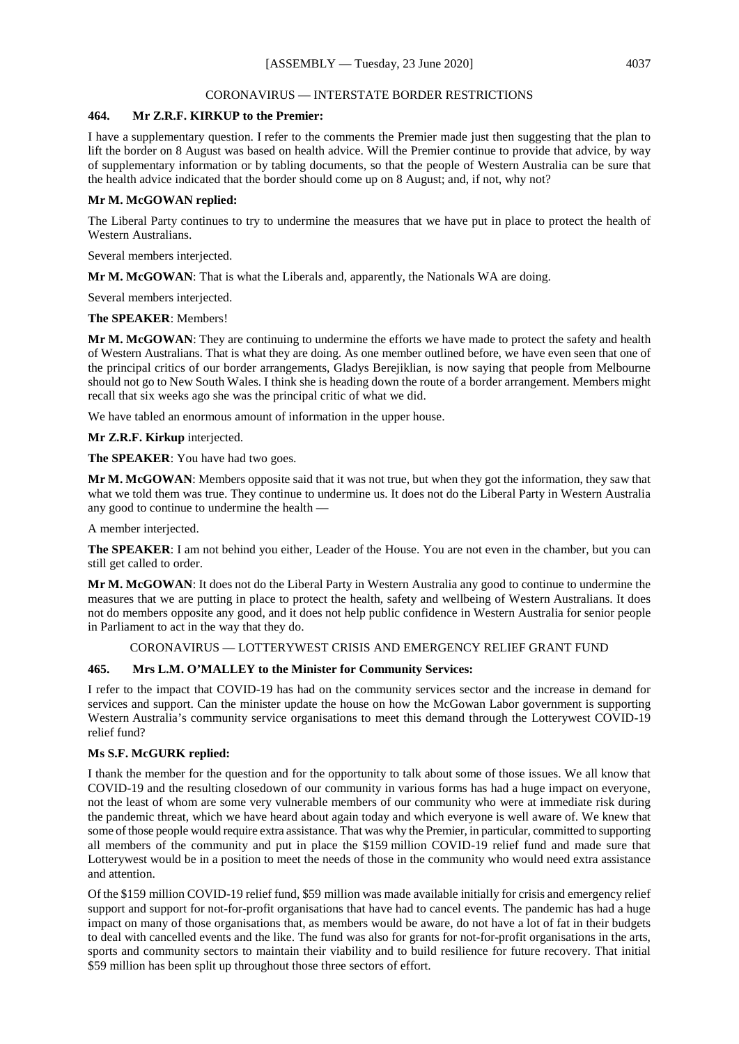## CORONAVIRUS — INTERSTATE BORDER RESTRICTIONS

### 464. Mr Z.R.F. KIRKUP to the Premier:

I have a supplementary question. I refer to the comments the Premier made just then suggesting that the plan to lift the border on 8 August was based on health advice. Will the Premier continue to provide that advice, by way of supplementary information or by tabling documents, so that the people of Western Australia can be sure that the health advice indicated that the border should come up on 8 August; and, if not, why not?

**Mr M. McGOWAN replied:**

The Liberal Party continues to try to undermine the measures that we have put in place to protect the health of Western Australians.

Several members interjected.

**Mr M. McGOWAN**: That is what the Liberals and, apparently, the Nationals WA are doing.

Several members interjected.

**The SPEAKER**: Members!

**Mr M. McGOWAN**: They are continuing to undermine the efforts we have made to protect the safety and health of Western Australians. That is what they are doing. As one member outlined before, we have even seen that one of the principal critics of our border arrangements, Gladys Berejiklian, is now saying that people from Melbourne should not go to New South Wales. I think she is heading down the route of a border arrangement. Members might recall that six weeks ago she was the principal critic of what we did.

We have tabled an enormous amount of information in the upper house.

**Mr Z.R.F. Kirkup** interjected.

**The SPEAKER**: You have had two goes.

**Mr M. McGOWAN**: Members opposite said that it was not true, but when they got the information, they saw that what we told them was true. They continue to undermine us. It does not do the Liberal Party in Western Australia any good to continue to undermine the health —

A member interjected.

**The SPEAKER**: I am not behind you either, Leader of the House. You are not even in the chamber, but you can still get called to order.

**Mr M. McGOWAN**: It does not do the Liberal Party in Western Australia any good to continue to undermine the measures that we are putting in place to protect the health, safety and wellbeing of Western Australians. It does not do members opposite any good, and it does not help public confidence in Western Australia for senior people in Parliament to act in the way that they do.

## CORONAVIRUS — LOTTERYWEST CRISIS AND EMERGENCY RELIEF GRANT FUND

### 465. Mrs L.M. O'MALLEY to the Minister for Community Services:

I refer to the impact that COVID-19 has had on the community services sector and the increase in demand for services and support. Can the minister update the house on how the McGowan Labor government is supporting Western Australia's community service organisations to meet this demand through the Lotterywest COVID-19 relief fund?

**Ms S.F. McGURK replied:**

I thank the member for the question and for the opportunity to talk about some of those issues. We all know that COVID-19 and the resulting closedown of our community in various forms has had a huge impact on everyone, not the least of whom are some very vulnerable members of our community who were at immediate risk during the pandemic threat, which we have heard about again today and which everyone is well aware of. We knew that some of those people would require extra assistance. That was why the Premier, in particular, committed to supporting all members of the community and put in place the $159 million COVID-19 relief fund and made sure that Lotterywest would be in a position to meet the needs of those in the community who would need extra assistance and attention.

Of the $159 million COVID-19 relief fund, $59 million was made available initially for crisis and emergency relief support and support for not-for-profit organisations that have had to cancel events. The pandemic has had a huge impact on many of those organisations that, as members would be aware, do not have a lot of fat in their budgets to deal with cancelled events and the like. The fund was also for grants for not-for-profit organisations in the arts, sports and community sectors to maintain their viability and to build resilience for future recovery. That initial $59 million has been split up throughout those three sectors of effort.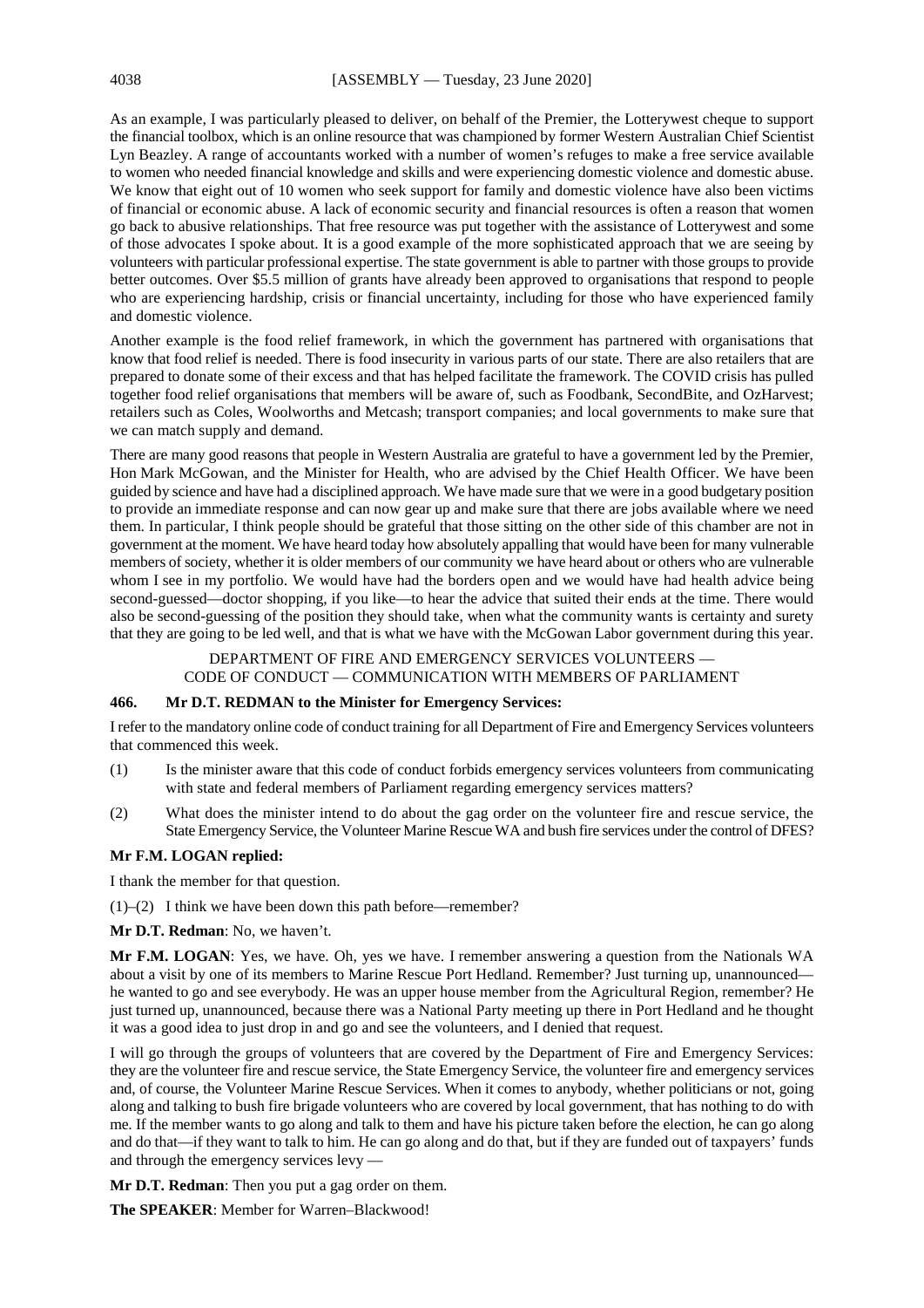As an example, I was particularly pleased to deliver, on behalf of the Premier, the Lotterywest cheque to support the financial toolbox, which is an online resource that was championed by former Western Australian Chief Scientist Lyn Beazley. A range of accountants worked with a number of women's refuges to make a free service available to women who needed financial knowledge and skills and were experiencing domestic violence and domestic abuse. We know that eight out of 10 women who seek support for family and domestic violence have also been victims of financial or economic abuse. A lack of economic security and financial resources is often a reason that women go back to abusive relationships. That free resource was put together with the assistance of Lotterywest and some of those advocates I spoke about. It is a good example of the more sophisticated approach that we are seeing by volunteers with particular professional expertise. The state government is able to partner with those groups to provide better outcomes. Over $5.5 million of grants have already been approved to organisations that respond to people who are experiencing hardship, crisis or financial uncertainty, including for those who have experienced family and domestic violence.

Another example is the food relief framework, in which the government has partnered with organisations that know that food relief is needed. There is food insecurity in various parts of our state. There are also retailers that are prepared to donate some of their excess and that has helped facilitate the framework. The COVID crisis has pulled together food relief organisations that members will be aware of, such as Foodbank, SecondBite, and OzHarvest; retailers such as Coles, Woolworths and Metcash; transport companies; and local governments to make sure that we can match supply and demand.

There are many good reasons that people in Western Australia are grateful to have a government led by the Premier, Hon Mark McGowan, and the Minister for Health, who are advised by the Chief Health Officer. We have been guided by science and have had a disciplined approach. We have made sure that we were in a good budgetary position to provide an immediate response and can now gear up and make sure that there are jobs available where we need them. In particular, I think people should be grateful that those sitting on the other side of this chamber are not in government at the moment. We have heard today how absolutely appalling that would have been for many vulnerable members of society, whether it is older members of our community we have heard about or others who are vulnerable whom I see in my portfolio. We would have had the borders open and we would have had health advice being second-guessed—doctor shopping, if you like—to hear the advice that suited their ends at the time. There would also be second-guessing of the position they should take, when what the community wants is certainty and surety that they are going to be led well, and that is what we have with the McGowan Labor government during this year.

## DEPARTMENT OF FIRE AND EMERGENCY SERVICES VOLUNTEERS — CODE OF CONDUCT — COMMUNICATION WITH MEMBERS OF PARLIAMENT

### 466. Mr D.T. REDMAN to the Minister for Emergency Services:

I refer to the mandatory online code of conduct training for all Department of Fire and Emergency Services volunteers that commenced this week.

(1) Is the minister aware that this code of conduct forbids emergency services volunteers from communicating with state and federal members of Parliament regarding emergency services matters?

(2) What does the minister intend to do about the gag order on the volunteer fire and rescue service, the State Emergency Service, the Volunteer Marine Rescue WA and bush fire services under the control of DFES?

**Mr F.M. LOGAN replied:**

I thank the member for that question.

(1)–(2) I think we have been down this path before—remember?

**Mr D.T. Redman**: No, we haven't.

**Mr F.M. LOGAN**: Yes, we have. Oh, yes we have. I remember answering a question from the Nationals WA about a visit by one of its members to Marine Rescue Port Hedland. Remember? Just turning up, unannounced—he wanted to go and see everybody. He was an upper house member from the Agricultural Region, remember? He just turned up, unannounced, because there was a National Party meeting up there in Port Hedland and he thought it was a good idea to just drop in and go and see the volunteers, and I denied that request.

I will go through the groups of volunteers that are covered by the Department of Fire and Emergency Services: they are the volunteer fire and rescue service, the State Emergency Service, the volunteer fire and emergency services and, of course, the Volunteer Marine Rescue Services. When it comes to anybody, whether politicians or not, going along and talking to bush fire brigade volunteers who are covered by local government, that has nothing to do with me. If the member wants to go along and talk to them and have his picture taken before the election, he can go along and do that—if they want to talk to him. He can go along and do that, but if they are funded out of taxpayers' funds and through the emergency services levy —

**Mr D.T. Redman**: Then you put a gag order on them.

**The SPEAKER**: Member for Warren–Blackwood!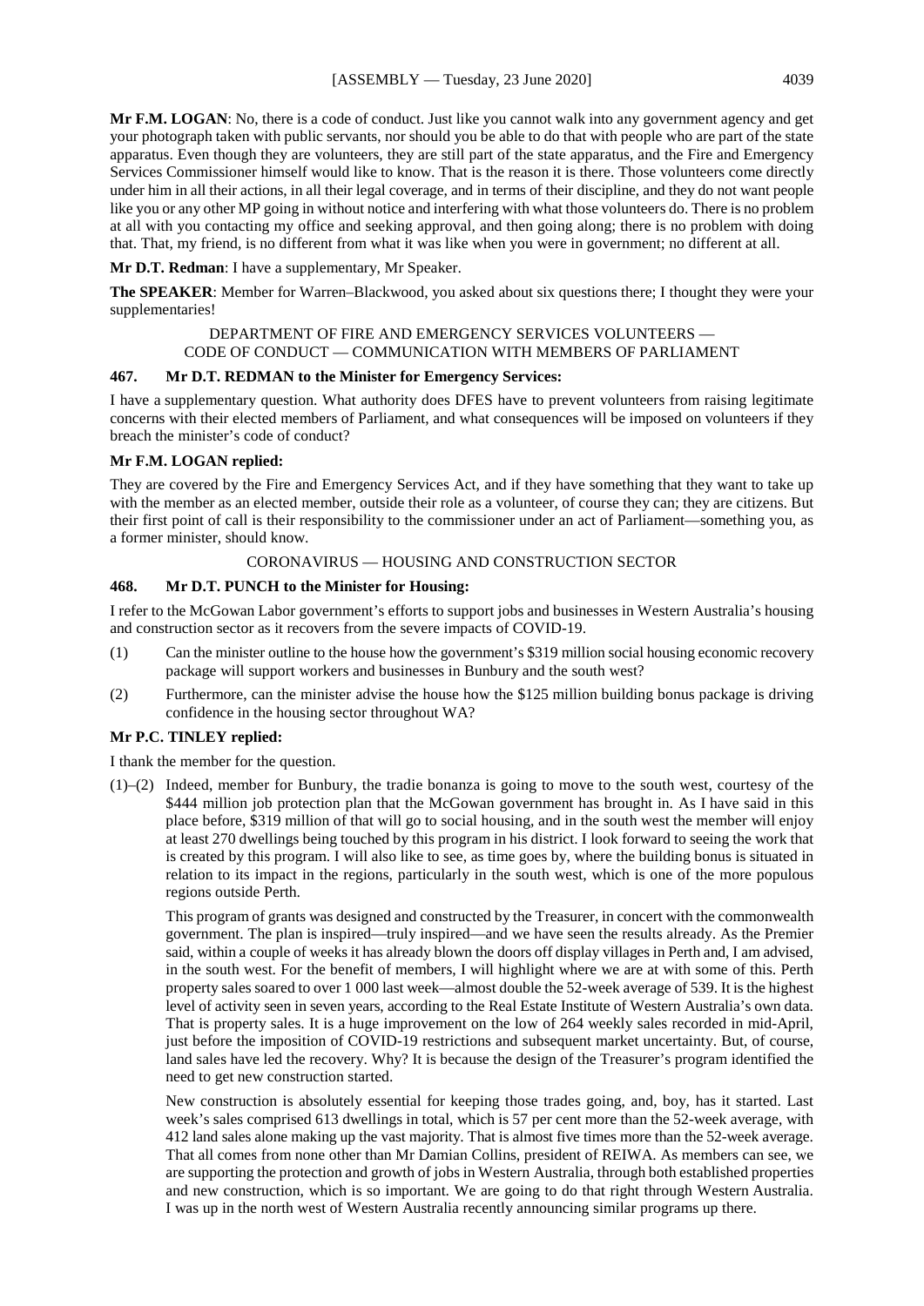**Mr F.M. LOGAN**: No, there is a code of conduct. Just like you cannot walk into any government agency and get your photograph taken with public servants, nor should you be able to do that with people who are part of the state apparatus. Even though they are volunteers, they are still part of the state apparatus, and the Fire and Emergency Services Commissioner himself would like to know. That is the reason it is there. Those volunteers come directly under him in all their actions, in all their legal coverage, and in terms of their discipline, and they do not want people like you or any other MP going in without notice and interfering with what those volunteers do. There is no problem at all with you contacting my office and seeking approval, and then going along; there is no problem with doing that. That, my friend, is no different from what it was like when you were in government; no different at all.

**Mr D.T. Redman**: I have a supplementary, Mr Speaker.

**The SPEAKER**: Member for Warren–Blackwood, you asked about six questions there; I thought they were your supplementaries!

DEPARTMENT OF FIRE AND EMERGENCY SERVICES VOLUNTEERS — CODE OF CONDUCT — COMMUNICATION WITH MEMBERS OF PARLIAMENT

### 467. Mr D.T. REDMAN to the Minister for Emergency Services:

I have a supplementary question. What authority does DFES have to prevent volunteers from raising legitimate concerns with their elected members of Parliament, and what consequences will be imposed on volunteers if they breach the minister's code of conduct?

### Mr F.M. LOGAN replied:

They are covered by the Fire and Emergency Services Act, and if they have something that they want to take up with the member as an elected member, outside their role as a volunteer, of course they can; they are citizens. But their first point of call is their responsibility to the commissioner under an act of Parliament—something you, as a former minister, should know.

CORONAVIRUS — HOUSING AND CONSTRUCTION SECTOR

### 468. Mr D.T. PUNCH to the Minister for Housing:

I refer to the McGowan Labor government's efforts to support jobs and businesses in Western Australia's housing and construction sector as it recovers from the severe impacts of COVID-19.

(1) Can the minister outline to the house how the government's $319 million social housing economic recovery package will support workers and businesses in Bunbury and the south west?

(2) Furthermore, can the minister advise the house how the $125 million building bonus package is driving confidence in the housing sector throughout WA?

### Mr P.C. TINLEY replied:

I thank the member for the question.

(1)–(2) Indeed, member for Bunbury, the tradie bonanza is going to move to the south west, courtesy of the $444 million job protection plan that the McGowan government has brought in. As I have said in this place before, $319 million of that will go to social housing, and in the south west the member will enjoy at least 270 dwellings being touched by this program in his district. I look forward to seeing the work that is created by this program. I will also like to see, as time goes by, where the building bonus is situated in relation to its impact in the regions, particularly in the south west, which is one of the more populous regions outside Perth.

This program of grants was designed and constructed by the Treasurer, in concert with the commonwealth government. The plan is inspired—truly inspired—and we have seen the results already. As the Premier said, within a couple of weeks it has already blown the doors off display villages in Perth and, I am advised, in the south west. For the benefit of members, I will highlight where we are at with some of this. Perth property sales soared to over 1 000 last week—almost double the 52-week average of 539. It is the highest level of activity seen in seven years, according to the Real Estate Institute of Western Australia's own data. That is property sales. It is a huge improvement on the low of 264 weekly sales recorded in mid-April, just before the imposition of COVID-19 restrictions and subsequent market uncertainty. But, of course, land sales have led the recovery. Why? It is because the design of the Treasurer's program identified the need to get new construction started.

New construction is absolutely essential for keeping those trades going, and, boy, has it started. Last week's sales comprised 613 dwellings in total, which is 57 per cent more than the 52-week average, with 412 land sales alone making up the vast majority. That is almost five times more than the 52-week average. That all comes from none other than Mr Damian Collins, president of REIWA. As members can see, we are supporting the protection and growth of jobs in Western Australia, through both established properties and new construction, which is so important. We are going to do that right through Western Australia. I was up in the north west of Western Australia recently announcing similar programs up there.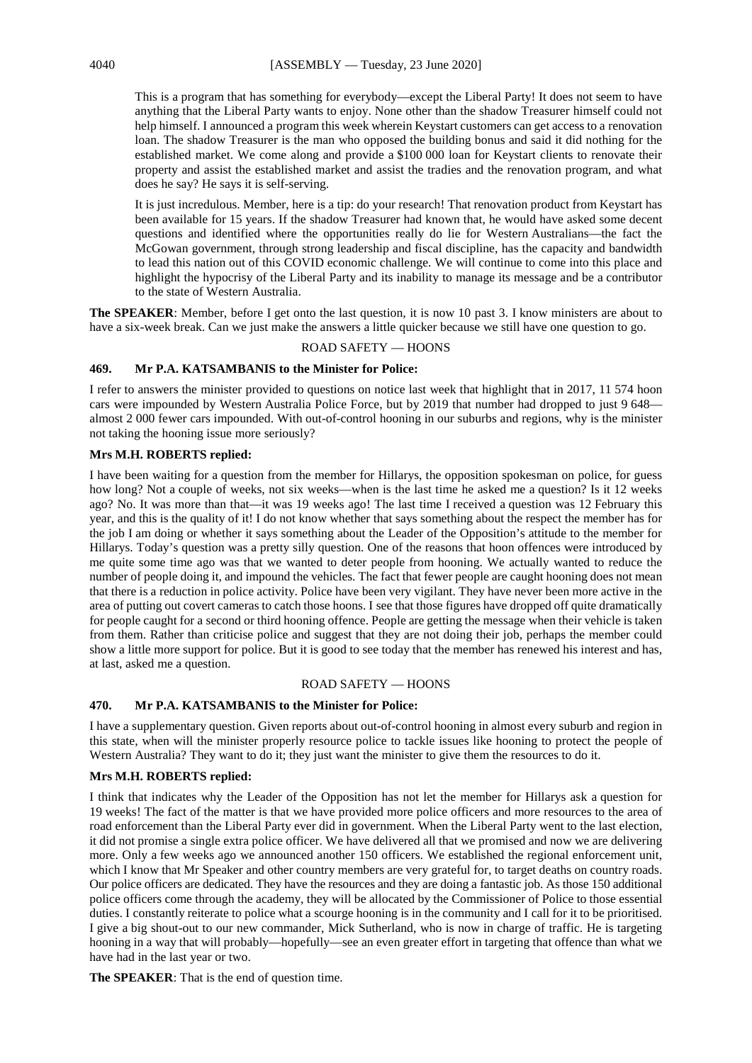This is a program that has something for everybody—except the Liberal Party! It does not seem to have anything that the Liberal Party wants to enjoy. None other than the shadow Treasurer himself could not help himself. I announced a program this week wherein Keystart customers can get access to a renovation loan. The shadow Treasurer is the man who opposed the building bonus and said it did nothing for the established market. We come along and provide a $100 000 loan for Keystart clients to renovate their property and assist the established market and assist the tradies and the renovation program, and what does he say? He says it is self-serving.

It is just incredulous. Member, here is a tip: do your research! That renovation product from Keystart has been available for 15 years. If the shadow Treasurer had known that, he would have asked some decent questions and identified where the opportunities really do lie for Western Australians—the fact the McGowan government, through strong leadership and fiscal discipline, has the capacity and bandwidth to lead this nation out of this COVID economic challenge. We will continue to come into this place and highlight the hypocrisy of the Liberal Party and its inability to manage its message and be a contributor to the state of Western Australia.

**The SPEAKER**: Member, before I get onto the last question, it is now 10 past 3. I know ministers are about to have a six-week break. Can we just make the answers a little quicker because we still have one question to go.

## ROAD SAFETY — HOONS

**469. Mr P.A. KATSAMBANIS to the Minister for Police:**

I refer to answers the minister provided to questions on notice last week that highlight that in 2017, 11 574 hoon cars were impounded by Western Australia Police Force, but by 2019 that number had dropped to just 9 648—almost 2 000 fewer cars impounded. With out-of-control hooning in our suburbs and regions, why is the minister not taking the hooning issue more seriously?

**Mrs M.H. ROBERTS replied:**

I have been waiting for a question from the member for Hillarys, the opposition spokesman on police, for guess how long? Not a couple of weeks, not six weeks—when is the last time he asked me a question? Is it 12 weeks ago? No. It was more than that—it was 19 weeks ago! The last time I received a question was 12 February this year, and this is the quality of it! I do not know whether that says something about the respect the member has for the job I am doing or whether it says something about the Leader of the Opposition's attitude to the member for Hillarys. Today's question was a pretty silly question. One of the reasons that hoon offences were introduced by me quite some time ago was that we wanted to deter people from hooning. We actually wanted to reduce the number of people doing it, and impound the vehicles. The fact that fewer people are caught hooning does not mean that there is a reduction in police activity. Police have been very vigilant. They have never been more active in the area of putting out covert cameras to catch those hoons. I see that those figures have dropped off quite dramatically for people caught for a second or third hooning offence. People are getting the message when their vehicle is taken from them. Rather than criticise police and suggest that they are not doing their job, perhaps the member could show a little more support for police. But it is good to see today that the member has renewed his interest and has, at last, asked me a question.

## ROAD SAFETY — HOONS

**470. Mr P.A. KATSAMBANIS to the Minister for Police:**

I have a supplementary question. Given reports about out-of-control hooning in almost every suburb and region in this state, when will the minister properly resource police to tackle issues like hooning to protect the people of Western Australia? They want to do it; they just want the minister to give them the resources to do it.

**Mrs M.H. ROBERTS replied:**

I think that indicates why the Leader of the Opposition has not let the member for Hillarys ask a question for 19 weeks! The fact of the matter is that we have provided more police officers and more resources to the area of road enforcement than the Liberal Party ever did in government. When the Liberal Party went to the last election, it did not promise a single extra police officer. We have delivered all that we promised and now we are delivering more. Only a few weeks ago we announced another 150 officers. We established the regional enforcement unit, which I know that Mr Speaker and other country members are very grateful for, to target deaths on country roads. Our police officers are dedicated. They have the resources and they are doing a fantastic job. As those 150 additional police officers come through the academy, they will be allocated by the Commissioner of Police to those essential duties. I constantly reiterate to police what a scourge hooning is in the community and I call for it to be prioritised. I give a big shout-out to our new commander, Mick Sutherland, who is now in charge of traffic. He is targeting hooning in a way that will probably—hopefully—see an even greater effort in targeting that offence than what we have had in the last year or two.

**The SPEAKER**: That is the end of question time.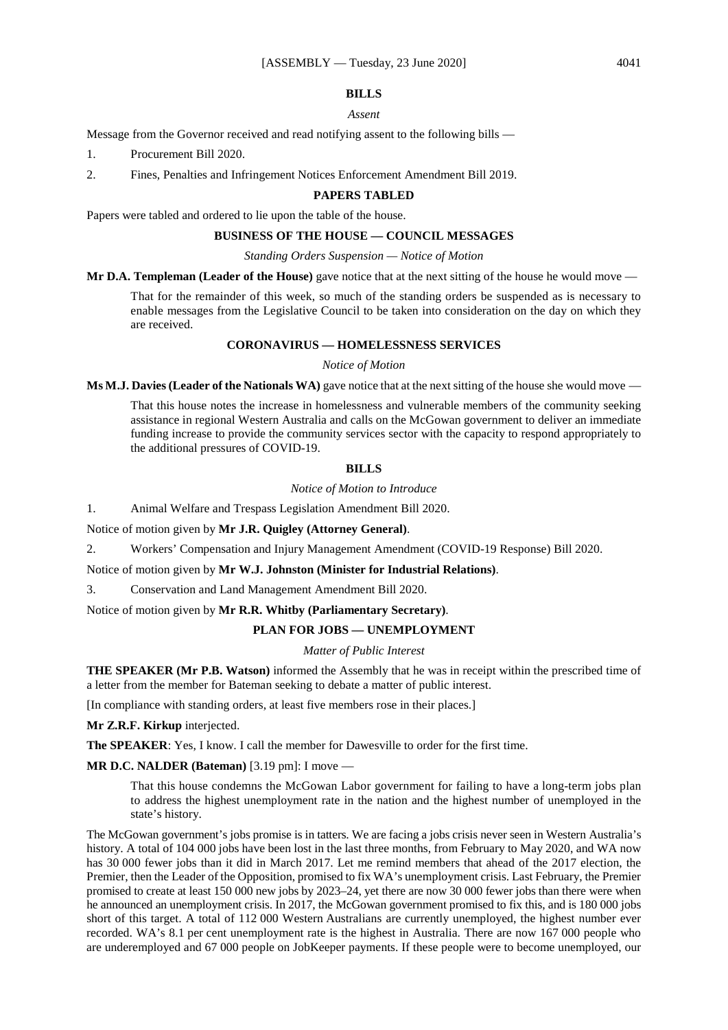## BILLS

*Assent*

Message from the Governor received and read notifying assent to the following bills —

1. Procurement Bill 2020.
2. Fines, Penalties and Infringement Notices Enforcement Amendment Bill 2019.

## PAPERS TABLED

Papers were tabled and ordered to lie upon the table of the house.

## BUSINESS OF THE HOUSE — COUNCIL MESSAGES

*Standing Orders Suspension — Notice of Motion*

**Mr D.A. Templeman (Leader of the House)** gave notice that at the next sitting of the house he would move —

> That for the remainder of this week, so much of the standing orders be suspended as is necessary to enable messages from the Legislative Council to be taken into consideration on the day on which they are received.

## CORONAVIRUS — HOMELESSNESS SERVICES

*Notice of Motion*

**Ms M.J. Davies (Leader of the Nationals WA)** gave notice that at the next sitting of the house she would move —

> That this house notes the increase in homelessness and vulnerable members of the community seeking assistance in regional Western Australia and calls on the McGowan government to deliver an immediate funding increase to provide the community services sector with the capacity to respond appropriately to the additional pressures of COVID-19.

## BILLS

*Notice of Motion to Introduce*

1. Animal Welfare and Trespass Legislation Amendment Bill 2020.

Notice of motion given by **Mr J.R. Quigley (Attorney General)**.

2. Workers' Compensation and Injury Management Amendment (COVID-19 Response) Bill 2020.

Notice of motion given by **Mr W.J. Johnston (Minister for Industrial Relations)**.

3. Conservation and Land Management Amendment Bill 2020.

Notice of motion given by **Mr R.R. Whitby (Parliamentary Secretary)**.

## PLAN FOR JOBS — UNEMPLOYMENT

*Matter of Public Interest*

**THE SPEAKER (Mr P.B. Watson)** informed the Assembly that he was in receipt within the prescribed time of a letter from the member for Bateman seeking to debate a matter of public interest.

[In compliance with standing orders, at least five members rose in their places.]

**Mr Z.R.F. Kirkup** interjected.

**The SPEAKER**: Yes, I know. I call the member for Dawesville to order for the first time.

**MR D.C. NALDER (Bateman)** [3.19 pm]: I move —

> That this house condemns the McGowan Labor government for failing to have a long-term jobs plan to address the highest unemployment rate in the nation and the highest number of unemployed in the state's history.

The McGowan government's jobs promise is in tatters. We are facing a jobs crisis never seen in Western Australia's history. A total of 104 000 jobs have been lost in the last three months, from February to May 2020, and WA now has 30 000 fewer jobs than it did in March 2017. Let me remind members that ahead of the 2017 election, the Premier, then the Leader of the Opposition, promised to fix WA's unemployment crisis. Last February, the Premier promised to create at least 150 000 new jobs by 2023–24, yet there are now 30 000 fewer jobs than there were when he announced an unemployment crisis. In 2017, the McGowan government promised to fix this, and is 180 000 jobs short of this target. A total of 112 000 Western Australians are currently unemployed, the highest number ever recorded. WA's 8.1 per cent unemployment rate is the highest in Australia. There are now 167 000 people who are underemployed and 67 000 people on JobKeeper payments. If these people were to become unemployed, our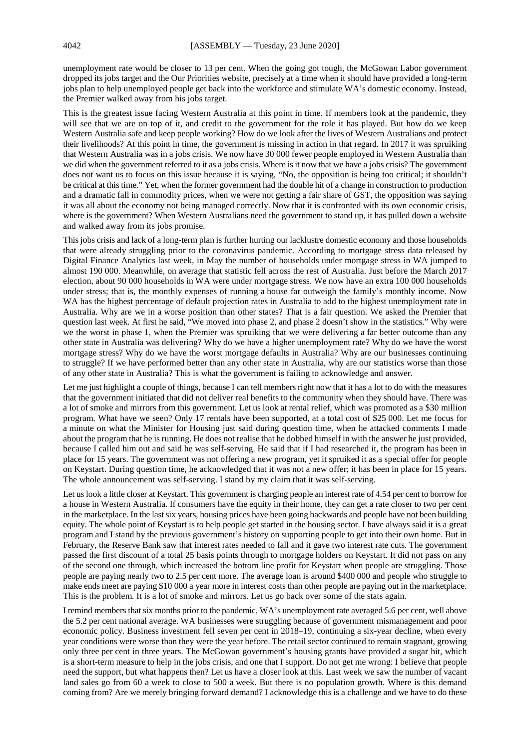unemployment rate would be closer to 13 per cent. When the going got tough, the McGowan Labor government dropped its jobs target and the Our Priorities website, precisely at a time when it should have provided a long-term jobs plan to help unemployed people get back into the workforce and stimulate WA's domestic economy. Instead, the Premier walked away from his jobs target.

This is the greatest issue facing Western Australia at this point in time. If members look at the pandemic, they will see that we are on top of it, and credit to the government for the role it has played. But how do we keep Western Australia safe and keep people working? How do we look after the lives of Western Australians and protect their livelihoods? At this point in time, the government is missing in action in that regard. In 2017 it was spruiking that Western Australia was in a jobs crisis. We now have 30 000 fewer people employed in Western Australia than we did when the government referred to it as a jobs crisis. Where is it now that we have a jobs crisis? The government does not want us to focus on this issue because it is saying, "No, the opposition is being too critical; it shouldn't be critical at this time." Yet, when the former government had the double hit of a change in construction to production and a dramatic fall in commodity prices, when we were not getting a fair share of GST, the opposition was saying it was all about the economy not being managed correctly. Now that it is confronted with its own economic crisis, where is the government? When Western Australians need the government to stand up, it has pulled down a website and walked away from its jobs promise.

This jobs crisis and lack of a long-term plan is further hurting our lacklustre domestic economy and those households that were already struggling prior to the coronavirus pandemic. According to mortgage stress data released by Digital Finance Analytics last week, in May the number of households under mortgage stress in WA jumped to almost 190 000. Meanwhile, on average that statistic fell across the rest of Australia. Just before the March 2017 election, about 90 000 households in WA were under mortgage stress. We now have an extra 100 000 households under stress; that is, the monthly expenses of running a house far outweigh the family's monthly income. Now WA has the highest percentage of default projection rates in Australia to add to the highest unemployment rate in Australia. Why are we in a worse position than other states? That is a fair question. We asked the Premier that question last week. At first he said, "We moved into phase 2, and phase 2 doesn't show in the statistics." Why were we the worst in phase 1, when the Premier was spruiking that we were delivering a far better outcome than any other state in Australia was delivering? Why do we have a higher unemployment rate? Why do we have the worst mortgage stress? Why do we have the worst mortgage defaults in Australia? Why are our businesses continuing to struggle? If we have performed better than any other state in Australia, why are our statistics worse than those of any other state in Australia? This is what the government is failing to acknowledge and answer.

Let me just highlight a couple of things, because I can tell members right now that it has a lot to do with the measures that the government initiated that did not deliver real benefits to the community when they should have. There was a lot of smoke and mirrors from this government. Let us look at rental relief, which was promoted as a $30 million program. What have we seen? Only 17 rentals have been supported, at a total cost of $25 000. Let me focus for a minute on what the Minister for Housing just said during question time, when he attacked comments I made about the program that he is running. He does not realise that he dobbed himself in with the answer he just provided, because I called him out and said he was self-serving. He said that if I had researched it, the program has been in place for 15 years. The government was not offering a new program, yet it spruiked it as a special offer for people on Keystart. During question time, he acknowledged that it was not a new offer; it has been in place for 15 years. The whole announcement was self-serving. I stand by my claim that it was self-serving.

Let us look a little closer at Keystart. This government is charging people an interest rate of 4.54 per cent to borrow for a house in Western Australia. If consumers have the equity in their home, they can get a rate closer to two per cent in the marketplace. In the last six years, housing prices have been going backwards and people have not been building equity. The whole point of Keystart is to help people get started in the housing sector. I have always said it is a great program and I stand by the previous government's history on supporting people to get into their own home. But in February, the Reserve Bank saw that interest rates needed to fall and it gave two interest rate cuts. The government passed the first discount of a total 25 basis points through to mortgage holders on Keystart. It did not pass on any of the second one through, which increased the bottom line profit for Keystart when people are struggling. Those people are paying nearly two to 2.5 per cent more. The average loan is around $400 000 and people who struggle to make ends meet are paying $10 000 a year more in interest costs than other people are paying out in the marketplace. This is the problem. It is a lot of smoke and mirrors. Let us go back over some of the stats again.

I remind members that six months prior to the pandemic, WA's unemployment rate averaged 5.6 per cent, well above the 5.2 per cent national average. WA businesses were struggling because of government mismanagement and poor economic policy. Business investment fell seven per cent in 2018–19, continuing a six-year decline, when every year conditions were worse than they were the year before. The retail sector continued to remain stagnant, growing only three per cent in three years. The McGowan government's housing grants have provided a sugar hit, which is a short-term measure to help in the jobs crisis, and one that I support. Do not get me wrong: I believe that people need the support, but what happens then? Let us have a closer look at this. Last week we saw the number of vacant land sales go from 60 a week to close to 500 a week. But there is no population growth. Where is this demand coming from? Are we merely bringing forward demand? I acknowledge this is a challenge and we have to do these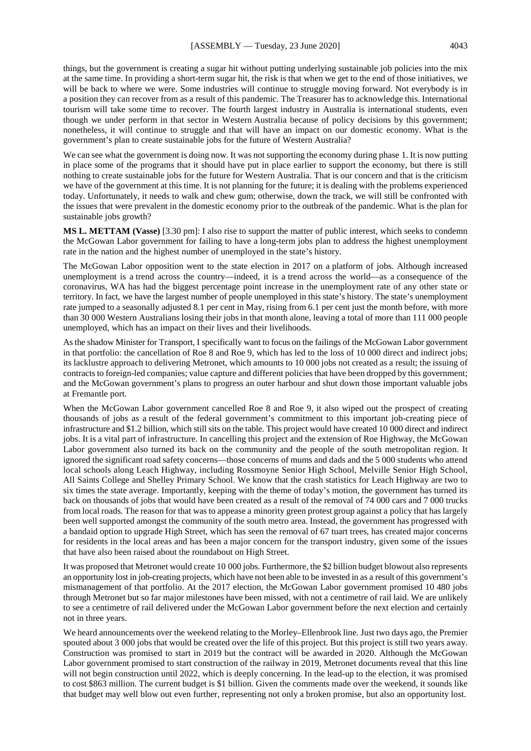things, but the government is creating a sugar hit without putting underlying sustainable job policies into the mix at the same time. In providing a short-term sugar hit, the risk is that when we get to the end of those initiatives, we will be back to where we were. Some industries will continue to struggle moving forward. Not everybody is in a position they can recover from as a result of this pandemic. The Treasurer has to acknowledge this. International tourism will take some time to recover. The fourth largest industry in Australia is international students, even though we under perform in that sector in Western Australia because of policy decisions by this government; nonetheless, it will continue to struggle and that will have an impact on our domestic economy. What is the government's plan to create sustainable jobs for the future of Western Australia?

We can see what the government is doing now. It was not supporting the economy during phase 1. It is now putting in place some of the programs that it should have put in place earlier to support the economy, but there is still nothing to create sustainable jobs for the future for Western Australia. That is our concern and that is the criticism we have of the government at this time. It is not planning for the future; it is dealing with the problems experienced today. Unfortunately, it needs to walk and chew gum; otherwise, down the track, we will still be confronted with the issues that were prevalent in the domestic economy prior to the outbreak of the pandemic. What is the plan for sustainable jobs growth?

**MS L. METTAM (Vasse)** [3.30 pm]: I also rise to support the matter of public interest, which seeks to condemn the McGowan Labor government for failing to have a long-term jobs plan to address the highest unemployment rate in the nation and the highest number of unemployed in the state's history.

The McGowan Labor opposition went to the state election in 2017 on a platform of jobs. Although increased unemployment is a trend across the country—indeed, it is a trend across the world—as a consequence of the coronavirus, WA has had the biggest percentage point increase in the unemployment rate of any other state or territory. In fact, we have the largest number of people unemployed in this state's history. The state's unemployment rate jumped to a seasonally adjusted 8.1 per cent in May, rising from 6.1 per cent just the month before, with more than 30 000 Western Australians losing their jobs in that month alone, leaving a total of more than 111 000 people unemployed, which has an impact on their lives and their livelihoods.

As the shadow Minister for Transport, I specifically want to focus on the failings of the McGowan Labor government in that portfolio: the cancellation of Roe 8 and Roe 9, which has led to the loss of 10 000 direct and indirect jobs; its lacklustre approach to delivering Metronet, which amounts to 10 000 jobs not created as a result; the issuing of contracts to foreign-led companies; value capture and different policies that have been dropped by this government; and the McGowan government's plans to progress an outer harbour and shut down those important valuable jobs at Fremantle port.

When the McGowan Labor government cancelled Roe 8 and Roe 9, it also wiped out the prospect of creating thousands of jobs as a result of the federal government's commitment to this important job-creating piece of infrastructure and $1.2 billion, which still sits on the table. This project would have created 10 000 direct and indirect jobs. It is a vital part of infrastructure. In cancelling this project and the extension of Roe Highway, the McGowan Labor government also turned its back on the community and the people of the south metropolitan region. It ignored the significant road safety concerns—those concerns of mums and dads and the 5 000 students who attend local schools along Leach Highway, including Rossmoyne Senior High School, Melville Senior High School, All Saints College and Shelley Primary School. We know that the crash statistics for Leach Highway are two to six times the state average. Importantly, keeping with the theme of today's motion, the government has turned its back on thousands of jobs that would have been created as a result of the removal of 74 000 cars and 7 000 trucks from local roads. The reason for that was to appease a minority green protest group against a policy that has largely been well supported amongst the community of the south metro area. Instead, the government has progressed with a bandaid option to upgrade High Street, which has seen the removal of 67 tuart trees, has created major concerns for residents in the local areas and has been a major concern for the transport industry, given some of the issues that have also been raised about the roundabout on High Street.

It was proposed that Metronet would create 10 000 jobs. Furthermore, the $2 billion budget blowout also represents an opportunity lost in job-creating projects, which have not been able to be invested in as a result of this government's mismanagement of that portfolio. At the 2017 election, the McGowan Labor government promised 10 480 jobs through Metronet but so far major milestones have been missed, with not a centimetre of rail laid. We are unlikely to see a centimetre of rail delivered under the McGowan Labor government before the next election and certainly not in three years.

We heard announcements over the weekend relating to the Morley–Ellenbrook line. Just two days ago, the Premier spouted about 3 000 jobs that would be created over the life of this project. But this project is still two years away. Construction was promised to start in 2019 but the contract will be awarded in 2020. Although the McGowan Labor government promised to start construction of the railway in 2019, Metronet documents reveal that this line will not begin construction until 2022, which is deeply concerning. In the lead-up to the election, it was promised to cost $863 million. The current budget is $1 billion. Given the comments made over the weekend, it sounds like that budget may well blow out even further, representing not only a broken promise, but also an opportunity lost.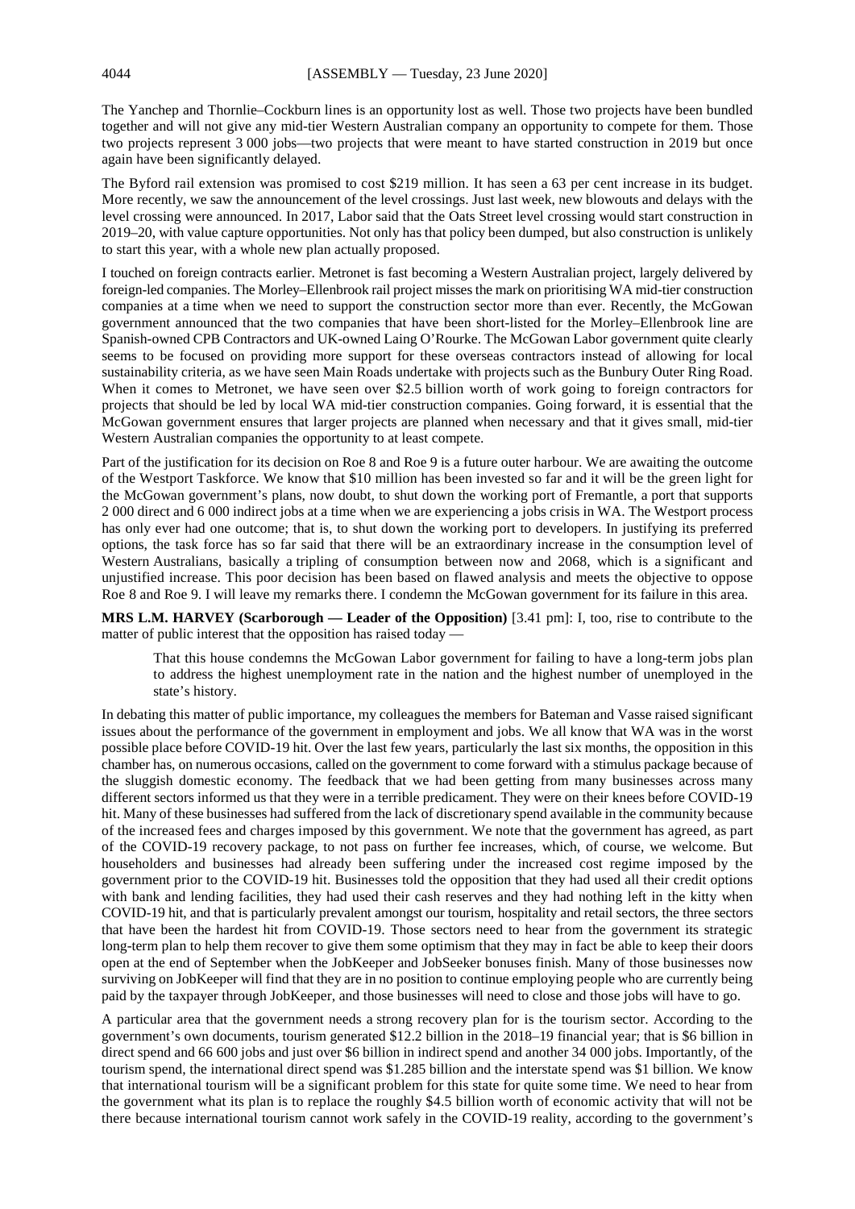The Yanchep and Thornlie–Cockburn lines is an opportunity lost as well. Those two projects have been bundled together and will not give any mid-tier Western Australian company an opportunity to compete for them. Those two projects represent 3 000 jobs—two projects that were meant to have started construction in 2019 but once again have been significantly delayed.

The Byford rail extension was promised to cost $219 million. It has seen a 63 per cent increase in its budget. More recently, we saw the announcement of the level crossings. Just last week, new blowouts and delays with the level crossing were announced. In 2017, Labor said that the Oats Street level crossing would start construction in 2019–20, with value capture opportunities. Not only has that policy been dumped, but also construction is unlikely to start this year, with a whole new plan actually proposed.

I touched on foreign contracts earlier. Metronet is fast becoming a Western Australian project, largely delivered by foreign-led companies. The Morley–Ellenbrook rail project misses the mark on prioritising WA mid-tier construction companies at a time when we need to support the construction sector more than ever. Recently, the McGowan government announced that the two companies that have been short-listed for the Morley–Ellenbrook line are Spanish-owned CPB Contractors and UK-owned Laing O'Rourke. The McGowan Labor government quite clearly seems to be focused on providing more support for these overseas contractors instead of allowing for local sustainability criteria, as we have seen Main Roads undertake with projects such as the Bunbury Outer Ring Road. When it comes to Metronet, we have seen over $2.5 billion worth of work going to foreign contractors for projects that should be led by local WA mid-tier construction companies. Going forward, it is essential that the McGowan government ensures that larger projects are planned when necessary and that it gives small, mid-tier Western Australian companies the opportunity to at least compete.

Part of the justification for its decision on Roe 8 and Roe 9 is a future outer harbour. We are awaiting the outcome of the Westport Taskforce. We know that $10 million has been invested so far and it will be the green light for the McGowan government's plans, now doubt, to shut down the working port of Fremantle, a port that supports 2 000 direct and 6 000 indirect jobs at a time when we are experiencing a jobs crisis in WA. The Westport process has only ever had one outcome; that is, to shut down the working port to developers. In justifying its preferred options, the task force has so far said that there will be an extraordinary increase in the consumption level of Western Australians, basically a tripling of consumption between now and 2068, which is a significant and unjustified increase. This poor decision has been based on flawed analysis and meets the objective to oppose Roe 8 and Roe 9. I will leave my remarks there. I condemn the McGowan government for its failure in this area.

**MRS L.M. HARVEY (Scarborough — Leader of the Opposition)** [3.41 pm]: I, too, rise to contribute to the matter of public interest that the opposition has raised today —

> That this house condemns the McGowan Labor government for failing to have a long-term jobs plan to address the highest unemployment rate in the nation and the highest number of unemployed in the state's history.

In debating this matter of public importance, my colleagues the members for Bateman and Vasse raised significant issues about the performance of the government in employment and jobs. We all know that WA was in the worst possible place before COVID-19 hit. Over the last few years, particularly the last six months, the opposition in this chamber has, on numerous occasions, called on the government to come forward with a stimulus package because of the sluggish domestic economy. The feedback that we had been getting from many businesses across many different sectors informed us that they were in a terrible predicament. They were on their knees before COVID-19 hit. Many of these businesses had suffered from the lack of discretionary spend available in the community because of the increased fees and charges imposed by this government. We note that the government has agreed, as part of the COVID-19 recovery package, to not pass on further fee increases, which, of course, we welcome. But householders and businesses had already been suffering under the increased cost regime imposed by the government prior to the COVID-19 hit. Businesses told the opposition that they had used all their credit options with bank and lending facilities, they had used their cash reserves and they had nothing left in the kitty when COVID-19 hit, and that is particularly prevalent amongst our tourism, hospitality and retail sectors, the three sectors that have been the hardest hit from COVID-19. Those sectors need to hear from the government its strategic long-term plan to help them recover to give them some optimism that they may in fact be able to keep their doors open at the end of September when the JobKeeper and JobSeeker bonuses finish. Many of those businesses now surviving on JobKeeper will find that they are in no position to continue employing people who are currently being paid by the taxpayer through JobKeeper, and those businesses will need to close and those jobs will have to go.

A particular area that the government needs a strong recovery plan for is the tourism sector. According to the government's own documents, tourism generated $12.2 billion in the 2018–19 financial year; that is $6 billion in direct spend and 66 600 jobs and just over $6 billion in indirect spend and another 34 000 jobs. Importantly, of the tourism spend, the international direct spend was $1.285 billion and the interstate spend was $1 billion. We know that international tourism will be a significant problem for this state for quite some time. We need to hear from the government what its plan is to replace the roughly $4.5 billion worth of economic activity that will not be there because international tourism cannot work safely in the COVID-19 reality, according to the government's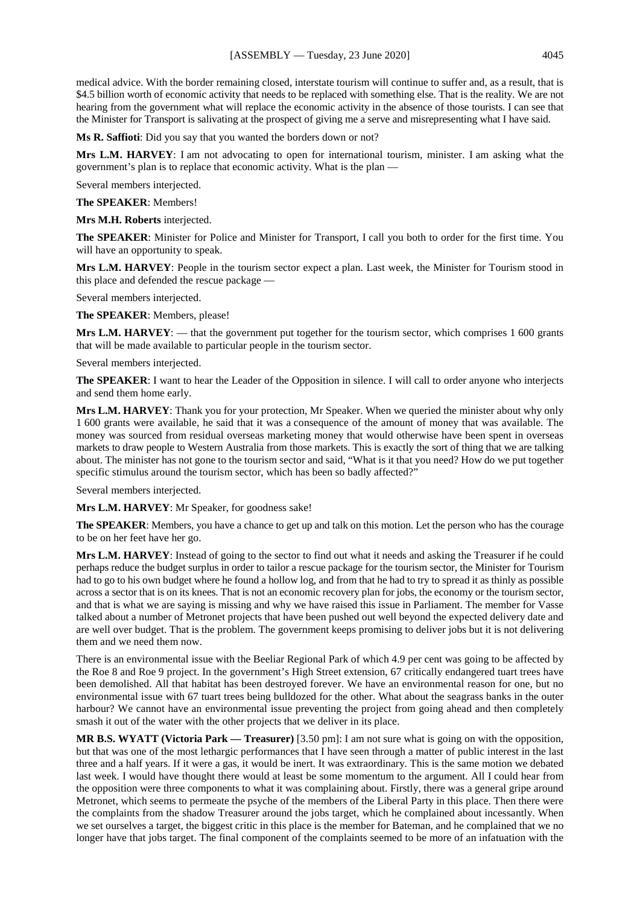medical advice. With the border remaining closed, interstate tourism will continue to suffer and, as a result, that is $4.5 billion worth of economic activity that needs to be replaced with something else. That is the reality. We are not hearing from the government what will replace the economic activity in the absence of those tourists. I can see that the Minister for Transport is salivating at the prospect of giving me a serve and misrepresenting what I have said.

**Ms R. Saffioti**: Did you say that you wanted the borders down or not?

**Mrs L.M. HARVEY**: I am not advocating to open for international tourism, minister. I am asking what the government's plan is to replace that economic activity. What is the plan —

Several members interjected.

**The SPEAKER**: Members!

**Mrs M.H. Roberts** interjected.

**The SPEAKER**: Minister for Police and Minister for Transport, I call you both to order for the first time. You will have an opportunity to speak.

**Mrs L.M. HARVEY**: People in the tourism sector expect a plan. Last week, the Minister for Tourism stood in this place and defended the rescue package —

Several members interjected.

**The SPEAKER**: Members, please!

**Mrs L.M. HARVEY**: — that the government put together for the tourism sector, which comprises 1 600 grants that will be made available to particular people in the tourism sector.

Several members interjected.

**The SPEAKER**: I want to hear the Leader of the Opposition in silence. I will call to order anyone who interjects and send them home early.

**Mrs L.M. HARVEY**: Thank you for your protection, Mr Speaker. When we queried the minister about why only 1 600 grants were available, he said that it was a consequence of the amount of money that was available. The money was sourced from residual overseas marketing money that would otherwise have been spent in overseas markets to draw people to Western Australia from those markets. This is exactly the sort of thing that we are talking about. The minister has not gone to the tourism sector and said, "What is it that you need? How do we put together specific stimulus around the tourism sector, which has been so badly affected?"

Several members interjected.

**Mrs L.M. HARVEY**: Mr Speaker, for goodness sake!

**The SPEAKER**: Members, you have a chance to get up and talk on this motion. Let the person who has the courage to be on her feet have her go.

**Mrs L.M. HARVEY**: Instead of going to the sector to find out what it needs and asking the Treasurer if he could perhaps reduce the budget surplus in order to tailor a rescue package for the tourism sector, the Minister for Tourism had to go to his own budget where he found a hollow log, and from that he had to try to spread it as thinly as possible across a sector that is on its knees. That is not an economic recovery plan for jobs, the economy or the tourism sector, and that is what we are saying is missing and why we have raised this issue in Parliament. The member for Vasse talked about a number of Metronet projects that have been pushed out well beyond the expected delivery date and are well over budget. That is the problem. The government keeps promising to deliver jobs but it is not delivering them and we need them now.

There is an environmental issue with the Beeliar Regional Park of which 4.9 per cent was going to be affected by the Roe 8 and Roe 9 project. In the government's High Street extension, 67 critically endangered tuart trees have been demolished. All that habitat has been destroyed forever. We have an environmental reason for one, but no environmental issue with 67 tuart trees being bulldozed for the other. What about the seagrass banks in the outer harbour? We cannot have an environmental issue preventing the project from going ahead and then completely smash it out of the water with the other projects that we deliver in its place.

**MR B.S. WYATT (Victoria Park — Treasurer)** [3.50 pm]: I am not sure what is going on with the opposition, but that was one of the most lethargic performances that I have seen through a matter of public interest in the last three and a half years. If it were a gas, it would be inert. It was extraordinary. This is the same motion we debated last week. I would have thought there would at least be some momentum to the argument. All I could hear from the opposition were three components to what it was complaining about. Firstly, there was a general gripe around Metronet, which seems to permeate the psyche of the members of the Liberal Party in this place. Then there were the complaints from the shadow Treasurer around the jobs target, which he complained about incessantly. When we set ourselves a target, the biggest critic in this place is the member for Bateman, and he complained that we no longer have that jobs target. The final component of the complaints seemed to be more of an infatuation with the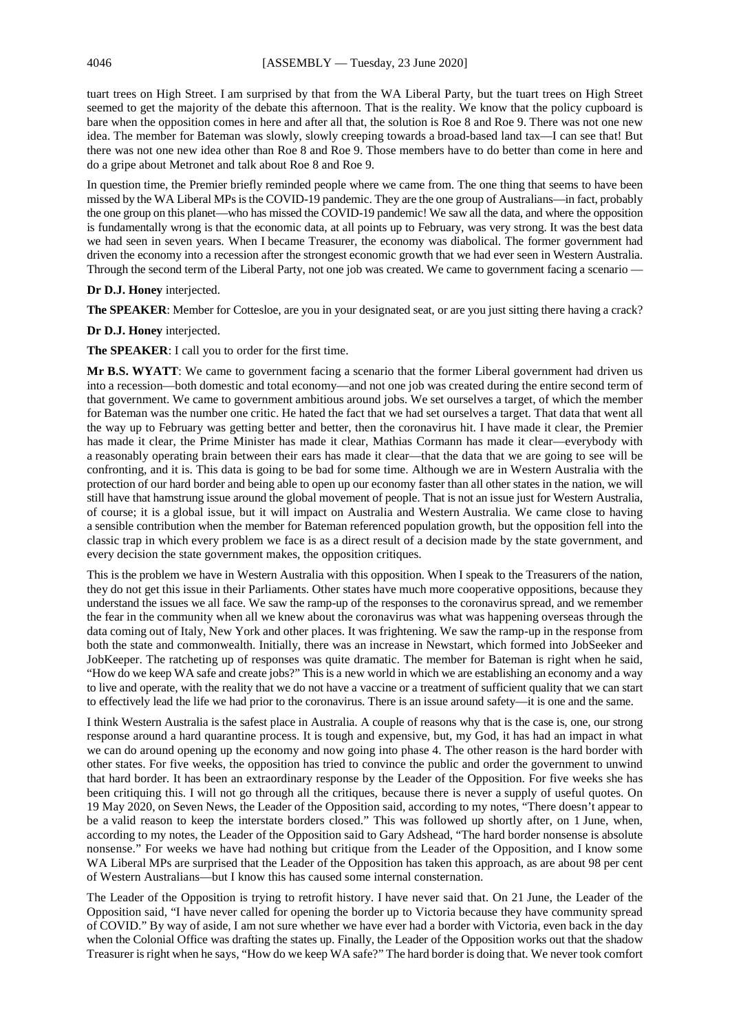tuart trees on High Street. I am surprised by that from the WA Liberal Party, but the tuart trees on High Street seemed to get the majority of the debate this afternoon. That is the reality. We know that the policy cupboard is bare when the opposition comes in here and after all that, the solution is Roe 8 and Roe 9. There was not one new idea. The member for Bateman was slowly, slowly creeping towards a broad-based land tax—I can see that! But there was not one new idea other than Roe 8 and Roe 9. Those members have to do better than come in here and do a gripe about Metronet and talk about Roe 8 and Roe 9.

In question time, the Premier briefly reminded people where we came from. The one thing that seems to have been missed by the WA Liberal MPs is the COVID-19 pandemic. They are the one group of Australians—in fact, probably the one group on this planet—who has missed the COVID-19 pandemic! We saw all the data, and where the opposition is fundamentally wrong is that the economic data, at all points up to February, was very strong. It was the best data we had seen in seven years. When I became Treasurer, the economy was diabolical. The former government had driven the economy into a recession after the strongest economic growth that we had ever seen in Western Australia. Through the second term of the Liberal Party, not one job was created. We came to government facing a scenario —

**Dr D.J. Honey** interjected.

**The SPEAKER**: Member for Cottesloe, are you in your designated seat, or are you just sitting there having a crack?

**Dr D.J. Honey** interjected.

**The SPEAKER**: I call you to order for the first time.

**Mr B.S. WYATT**: We came to government facing a scenario that the former Liberal government had driven us into a recession—both domestic and total economy—and not one job was created during the entire second term of that government. We came to government ambitious around jobs. We set ourselves a target, of which the member for Bateman was the number one critic. He hated the fact that we had set ourselves a target. That data that went all the way up to February was getting better and better, then the coronavirus hit. I have made it clear, the Premier has made it clear, the Prime Minister has made it clear, Mathias Cormann has made it clear—everybody with a reasonably operating brain between their ears has made it clear—that the data that we are going to see will be confronting, and it is. This data is going to be bad for some time. Although we are in Western Australia with the protection of our hard border and being able to open up our economy faster than all other states in the nation, we will still have that hamstrung issue around the global movement of people. That is not an issue just for Western Australia, of course; it is a global issue, but it will impact on Australia and Western Australia. We came close to having a sensible contribution when the member for Bateman referenced population growth, but the opposition fell into the classic trap in which every problem we face is as a direct result of a decision made by the state government, and every decision the state government makes, the opposition critiques.

This is the problem we have in Western Australia with this opposition. When I speak to the Treasurers of the nation, they do not get this issue in their Parliaments. Other states have much more cooperative oppositions, because they understand the issues we all face. We saw the ramp-up of the responses to the coronavirus spread, and we remember the fear in the community when all we knew about the coronavirus was what was happening overseas through the data coming out of Italy, New York and other places. It was frightening. We saw the ramp-up in the response from both the state and commonwealth. Initially, there was an increase in Newstart, which formed into JobSeeker and JobKeeper. The ratcheting up of responses was quite dramatic. The member for Bateman is right when he said, "How do we keep WA safe and create jobs?" This is a new world in which we are establishing an economy and a way to live and operate, with the reality that we do not have a vaccine or a treatment of sufficient quality that we can start to effectively lead the life we had prior to the coronavirus. There is an issue around safety—it is one and the same.

I think Western Australia is the safest place in Australia. A couple of reasons why that is the case is, one, our strong response around a hard quarantine process. It is tough and expensive, but, my God, it has had an impact in what we can do around opening up the economy and now going into phase 4. The other reason is the hard border with other states. For five weeks, the opposition has tried to convince the public and order the government to unwind that hard border. It has been an extraordinary response by the Leader of the Opposition. For five weeks she has been critiquing this. I will not go through all the critiques, because there is never a supply of useful quotes. On 19 May 2020, on Seven News, the Leader of the Opposition said, according to my notes, "There doesn't appear to be a valid reason to keep the interstate borders closed." This was followed up shortly after, on 1 June, when, according to my notes, the Leader of the Opposition said to Gary Adshead, "The hard border nonsense is absolute nonsense." For weeks we have had nothing but critique from the Leader of the Opposition, and I know some WA Liberal MPs are surprised that the Leader of the Opposition has taken this approach, as are about 98 per cent of Western Australians—but I know this has caused some internal consternation.

The Leader of the Opposition is trying to retrofit history. I have never said that. On 21 June, the Leader of the Opposition said, "I have never called for opening the border up to Victoria because they have community spread of COVID." By way of aside, I am not sure whether we have ever had a border with Victoria, even back in the day when the Colonial Office was drafting the states up. Finally, the Leader of the Opposition works out that the shadow Treasurer is right when he says, "How do we keep WA safe?" The hard border is doing that. We never took comfort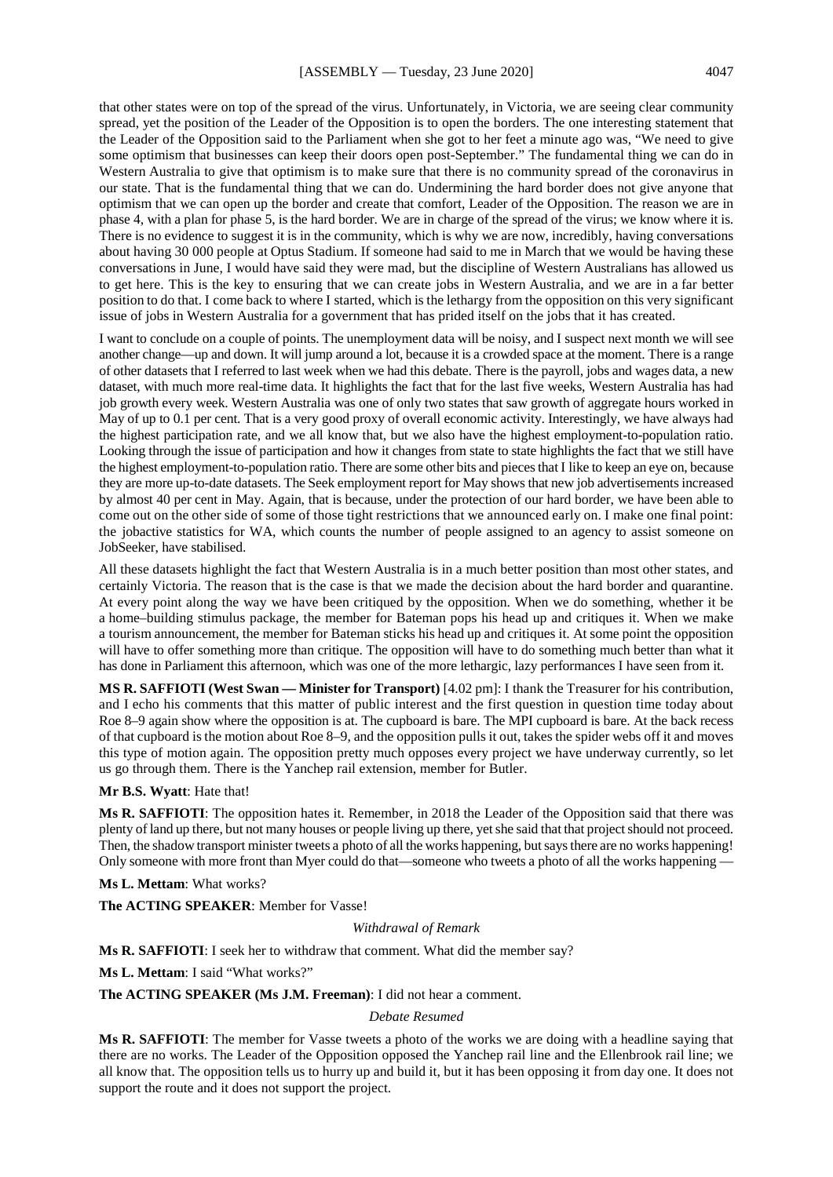that other states were on top of the spread of the virus. Unfortunately, in Victoria, we are seeing clear community spread, yet the position of the Leader of the Opposition is to open the borders. The one interesting statement that the Leader of the Opposition said to the Parliament when she got to her feet a minute ago was, "We need to give some optimism that businesses can keep their doors open post-September." The fundamental thing we can do in Western Australia to give that optimism is to make sure that there is no community spread of the coronavirus in our state. That is the fundamental thing that we can do. Undermining the hard border does not give anyone that optimism that we can open up the border and create that comfort, Leader of the Opposition. The reason we are in phase 4, with a plan for phase 5, is the hard border. We are in charge of the spread of the virus; we know where it is. There is no evidence to suggest it is in the community, which is why we are now, incredibly, having conversations about having 30 000 people at Optus Stadium. If someone had said to me in March that we would be having these conversations in June, I would have said they were mad, but the discipline of Western Australians has allowed us to get here. This is the key to ensuring that we can create jobs in Western Australia, and we are in a far better position to do that. I come back to where I started, which is the lethargy from the opposition on this very significant issue of jobs in Western Australia for a government that has prided itself on the jobs that it has created.

I want to conclude on a couple of points. The unemployment data will be noisy, and I suspect next month we will see another change—up and down. It will jump around a lot, because it is a crowded space at the moment. There is a range of other datasets that I referred to last week when we had this debate. There is the payroll, jobs and wages data, a new dataset, with much more real-time data. It highlights the fact that for the last five weeks, Western Australia has had job growth every week. Western Australia was one of only two states that saw growth of aggregate hours worked in May of up to 0.1 per cent. That is a very good proxy of overall economic activity. Interestingly, we have always had the highest participation rate, and we all know that, but we also have the highest employment-to-population ratio. Looking through the issue of participation and how it changes from state to state highlights the fact that we still have the highest employment-to-population ratio. There are some other bits and pieces that I like to keep an eye on, because they are more up-to-date datasets. The Seek employment report for May shows that new job advertisements increased by almost 40 per cent in May. Again, that is because, under the protection of our hard border, we have been able to come out on the other side of some of those tight restrictions that we announced early on. I make one final point: the jobactive statistics for WA, which counts the number of people assigned to an agency to assist someone on JobSeeker, have stabilised.

All these datasets highlight the fact that Western Australia is in a much better position than most other states, and certainly Victoria. The reason that is the case is that we made the decision about the hard border and quarantine. At every point along the way we have been critiqued by the opposition. When we do something, whether it be a home–building stimulus package, the member for Bateman pops his head up and critiques it. When we make a tourism announcement, the member for Bateman sticks his head up and critiques it. At some point the opposition will have to offer something more than critique. The opposition will have to do something much better than what it has done in Parliament this afternoon, which was one of the more lethargic, lazy performances I have seen from it.

**MS R. SAFFIOTI (West Swan — Minister for Transport)** [4.02 pm]: I thank the Treasurer for his contribution, and I echo his comments that this matter of public interest and the first question in question time today about Roe 8–9 again show where the opposition is at. The cupboard is bare. The MPI cupboard is bare. At the back recess of that cupboard is the motion about Roe 8–9, and the opposition pulls it out, takes the spider webs off it and moves this type of motion again. The opposition pretty much opposes every project we have underway currently, so let us go through them. There is the Yanchep rail extension, member for Butler.

**Mr B.S. Wyatt**: Hate that!

**Ms R. SAFFIOTI**: The opposition hates it. Remember, in 2018 the Leader of the Opposition said that there was plenty of land up there, but not many houses or people living up there, yet she said that that project should not proceed. Then, the shadow transport minister tweets a photo of all the works happening, but says there are no works happening! Only someone with more front than Myer could do that—someone who tweets a photo of all the works happening —

**Ms L. Mettam**: What works?

**The ACTING SPEAKER**: Member for Vasse!

*Withdrawal of Remark*

**Ms R. SAFFIOTI**: I seek her to withdraw that comment. What did the member say?

**Ms L. Mettam**: I said "What works?"

**The ACTING SPEAKER (Ms J.M. Freeman)**: I did not hear a comment.

*Debate Resumed*

**Ms R. SAFFIOTI**: The member for Vasse tweets a photo of the works we are doing with a headline saying that there are no works. The Leader of the Opposition opposed the Yanchep rail line and the Ellenbrook rail line; we all know that. The opposition tells us to hurry up and build it, but it has been opposing it from day one. It does not support the route and it does not support the project.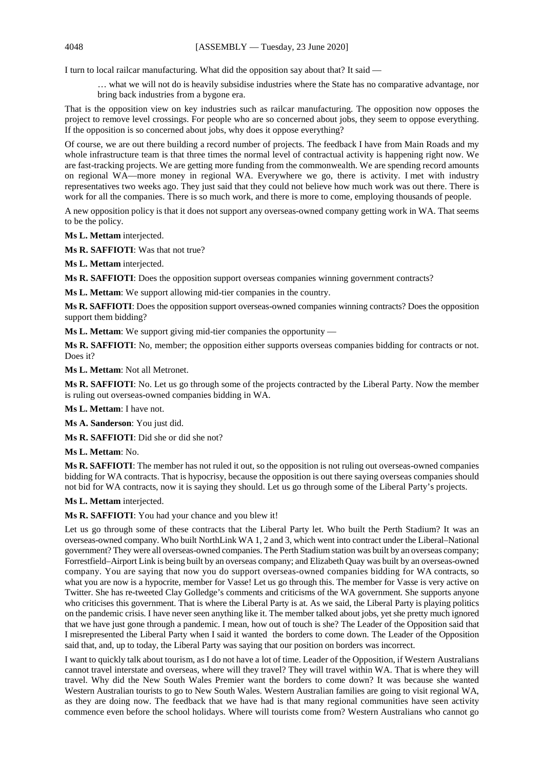I turn to local railcar manufacturing. What did the opposition say about that? It said —

> … what we will not do is heavily subsidise industries where the State has no comparative advantage, nor bring back industries from a bygone era.

That is the opposition view on key industries such as railcar manufacturing. The opposition now opposes the project to remove level crossings. For people who are so concerned about jobs, they seem to oppose everything. If the opposition is so concerned about jobs, why does it oppose everything?

Of course, we are out there building a record number of projects. The feedback I have from Main Roads and my whole infrastructure team is that three times the normal level of contractual activity is happening right now. We are fast-tracking projects. We are getting more funding from the commonwealth. We are spending record amounts on regional WA—more money in regional WA. Everywhere we go, there is activity. I met with industry representatives two weeks ago. They just said that they could not believe how much work was out there. There is work for all the companies. There is so much work, and there is more to come, employing thousands of people.

A new opposition policy is that it does not support any overseas-owned company getting work in WA. That seems to be the policy.

**Ms L. Mettam** interjected.

**Ms R. SAFFIOTI**: Was that not true?

**Ms L. Mettam** interjected.

**Ms R. SAFFIOTI**: Does the opposition support overseas companies winning government contracts?

**Ms L. Mettam**: We support allowing mid-tier companies in the country.

**Ms R. SAFFIOTI**: Does the opposition support overseas-owned companies winning contracts? Does the opposition support them bidding?

**Ms L. Mettam**: We support giving mid-tier companies the opportunity —

**Ms R. SAFFIOTI**: No, member; the opposition either supports overseas companies bidding for contracts or not. Does it?

**Ms L. Mettam**: Not all Metronet.

**Ms R. SAFFIOTI**: No. Let us go through some of the projects contracted by the Liberal Party. Now the member is ruling out overseas-owned companies bidding in WA.

**Ms L. Mettam**: I have not.

**Ms A. Sanderson**: You just did.

**Ms R. SAFFIOTI**: Did she or did she not?

**Ms L. Mettam**: No.

**Ms R. SAFFIOTI**: The member has not ruled it out, so the opposition is not ruling out overseas-owned companies bidding for WA contracts. That is hypocrisy, because the opposition is out there saying overseas companies should not bid for WA contracts, now it is saying they should. Let us go through some of the Liberal Party's projects.

**Ms L. Mettam** interjected.

**Ms R. SAFFIOTI**: You had your chance and you blew it!

Let us go through some of these contracts that the Liberal Party let. Who built the Perth Stadium? It was an overseas-owned company. Who built NorthLink WA 1, 2 and 3, which went into contract under the Liberal–National government? They were all overseas-owned companies. The Perth Stadium station was built by an overseas company; Forrestfield–Airport Link is being built by an overseas company; and Elizabeth Quay was built by an overseas-owned company. You are saying that now you do support overseas-owned companies bidding for WA contracts, so what you are now is a hypocrite, member for Vasse! Let us go through this. The member for Vasse is very active on Twitter. She has re-tweeted Clay Golledge's comments and criticisms of the WA government. She supports anyone who criticises this government. That is where the Liberal Party is at. As we said, the Liberal Party is playing politics on the pandemic crisis. I have never seen anything like it. The member talked about jobs, yet she pretty much ignored that we have just gone through a pandemic. I mean, how out of touch is she? The Leader of the Opposition said that I misrepresented the Liberal Party when I said it wanted the borders to come down. The Leader of the Opposition said that, and, up to today, the Liberal Party was saying that our position on borders was incorrect.

I want to quickly talk about tourism, as I do not have a lot of time. Leader of the Opposition, if Western Australians cannot travel interstate and overseas, where will they travel? They will travel within WA. That is where they will travel. Why did the New South Wales Premier want the borders to come down? It was because she wanted Western Australian tourists to go to New South Wales. Western Australian families are going to visit regional WA, as they are doing now. The feedback that we have had is that many regional communities have seen activity commence even before the school holidays. Where will tourists come from? Western Australians who cannot go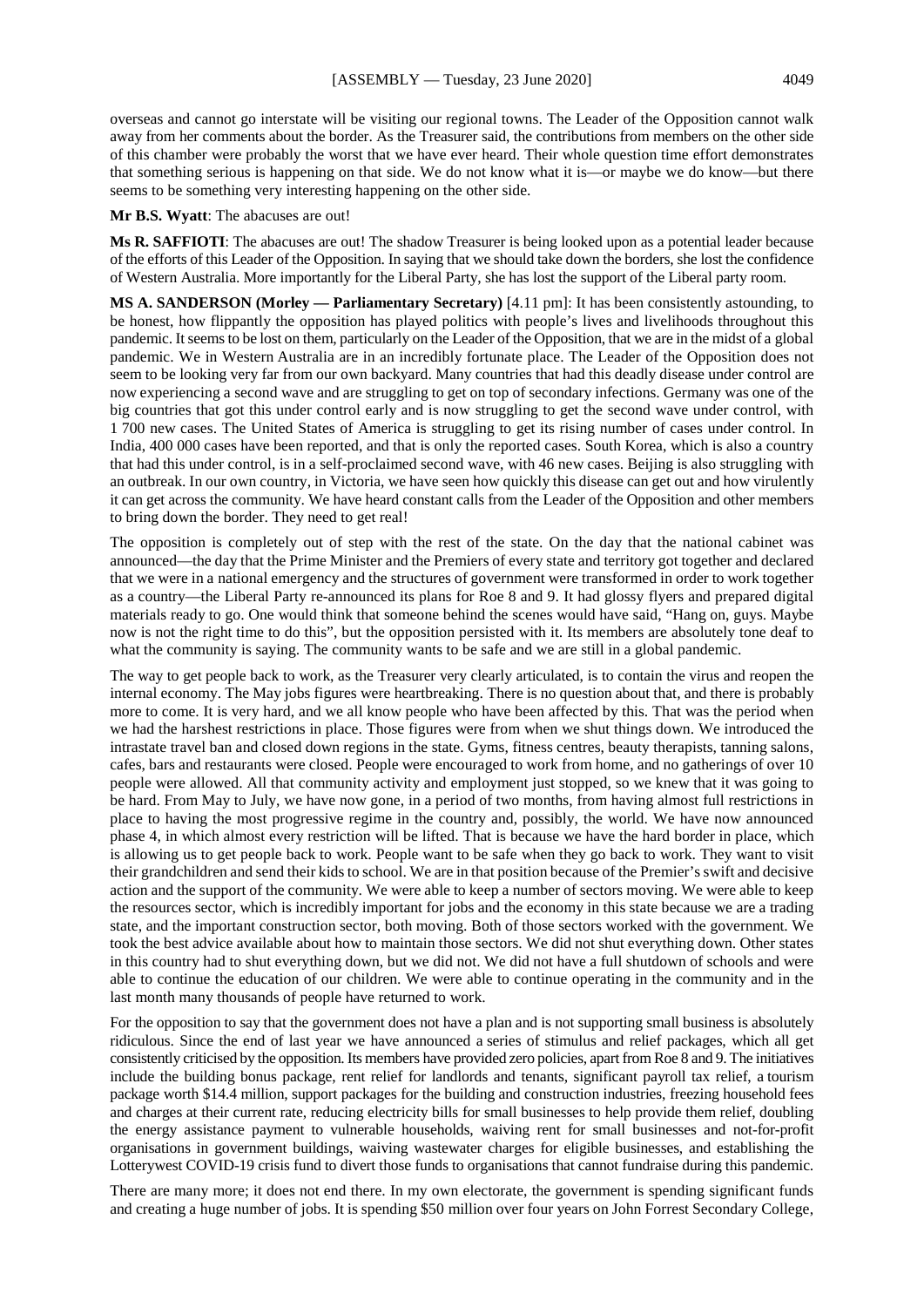overseas and cannot go interstate will be visiting our regional towns. The Leader of the Opposition cannot walk away from her comments about the border. As the Treasurer said, the contributions from members on the other side of this chamber were probably the worst that we have ever heard. Their whole question time effort demonstrates that something serious is happening on that side. We do not know what it is—or maybe we do know—but there seems to be something very interesting happening on the other side.

**Mr B.S. Wyatt**: The abacuses are out!

**Ms R. SAFFIOTI**: The abacuses are out! The shadow Treasurer is being looked upon as a potential leader because of the efforts of this Leader of the Opposition. In saying that we should take down the borders, she lost the confidence of Western Australia. More importantly for the Liberal Party, she has lost the support of the Liberal party room.

**MS A. SANDERSON (Morley — Parliamentary Secretary)** [4.11 pm]: It has been consistently astounding, to be honest, how flippantly the opposition has played politics with people's lives and livelihoods throughout this pandemic. It seems to be lost on them, particularly on the Leader of the Opposition, that we are in the midst of a global pandemic. We in Western Australia are in an incredibly fortunate place. The Leader of the Opposition does not seem to be looking very far from our own backyard. Many countries that had this deadly disease under control are now experiencing a second wave and are struggling to get on top of secondary infections. Germany was one of the big countries that got this under control early and is now struggling to get the second wave under control, with 1 700 new cases. The United States of America is struggling to get its rising number of cases under control. In India, 400 000 cases have been reported, and that is only the reported cases. South Korea, which is also a country that had this under control, is in a self-proclaimed second wave, with 46 new cases. Beijing is also struggling with an outbreak. In our own country, in Victoria, we have seen how quickly this disease can get out and how virulently it can get across the community. We have heard constant calls from the Leader of the Opposition and other members to bring down the border. They need to get real!

The opposition is completely out of step with the rest of the state. On the day that the national cabinet was announced—the day that the Prime Minister and the Premiers of every state and territory got together and declared that we were in a national emergency and the structures of government were transformed in order to work together as a country—the Liberal Party re-announced its plans for Roe 8 and 9. It had glossy flyers and prepared digital materials ready to go. One would think that someone behind the scenes would have said, "Hang on, guys. Maybe now is not the right time to do this", but the opposition persisted with it. Its members are absolutely tone deaf to what the community is saying. The community wants to be safe and we are still in a global pandemic.

The way to get people back to work, as the Treasurer very clearly articulated, is to contain the virus and reopen the internal economy. The May jobs figures were heartbreaking. There is no question about that, and there is probably more to come. It is very hard, and we all know people who have been affected by this. That was the period when we had the harshest restrictions in place. Those figures were from when we shut things down. We introduced the intrastate travel ban and closed down regions in the state. Gyms, fitness centres, beauty therapists, tanning salons, cafes, bars and restaurants were closed. People were encouraged to work from home, and no gatherings of over 10 people were allowed. All that community activity and employment just stopped, so we knew that it was going to be hard. From May to July, we have now gone, in a period of two months, from having almost full restrictions in place to having the most progressive regime in the country and, possibly, the world. We have now announced phase 4, in which almost every restriction will be lifted. That is because we have the hard border in place, which is allowing us to get people back to work. People want to be safe when they go back to work. They want to visit their grandchildren and send their kids to school. We are in that position because of the Premier's swift and decisive action and the support of the community. We were able to keep a number of sectors moving. We were able to keep the resources sector, which is incredibly important for jobs and the economy in this state because we are a trading state, and the important construction sector, both moving. Both of those sectors worked with the government. We took the best advice available about how to maintain those sectors. We did not shut everything down. Other states in this country had to shut everything down, but we did not. We did not have a full shutdown of schools and were able to continue the education of our children. We were able to continue operating in the community and in the last month many thousands of people have returned to work.

For the opposition to say that the government does not have a plan and is not supporting small business is absolutely ridiculous. Since the end of last year we have announced a series of stimulus and relief packages, which all get consistently criticised by the opposition. Its members have provided zero policies, apart from Roe 8 and 9. The initiatives include the building bonus package, rent relief for landlords and tenants, significant payroll tax relief, a tourism package worth $14.4 million, support packages for the building and construction industries, freezing household fees and charges at their current rate, reducing electricity bills for small businesses to help provide them relief, doubling the energy assistance payment to vulnerable households, waiving rent for small businesses and not-for-profit organisations in government buildings, waiving wastewater charges for eligible businesses, and establishing the Lotterywest COVID-19 crisis fund to divert those funds to organisations that cannot fundraise during this pandemic.

There are many more; it does not end there. In my own electorate, the government is spending significant funds and creating a huge number of jobs. It is spending $50 million over four years on John Forrest Secondary College,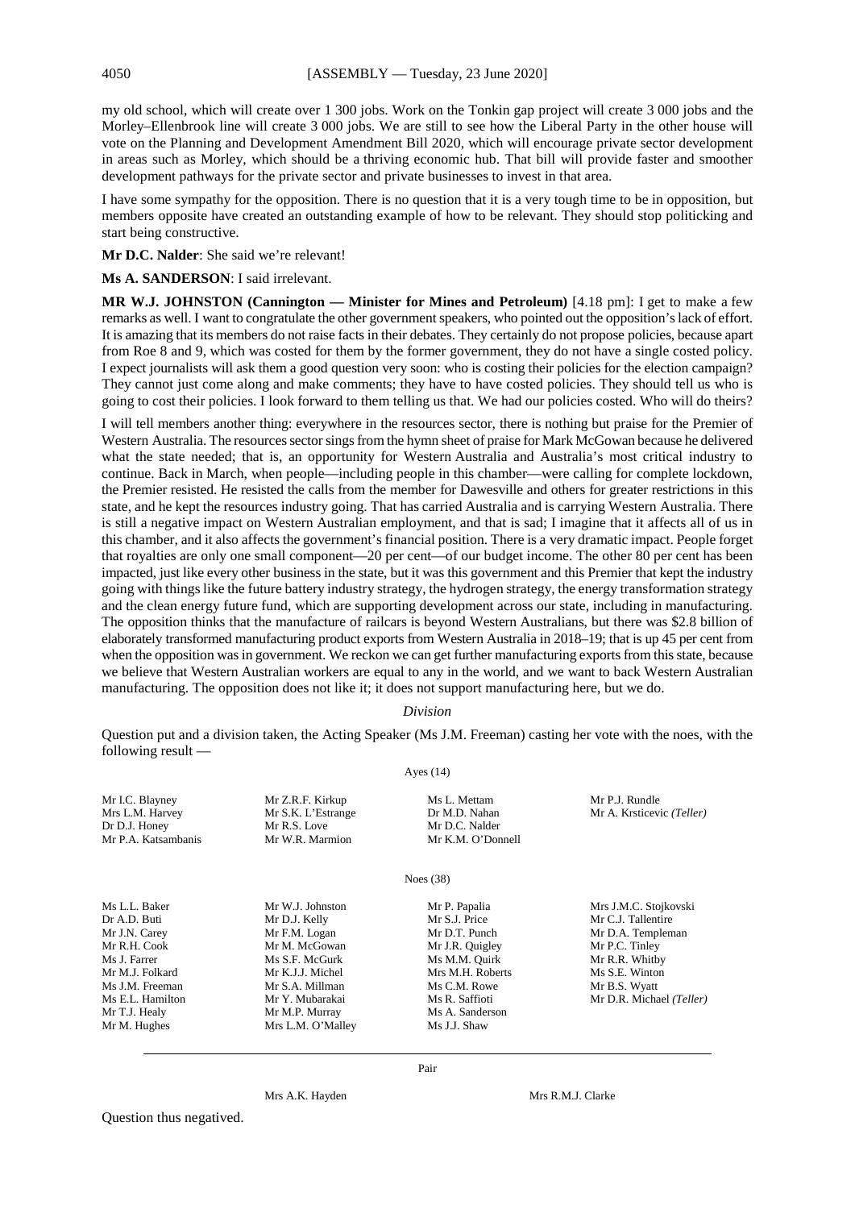my old school, which will create over 1 300 jobs. Work on the Tonkin gap project will create 3 000 jobs and the Morley–Ellenbrook line will create 3 000 jobs. We are still to see how the Liberal Party in the other house will vote on the Planning and Development Amendment Bill 2020, which will encourage private sector development in areas such as Morley, which should be a thriving economic hub. That bill will provide faster and smoother development pathways for the private sector and private businesses to invest in that area.

I have some sympathy for the opposition. There is no question that it is a very tough time to be in opposition, but members opposite have created an outstanding example of how to be relevant. They should stop politicking and start being constructive.

**Mr D.C. Nalder**: She said we're relevant!

**Ms A. SANDERSON**: I said irrelevant.

**MR W.J. JOHNSTON (Cannington — Minister for Mines and Petroleum)** [4.18 pm]: I get to make a few remarks as well. I want to congratulate the other government speakers, who pointed out the opposition's lack of effort. It is amazing that its members do not raise facts in their debates. They certainly do not propose policies, because apart from Roe 8 and 9, which was costed for them by the former government, they do not have a single costed policy. I expect journalists will ask them a good question very soon: who is costing their policies for the election campaign? They cannot just come along and make comments; they have to have costed policies. They should tell us who is going to cost their policies. I look forward to them telling us that. We had our policies costed. Who will do theirs?

I will tell members another thing: everywhere in the resources sector, there is nothing but praise for the Premier of Western Australia. The resources sector sings from the hymn sheet of praise for Mark McGowan because he delivered what the state needed; that is, an opportunity for Western Australia and Australia's most critical industry to continue. Back in March, when people—including people in this chamber—were calling for complete lockdown, the Premier resisted. He resisted the calls from the member for Dawesville and others for greater restrictions in this state, and he kept the resources industry going. That has carried Australia and is carrying Western Australia. There is still a negative impact on Western Australian employment, and that is sad; I imagine that it affects all of us in this chamber, and it also affects the government's financial position. There is a very dramatic impact. People forget that royalties are only one small component—20 per cent—of our budget income. The other 80 per cent has been impacted, just like every other business in the state, but it was this government and this Premier that kept the industry going with things like the future battery industry strategy, the hydrogen strategy, the energy transformation strategy and the clean energy future fund, which are supporting development across our state, including in manufacturing. The opposition thinks that the manufacture of railcars is beyond Western Australians, but there was \$2.8 billion of elaborately transformed manufacturing product exports from Western Australia in 2018–19; that is up 45 per cent from when the opposition was in government. We reckon we can get further manufacturing exports from this state, because we believe that Western Australian workers are equal to any in the world, and we want to back Western Australian manufacturing. The opposition does not like it; it does not support manufacturing here, but we do.

*Division*

Question put and a division taken, the Acting Speaker (Ms J.M. Freeman) casting her vote with the noes, with the following result —

Ayes (14)

| | | | |
|---|---|---|---|
| Mr I.C. Blayney | Mr Z.R.F. Kirkup | Ms L. Mettam | Mr P.J. Rundle |
| Mrs L.M. Harvey | Mr S.K. L'Estrange | Dr M.D. Nahan | Mr A. Krsticevic *(Teller)* |
| Dr D.J. Honey | Mr R.S. Love | Mr D.C. Nalder | |
| Mr P.A. Katsambanis | Mr W.R. Marmion | Mr K.M. O'Donnell | |

Noes (38)

| | | | |
|---|---|---|---|
| Ms L.L. Baker | Mr W.J. Johnston | Mr P. Papalia | Mrs J.M.C. Stojkovski |
| Dr A.D. Buti | Mr D.J. Kelly | Mr S.J. Price | Mr C.J. Tallentire |
| Mr J.N. Carey | Mr F.M. Logan | Mr D.T. Punch | Mr D.A. Templeman |
| Mr R.H. Cook | Mr M. McGowan | Mr J.R. Quigley | Mr P.C. Tinley |
| Ms J. Farrer | Ms S.F. McGurk | Ms M.M. Quirk | Mr R.R. Whitby |
| Mr M.J. Folkard | Mr K.J.J. Michel | Mrs M.H. Roberts | Ms S.E. Winton |
| Ms J.M. Freeman | Mr S.A. Millman | Ms C.M. Rowe | Mr B.S. Wyatt |
| Ms E.L. Hamilton | Mr Y. Mubarakai | Ms R. Saffioti | Mr D.R. Michael *(Teller)* |
| Mr T.J. Healy | Mr M.P. Murray | Ms A. Sanderson | |
| Mr M. Hughes | Mrs L.M. O'Malley | Ms J.J. Shaw | |

Pair

| | |
|---|---|
| Mrs A.K. Hayden | Mrs R.M.J. Clarke |

Question thus negatived.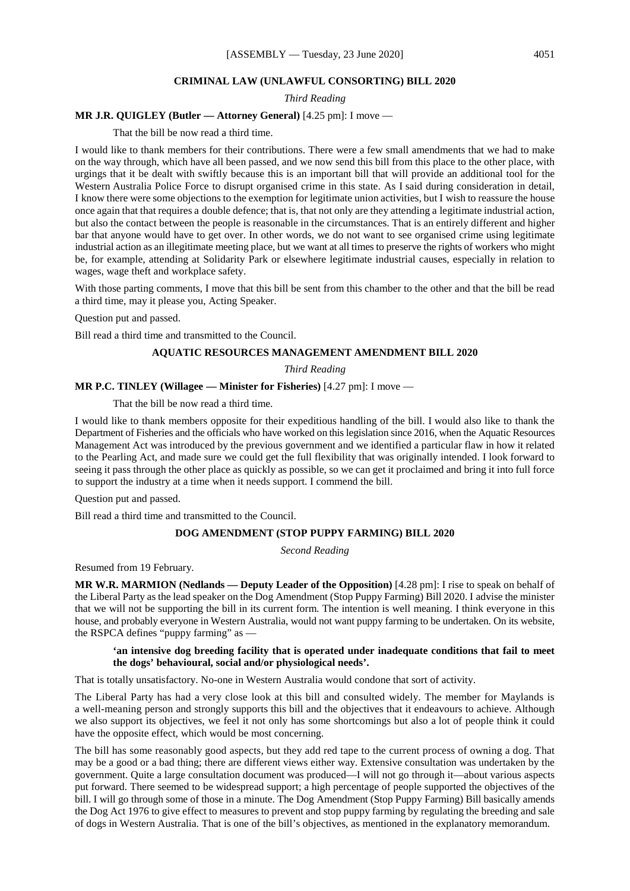## CRIMINAL LAW (UNLAWFUL CONSORTING) BILL 2020

*Third Reading*

**MR J.R. QUIGLEY (Butler — Attorney General)** [4.25 pm]: I move —

That the bill be now read a third time.

I would like to thank members for their contributions. There were a few small amendments that we had to make on the way through, which have all been passed, and we now send this bill from this place to the other place, with urgings that it be dealt with swiftly because this is an important bill that will provide an additional tool for the Western Australia Police Force to disrupt organised crime in this state. As I said during consideration in detail, I know there were some objections to the exemption for legitimate union activities, but I wish to reassure the house once again that that requires a double defence; that is, that not only are they attending a legitimate industrial action, but also the contact between the people is reasonable in the circumstances. That is an entirely different and higher bar that anyone would have to get over. In other words, we do not want to see organised crime using legitimate industrial action as an illegitimate meeting place, but we want at all times to preserve the rights of workers who might be, for example, attending at Solidarity Park or elsewhere legitimate industrial causes, especially in relation to wages, wage theft and workplace safety.

With those parting comments, I move that this bill be sent from this chamber to the other and that the bill be read a third time, may it please you, Acting Speaker.

Question put and passed.

Bill read a third time and transmitted to the Council.

## AQUATIC RESOURCES MANAGEMENT AMENDMENT BILL 2020

*Third Reading*

**MR P.C. TINLEY (Willagee — Minister for Fisheries)** [4.27 pm]: I move —

That the bill be now read a third time.

I would like to thank members opposite for their expeditious handling of the bill. I would also like to thank the Department of Fisheries and the officials who have worked on this legislation since 2016, when the Aquatic Resources Management Act was introduced by the previous government and we identified a particular flaw in how it related to the Pearling Act, and made sure we could get the full flexibility that was originally intended. I look forward to seeing it pass through the other place as quickly as possible, so we can get it proclaimed and bring it into full force to support the industry at a time when it needs support. I commend the bill.

Question put and passed.

Bill read a third time and transmitted to the Council.

## DOG AMENDMENT (STOP PUPPY FARMING) BILL 2020

*Second Reading*

Resumed from 19 February.

**MR W.R. MARMION (Nedlands — Deputy Leader of the Opposition)** [4.28 pm]: I rise to speak on behalf of the Liberal Party as the lead speaker on the Dog Amendment (Stop Puppy Farming) Bill 2020. I advise the minister that we will not be supporting the bill in its current form. The intention is well meaning. I think everyone in this house, and probably everyone in Western Australia, would not want puppy farming to be undertaken. On its website, the RSPCA defines "puppy farming" as —

> **'an intensive dog breeding facility that is operated under inadequate conditions that fail to meet the dogs' behavioural, social and/or physiological needs'.**

That is totally unsatisfactory. No-one in Western Australia would condone that sort of activity.

The Liberal Party has had a very close look at this bill and consulted widely. The member for Maylands is a well-meaning person and strongly supports this bill and the objectives that it endeavours to achieve. Although we also support its objectives, we feel it not only has some shortcomings but also a lot of people think it could have the opposite effect, which would be most concerning.

The bill has some reasonably good aspects, but they add red tape to the current process of owning a dog. That may be a good or a bad thing; there are different views either way. Extensive consultation was undertaken by the government. Quite a large consultation document was produced—I will not go through it—about various aspects put forward. There seemed to be widespread support; a high percentage of people supported the objectives of the bill. I will go through some of those in a minute. The Dog Amendment (Stop Puppy Farming) Bill basically amends the Dog Act 1976 to give effect to measures to prevent and stop puppy farming by regulating the breeding and sale of dogs in Western Australia. That is one of the bill's objectives, as mentioned in the explanatory memorandum.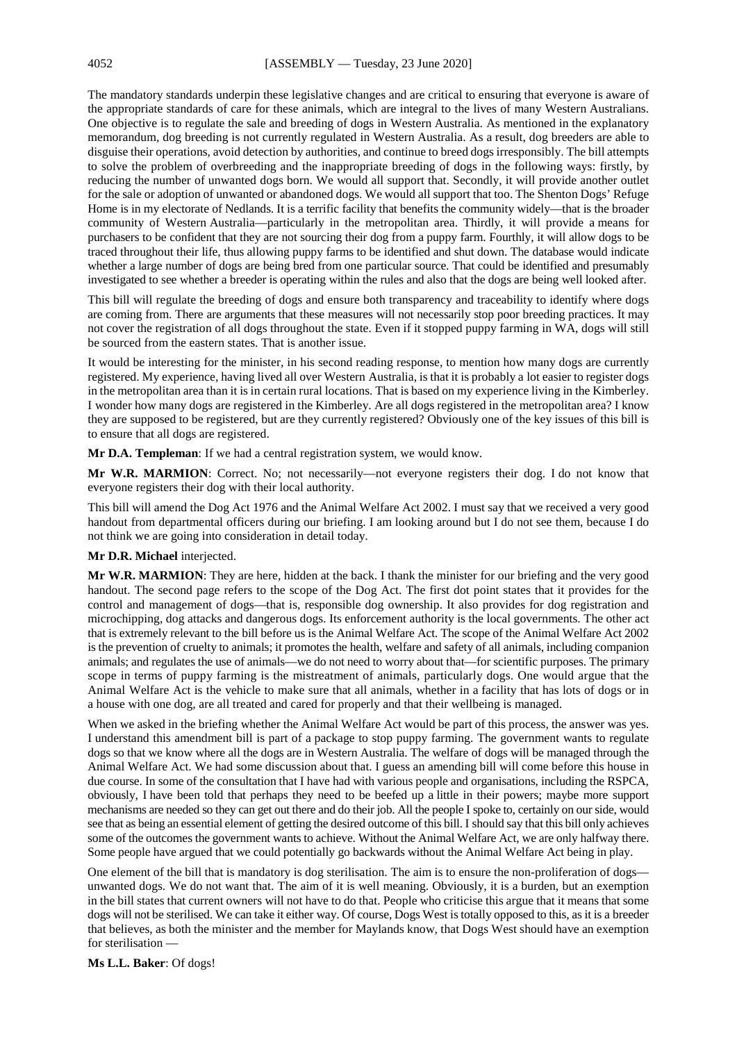The mandatory standards underpin these legislative changes and are critical to ensuring that everyone is aware of the appropriate standards of care for these animals, which are integral to the lives of many Western Australians. One objective is to regulate the sale and breeding of dogs in Western Australia. As mentioned in the explanatory memorandum, dog breeding is not currently regulated in Western Australia. As a result, dog breeders are able to disguise their operations, avoid detection by authorities, and continue to breed dogs irresponsibly. The bill attempts to solve the problem of overbreeding and the inappropriate breeding of dogs in the following ways: firstly, by reducing the number of unwanted dogs born. We would all support that. Secondly, it will provide another outlet for the sale or adoption of unwanted or abandoned dogs. We would all support that too. The Shenton Dogs' Refuge Home is in my electorate of Nedlands. It is a terrific facility that benefits the community widely—that is the broader community of Western Australia—particularly in the metropolitan area. Thirdly, it will provide a means for purchasers to be confident that they are not sourcing their dog from a puppy farm. Fourthly, it will allow dogs to be traced throughout their life, thus allowing puppy farms to be identified and shut down. The database would indicate whether a large number of dogs are being bred from one particular source. That could be identified and presumably investigated to see whether a breeder is operating within the rules and also that the dogs are being well looked after.

This bill will regulate the breeding of dogs and ensure both transparency and traceability to identify where dogs are coming from. There are arguments that these measures will not necessarily stop poor breeding practices. It may not cover the registration of all dogs throughout the state. Even if it stopped puppy farming in WA, dogs will still be sourced from the eastern states. That is another issue.

It would be interesting for the minister, in his second reading response, to mention how many dogs are currently registered. My experience, having lived all over Western Australia, is that it is probably a lot easier to register dogs in the metropolitan area than it is in certain rural locations. That is based on my experience living in the Kimberley. I wonder how many dogs are registered in the Kimberley. Are all dogs registered in the metropolitan area? I know they are supposed to be registered, but are they currently registered? Obviously one of the key issues of this bill is to ensure that all dogs are registered.

**Mr D.A. Templeman**: If we had a central registration system, we would know.

**Mr W.R. MARMION**: Correct. No; not necessarily—not everyone registers their dog. I do not know that everyone registers their dog with their local authority.

This bill will amend the Dog Act 1976 and the Animal Welfare Act 2002. I must say that we received a very good handout from departmental officers during our briefing. I am looking around but I do not see them, because I do not think we are going into consideration in detail today.

**Mr D.R. Michael** interjected.

**Mr W.R. MARMION**: They are here, hidden at the back. I thank the minister for our briefing and the very good handout. The second page refers to the scope of the Dog Act. The first dot point states that it provides for the control and management of dogs—that is, responsible dog ownership. It also provides for dog registration and microchipping, dog attacks and dangerous dogs. Its enforcement authority is the local governments. The other act that is extremely relevant to the bill before us is the Animal Welfare Act. The scope of the Animal Welfare Act 2002 is the prevention of cruelty to animals; it promotes the health, welfare and safety of all animals, including companion animals; and regulates the use of animals—we do not need to worry about that—for scientific purposes. The primary scope in terms of puppy farming is the mistreatment of animals, particularly dogs. One would argue that the Animal Welfare Act is the vehicle to make sure that all animals, whether in a facility that has lots of dogs or in a house with one dog, are all treated and cared for properly and that their wellbeing is managed.

When we asked in the briefing whether the Animal Welfare Act would be part of this process, the answer was yes. I understand this amendment bill is part of a package to stop puppy farming. The government wants to regulate dogs so that we know where all the dogs are in Western Australia. The welfare of dogs will be managed through the Animal Welfare Act. We had some discussion about that. I guess an amending bill will come before this house in due course. In some of the consultation that I have had with various people and organisations, including the RSPCA, obviously, I have been told that perhaps they need to be beefed up a little in their powers; maybe more support mechanisms are needed so they can get out there and do their job. All the people I spoke to, certainly on our side, would see that as being an essential element of getting the desired outcome of this bill. I should say that this bill only achieves some of the outcomes the government wants to achieve. Without the Animal Welfare Act, we are only halfway there. Some people have argued that we could potentially go backwards without the Animal Welfare Act being in play.

One element of the bill that is mandatory is dog sterilisation. The aim is to ensure the non-proliferation of dogs—unwanted dogs. We do not want that. The aim of it is well meaning. Obviously, it is a burden, but an exemption in the bill states that current owners will not have to do that. People who criticise this argue that it means that some dogs will not be sterilised. We can take it either way. Of course, Dogs West is totally opposed to this, as it is a breeder that believes, as both the minister and the member for Maylands know, that Dogs West should have an exemption for sterilisation —

**Ms L.L. Baker**: Of dogs!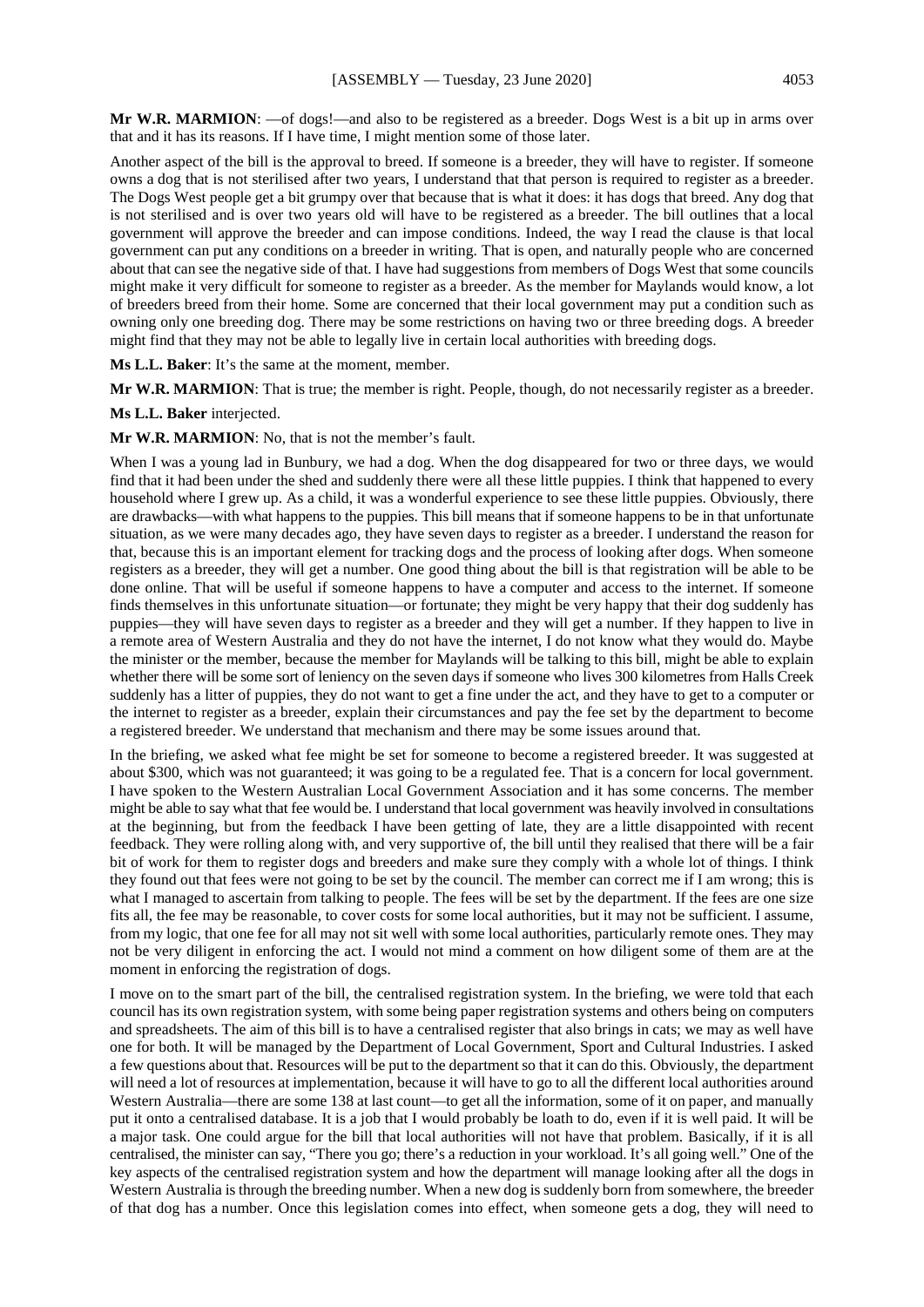**Mr W.R. MARMION**: —of dogs!—and also to be registered as a breeder. Dogs West is a bit up in arms over that and it has its reasons. If I have time, I might mention some of those later.

Another aspect of the bill is the approval to breed. If someone is a breeder, they will have to register. If someone owns a dog that is not sterilised after two years, I understand that that person is required to register as a breeder. The Dogs West people get a bit grumpy over that because that is what it does: it has dogs that breed. Any dog that is not sterilised and is over two years old will have to be registered as a breeder. The bill outlines that a local government will approve the breeder and can impose conditions. Indeed, the way I read the clause is that local government can put any conditions on a breeder in writing. That is open, and naturally people who are concerned about that can see the negative side of that. I have had suggestions from members of Dogs West that some councils might make it very difficult for someone to register as a breeder. As the member for Maylands would know, a lot of breeders breed from their home. Some are concerned that their local government may put a condition such as owning only one breeding dog. There may be some restrictions on having two or three breeding dogs. A breeder might find that they may not be able to legally live in certain local authorities with breeding dogs.

**Ms L.L. Baker**: It's the same at the moment, member.

**Mr W.R. MARMION**: That is true; the member is right. People, though, do not necessarily register as a breeder.

**Ms L.L. Baker** interjected.

**Mr W.R. MARMION**: No, that is not the member's fault.

When I was a young lad in Bunbury, we had a dog. When the dog disappeared for two or three days, we would find that it had been under the shed and suddenly there were all these little puppies. I think that happened to every household where I grew up. As a child, it was a wonderful experience to see these little puppies. Obviously, there are drawbacks—with what happens to the puppies. This bill means that if someone happens to be in that unfortunate situation, as we were many decades ago, they have seven days to register as a breeder. I understand the reason for that, because this is an important element for tracking dogs and the process of looking after dogs. When someone registers as a breeder, they will get a number. One good thing about the bill is that registration will be able to be done online. That will be useful if someone happens to have a computer and access to the internet. If someone finds themselves in this unfortunate situation—or fortunate; they might be very happy that their dog suddenly has puppies—they will have seven days to register as a breeder and they will get a number. If they happen to live in a remote area of Western Australia and they do not have the internet, I do not know what they would do. Maybe the minister or the member, because the member for Maylands will be talking to this bill, might be able to explain whether there will be some sort of leniency on the seven days if someone who lives 300 kilometres from Halls Creek suddenly has a litter of puppies, they do not want to get a fine under the act, and they have to get to a computer or the internet to register as a breeder, explain their circumstances and pay the fee set by the department to become a registered breeder. We understand that mechanism and there may be some issues around that.

In the briefing, we asked what fee might be set for someone to become a registered breeder. It was suggested at about $300, which was not guaranteed; it was going to be a regulated fee. That is a concern for local government. I have spoken to the Western Australian Local Government Association and it has some concerns. The member might be able to say what that fee would be. I understand that local government was heavily involved in consultations at the beginning, but from the feedback I have been getting of late, they are a little disappointed with recent feedback. They were rolling along with, and very supportive of, the bill until they realised that there will be a fair bit of work for them to register dogs and breeders and make sure they comply with a whole lot of things. I think they found out that fees were not going to be set by the council. The member can correct me if I am wrong; this is what I managed to ascertain from talking to people. The fees will be set by the department. If the fees are one size fits all, the fee may be reasonable, to cover costs for some local authorities, but it may not be sufficient. I assume, from my logic, that one fee for all may not sit well with some local authorities, particularly remote ones. They may not be very diligent in enforcing the act. I would not mind a comment on how diligent some of them are at the moment in enforcing the registration of dogs.

I move on to the smart part of the bill, the centralised registration system. In the briefing, we were told that each council has its own registration system, with some being paper registration systems and others being on computers and spreadsheets. The aim of this bill is to have a centralised register that also brings in cats; we may as well have one for both. It will be managed by the Department of Local Government, Sport and Cultural Industries. I asked a few questions about that. Resources will be put to the department so that it can do this. Obviously, the department will need a lot of resources at implementation, because it will have to go to all the different local authorities around Western Australia—there are some 138 at last count—to get all the information, some of it on paper, and manually put it onto a centralised database. It is a job that I would probably be loath to do, even if it is well paid. It will be a major task. One could argue for the bill that local authorities will not have that problem. Basically, if it is all centralised, the minister can say, "There you go; there's a reduction in your workload. It's all going well." One of the key aspects of the centralised registration system and how the department will manage looking after all the dogs in Western Australia is through the breeding number. When a new dog is suddenly born from somewhere, the breeder of that dog has a number. Once this legislation comes into effect, when someone gets a dog, they will need to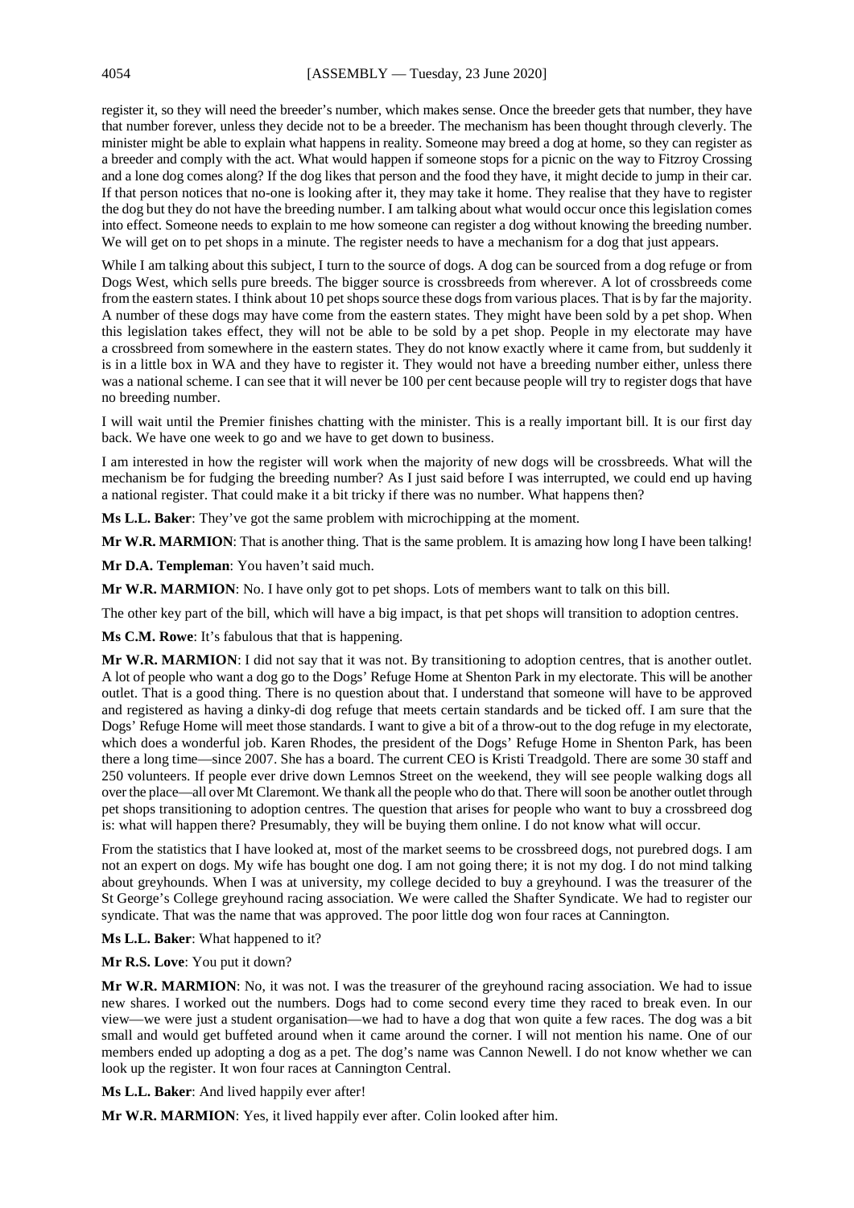register it, so they will need the breeder's number, which makes sense. Once the breeder gets that number, they have that number forever, unless they decide not to be a breeder. The mechanism has been thought through cleverly. The minister might be able to explain what happens in reality. Someone may breed a dog at home, so they can register as a breeder and comply with the act. What would happen if someone stops for a picnic on the way to Fitzroy Crossing and a lone dog comes along? If the dog likes that person and the food they have, it might decide to jump in their car. If that person notices that no-one is looking after it, they may take it home. They realise that they have to register the dog but they do not have the breeding number. I am talking about what would occur once this legislation comes into effect. Someone needs to explain to me how someone can register a dog without knowing the breeding number. We will get on to pet shops in a minute. The register needs to have a mechanism for a dog that just appears.

While I am talking about this subject, I turn to the source of dogs. A dog can be sourced from a dog refuge or from Dogs West, which sells pure breeds. The bigger source is crossbreeds from wherever. A lot of crossbreeds come from the eastern states. I think about 10 pet shops source these dogs from various places. That is by far the majority. A number of these dogs may have come from the eastern states. They might have been sold by a pet shop. When this legislation takes effect, they will not be able to be sold by a pet shop. People in my electorate may have a crossbreed from somewhere in the eastern states. They do not know exactly where it came from, but suddenly it is in a little box in WA and they have to register it. They would not have a breeding number either, unless there was a national scheme. I can see that it will never be 100 per cent because people will try to register dogs that have no breeding number.

I will wait until the Premier finishes chatting with the minister. This is a really important bill. It is our first day back. We have one week to go and we have to get down to business.

I am interested in how the register will work when the majority of new dogs will be crossbreeds. What will the mechanism be for fudging the breeding number? As I just said before I was interrupted, we could end up having a national register. That could make it a bit tricky if there was no number. What happens then?

**Ms L.L. Baker**: They've got the same problem with microchipping at the moment.

**Mr W.R. MARMION**: That is another thing. That is the same problem. It is amazing how long I have been talking!

**Mr D.A. Templeman**: You haven't said much.

**Mr W.R. MARMION**: No. I have only got to pet shops. Lots of members want to talk on this bill.

The other key part of the bill, which will have a big impact, is that pet shops will transition to adoption centres.

**Ms C.M. Rowe**: It's fabulous that that is happening.

**Mr W.R. MARMION**: I did not say that it was not. By transitioning to adoption centres, that is another outlet. A lot of people who want a dog go to the Dogs' Refuge Home at Shenton Park in my electorate. This will be another outlet. That is a good thing. There is no question about that. I understand that someone will have to be approved and registered as having a dinky-di dog refuge that meets certain standards and be ticked off. I am sure that the Dogs' Refuge Home will meet those standards. I want to give a bit of a throw-out to the dog refuge in my electorate, which does a wonderful job. Karen Rhodes, the president of the Dogs' Refuge Home in Shenton Park, has been there a long time—since 2007. She has a board. The current CEO is Kristi Treadgold. There are some 30 staff and 250 volunteers. If people ever drive down Lemnos Street on the weekend, they will see people walking dogs all over the place—all over Mt Claremont. We thank all the people who do that. There will soon be another outlet through pet shops transitioning to adoption centres. The question that arises for people who want to buy a crossbreed dog is: what will happen there? Presumably, they will be buying them online. I do not know what will occur.

From the statistics that I have looked at, most of the market seems to be crossbreed dogs, not purebred dogs. I am not an expert on dogs. My wife has bought one dog. I am not going there; it is not my dog. I do not mind talking about greyhounds. When I was at university, my college decided to buy a greyhound. I was the treasurer of the St George's College greyhound racing association. We were called the Shafter Syndicate. We had to register our syndicate. That was the name that was approved. The poor little dog won four races at Cannington.

**Ms L.L. Baker**: What happened to it?

**Mr R.S. Love**: You put it down?

**Mr W.R. MARMION**: No, it was not. I was the treasurer of the greyhound racing association. We had to issue new shares. I worked out the numbers. Dogs had to come second every time they raced to break even. In our view—we were just a student organisation—we had to have a dog that won quite a few races. The dog was a bit small and would get buffeted around when it came around the corner. I will not mention his name. One of our members ended up adopting a dog as a pet. The dog's name was Cannon Newell. I do not know whether we can look up the register. It won four races at Cannington Central.

**Ms L.L. Baker**: And lived happily ever after!

**Mr W.R. MARMION**: Yes, it lived happily ever after. Colin looked after him.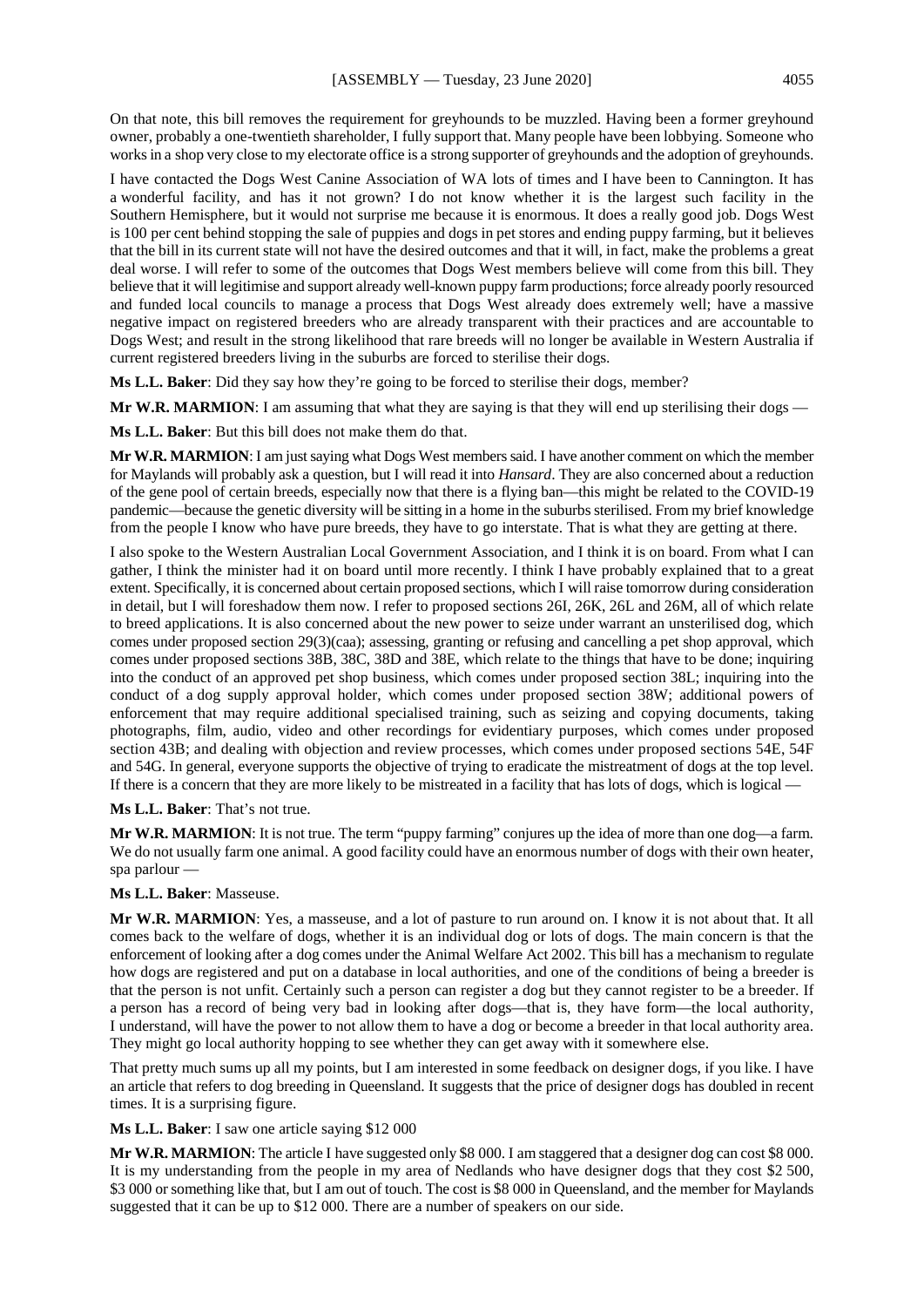On that note, this bill removes the requirement for greyhounds to be muzzled. Having been a former greyhound owner, probably a one-twentieth shareholder, I fully support that. Many people have been lobbying. Someone who works in a shop very close to my electorate office is a strong supporter of greyhounds and the adoption of greyhounds.

I have contacted the Dogs West Canine Association of WA lots of times and I have been to Cannington. It has a wonderful facility, and has it not grown? I do not know whether it is the largest such facility in the Southern Hemisphere, but it would not surprise me because it is enormous. It does a really good job. Dogs West is 100 per cent behind stopping the sale of puppies and dogs in pet stores and ending puppy farming, but it believes that the bill in its current state will not have the desired outcomes and that it will, in fact, make the problems a great deal worse. I will refer to some of the outcomes that Dogs West members believe will come from this bill. They believe that it will legitimise and support already well-known puppy farm productions; force already poorly resourced and funded local councils to manage a process that Dogs West already does extremely well; have a massive negative impact on registered breeders who are already transparent with their practices and are accountable to Dogs West; and result in the strong likelihood that rare breeds will no longer be available in Western Australia if current registered breeders living in the suburbs are forced to sterilise their dogs.

**Ms L.L. Baker**: Did they say how they're going to be forced to sterilise their dogs, member?

**Mr W.R. MARMION**: I am assuming that what they are saying is that they will end up sterilising their dogs —

**Ms L.L. Baker**: But this bill does not make them do that.

**Mr W.R. MARMION**: I am just saying what Dogs West members said. I have another comment on which the member for Maylands will probably ask a question, but I will read it into *Hansard*. They are also concerned about a reduction of the gene pool of certain breeds, especially now that there is a flying ban—this might be related to the COVID-19 pandemic—because the genetic diversity will be sitting in a home in the suburbs sterilised. From my brief knowledge from the people I know who have pure breeds, they have to go interstate. That is what they are getting at there.

I also spoke to the Western Australian Local Government Association, and I think it is on board. From what I can gather, I think the minister had it on board until more recently. I think I have probably explained that to a great extent. Specifically, it is concerned about certain proposed sections, which I will raise tomorrow during consideration in detail, but I will foreshadow them now. I refer to proposed sections 26I, 26K, 26L and 26M, all of which relate to breed applications. It is also concerned about the new power to seize under warrant an unsterilised dog, which comes under proposed section 29(3)(caa); assessing, granting or refusing and cancelling a pet shop approval, which comes under proposed sections 38B, 38C, 38D and 38E, which relate to the things that have to be done; inquiring into the conduct of an approved pet shop business, which comes under proposed section 38L; inquiring into the conduct of a dog supply approval holder, which comes under proposed section 38W; additional powers of enforcement that may require additional specialised training, such as seizing and copying documents, taking photographs, film, audio, video and other recordings for evidentiary purposes, which comes under proposed section 43B; and dealing with objection and review processes, which comes under proposed sections 54E, 54F and 54G. In general, everyone supports the objective of trying to eradicate the mistreatment of dogs at the top level. If there is a concern that they are more likely to be mistreated in a facility that has lots of dogs, which is logical —

**Ms L.L. Baker**: That's not true.

**Mr W.R. MARMION**: It is not true. The term "puppy farming" conjures up the idea of more than one dog—a farm. We do not usually farm one animal. A good facility could have an enormous number of dogs with their own heater, spa parlour —

**Ms L.L. Baker**: Masseuse.

**Mr W.R. MARMION**: Yes, a masseuse, and a lot of pasture to run around on. I know it is not about that. It all comes back to the welfare of dogs, whether it is an individual dog or lots of dogs. The main concern is that the enforcement of looking after a dog comes under the Animal Welfare Act 2002. This bill has a mechanism to regulate how dogs are registered and put on a database in local authorities, and one of the conditions of being a breeder is that the person is not unfit. Certainly such a person can register a dog but they cannot register to be a breeder. If a person has a record of being very bad in looking after dogs—that is, they have form—the local authority, I understand, will have the power to not allow them to have a dog or become a breeder in that local authority area. They might go local authority hopping to see whether they can get away with it somewhere else.

That pretty much sums up all my points, but I am interested in some feedback on designer dogs, if you like. I have an article that refers to dog breeding in Queensland. It suggests that the price of designer dogs has doubled in recent times. It is a surprising figure.

**Ms L.L. Baker**: I saw one article saying $12 000

**Mr W.R. MARMION**: The article I have suggested only $8 000. I am staggered that a designer dog can cost $8 000. It is my understanding from the people in my area of Nedlands who have designer dogs that they cost $2 500, $3 000 or something like that, but I am out of touch. The cost is $8 000 in Queensland, and the member for Maylands suggested that it can be up to $12 000. There are a number of speakers on our side.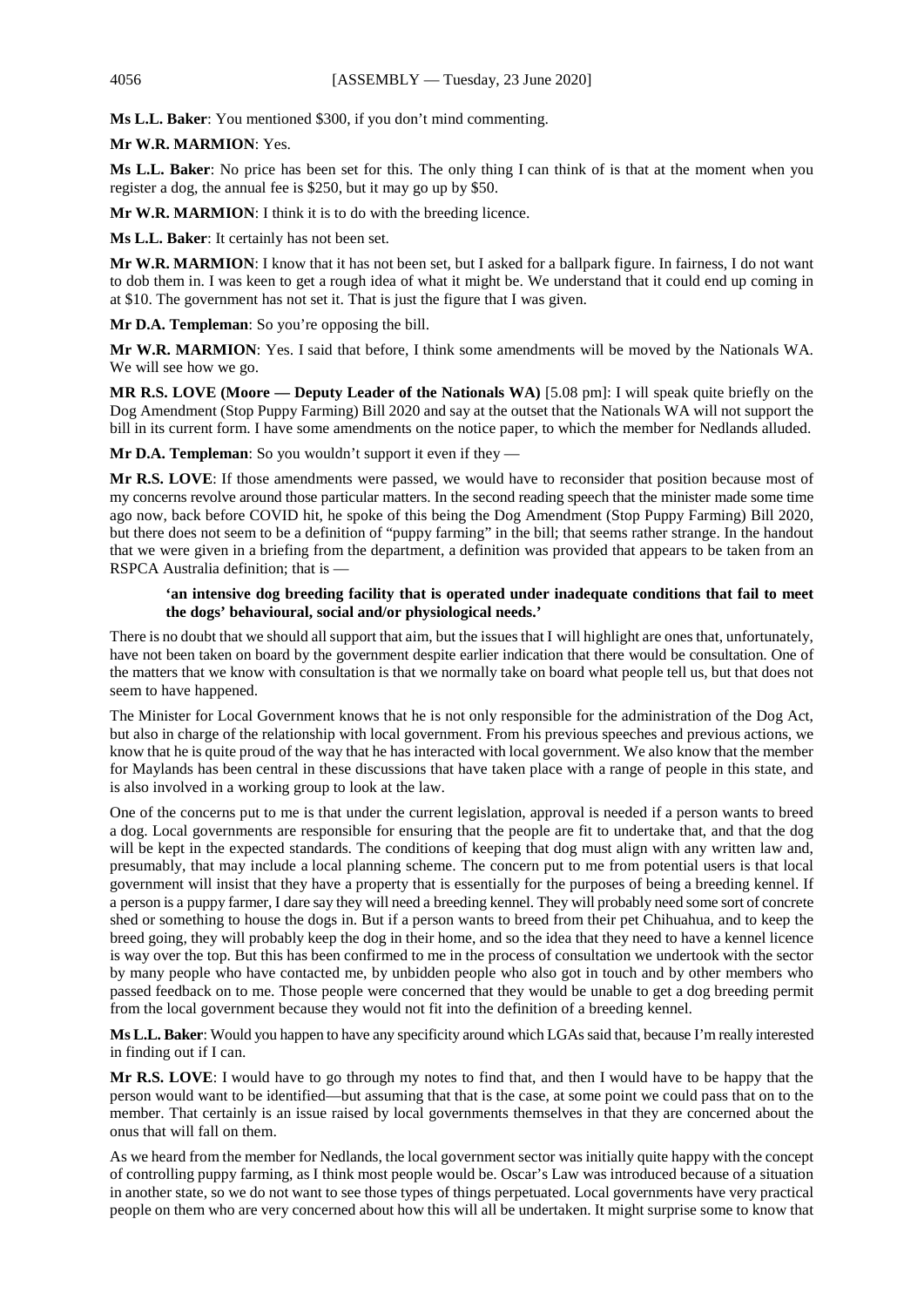**Ms L.L. Baker**: You mentioned $300, if you don't mind commenting.

**Mr W.R. MARMION**: Yes.

**Ms L.L. Baker**: No price has been set for this. The only thing I can think of is that at the moment when you register a dog, the annual fee is $250, but it may go up by $50.

**Mr W.R. MARMION**: I think it is to do with the breeding licence.

**Ms L.L. Baker**: It certainly has not been set.

**Mr W.R. MARMION**: I know that it has not been set, but I asked for a ballpark figure. In fairness, I do not want to dob them in. I was keen to get a rough idea of what it might be. We understand that it could end up coming in at $10. The government has not set it. That is just the figure that I was given.

**Mr D.A. Templeman**: So you're opposing the bill.

**Mr W.R. MARMION**: Yes. I said that before, I think some amendments will be moved by the Nationals WA. We will see how we go.

**MR R.S. LOVE (Moore — Deputy Leader of the Nationals WA)** [5.08 pm]: I will speak quite briefly on the Dog Amendment (Stop Puppy Farming) Bill 2020 and say at the outset that the Nationals WA will not support the bill in its current form. I have some amendments on the notice paper, to which the member for Nedlands alluded.

**Mr D.A. Templeman**: So you wouldn't support it even if they —

**Mr R.S. LOVE**: If those amendments were passed, we would have to reconsider that position because most of my concerns revolve around those particular matters. In the second reading speech that the minister made some time ago now, back before COVID hit, he spoke of this being the Dog Amendment (Stop Puppy Farming) Bill 2020, but there does not seem to be a definition of "puppy farming" in the bill; that seems rather strange. In the handout that we were given in a briefing from the department, a definition was provided that appears to be taken from an RSPCA Australia definition; that is —

> **'an intensive dog breeding facility that is operated under inadequate conditions that fail to meet the dogs' behavioural, social and/or physiological needs.'**

There is no doubt that we should all support that aim, but the issues that I will highlight are ones that, unfortunately, have not been taken on board by the government despite earlier indication that there would be consultation. One of the matters that we know with consultation is that we normally take on board what people tell us, but that does not seem to have happened.

The Minister for Local Government knows that he is not only responsible for the administration of the Dog Act, but also in charge of the relationship with local government. From his previous speeches and previous actions, we know that he is quite proud of the way that he has interacted with local government. We also know that the member for Maylands has been central in these discussions that have taken place with a range of people in this state, and is also involved in a working group to look at the law.

One of the concerns put to me is that under the current legislation, approval is needed if a person wants to breed a dog. Local governments are responsible for ensuring that the people are fit to undertake that, and that the dog will be kept in the expected standards. The conditions of keeping that dog must align with any written law and, presumably, that may include a local planning scheme. The concern put to me from potential users is that local government will insist that they have a property that is essentially for the purposes of being a breeding kennel. If a person is a puppy farmer, I dare say they will need a breeding kennel. They will probably need some sort of concrete shed or something to house the dogs in. But if a person wants to breed from their pet Chihuahua, and to keep the breed going, they will probably keep the dog in their home, and so the idea that they need to have a kennel licence is way over the top. But this has been confirmed to me in the process of consultation we undertook with the sector by many people who have contacted me, by unbidden people who also got in touch and by other members who passed feedback on to me. Those people were concerned that they would be unable to get a dog breeding permit from the local government because they would not fit into the definition of a breeding kennel.

**Ms L.L. Baker**: Would you happen to have any specificity around which LGAs said that, because I'm really interested in finding out if I can.

**Mr R.S. LOVE**: I would have to go through my notes to find that, and then I would have to be happy that the person would want to be identified—but assuming that that is the case, at some point we could pass that on to the member. That certainly is an issue raised by local governments themselves in that they are concerned about the onus that will fall on them.

As we heard from the member for Nedlands, the local government sector was initially quite happy with the concept of controlling puppy farming, as I think most people would be. Oscar's Law was introduced because of a situation in another state, so we do not want to see those types of things perpetuated. Local governments have very practical people on them who are very concerned about how this will all be undertaken. It might surprise some to know that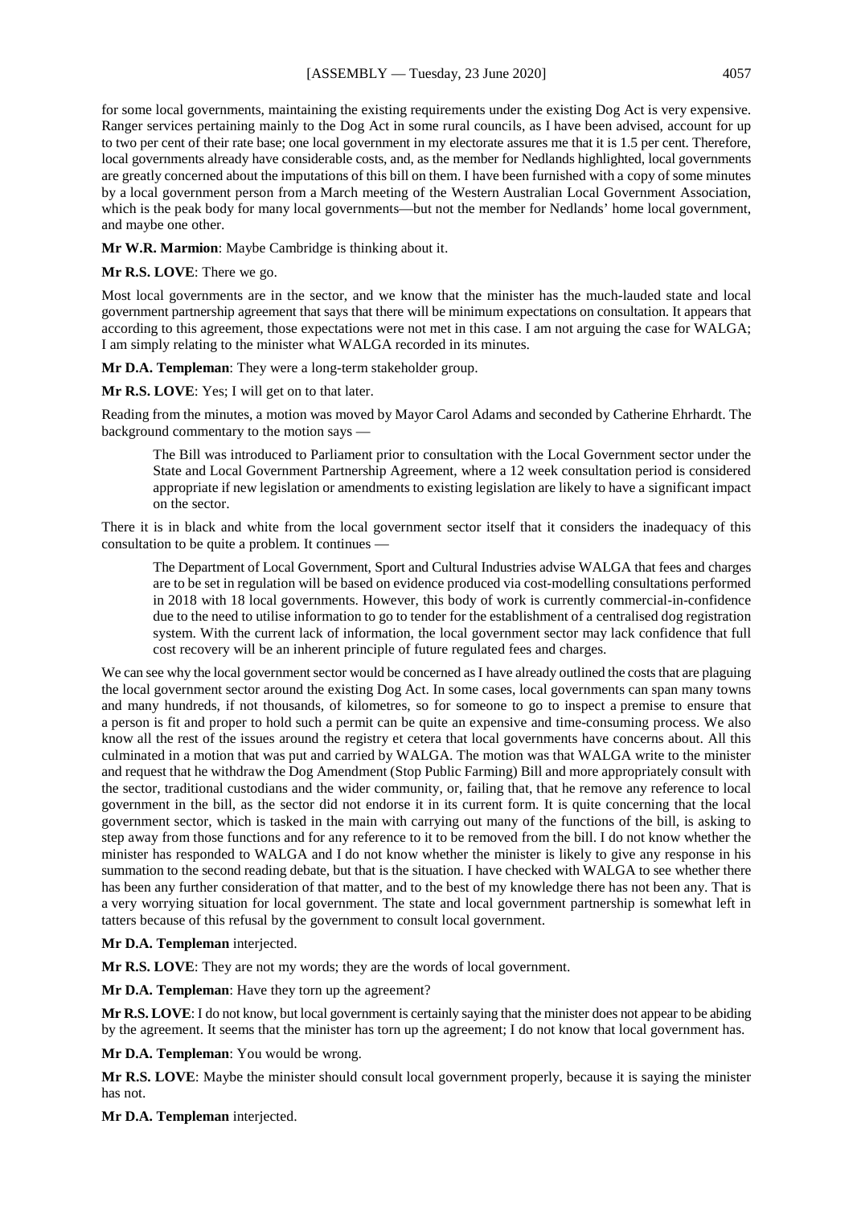for some local governments, maintaining the existing requirements under the existing Dog Act is very expensive. Ranger services pertaining mainly to the Dog Act in some rural councils, as I have been advised, account for up to two per cent of their rate base; one local government in my electorate assures me that it is 1.5 per cent. Therefore, local governments already have considerable costs, and, as the member for Nedlands highlighted, local governments are greatly concerned about the imputations of this bill on them. I have been furnished with a copy of some minutes by a local government person from a March meeting of the Western Australian Local Government Association, which is the peak body for many local governments—but not the member for Nedlands' home local government, and maybe one other.

**Mr W.R. Marmion**: Maybe Cambridge is thinking about it.

**Mr R.S. LOVE**: There we go.

Most local governments are in the sector, and we know that the minister has the much-lauded state and local government partnership agreement that says that there will be minimum expectations on consultation. It appears that according to this agreement, those expectations were not met in this case. I am not arguing the case for WALGA; I am simply relating to the minister what WALGA recorded in its minutes.

**Mr D.A. Templeman**: They were a long-term stakeholder group.

**Mr R.S. LOVE**: Yes; I will get on to that later.

Reading from the minutes, a motion was moved by Mayor Carol Adams and seconded by Catherine Ehrhardt. The background commentary to the motion says —

> The Bill was introduced to Parliament prior to consultation with the Local Government sector under the State and Local Government Partnership Agreement, where a 12 week consultation period is considered appropriate if new legislation or amendments to existing legislation are likely to have a significant impact on the sector.

There it is in black and white from the local government sector itself that it considers the inadequacy of this consultation to be quite a problem. It continues —

> The Department of Local Government, Sport and Cultural Industries advise WALGA that fees and charges are to be set in regulation will be based on evidence produced via cost-modelling consultations performed in 2018 with 18 local governments. However, this body of work is currently commercial-in-confidence due to the need to utilise information to go to tender for the establishment of a centralised dog registration system. With the current lack of information, the local government sector may lack confidence that full cost recovery will be an inherent principle of future regulated fees and charges.

We can see why the local government sector would be concerned as I have already outlined the costs that are plaguing the local government sector around the existing Dog Act. In some cases, local governments can span many towns and many hundreds, if not thousands, of kilometres, so for someone to go to inspect a premise to ensure that a person is fit and proper to hold such a permit can be quite an expensive and time-consuming process. We also know all the rest of the issues around the registry et cetera that local governments have concerns about. All this culminated in a motion that was put and carried by WALGA. The motion was that WALGA write to the minister and request that he withdraw the Dog Amendment (Stop Public Farming) Bill and more appropriately consult with the sector, traditional custodians and the wider community, or, failing that, that he remove any reference to local government in the bill, as the sector did not endorse it in its current form. It is quite concerning that the local government sector, which is tasked in the main with carrying out many of the functions of the bill, is asking to step away from those functions and for any reference to it to be removed from the bill. I do not know whether the minister has responded to WALGA and I do not know whether the minister is likely to give any response in his summation to the second reading debate, but that is the situation. I have checked with WALGA to see whether there has been any further consideration of that matter, and to the best of my knowledge there has not been any. That is a very worrying situation for local government. The state and local government partnership is somewhat left in tatters because of this refusal by the government to consult local government.

**Mr D.A. Templeman** interjected.

**Mr R.S. LOVE**: They are not my words; they are the words of local government.

**Mr D.A. Templeman**: Have they torn up the agreement?

**Mr R.S. LOVE**: I do not know, but local government is certainly saying that the minister does not appear to be abiding by the agreement. It seems that the minister has torn up the agreement; I do not know that local government has.

**Mr D.A. Templeman**: You would be wrong.

**Mr R.S. LOVE**: Maybe the minister should consult local government properly, because it is saying the minister has not.

**Mr D.A. Templeman** interjected.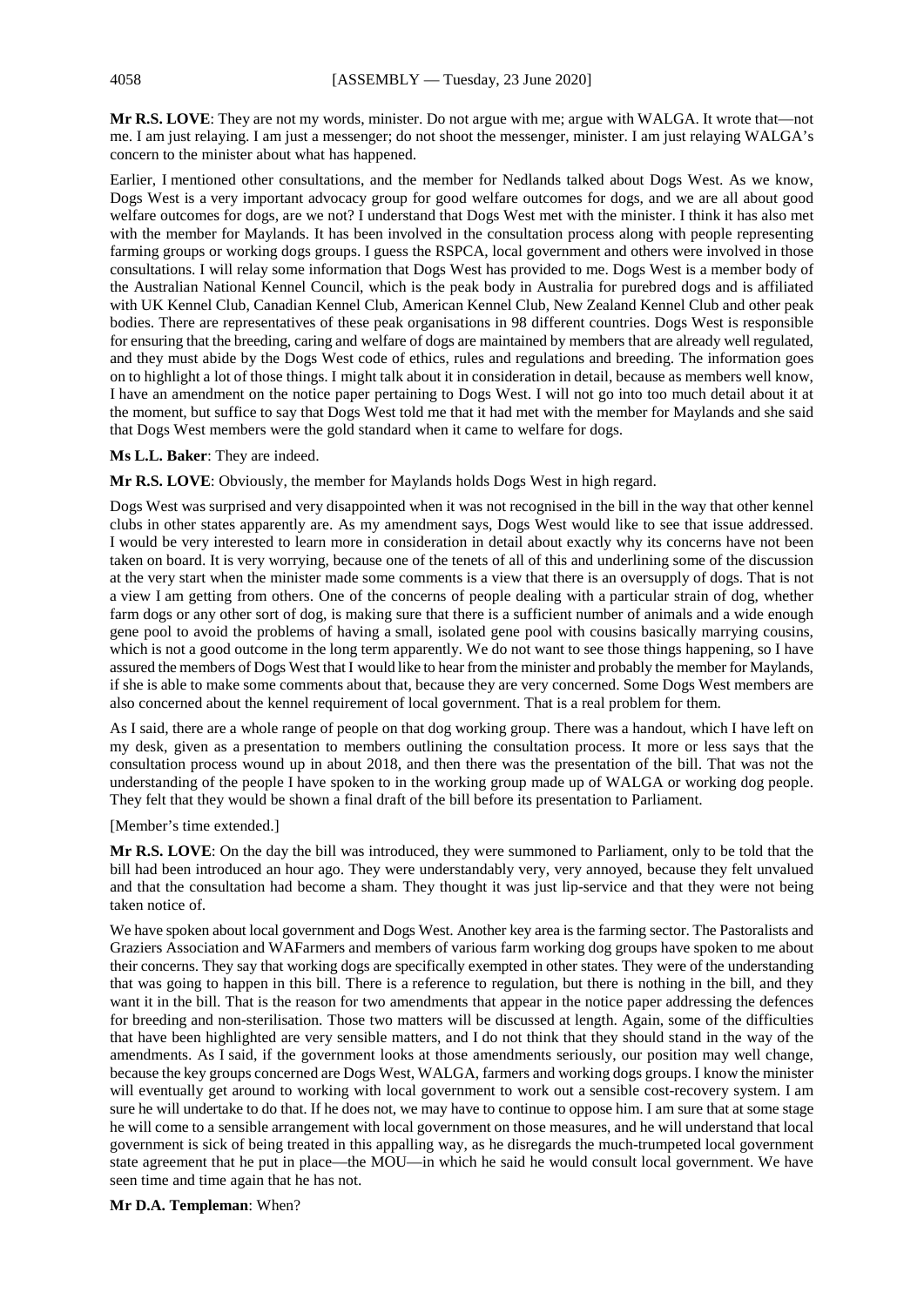**Mr R.S. LOVE**: They are not my words, minister. Do not argue with me; argue with WALGA. It wrote that—not me. I am just relaying. I am just a messenger; do not shoot the messenger, minister. I am just relaying WALGA's concern to the minister about what has happened.

Earlier, I mentioned other consultations, and the member for Nedlands talked about Dogs West. As we know, Dogs West is a very important advocacy group for good welfare outcomes for dogs, and we are all about good welfare outcomes for dogs, are we not? I understand that Dogs West met with the minister. I think it has also met with the member for Maylands. It has been involved in the consultation process along with people representing farming groups or working dogs groups. I guess the RSPCA, local government and others were involved in those consultations. I will relay some information that Dogs West has provided to me. Dogs West is a member body of the Australian National Kennel Council, which is the peak body in Australia for purebred dogs and is affiliated with UK Kennel Club, Canadian Kennel Club, American Kennel Club, New Zealand Kennel Club and other peak bodies. There are representatives of these peak organisations in 98 different countries. Dogs West is responsible for ensuring that the breeding, caring and welfare of dogs are maintained by members that are already well regulated, and they must abide by the Dogs West code of ethics, rules and regulations and breeding. The information goes on to highlight a lot of those things. I might talk about it in consideration in detail, because as members well know, I have an amendment on the notice paper pertaining to Dogs West. I will not go into too much detail about it at the moment, but suffice to say that Dogs West told me that it had met with the member for Maylands and she said that Dogs West members were the gold standard when it came to welfare for dogs.

**Ms L.L. Baker**: They are indeed.

**Mr R.S. LOVE**: Obviously, the member for Maylands holds Dogs West in high regard.

Dogs West was surprised and very disappointed when it was not recognised in the bill in the way that other kennel clubs in other states apparently are. As my amendment says, Dogs West would like to see that issue addressed. I would be very interested to learn more in consideration in detail about exactly why its concerns have not been taken on board. It is very worrying, because one of the tenets of all of this and underlining some of the discussion at the very start when the minister made some comments is a view that there is an oversupply of dogs. That is not a view I am getting from others. One of the concerns of people dealing with a particular strain of dog, whether farm dogs or any other sort of dog, is making sure that there is a sufficient number of animals and a wide enough gene pool to avoid the problems of having a small, isolated gene pool with cousins basically marrying cousins, which is not a good outcome in the long term apparently. We do not want to see those things happening, so I have assured the members of Dogs West that I would like to hear from the minister and probably the member for Maylands, if she is able to make some comments about that, because they are very concerned. Some Dogs West members are also concerned about the kennel requirement of local government. That is a real problem for them.

As I said, there are a whole range of people on that dog working group. There was a handout, which I have left on my desk, given as a presentation to members outlining the consultation process. It more or less says that the consultation process wound up in about 2018, and then there was the presentation of the bill. That was not the understanding of the people I have spoken to in the working group made up of WALGA or working dog people. They felt that they would be shown a final draft of the bill before its presentation to Parliament.

[Member's time extended.]

**Mr R.S. LOVE**: On the day the bill was introduced, they were summoned to Parliament, only to be told that the bill had been introduced an hour ago. They were understandably very, very annoyed, because they felt unvalued and that the consultation had become a sham. They thought it was just lip-service and that they were not being taken notice of.

We have spoken about local government and Dogs West. Another key area is the farming sector. The Pastoralists and Graziers Association and WAFarmers and members of various farm working dog groups have spoken to me about their concerns. They say that working dogs are specifically exempted in other states. They were of the understanding that was going to happen in this bill. There is a reference to regulation, but there is nothing in the bill, and they want it in the bill. That is the reason for two amendments that appear in the notice paper addressing the defences for breeding and non-sterilisation. Those two matters will be discussed at length. Again, some of the difficulties that have been highlighted are very sensible matters, and I do not think that they should stand in the way of the amendments. As I said, if the government looks at those amendments seriously, our position may well change, because the key groups concerned are Dogs West, WALGA, farmers and working dogs groups. I know the minister will eventually get around to working with local government to work out a sensible cost-recovery system. I am sure he will undertake to do that. If he does not, we may have to continue to oppose him. I am sure that at some stage he will come to a sensible arrangement with local government on those measures, and he will understand that local government is sick of being treated in this appalling way, as he disregards the much-trumpeted local government state agreement that he put in place—the MOU—in which he said he would consult local government. We have seen time and time again that he has not.

**Mr D.A. Templeman**: When?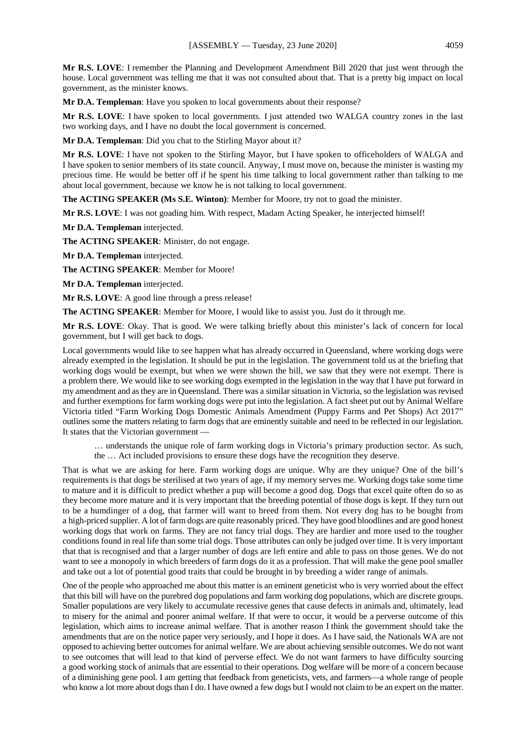**Mr R.S. LOVE**: I remember the Planning and Development Amendment Bill 2020 that just went through the house. Local government was telling me that it was not consulted about that. That is a pretty big impact on local government, as the minister knows.

**Mr D.A. Templeman**: Have you spoken to local governments about their response?

**Mr R.S. LOVE**: I have spoken to local governments. I just attended two WALGA country zones in the last two working days, and I have no doubt the local government is concerned.

**Mr D.A. Templeman**: Did you chat to the Stirling Mayor about it?

**Mr R.S. LOVE**: I have not spoken to the Stirling Mayor, but I have spoken to officeholders of WALGA and I have spoken to senior members of its state council. Anyway, I must move on, because the minister is wasting my precious time. He would be better off if he spent his time talking to local government rather than talking to me about local government, because we know he is not talking to local government.

**The ACTING SPEAKER (Ms S.E. Winton)**: Member for Moore, try not to goad the minister.

**Mr R.S. LOVE**: I was not goading him. With respect, Madam Acting Speaker, he interjected himself!

**Mr D.A. Templeman** interjected.

**The ACTING SPEAKER**: Minister, do not engage.

**Mr D.A. Templeman** interjected.

**The ACTING SPEAKER**: Member for Moore!

**Mr D.A. Templeman** interjected.

**Mr R.S. LOVE**: A good line through a press release!

**The ACTING SPEAKER**: Member for Moore, I would like to assist you. Just do it through me.

**Mr R.S. LOVE**: Okay. That is good. We were talking briefly about this minister's lack of concern for local government, but I will get back to dogs.

Local governments would like to see happen what has already occurred in Queensland, where working dogs were already exempted in the legislation. It should be put in the legislation. The government told us at the briefing that working dogs would be exempt, but when we were shown the bill, we saw that they were not exempt. There is a problem there. We would like to see working dogs exempted in the legislation in the way that I have put forward in my amendment and as they are in Queensland. There was a similar situation in Victoria, so the legislation was revised and further exemptions for farm working dogs were put into the legislation. A fact sheet put out by Animal Welfare Victoria titled "Farm Working Dogs Domestic Animals Amendment (Puppy Farms and Pet Shops) Act 2017" outlines some the matters relating to farm dogs that are eminently suitable and need to be reflected in our legislation. It states that the Victorian government —

> … understands the unique role of farm working dogs in Victoria's primary production sector. As such, the … Act included provisions to ensure these dogs have the recognition they deserve.

That is what we are asking for here. Farm working dogs are unique. Why are they unique? One of the bill's requirements is that dogs be sterilised at two years of age, if my memory serves me. Working dogs take some time to mature and it is difficult to predict whether a pup will become a good dog. Dogs that excel quite often do so as they become more mature and it is very important that the breeding potential of those dogs is kept. If they turn out to be a humdinger of a dog, that farmer will want to breed from them. Not every dog has to be bought from a high-priced supplier. A lot of farm dogs are quite reasonably priced. They have good bloodlines and are good honest working dogs that work on farms. They are not fancy trial dogs. They are hardier and more used to the tougher conditions found in real life than some trial dogs. Those attributes can only be judged over time. It is very important that that is recognised and that a larger number of dogs are left entire and able to pass on those genes. We do not want to see a monopoly in which breeders of farm dogs do it as a profession. That will make the gene pool smaller and take out a lot of potential good traits that could be brought in by breeding a wider range of animals.

One of the people who approached me about this matter is an eminent geneticist who is very worried about the effect that this bill will have on the purebred dog populations and farm working dog populations, which are discrete groups. Smaller populations are very likely to accumulate recessive genes that cause defects in animals and, ultimately, lead to misery for the animal and poorer animal welfare. If that were to occur, it would be a perverse outcome of this legislation, which aims to increase animal welfare. That is another reason I think the government should take the amendments that are on the notice paper very seriously, and I hope it does. As I have said, the Nationals WA are not opposed to achieving better outcomes for animal welfare. We are about achieving sensible outcomes. We do not want to see outcomes that will lead to that kind of perverse effect. We do not want farmers to have difficulty sourcing a good working stock of animals that are essential to their operations. Dog welfare will be more of a concern because of a diminishing gene pool. I am getting that feedback from geneticists, vets, and farmers—a whole range of people who know a lot more about dogs than I do. I have owned a few dogs but I would not claim to be an expert on the matter.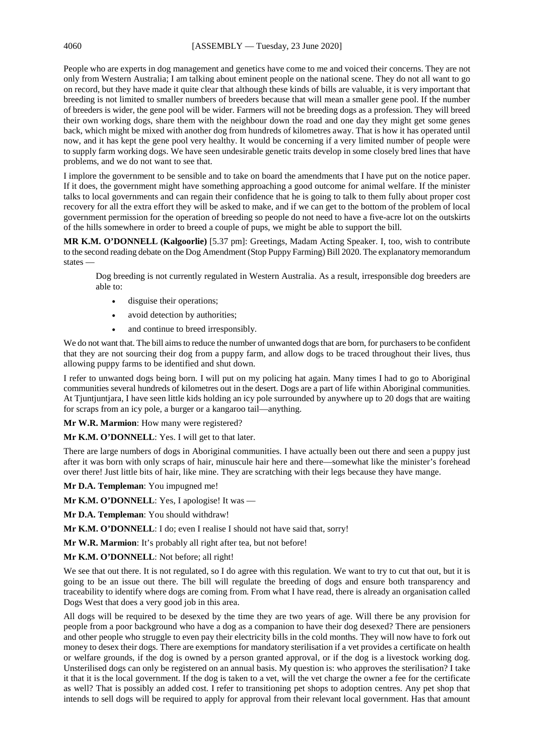People who are experts in dog management and genetics have come to me and voiced their concerns. They are not only from Western Australia; I am talking about eminent people on the national scene. They do not all want to go on record, but they have made it quite clear that although these kinds of bills are valuable, it is very important that breeding is not limited to smaller numbers of breeders because that will mean a smaller gene pool. If the number of breeders is wider, the gene pool will be wider. Farmers will not be breeding dogs as a profession. They will breed their own working dogs, share them with the neighbour down the road and one day they might get some genes back, which might be mixed with another dog from hundreds of kilometres away. That is how it has operated until now, and it has kept the gene pool very healthy. It would be concerning if a very limited number of people were to supply farm working dogs. We have seen undesirable genetic traits develop in some closely bred lines that have problems, and we do not want to see that.

I implore the government to be sensible and to take on board the amendments that I have put on the notice paper. If it does, the government might have something approaching a good outcome for animal welfare. If the minister talks to local governments and can regain their confidence that he is going to talk to them fully about proper cost recovery for all the extra effort they will be asked to make, and if we can get to the bottom of the problem of local government permission for the operation of breeding so people do not need to have a five-acre lot on the outskirts of the hills somewhere in order to breed a couple of pups, we might be able to support the bill.

**MR K.M. O'DONNELL (Kalgoorlie)** [5.37 pm]: Greetings, Madam Acting Speaker. I, too, wish to contribute to the second reading debate on the Dog Amendment (Stop Puppy Farming) Bill 2020. The explanatory memorandum states —

> Dog breeding is not currently regulated in Western Australia. As a result, irresponsible dog breeders are able to:
>
> - disguise their operations;
> - avoid detection by authorities;
> - and continue to breed irresponsibly.

We do not want that. The bill aims to reduce the number of unwanted dogs that are born, for purchasers to be confident that they are not sourcing their dog from a puppy farm, and allow dogs to be traced throughout their lives, thus allowing puppy farms to be identified and shut down.

I refer to unwanted dogs being born. I will put on my policing hat again. Many times I had to go to Aboriginal communities several hundreds of kilometres out in the desert. Dogs are a part of life within Aboriginal communities. At Tjuntjuntjara, I have seen little kids holding an icy pole surrounded by anywhere up to 20 dogs that are waiting for scraps from an icy pole, a burger or a kangaroo tail—anything.

**Mr W.R. Marmion**: How many were registered?

**Mr K.M. O'DONNELL**: Yes. I will get to that later.

There are large numbers of dogs in Aboriginal communities. I have actually been out there and seen a puppy just after it was born with only scraps of hair, minuscule hair here and there—somewhat like the minister's forehead over there! Just little bits of hair, like mine. They are scratching with their legs because they have mange.

**Mr D.A. Templeman**: You impugned me!

**Mr K.M. O'DONNELL**: Yes, I apologise! It was —

**Mr D.A. Templeman**: You should withdraw!

**Mr K.M. O'DONNELL**: I do; even I realise I should not have said that, sorry!

**Mr W.R. Marmion**: It's probably all right after tea, but not before!

**Mr K.M. O'DONNELL**: Not before; all right!

We see that out there. It is not regulated, so I do agree with this regulation. We want to try to cut that out, but it is going to be an issue out there. The bill will regulate the breeding of dogs and ensure both transparency and traceability to identify where dogs are coming from. From what I have read, there is already an organisation called Dogs West that does a very good job in this area.

All dogs will be required to be desexed by the time they are two years of age. Will there be any provision for people from a poor background who have a dog as a companion to have their dog desexed? There are pensioners and other people who struggle to even pay their electricity bills in the cold months. They will now have to fork out money to desex their dogs. There are exemptions for mandatory sterilisation if a vet provides a certificate on health or welfare grounds, if the dog is owned by a person granted approval, or if the dog is a livestock working dog. Unsterilised dogs can only be registered on an annual basis. My question is: who approves the sterilisation? I take it that it is the local government. If the dog is taken to a vet, will the vet charge the owner a fee for the certificate as well? That is possibly an added cost. I refer to transitioning pet shops to adoption centres. Any pet shop that intends to sell dogs will be required to apply for approval from their relevant local government. Has that amount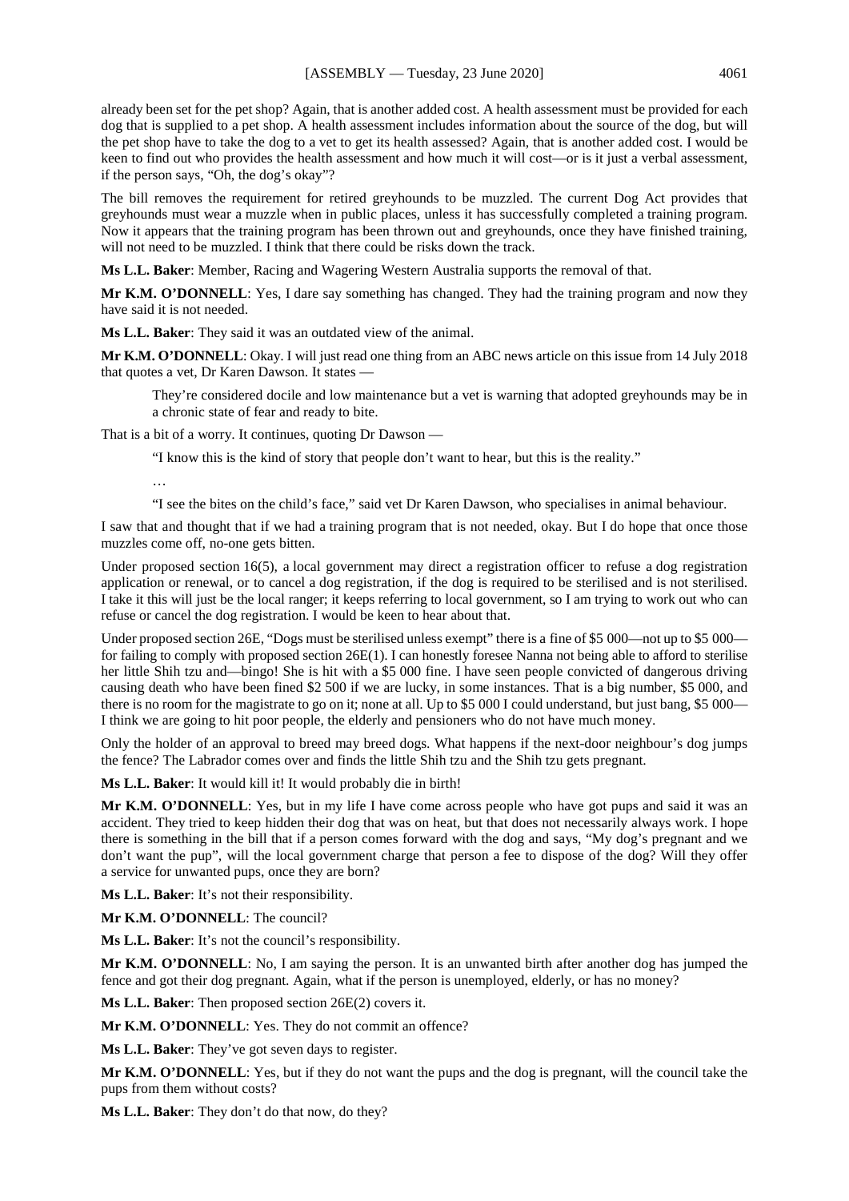already been set for the pet shop? Again, that is another added cost. A health assessment must be provided for each dog that is supplied to a pet shop. A health assessment includes information about the source of the dog, but will the pet shop have to take the dog to a vet to get its health assessed? Again, that is another added cost. I would be keen to find out who provides the health assessment and how much it will cost—or is it just a verbal assessment, if the person says, "Oh, the dog's okay"?

The bill removes the requirement for retired greyhounds to be muzzled. The current Dog Act provides that greyhounds must wear a muzzle when in public places, unless it has successfully completed a training program. Now it appears that the training program has been thrown out and greyhounds, once they have finished training, will not need to be muzzled. I think that there could be risks down the track.

**Ms L.L. Baker**: Member, Racing and Wagering Western Australia supports the removal of that.

**Mr K.M. O'DONNELL**: Yes, I dare say something has changed. They had the training program and now they have said it is not needed.

**Ms L.L. Baker**: They said it was an outdated view of the animal.

**Mr K.M. O'DONNELL**: Okay. I will just read one thing from an ABC news article on this issue from 14 July 2018 that quotes a vet, Dr Karen Dawson. It states —

> They're considered docile and low maintenance but a vet is warning that adopted greyhounds may be in a chronic state of fear and ready to bite.

That is a bit of a worry. It continues, quoting Dr Dawson —

> "I know this is the kind of story that people don't want to hear, but this is the reality."
>
> …
>
> "I see the bites on the child's face," said vet Dr Karen Dawson, who specialises in animal behaviour.

I saw that and thought that if we had a training program that is not needed, okay. But I do hope that once those muzzles come off, no-one gets bitten.

Under proposed section 16(5), a local government may direct a registration officer to refuse a dog registration application or renewal, or to cancel a dog registration, if the dog is required to be sterilised and is not sterilised. I take it this will just be the local ranger; it keeps referring to local government, so I am trying to work out who can refuse or cancel the dog registration. I would be keen to hear about that.

Under proposed section 26E, "Dogs must be sterilised unless exempt" there is a fine of $5 000—not up to $5 000—for failing to comply with proposed section 26E(1). I can honestly foresee Nanna not being able to afford to sterilise her little Shih tzu and—bingo! She is hit with a $5 000 fine. I have seen people convicted of dangerous driving causing death who have been fined $2 500 if we are lucky, in some instances. That is a big number, $5 000, and there is no room for the magistrate to go on it; none at all. Up to $5 000 I could understand, but just bang, $5 000—I think we are going to hit poor people, the elderly and pensioners who do not have much money.

Only the holder of an approval to breed may breed dogs. What happens if the next-door neighbour's dog jumps the fence? The Labrador comes over and finds the little Shih tzu and the Shih tzu gets pregnant.

**Ms L.L. Baker**: It would kill it! It would probably die in birth!

**Mr K.M. O'DONNELL**: Yes, but in my life I have come across people who have got pups and said it was an accident. They tried to keep hidden their dog that was on heat, but that does not necessarily always work. I hope there is something in the bill that if a person comes forward with the dog and says, "My dog's pregnant and we don't want the pup", will the local government charge that person a fee to dispose of the dog? Will they offer a service for unwanted pups, once they are born?

**Ms L.L. Baker**: It's not their responsibility.

**Mr K.M. O'DONNELL**: The council?

**Ms L.L. Baker**: It's not the council's responsibility.

**Mr K.M. O'DONNELL**: No, I am saying the person. It is an unwanted birth after another dog has jumped the fence and got their dog pregnant. Again, what if the person is unemployed, elderly, or has no money?

**Ms L.L. Baker**: Then proposed section 26E(2) covers it.

**Mr K.M. O'DONNELL**: Yes. They do not commit an offence?

**Ms L.L. Baker**: They've got seven days to register.

**Mr K.M. O'DONNELL**: Yes, but if they do not want the pups and the dog is pregnant, will the council take the pups from them without costs?

**Ms L.L. Baker**: They don't do that now, do they?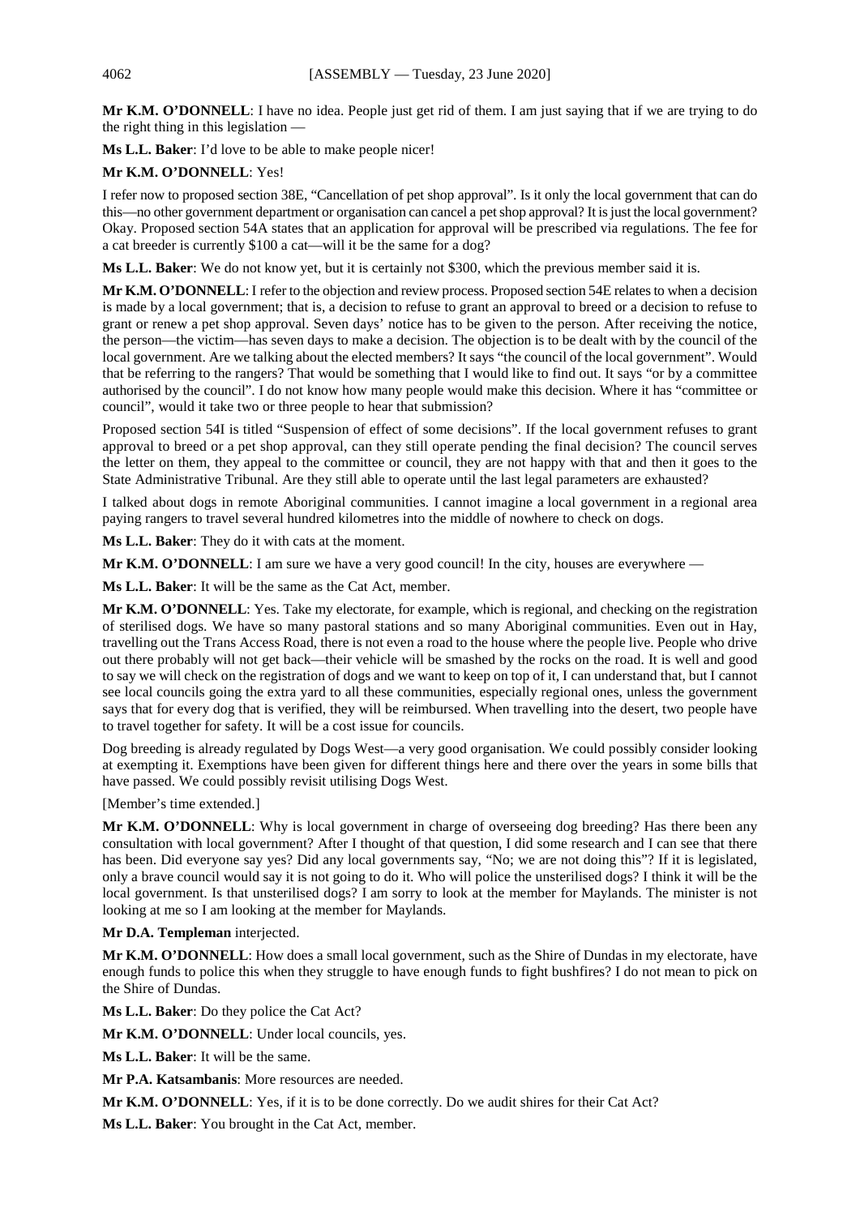**Mr K.M. O'DONNELL**: I have no idea. People just get rid of them. I am just saying that if we are trying to do the right thing in this legislation —

**Ms L.L. Baker**: I'd love to be able to make people nicer!

**Mr K.M. O'DONNELL**: Yes!

I refer now to proposed section 38E, "Cancellation of pet shop approval". Is it only the local government that can do this—no other government department or organisation can cancel a pet shop approval? It is just the local government? Okay. Proposed section 54A states that an application for approval will be prescribed via regulations. The fee for a cat breeder is currently $100 a cat—will it be the same for a dog?

**Ms L.L. Baker**: We do not know yet, but it is certainly not $300, which the previous member said it is.

**Mr K.M. O'DONNELL**: I refer to the objection and review process. Proposed section 54E relates to when a decision is made by a local government; that is, a decision to refuse to grant an approval to breed or a decision to refuse to grant or renew a pet shop approval. Seven days' notice has to be given to the person. After receiving the notice, the person—the victim—has seven days to make a decision. The objection is to be dealt with by the council of the local government. Are we talking about the elected members? It says "the council of the local government". Would that be referring to the rangers? That would be something that I would like to find out. It says "or by a committee authorised by the council". I do not know how many people would make this decision. Where it has "committee or council", would it take two or three people to hear that submission?

Proposed section 54I is titled "Suspension of effect of some decisions". If the local government refuses to grant approval to breed or a pet shop approval, can they still operate pending the final decision? The council serves the letter on them, they appeal to the committee or council, they are not happy with that and then it goes to the State Administrative Tribunal. Are they still able to operate until the last legal parameters are exhausted?

I talked about dogs in remote Aboriginal communities. I cannot imagine a local government in a regional area paying rangers to travel several hundred kilometres into the middle of nowhere to check on dogs.

**Ms L.L. Baker**: They do it with cats at the moment.

**Mr K.M. O'DONNELL**: I am sure we have a very good council! In the city, houses are everywhere —

**Ms L.L. Baker**: It will be the same as the Cat Act, member.

**Mr K.M. O'DONNELL**: Yes. Take my electorate, for example, which is regional, and checking on the registration of sterilised dogs. We have so many pastoral stations and so many Aboriginal communities. Even out in Hay, travelling out the Trans Access Road, there is not even a road to the house where the people live. People who drive out there probably will not get back—their vehicle will be smashed by the rocks on the road. It is well and good to say we will check on the registration of dogs and we want to keep on top of it, I can understand that, but I cannot see local councils going the extra yard to all these communities, especially regional ones, unless the government says that for every dog that is verified, they will be reimbursed. When travelling into the desert, two people have to travel together for safety. It will be a cost issue for councils.

Dog breeding is already regulated by Dogs West—a very good organisation. We could possibly consider looking at exempting it. Exemptions have been given for different things here and there over the years in some bills that have passed. We could possibly revisit utilising Dogs West.

[Member's time extended.]

**Mr K.M. O'DONNELL**: Why is local government in charge of overseeing dog breeding? Has there been any consultation with local government? After I thought of that question, I did some research and I can see that there has been. Did everyone say yes? Did any local governments say, "No; we are not doing this"? If it is legislated, only a brave council would say it is not going to do it. Who will police the unsterilised dogs? I think it will be the local government. Is that unsterilised dogs? I am sorry to look at the member for Maylands. The minister is not looking at me so I am looking at the member for Maylands.

**Mr D.A. Templeman** interjected.

**Mr K.M. O'DONNELL**: How does a small local government, such as the Shire of Dundas in my electorate, have enough funds to police this when they struggle to have enough funds to fight bushfires? I do not mean to pick on the Shire of Dundas.

**Ms L.L. Baker**: Do they police the Cat Act?

**Mr K.M. O'DONNELL**: Under local councils, yes.

**Ms L.L. Baker**: It will be the same.

**Mr P.A. Katsambanis**: More resources are needed.

**Mr K.M. O'DONNELL**: Yes, if it is to be done correctly. Do we audit shires for their Cat Act?

**Ms L.L. Baker**: You brought in the Cat Act, member.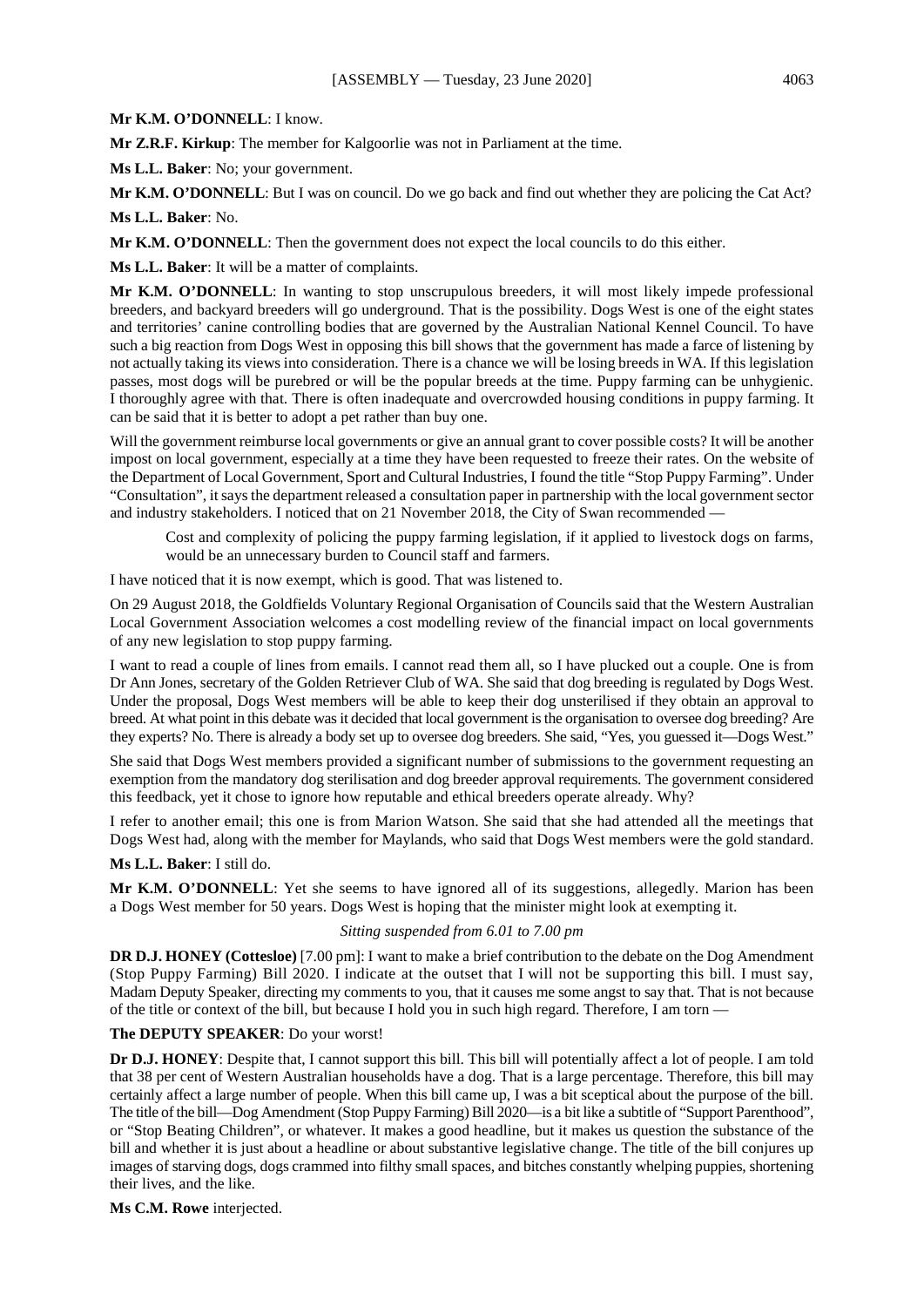**Mr K.M. O'DONNELL**: I know.

**Mr Z.R.F. Kirkup**: The member for Kalgoorlie was not in Parliament at the time.

**Ms L.L. Baker**: No; your government.

**Mr K.M. O'DONNELL**: But I was on council. Do we go back and find out whether they are policing the Cat Act?

**Ms L.L. Baker**: No.

**Mr K.M. O'DONNELL**: Then the government does not expect the local councils to do this either.

**Ms L.L. Baker**: It will be a matter of complaints.

**Mr K.M. O'DONNELL**: In wanting to stop unscrupulous breeders, it will most likely impede professional breeders, and backyard breeders will go underground. That is the possibility. Dogs West is one of the eight states and territories' canine controlling bodies that are governed by the Australian National Kennel Council. To have such a big reaction from Dogs West in opposing this bill shows that the government has made a farce of listening by not actually taking its views into consideration. There is a chance we will be losing breeds in WA. If this legislation passes, most dogs will be purebred or will be the popular breeds at the time. Puppy farming can be unhygienic. I thoroughly agree with that. There is often inadequate and overcrowded housing conditions in puppy farming. It can be said that it is better to adopt a pet rather than buy one.

Will the government reimburse local governments or give an annual grant to cover possible costs? It will be another impost on local government, especially at a time they have been requested to freeze their rates. On the website of the Department of Local Government, Sport and Cultural Industries, I found the title "Stop Puppy Farming". Under "Consultation", it says the department released a consultation paper in partnership with the local government sector and industry stakeholders. I noticed that on 21 November 2018, the City of Swan recommended —

> Cost and complexity of policing the puppy farming legislation, if it applied to livestock dogs on farms, would be an unnecessary burden to Council staff and farmers.

I have noticed that it is now exempt, which is good. That was listened to.

On 29 August 2018, the Goldfields Voluntary Regional Organisation of Councils said that the Western Australian Local Government Association welcomes a cost modelling review of the financial impact on local governments of any new legislation to stop puppy farming.

I want to read a couple of lines from emails. I cannot read them all, so I have plucked out a couple. One is from Dr Ann Jones, secretary of the Golden Retriever Club of WA. She said that dog breeding is regulated by Dogs West. Under the proposal, Dogs West members will be able to keep their dog unsterilised if they obtain an approval to breed. At what point in this debate was it decided that local government is the organisation to oversee dog breeding? Are they experts? No. There is already a body set up to oversee dog breeders. She said, "Yes, you guessed it—Dogs West."

She said that Dogs West members provided a significant number of submissions to the government requesting an exemption from the mandatory dog sterilisation and dog breeder approval requirements. The government considered this feedback, yet it chose to ignore how reputable and ethical breeders operate already. Why?

I refer to another email; this one is from Marion Watson. She said that she had attended all the meetings that Dogs West had, along with the member for Maylands, who said that Dogs West members were the gold standard.

**Ms L.L. Baker**: I still do.

**Mr K.M. O'DONNELL**: Yet she seems to have ignored all of its suggestions, allegedly. Marion has been a Dogs West member for 50 years. Dogs West is hoping that the minister might look at exempting it.

*Sitting suspended from 6.01 to 7.00 pm*

**DR D.J. HONEY (Cottesloe)** [7.00 pm]: I want to make a brief contribution to the debate on the Dog Amendment (Stop Puppy Farming) Bill 2020. I indicate at the outset that I will not be supporting this bill. I must say, Madam Deputy Speaker, directing my comments to you, that it causes me some angst to say that. That is not because of the title or context of the bill, but because I hold you in such high regard. Therefore, I am torn —

**The DEPUTY SPEAKER**: Do your worst!

**Dr D.J. HONEY**: Despite that, I cannot support this bill. This bill will potentially affect a lot of people. I am told that 38 per cent of Western Australian households have a dog. That is a large percentage. Therefore, this bill may certainly affect a large number of people. When this bill came up, I was a bit sceptical about the purpose of the bill. The title of the bill—Dog Amendment (Stop Puppy Farming) Bill 2020—is a bit like a subtitle of "Support Parenthood", or "Stop Beating Children", or whatever. It makes a good headline, but it makes us question the substance of the bill and whether it is just about a headline or about substantive legislative change. The title of the bill conjures up images of starving dogs, dogs crammed into filthy small spaces, and bitches constantly whelping puppies, shortening their lives, and the like.

**Ms C.M. Rowe** interjected.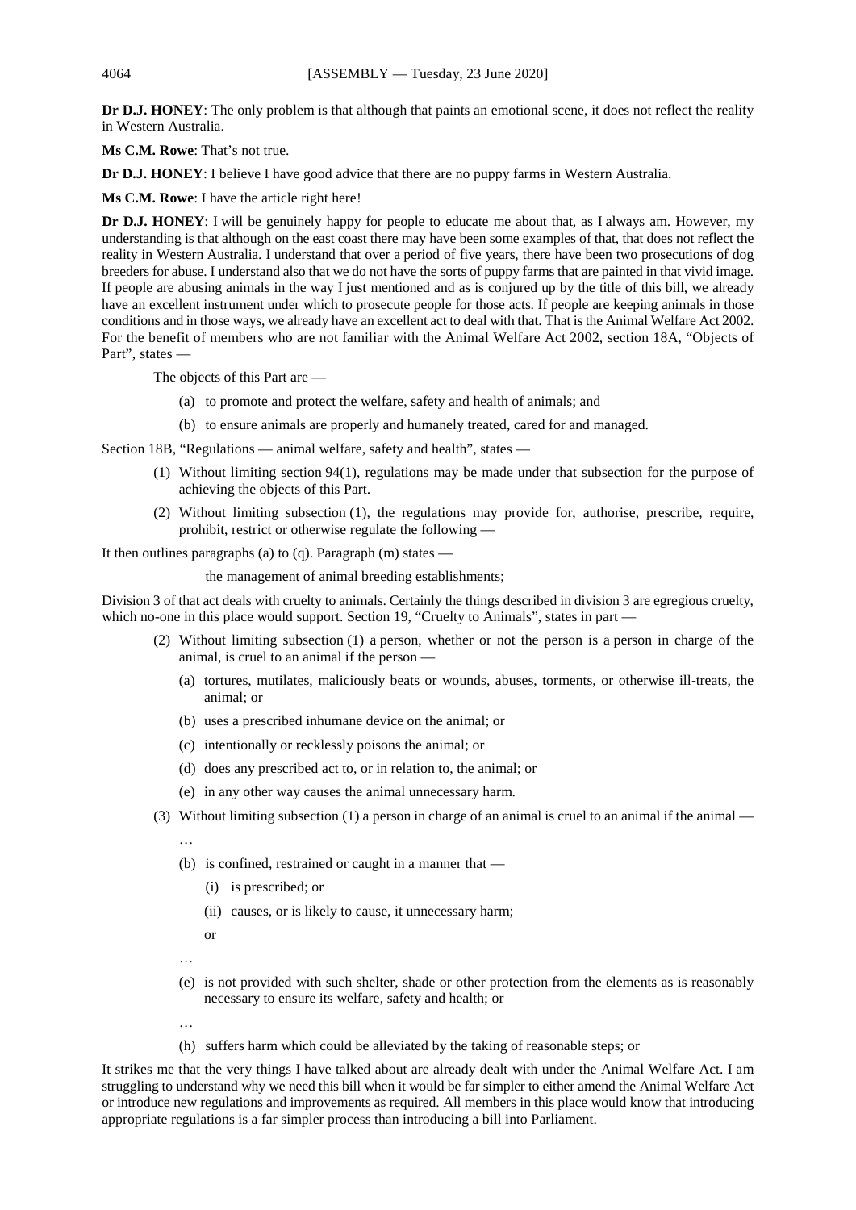**Dr D.J. HONEY**: The only problem is that although that paints an emotional scene, it does not reflect the reality in Western Australia.

**Ms C.M. Rowe**: That's not true.

**Dr D.J. HONEY**: I believe I have good advice that there are no puppy farms in Western Australia.

**Ms C.M. Rowe**: I have the article right here!

**Dr D.J. HONEY**: I will be genuinely happy for people to educate me about that, as I always am. However, my understanding is that although on the east coast there may have been some examples of that, that does not reflect the reality in Western Australia. I understand that over a period of five years, there have been two prosecutions of dog breeders for abuse. I understand also that we do not have the sorts of puppy farms that are painted in that vivid image. If people are abusing animals in the way I just mentioned and as is conjured up by the title of this bill, we already have an excellent instrument under which to prosecute people for those acts. If people are keeping animals in those conditions and in those ways, we already have an excellent act to deal with that. That is the Animal Welfare Act 2002. For the benefit of members who are not familiar with the Animal Welfare Act 2002, section 18A, "Objects of Part", states —

> The objects of this Part are —
>
> (a) to promote and protect the welfare, safety and health of animals; and
>
> (b) to ensure animals are properly and humanely treated, cared for and managed.

Section 18B, "Regulations — animal welfare, safety and health", states —

> (1) Without limiting section 94(1), regulations may be made under that subsection for the purpose of achieving the objects of this Part.
>
> (2) Without limiting subsection (1), the regulations may provide for, authorise, prescribe, require, prohibit, restrict or otherwise regulate the following —

It then outlines paragraphs (a) to (q). Paragraph (m) states —

> the management of animal breeding establishments;

Division 3 of that act deals with cruelty to animals. Certainly the things described in division 3 are egregious cruelty, which no-one in this place would support. Section 19, "Cruelty to Animals", states in part —

> (2) Without limiting subsection (1) a person, whether or not the person is a person in charge of the animal, is cruel to an animal if the person —
>
> (a) tortures, mutilates, maliciously beats or wounds, abuses, torments, or otherwise ill-treats, the animal; or
>
> (b) uses a prescribed inhumane device on the animal; or
>
> (c) intentionally or recklessly poisons the animal; or
>
> (d) does any prescribed act to, or in relation to, the animal; or
>
> (e) in any other way causes the animal unnecessary harm.
>
> (3) Without limiting subsection (1) a person in charge of an animal is cruel to an animal if the animal —
>
> …
>
> (b) is confined, restrained or caught in a manner that —
>
> (i) is prescribed; or
>
> (ii) causes, or is likely to cause, it unnecessary harm;
>
> or
>
> …
>
> (e) is not provided with such shelter, shade or other protection from the elements as is reasonably necessary to ensure its welfare, safety and health; or
>
> …
>
> (h) suffers harm which could be alleviated by the taking of reasonable steps; or

It strikes me that the very things I have talked about are already dealt with under the Animal Welfare Act. I am struggling to understand why we need this bill when it would be far simpler to either amend the Animal Welfare Act or introduce new regulations and improvements as required. All members in this place would know that introducing appropriate regulations is a far simpler process than introducing a bill into Parliament.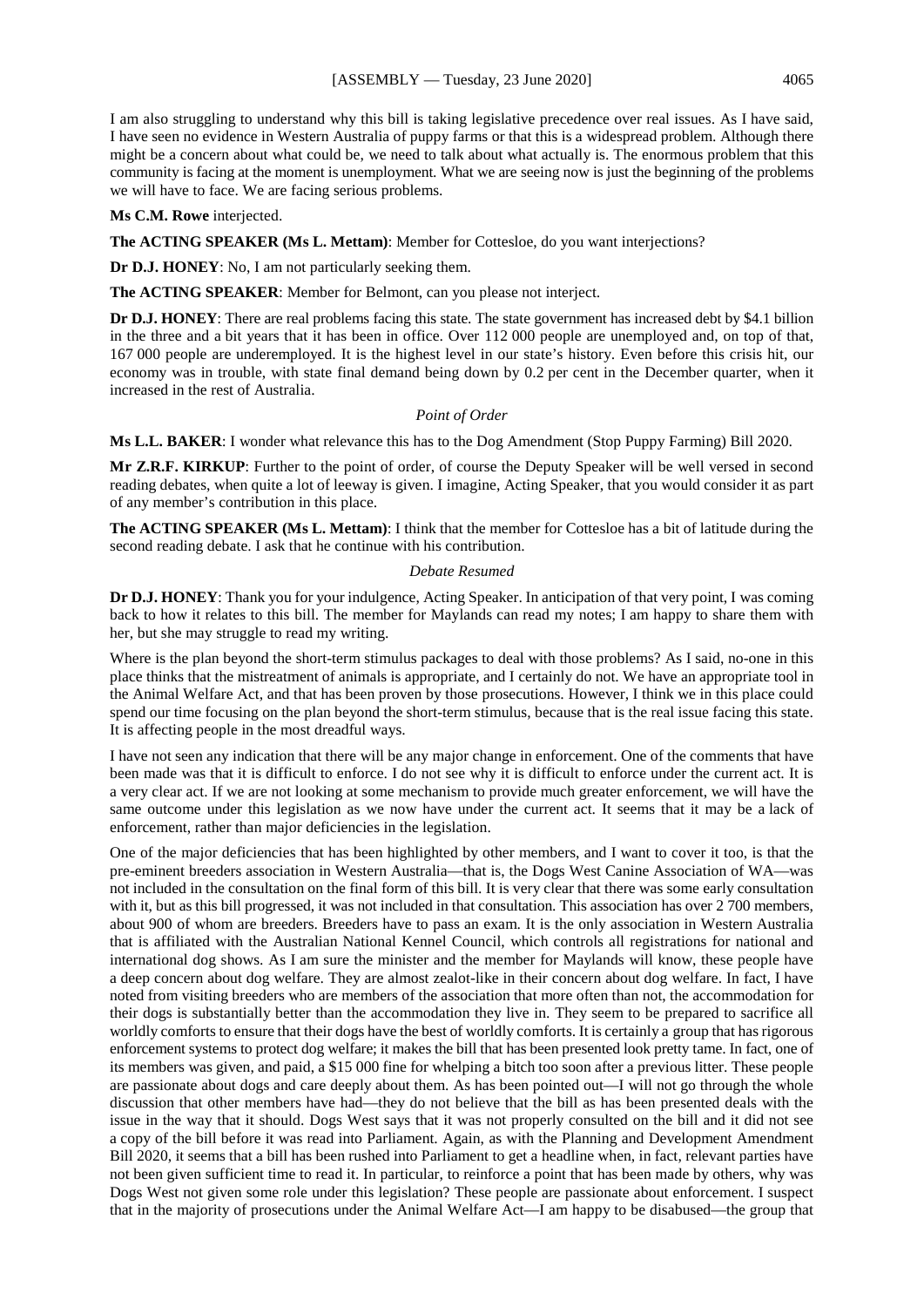I am also struggling to understand why this bill is taking legislative precedence over real issues. As I have said, I have seen no evidence in Western Australia of puppy farms or that this is a widespread problem. Although there might be a concern about what could be, we need to talk about what actually is. The enormous problem that this community is facing at the moment is unemployment. What we are seeing now is just the beginning of the problems we will have to face. We are facing serious problems.

**Ms C.M. Rowe** interjected.

**The ACTING SPEAKER (Ms L. Mettam)**: Member for Cottesloe, do you want interjections?

**Dr D.J. HONEY**: No, I am not particularly seeking them.

**The ACTING SPEAKER**: Member for Belmont, can you please not interject.

**Dr D.J. HONEY**: There are real problems facing this state. The state government has increased debt by $4.1 billion in the three and a bit years that it has been in office. Over 112 000 people are unemployed and, on top of that, 167 000 people are underemployed. It is the highest level in our state's history. Even before this crisis hit, our economy was in trouble, with state final demand being down by 0.2 per cent in the December quarter, when it increased in the rest of Australia.

*Point of Order*

**Ms L.L. BAKER**: I wonder what relevance this has to the Dog Amendment (Stop Puppy Farming) Bill 2020.

**Mr Z.R.F. KIRKUP**: Further to the point of order, of course the Deputy Speaker will be well versed in second reading debates, when quite a lot of leeway is given. I imagine, Acting Speaker, that you would consider it as part of any member's contribution in this place.

**The ACTING SPEAKER (Ms L. Mettam)**: I think that the member for Cottesloe has a bit of latitude during the second reading debate. I ask that he continue with his contribution.

*Debate Resumed*

**Dr D.J. HONEY**: Thank you for your indulgence, Acting Speaker. In anticipation of that very point, I was coming back to how it relates to this bill. The member for Maylands can read my notes; I am happy to share them with her, but she may struggle to read my writing.

Where is the plan beyond the short-term stimulus packages to deal with those problems? As I said, no-one in this place thinks that the mistreatment of animals is appropriate, and I certainly do not. We have an appropriate tool in the Animal Welfare Act, and that has been proven by those prosecutions. However, I think we in this place could spend our time focusing on the plan beyond the short-term stimulus, because that is the real issue facing this state. It is affecting people in the most dreadful ways.

I have not seen any indication that there will be any major change in enforcement. One of the comments that have been made was that it is difficult to enforce. I do not see why it is difficult to enforce under the current act. It is a very clear act. If we are not looking at some mechanism to provide much greater enforcement, we will have the same outcome under this legislation as we now have under the current act. It seems that it may be a lack of enforcement, rather than major deficiencies in the legislation.

One of the major deficiencies that has been highlighted by other members, and I want to cover it too, is that the pre-eminent breeders association in Western Australia—that is, the Dogs West Canine Association of WA—was not included in the consultation on the final form of this bill. It is very clear that there was some early consultation with it, but as this bill progressed, it was not included in that consultation. This association has over 2 700 members, about 900 of whom are breeders. Breeders have to pass an exam. It is the only association in Western Australia that is affiliated with the Australian National Kennel Council, which controls all registrations for national and international dog shows. As I am sure the minister and the member for Maylands will know, these people have a deep concern about dog welfare. They are almost zealot-like in their concern about dog welfare. In fact, I have noted from visiting breeders who are members of the association that more often than not, the accommodation for their dogs is substantially better than the accommodation they live in. They seem to be prepared to sacrifice all worldly comforts to ensure that their dogs have the best of worldly comforts. It is certainly a group that has rigorous enforcement systems to protect dog welfare; it makes the bill that has been presented look pretty tame. In fact, one of its members was given, and paid, a $15 000 fine for whelping a bitch too soon after a previous litter. These people are passionate about dogs and care deeply about them. As has been pointed out—I will not go through the whole discussion that other members have had—they do not believe that the bill as has been presented deals with the issue in the way that it should. Dogs West says that it was not properly consulted on the bill and it did not see a copy of the bill before it was read into Parliament. Again, as with the Planning and Development Amendment Bill 2020, it seems that a bill has been rushed into Parliament to get a headline when, in fact, relevant parties have not been given sufficient time to read it. In particular, to reinforce a point that has been made by others, why was Dogs West not given some role under this legislation? These people are passionate about enforcement. I suspect that in the majority of prosecutions under the Animal Welfare Act—I am happy to be disabused—the group that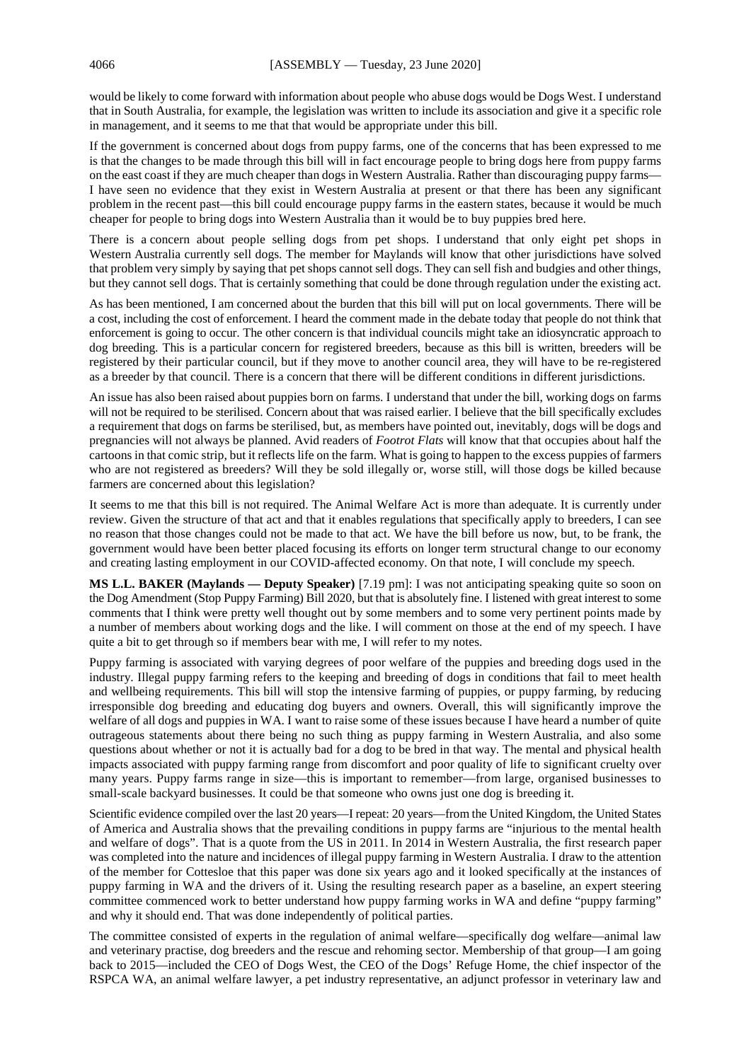would be likely to come forward with information about people who abuse dogs would be Dogs West. I understand that in South Australia, for example, the legislation was written to include its association and give it a specific role in management, and it seems to me that that would be appropriate under this bill.

If the government is concerned about dogs from puppy farms, one of the concerns that has been expressed to me is that the changes to be made through this bill will in fact encourage people to bring dogs here from puppy farms on the east coast if they are much cheaper than dogs in Western Australia. Rather than discouraging puppy farms—I have seen no evidence that they exist in Western Australia at present or that there has been any significant problem in the recent past—this bill could encourage puppy farms in the eastern states, because it would be much cheaper for people to bring dogs into Western Australia than it would be to buy puppies bred here.

There is a concern about people selling dogs from pet shops. I understand that only eight pet shops in Western Australia currently sell dogs. The member for Maylands will know that other jurisdictions have solved that problem very simply by saying that pet shops cannot sell dogs. They can sell fish and budgies and other things, but they cannot sell dogs. That is certainly something that could be done through regulation under the existing act.

As has been mentioned, I am concerned about the burden that this bill will put on local governments. There will be a cost, including the cost of enforcement. I heard the comment made in the debate today that people do not think that enforcement is going to occur. The other concern is that individual councils might take an idiosyncratic approach to dog breeding. This is a particular concern for registered breeders, because as this bill is written, breeders will be registered by their particular council, but if they move to another council area, they will have to be re-registered as a breeder by that council. There is a concern that there will be different conditions in different jurisdictions.

An issue has also been raised about puppies born on farms. I understand that under the bill, working dogs on farms will not be required to be sterilised. Concern about that was raised earlier. I believe that the bill specifically excludes a requirement that dogs on farms be sterilised, but, as members have pointed out, inevitably, dogs will be dogs and pregnancies will not always be planned. Avid readers of *Footrot Flats* will know that that occupies about half the cartoons in that comic strip, but it reflects life on the farm. What is going to happen to the excess puppies of farmers who are not registered as breeders? Will they be sold illegally or, worse still, will those dogs be killed because farmers are concerned about this legislation?

It seems to me that this bill is not required. The Animal Welfare Act is more than adequate. It is currently under review. Given the structure of that act and that it enables regulations that specifically apply to breeders, I can see no reason that those changes could not be made to that act. We have the bill before us now, but, to be frank, the government would have been better placed focusing its efforts on longer term structural change to our economy and creating lasting employment in our COVID-affected economy. On that note, I will conclude my speech.

**MS L.L. BAKER (Maylands — Deputy Speaker)** [7.19 pm]: I was not anticipating speaking quite so soon on the Dog Amendment (Stop Puppy Farming) Bill 2020, but that is absolutely fine. I listened with great interest to some comments that I think were pretty well thought out by some members and to some very pertinent points made by a number of members about working dogs and the like. I will comment on those at the end of my speech. I have quite a bit to get through so if members bear with me, I will refer to my notes.

Puppy farming is associated with varying degrees of poor welfare of the puppies and breeding dogs used in the industry. Illegal puppy farming refers to the keeping and breeding of dogs in conditions that fail to meet health and wellbeing requirements. This bill will stop the intensive farming of puppies, or puppy farming, by reducing irresponsible dog breeding and educating dog buyers and owners. Overall, this will significantly improve the welfare of all dogs and puppies in WA. I want to raise some of these issues because I have heard a number of quite outrageous statements about there being no such thing as puppy farming in Western Australia, and also some questions about whether or not it is actually bad for a dog to be bred in that way. The mental and physical health impacts associated with puppy farming range from discomfort and poor quality of life to significant cruelty over many years. Puppy farms range in size—this is important to remember—from large, organised businesses to small-scale backyard businesses. It could be that someone who owns just one dog is breeding it.

Scientific evidence compiled over the last 20 years—I repeat: 20 years—from the United Kingdom, the United States of America and Australia shows that the prevailing conditions in puppy farms are "injurious to the mental health and welfare of dogs". That is a quote from the US in 2011. In 2014 in Western Australia, the first research paper was completed into the nature and incidences of illegal puppy farming in Western Australia. I draw to the attention of the member for Cottesloe that this paper was done six years ago and it looked specifically at the instances of puppy farming in WA and the drivers of it. Using the resulting research paper as a baseline, an expert steering committee commenced work to better understand how puppy farming works in WA and define "puppy farming" and why it should end. That was done independently of political parties.

The committee consisted of experts in the regulation of animal welfare—specifically dog welfare—animal law and veterinary practise, dog breeders and the rescue and rehoming sector. Membership of that group—I am going back to 2015—included the CEO of Dogs West, the CEO of the Dogs' Refuge Home, the chief inspector of the RSPCA WA, an animal welfare lawyer, a pet industry representative, an adjunct professor in veterinary law and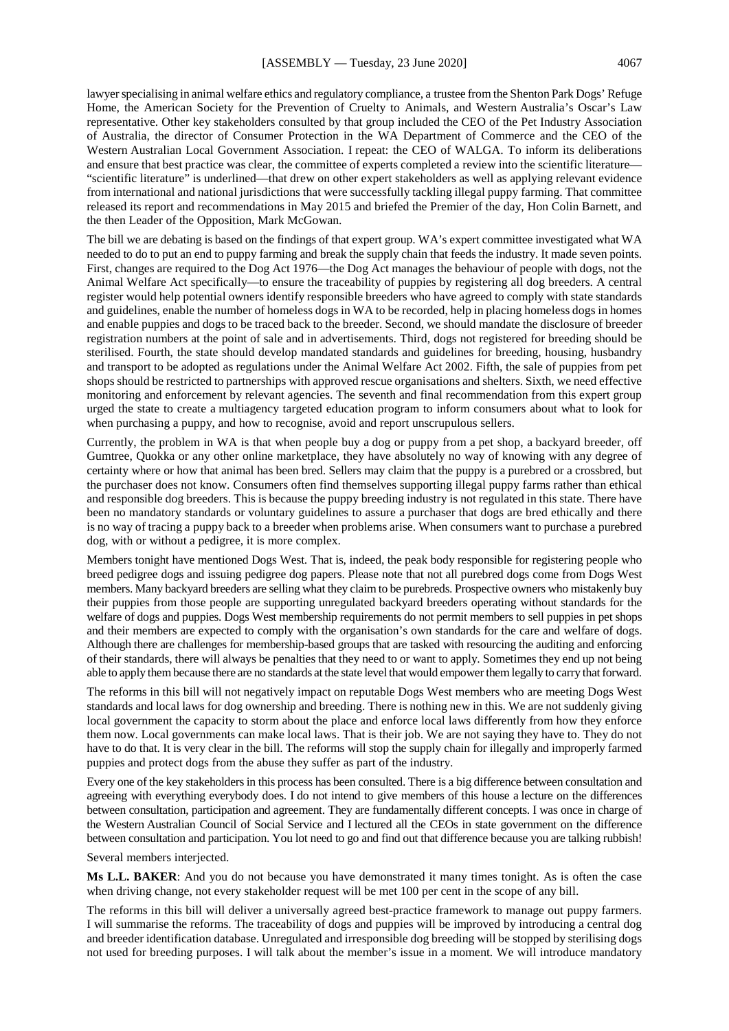lawyer specialising in animal welfare ethics and regulatory compliance, a trustee from the Shenton Park Dogs' Refuge Home, the American Society for the Prevention of Cruelty to Animals, and Western Australia's Oscar's Law representative. Other key stakeholders consulted by that group included the CEO of the Pet Industry Association of Australia, the director of Consumer Protection in the WA Department of Commerce and the CEO of the Western Australian Local Government Association. I repeat: the CEO of WALGA. To inform its deliberations and ensure that best practice was clear, the committee of experts completed a review into the scientific literature—"scientific literature" is underlined—that drew on other expert stakeholders as well as applying relevant evidence from international and national jurisdictions that were successfully tackling illegal puppy farming. That committee released its report and recommendations in May 2015 and briefed the Premier of the day, Hon Colin Barnett, and the then Leader of the Opposition, Mark McGowan.

The bill we are debating is based on the findings of that expert group. WA's expert committee investigated what WA needed to do to put an end to puppy farming and break the supply chain that feeds the industry. It made seven points. First, changes are required to the Dog Act 1976—the Dog Act manages the behaviour of people with dogs, not the Animal Welfare Act specifically—to ensure the traceability of puppies by registering all dog breeders. A central register would help potential owners identify responsible breeders who have agreed to comply with state standards and guidelines, enable the number of homeless dogs in WA to be recorded, help in placing homeless dogs in homes and enable puppies and dogs to be traced back to the breeder. Second, we should mandate the disclosure of breeder registration numbers at the point of sale and in advertisements. Third, dogs not registered for breeding should be sterilised. Fourth, the state should develop mandated standards and guidelines for breeding, housing, husbandry and transport to be adopted as regulations under the Animal Welfare Act 2002. Fifth, the sale of puppies from pet shops should be restricted to partnerships with approved rescue organisations and shelters. Sixth, we need effective monitoring and enforcement by relevant agencies. The seventh and final recommendation from this expert group urged the state to create a multiagency targeted education program to inform consumers about what to look for when purchasing a puppy, and how to recognise, avoid and report unscrupulous sellers.

Currently, the problem in WA is that when people buy a dog or puppy from a pet shop, a backyard breeder, off Gumtree, Quokka or any other online marketplace, they have absolutely no way of knowing with any degree of certainty where or how that animal has been bred. Sellers may claim that the puppy is a purebred or a crossbred, but the purchaser does not know. Consumers often find themselves supporting illegal puppy farms rather than ethical and responsible dog breeders. This is because the puppy breeding industry is not regulated in this state. There have been no mandatory standards or voluntary guidelines to assure a purchaser that dogs are bred ethically and there is no way of tracing a puppy back to a breeder when problems arise. When consumers want to purchase a purebred dog, with or without a pedigree, it is more complex.

Members tonight have mentioned Dogs West. That is, indeed, the peak body responsible for registering people who breed pedigree dogs and issuing pedigree dog papers. Please note that not all purebred dogs come from Dogs West members. Many backyard breeders are selling what they claim to be purebreds. Prospective owners who mistakenly buy their puppies from those people are supporting unregulated backyard breeders operating without standards for the welfare of dogs and puppies. Dogs West membership requirements do not permit members to sell puppies in pet shops and their members are expected to comply with the organisation's own standards for the care and welfare of dogs. Although there are challenges for membership-based groups that are tasked with resourcing the auditing and enforcing of their standards, there will always be penalties that they need to or want to apply. Sometimes they end up not being able to apply them because there are no standards at the state level that would empower them legally to carry that forward.

The reforms in this bill will not negatively impact on reputable Dogs West members who are meeting Dogs West standards and local laws for dog ownership and breeding. There is nothing new in this. We are not suddenly giving local government the capacity to storm about the place and enforce local laws differently from how they enforce them now. Local governments can make local laws. That is their job. We are not saying they have to. They do not have to do that. It is very clear in the bill. The reforms will stop the supply chain for illegally and improperly farmed puppies and protect dogs from the abuse they suffer as part of the industry.

Every one of the key stakeholders in this process has been consulted. There is a big difference between consultation and agreeing with everything everybody does. I do not intend to give members of this house a lecture on the differences between consultation, participation and agreement. They are fundamentally different concepts. I was once in charge of the Western Australian Council of Social Service and I lectured all the CEOs in state government on the difference between consultation and participation. You lot need to go and find out that difference because you are talking rubbish!

Several members interjected.

**Ms L.L. BAKER**: And you do not because you have demonstrated it many times tonight. As is often the case when driving change, not every stakeholder request will be met 100 per cent in the scope of any bill.

The reforms in this bill will deliver a universally agreed best-practice framework to manage out puppy farmers. I will summarise the reforms. The traceability of dogs and puppies will be improved by introducing a central dog and breeder identification database. Unregulated and irresponsible dog breeding will be stopped by sterilising dogs not used for breeding purposes. I will talk about the member's issue in a moment. We will introduce mandatory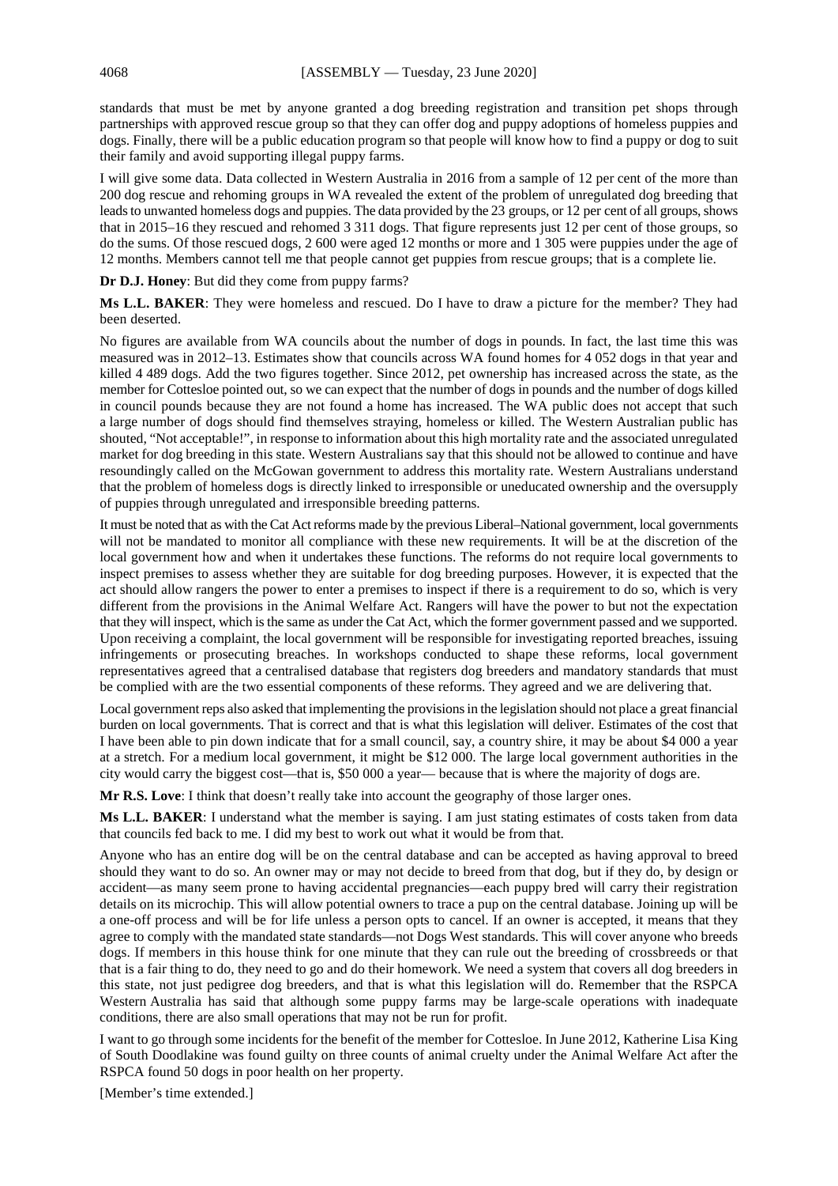standards that must be met by anyone granted a dog breeding registration and transition pet shops through partnerships with approved rescue group so that they can offer dog and puppy adoptions of homeless puppies and dogs. Finally, there will be a public education program so that people will know how to find a puppy or dog to suit their family and avoid supporting illegal puppy farms.

I will give some data. Data collected in Western Australia in 2016 from a sample of 12 per cent of the more than 200 dog rescue and rehoming groups in WA revealed the extent of the problem of unregulated dog breeding that leads to unwanted homeless dogs and puppies. The data provided by the 23 groups, or 12 per cent of all groups, shows that in 2015–16 they rescued and rehomed 3 311 dogs. That figure represents just 12 per cent of those groups, so do the sums. Of those rescued dogs, 2 600 were aged 12 months or more and 1 305 were puppies under the age of 12 months. Members cannot tell me that people cannot get puppies from rescue groups; that is a complete lie.

**Dr D.J. Honey**: But did they come from puppy farms?

**Ms L.L. BAKER**: They were homeless and rescued. Do I have to draw a picture for the member? They had been deserted.

No figures are available from WA councils about the number of dogs in pounds. In fact, the last time this was measured was in 2012–13. Estimates show that councils across WA found homes for 4 052 dogs in that year and killed 4 489 dogs. Add the two figures together. Since 2012, pet ownership has increased across the state, as the member for Cottesloe pointed out, so we can expect that the number of dogs in pounds and the number of dogs killed in council pounds because they are not found a home has increased. The WA public does not accept that such a large number of dogs should find themselves straying, homeless or killed. The Western Australian public has shouted, "Not acceptable!", in response to information about this high mortality rate and the associated unregulated market for dog breeding in this state. Western Australians say that this should not be allowed to continue and have resoundingly called on the McGowan government to address this mortality rate. Western Australians understand that the problem of homeless dogs is directly linked to irresponsible or uneducated ownership and the oversupply of puppies through unregulated and irresponsible breeding patterns.

It must be noted that as with the Cat Act reforms made by the previous Liberal–National government, local governments will not be mandated to monitor all compliance with these new requirements. It will be at the discretion of the local government how and when it undertakes these functions. The reforms do not require local governments to inspect premises to assess whether they are suitable for dog breeding purposes. However, it is expected that the act should allow rangers the power to enter a premises to inspect if there is a requirement to do so, which is very different from the provisions in the Animal Welfare Act. Rangers will have the power to but not the expectation that they will inspect, which is the same as under the Cat Act, which the former government passed and we supported. Upon receiving a complaint, the local government will be responsible for investigating reported breaches, issuing infringements or prosecuting breaches. In workshops conducted to shape these reforms, local government representatives agreed that a centralised database that registers dog breeders and mandatory standards that must be complied with are the two essential components of these reforms. They agreed and we are delivering that.

Local government reps also asked that implementing the provisions in the legislation should not place a great financial burden on local governments. That is correct and that is what this legislation will deliver. Estimates of the cost that I have been able to pin down indicate that for a small council, say, a country shire, it may be about $4 000 a year at a stretch. For a medium local government, it might be $12 000. The large local government authorities in the city would carry the biggest cost—that is, $50 000 a year— because that is where the majority of dogs are.

**Mr R.S. Love**: I think that doesn't really take into account the geography of those larger ones.

**Ms L.L. BAKER**: I understand what the member is saying. I am just stating estimates of costs taken from data that councils fed back to me. I did my best to work out what it would be from that.

Anyone who has an entire dog will be on the central database and can be accepted as having approval to breed should they want to do so. An owner may or may not decide to breed from that dog, but if they do, by design or accident—as many seem prone to having accidental pregnancies—each puppy bred will carry their registration details on its microchip. This will allow potential owners to trace a pup on the central database. Joining up will be a one-off process and will be for life unless a person opts to cancel. If an owner is accepted, it means that they agree to comply with the mandated state standards—not Dogs West standards. This will cover anyone who breeds dogs. If members in this house think for one minute that they can rule out the breeding of crossbreeds or that that is a fair thing to do, they need to go and do their homework. We need a system that covers all dog breeders in this state, not just pedigree dog breeders, and that is what this legislation will do. Remember that the RSPCA Western Australia has said that although some puppy farms may be large-scale operations with inadequate conditions, there are also small operations that may not be run for profit.

I want to go through some incidents for the benefit of the member for Cottesloe. In June 2012, Katherine Lisa King of South Doodlakine was found guilty on three counts of animal cruelty under the Animal Welfare Act after the RSPCA found 50 dogs in poor health on her property.

[Member's time extended.]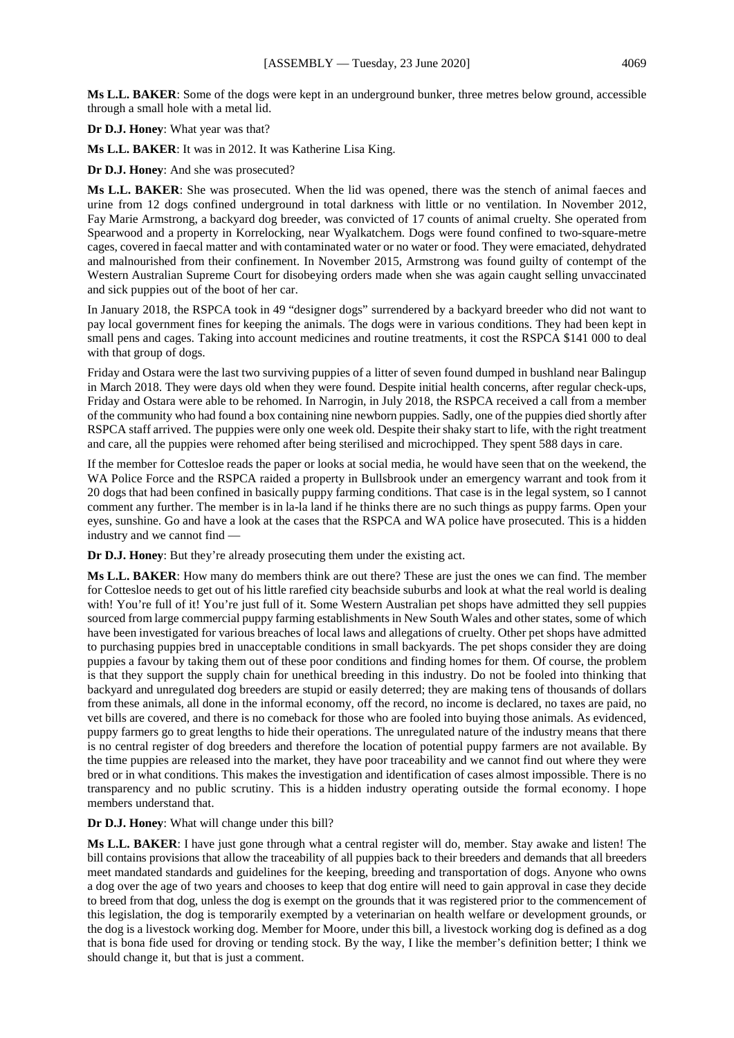**Ms L.L. BAKER**: Some of the dogs were kept in an underground bunker, three metres below ground, accessible through a small hole with a metal lid.

**Dr D.J. Honey**: What year was that?

**Ms L.L. BAKER**: It was in 2012. It was Katherine Lisa King.

**Dr D.J. Honey**: And she was prosecuted?

**Ms L.L. BAKER**: She was prosecuted. When the lid was opened, there was the stench of animal faeces and urine from 12 dogs confined underground in total darkness with little or no ventilation. In November 2012, Fay Marie Armstrong, a backyard dog breeder, was convicted of 17 counts of animal cruelty. She operated from Spearwood and a property in Korrelocking, near Wyalkatchem. Dogs were found confined to two-square-metre cages, covered in faecal matter and with contaminated water or no water or food. They were emaciated, dehydrated and malnourished from their confinement. In November 2015, Armstrong was found guilty of contempt of the Western Australian Supreme Court for disobeying orders made when she was again caught selling unvaccinated and sick puppies out of the boot of her car.

In January 2018, the RSPCA took in 49 "designer dogs" surrendered by a backyard breeder who did not want to pay local government fines for keeping the animals. The dogs were in various conditions. They had been kept in small pens and cages. Taking into account medicines and routine treatments, it cost the RSPCA $141 000 to deal with that group of dogs.

Friday and Ostara were the last two surviving puppies of a litter of seven found dumped in bushland near Balingup in March 2018. They were days old when they were found. Despite initial health concerns, after regular check-ups, Friday and Ostara were able to be rehomed. In Narrogin, in July 2018, the RSPCA received a call from a member of the community who had found a box containing nine newborn puppies. Sadly, one of the puppies died shortly after RSPCA staff arrived. The puppies were only one week old. Despite their shaky start to life, with the right treatment and care, all the puppies were rehomed after being sterilised and microchipped. They spent 588 days in care.

If the member for Cottesloe reads the paper or looks at social media, he would have seen that on the weekend, the WA Police Force and the RSPCA raided a property in Bullsbrook under an emergency warrant and took from it 20 dogs that had been confined in basically puppy farming conditions. That case is in the legal system, so I cannot comment any further. The member is in la-la land if he thinks there are no such things as puppy farms. Open your eyes, sunshine. Go and have a look at the cases that the RSPCA and WA police have prosecuted. This is a hidden industry and we cannot find —

**Dr D.J. Honey**: But they're already prosecuting them under the existing act.

**Ms L.L. BAKER**: How many do members think are out there? These are just the ones we can find. The member for Cottesloe needs to get out of his little rarefied city beachside suburbs and look at what the real world is dealing with! You're full of it! You're just full of it. Some Western Australian pet shops have admitted they sell puppies sourced from large commercial puppy farming establishments in New South Wales and other states, some of which have been investigated for various breaches of local laws and allegations of cruelty. Other pet shops have admitted to purchasing puppies bred in unacceptable conditions in small backyards. The pet shops consider they are doing puppies a favour by taking them out of these poor conditions and finding homes for them. Of course, the problem is that they support the supply chain for unethical breeding in this industry. Do not be fooled into thinking that backyard and unregulated dog breeders are stupid or easily deterred; they are making tens of thousands of dollars from these animals, all done in the informal economy, off the record, no income is declared, no taxes are paid, no vet bills are covered, and there is no comeback for those who are fooled into buying those animals. As evidenced, puppy farmers go to great lengths to hide their operations. The unregulated nature of the industry means that there is no central register of dog breeders and therefore the location of potential puppy farmers are not available. By the time puppies are released into the market, they have poor traceability and we cannot find out where they were bred or in what conditions. This makes the investigation and identification of cases almost impossible. There is no transparency and no public scrutiny. This is a hidden industry operating outside the formal economy. I hope members understand that.

**Dr D.J. Honey**: What will change under this bill?

**Ms L.L. BAKER**: I have just gone through what a central register will do, member. Stay awake and listen! The bill contains provisions that allow the traceability of all puppies back to their breeders and demands that all breeders meet mandated standards and guidelines for the keeping, breeding and transportation of dogs. Anyone who owns a dog over the age of two years and chooses to keep that dog entire will need to gain approval in case they decide to breed from that dog, unless the dog is exempt on the grounds that it was registered prior to the commencement of this legislation, the dog is temporarily exempted by a veterinarian on health welfare or development grounds, or the dog is a livestock working dog. Member for Moore, under this bill, a livestock working dog is defined as a dog that is bona fide used for droving or tending stock. By the way, I like the member's definition better; I think we should change it, but that is just a comment.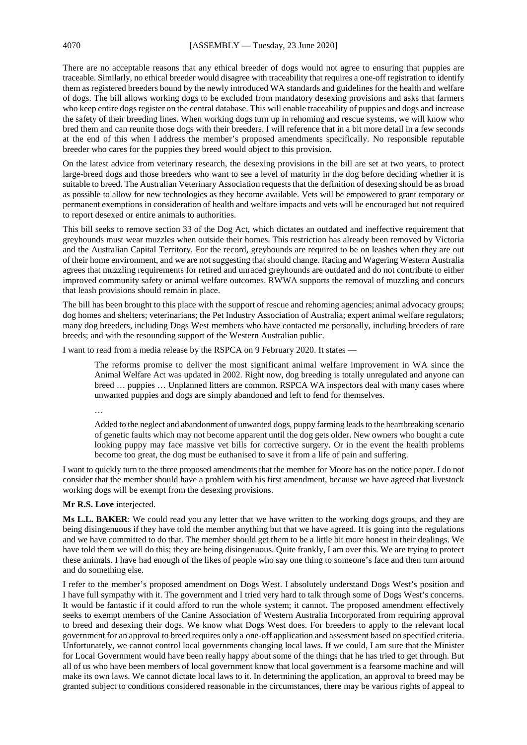There are no acceptable reasons that any ethical breeder of dogs would not agree to ensuring that puppies are traceable. Similarly, no ethical breeder would disagree with traceability that requires a one-off registration to identify them as registered breeders bound by the newly introduced WA standards and guidelines for the health and welfare of dogs. The bill allows working dogs to be excluded from mandatory desexing provisions and asks that farmers who keep entire dogs register on the central database. This will enable traceability of puppies and dogs and increase the safety of their breeding lines. When working dogs turn up in rehoming and rescue systems, we will know who bred them and can reunite those dogs with their breeders. I will reference that in a bit more detail in a few seconds at the end of this when I address the member's proposed amendments specifically. No responsible reputable breeder who cares for the puppies they breed would object to this provision.

On the latest advice from veterinary research, the desexing provisions in the bill are set at two years, to protect large-breed dogs and those breeders who want to see a level of maturity in the dog before deciding whether it is suitable to breed. The Australian Veterinary Association requests that the definition of desexing should be as broad as possible to allow for new technologies as they become available. Vets will be empowered to grant temporary or permanent exemptions in consideration of health and welfare impacts and vets will be encouraged but not required to report desexed or entire animals to authorities.

This bill seeks to remove section 33 of the Dog Act, which dictates an outdated and ineffective requirement that greyhounds must wear muzzles when outside their homes. This restriction has already been removed by Victoria and the Australian Capital Territory. For the record, greyhounds are required to be on leashes when they are out of their home environment, and we are not suggesting that should change. Racing and Wagering Western Australia agrees that muzzling requirements for retired and unraced greyhounds are outdated and do not contribute to either improved community safety or animal welfare outcomes. RWWA supports the removal of muzzling and concurs that leash provisions should remain in place.

The bill has been brought to this place with the support of rescue and rehoming agencies; animal advocacy groups; dog homes and shelters; veterinarians; the Pet Industry Association of Australia; expert animal welfare regulators; many dog breeders, including Dogs West members who have contacted me personally, including breeders of rare breeds; and with the resounding support of the Western Australian public.

I want to read from a media release by the RSPCA on 9 February 2020. It states —

> The reforms promise to deliver the most significant animal welfare improvement in WA since the Animal Welfare Act was updated in 2002. Right now, dog breeding is totally unregulated and anyone can breed … puppies … Unplanned litters are common. RSPCA WA inspectors deal with many cases where unwanted puppies and dogs are simply abandoned and left to fend for themselves.
>
> …
>
> Added to the neglect and abandonment of unwanted dogs, puppy farming leads to the heartbreaking scenario of genetic faults which may not become apparent until the dog gets older. New owners who bought a cute looking puppy may face massive vet bills for corrective surgery. Or in the event the health problems become too great, the dog must be euthanised to save it from a life of pain and suffering.

I want to quickly turn to the three proposed amendments that the member for Moore has on the notice paper. I do not consider that the member should have a problem with his first amendment, because we have agreed that livestock working dogs will be exempt from the desexing provisions.

**Mr R.S. Love** interjected.

**Ms L.L. BAKER**: We could read you any letter that we have written to the working dogs groups, and they are being disingenuous if they have told the member anything but that we have agreed. It is going into the regulations and we have committed to do that. The member should get them to be a little bit more honest in their dealings. We have told them we will do this; they are being disingenuous. Quite frankly, I am over this. We are trying to protect these animals. I have had enough of the likes of people who say one thing to someone's face and then turn around and do something else.

I refer to the member's proposed amendment on Dogs West. I absolutely understand Dogs West's position and I have full sympathy with it. The government and I tried very hard to talk through some of Dogs West's concerns. It would be fantastic if it could afford to run the whole system; it cannot. The proposed amendment effectively seeks to exempt members of the Canine Association of Western Australia Incorporated from requiring approval to breed and desexing their dogs. We know what Dogs West does. For breeders to apply to the relevant local government for an approval to breed requires only a one-off application and assessment based on specified criteria. Unfortunately, we cannot control local governments changing local laws. If we could, I am sure that the Minister for Local Government would have been really happy about some of the things that he has tried to get through. But all of us who have been members of local government know that local government is a fearsome machine and will make its own laws. We cannot dictate local laws to it. In determining the application, an approval to breed may be granted subject to conditions considered reasonable in the circumstances, there may be various rights of appeal to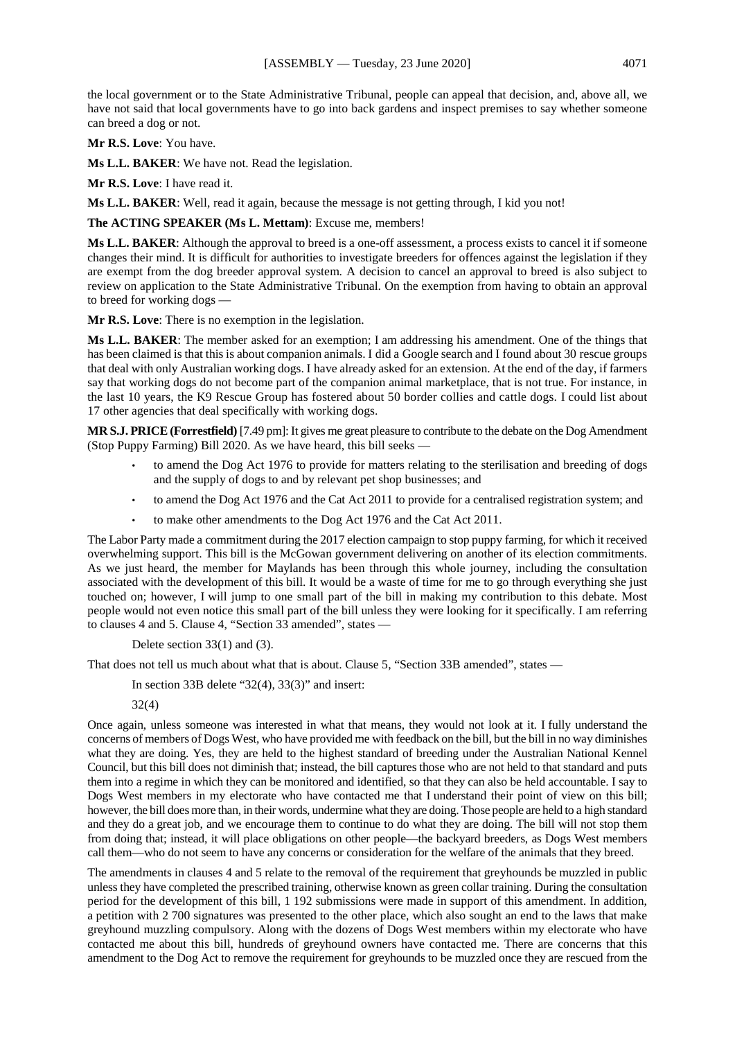the local government or to the State Administrative Tribunal, people can appeal that decision, and, above all, we have not said that local governments have to go into back gardens and inspect premises to say whether someone can breed a dog or not.

**Mr R.S. Love**: You have.

**Ms L.L. BAKER**: We have not. Read the legislation.

**Mr R.S. Love**: I have read it.

**Ms L.L. BAKER**: Well, read it again, because the message is not getting through, I kid you not!

**The ACTING SPEAKER (Ms L. Mettam)**: Excuse me, members!

**Ms L.L. BAKER**: Although the approval to breed is a one-off assessment, a process exists to cancel it if someone changes their mind. It is difficult for authorities to investigate breeders for offences against the legislation if they are exempt from the dog breeder approval system. A decision to cancel an approval to breed is also subject to review on application to the State Administrative Tribunal. On the exemption from having to obtain an approval to breed for working dogs —

**Mr R.S. Love**: There is no exemption in the legislation.

**Ms L.L. BAKER**: The member asked for an exemption; I am addressing his amendment. One of the things that has been claimed is that this is about companion animals. I did a Google search and I found about 30 rescue groups that deal with only Australian working dogs. I have already asked for an extension. At the end of the day, if farmers say that working dogs do not become part of the companion animal marketplace, that is not true. For instance, in the last 10 years, the K9 Rescue Group has fostered about 50 border collies and cattle dogs. I could list about 17 other agencies that deal specifically with working dogs.

**MR S.J. PRICE (Forrestfield)** [7.49 pm]: It gives me great pleasure to contribute to the debate on the Dog Amendment (Stop Puppy Farming) Bill 2020. As we have heard, this bill seeks —

- to amend the Dog Act 1976 to provide for matters relating to the sterilisation and breeding of dogs and the supply of dogs to and by relevant pet shop businesses; and
- to amend the Dog Act 1976 and the Cat Act 2011 to provide for a centralised registration system; and
- to make other amendments to the Dog Act 1976 and the Cat Act 2011.

The Labor Party made a commitment during the 2017 election campaign to stop puppy farming, for which it received overwhelming support. This bill is the McGowan government delivering on another of its election commitments. As we just heard, the member for Maylands has been through this whole journey, including the consultation associated with the development of this bill. It would be a waste of time for me to go through everything she just touched on; however, I will jump to one small part of the bill in making my contribution to this debate. Most people would not even notice this small part of the bill unless they were looking for it specifically. I am referring to clauses 4 and 5. Clause 4, "Section 33 amended", states —

> Delete section 33(1) and (3).

That does not tell us much about what that is about. Clause 5, "Section 33B amended", states —

> In section 33B delete "32(4), 33(3)" and insert:
>
> 32(4)

Once again, unless someone was interested in what that means, they would not look at it. I fully understand the concerns of members of Dogs West, who have provided me with feedback on the bill, but the bill in no way diminishes what they are doing. Yes, they are held to the highest standard of breeding under the Australian National Kennel Council, but this bill does not diminish that; instead, the bill captures those who are not held to that standard and puts them into a regime in which they can be monitored and identified, so that they can also be held accountable. I say to Dogs West members in my electorate who have contacted me that I understand their point of view on this bill; however, the bill does more than, in their words, undermine what they are doing. Those people are held to a high standard and they do a great job, and we encourage them to continue to do what they are doing. The bill will not stop them from doing that; instead, it will place obligations on other people—the backyard breeders, as Dogs West members call them—who do not seem to have any concerns or consideration for the welfare of the animals that they breed.

The amendments in clauses 4 and 5 relate to the removal of the requirement that greyhounds be muzzled in public unless they have completed the prescribed training, otherwise known as green collar training. During the consultation period for the development of this bill, 1 192 submissions were made in support of this amendment. In addition, a petition with 2 700 signatures was presented to the other place, which also sought an end to the laws that make greyhound muzzling compulsory. Along with the dozens of Dogs West members within my electorate who have contacted me about this bill, hundreds of greyhound owners have contacted me. There are concerns that this amendment to the Dog Act to remove the requirement for greyhounds to be muzzled once they are rescued from the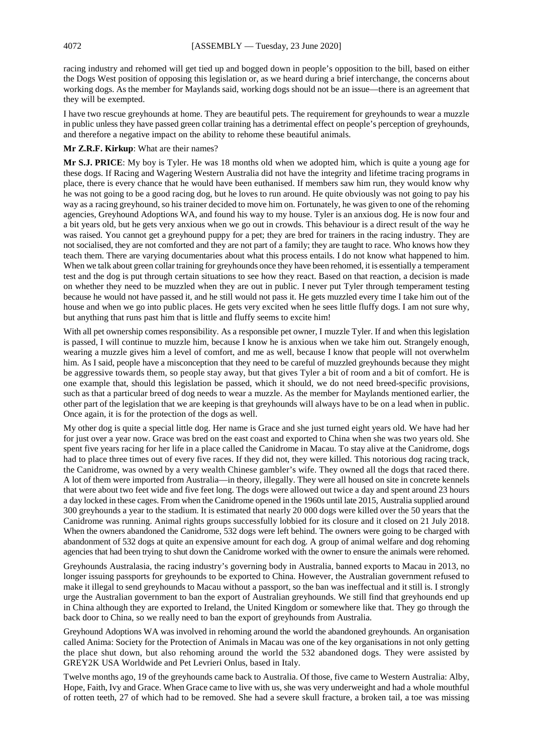racing industry and rehomed will get tied up and bogged down in people's opposition to the bill, based on either the Dogs West position of opposing this legislation or, as we heard during a brief interchange, the concerns about working dogs. As the member for Maylands said, working dogs should not be an issue—there is an agreement that they will be exempted.

I have two rescue greyhounds at home. They are beautiful pets. The requirement for greyhounds to wear a muzzle in public unless they have passed green collar training has a detrimental effect on people's perception of greyhounds, and therefore a negative impact on the ability to rehome these beautiful animals.

**Mr Z.R.F. Kirkup**: What are their names?

**Mr S.J. PRICE**: My boy is Tyler. He was 18 months old when we adopted him, which is quite a young age for these dogs. If Racing and Wagering Western Australia did not have the integrity and lifetime tracing programs in place, there is every chance that he would have been euthanised. If members saw him run, they would know why he was not going to be a good racing dog, but he loves to run around. He quite obviously was not going to pay his way as a racing greyhound, so his trainer decided to move him on. Fortunately, he was given to one of the rehoming agencies, Greyhound Adoptions WA, and found his way to my house. Tyler is an anxious dog. He is now four and a bit years old, but he gets very anxious when we go out in crowds. This behaviour is a direct result of the way he was raised. You cannot get a greyhound puppy for a pet; they are bred for trainers in the racing industry. They are not socialised, they are not comforted and they are not part of a family; they are taught to race. Who knows how they teach them. There are varying documentaries about what this process entails. I do not know what happened to him. When we talk about green collar training for greyhounds once they have been rehomed, it is essentially a temperament test and the dog is put through certain situations to see how they react. Based on that reaction, a decision is made on whether they need to be muzzled when they are out in public. I never put Tyler through temperament testing because he would not have passed it, and he still would not pass it. He gets muzzled every time I take him out of the house and when we go into public places. He gets very excited when he sees little fluffy dogs. I am not sure why, but anything that runs past him that is little and fluffy seems to excite him!

With all pet ownership comes responsibility. As a responsible pet owner, I muzzle Tyler. If and when this legislation is passed, I will continue to muzzle him, because I know he is anxious when we take him out. Strangely enough, wearing a muzzle gives him a level of comfort, and me as well, because I know that people will not overwhelm him. As I said, people have a misconception that they need to be careful of muzzled greyhounds because they might be aggressive towards them, so people stay away, but that gives Tyler a bit of room and a bit of comfort. He is one example that, should this legislation be passed, which it should, we do not need breed-specific provisions, such as that a particular breed of dog needs to wear a muzzle. As the member for Maylands mentioned earlier, the other part of the legislation that we are keeping is that greyhounds will always have to be on a lead when in public. Once again, it is for the protection of the dogs as well.

My other dog is quite a special little dog. Her name is Grace and she just turned eight years old. We have had her for just over a year now. Grace was bred on the east coast and exported to China when she was two years old. She spent five years racing for her life in a place called the Canidrome in Macau. To stay alive at the Canidrome, dogs had to place three times out of every five races. If they did not, they were killed. This notorious dog racing track, the Canidrome, was owned by a very wealth Chinese gambler's wife. They owned all the dogs that raced there. A lot of them were imported from Australia—in theory, illegally. They were all housed on site in concrete kennels that were about two feet wide and five feet long. The dogs were allowed out twice a day and spent around 23 hours a day locked in these cages. From when the Canidrome opened in the 1960s until late 2015, Australia supplied around 300 greyhounds a year to the stadium. It is estimated that nearly 20 000 dogs were killed over the 50 years that the Canidrome was running. Animal rights groups successfully lobbied for its closure and it closed on 21 July 2018. When the owners abandoned the Canidrome, 532 dogs were left behind. The owners were going to be charged with abandonment of 532 dogs at quite an expensive amount for each dog. A group of animal welfare and dog rehoming agencies that had been trying to shut down the Canidrome worked with the owner to ensure the animals were rehomed.

Greyhounds Australasia, the racing industry's governing body in Australia, banned exports to Macau in 2013, no longer issuing passports for greyhounds to be exported to China. However, the Australian government refused to make it illegal to send greyhounds to Macau without a passport, so the ban was ineffectual and it still is. I strongly urge the Australian government to ban the export of Australian greyhounds. We still find that greyhounds end up in China although they are exported to Ireland, the United Kingdom or somewhere like that. They go through the back door to China, so we really need to ban the export of greyhounds from Australia.

Greyhound Adoptions WA was involved in rehoming around the world the abandoned greyhounds. An organisation called Anima: Society for the Protection of Animals in Macau was one of the key organisations in not only getting the place shut down, but also rehoming around the world the 532 abandoned dogs. They were assisted by GREY2K USA Worldwide and Pet Levrieri Onlus, based in Italy.

Twelve months ago, 19 of the greyhounds came back to Australia. Of those, five came to Western Australia: Alby, Hope, Faith, Ivy and Grace. When Grace came to live with us, she was very underweight and had a whole mouthful of rotten teeth, 27 of which had to be removed. She had a severe skull fracture, a broken tail, a toe was missing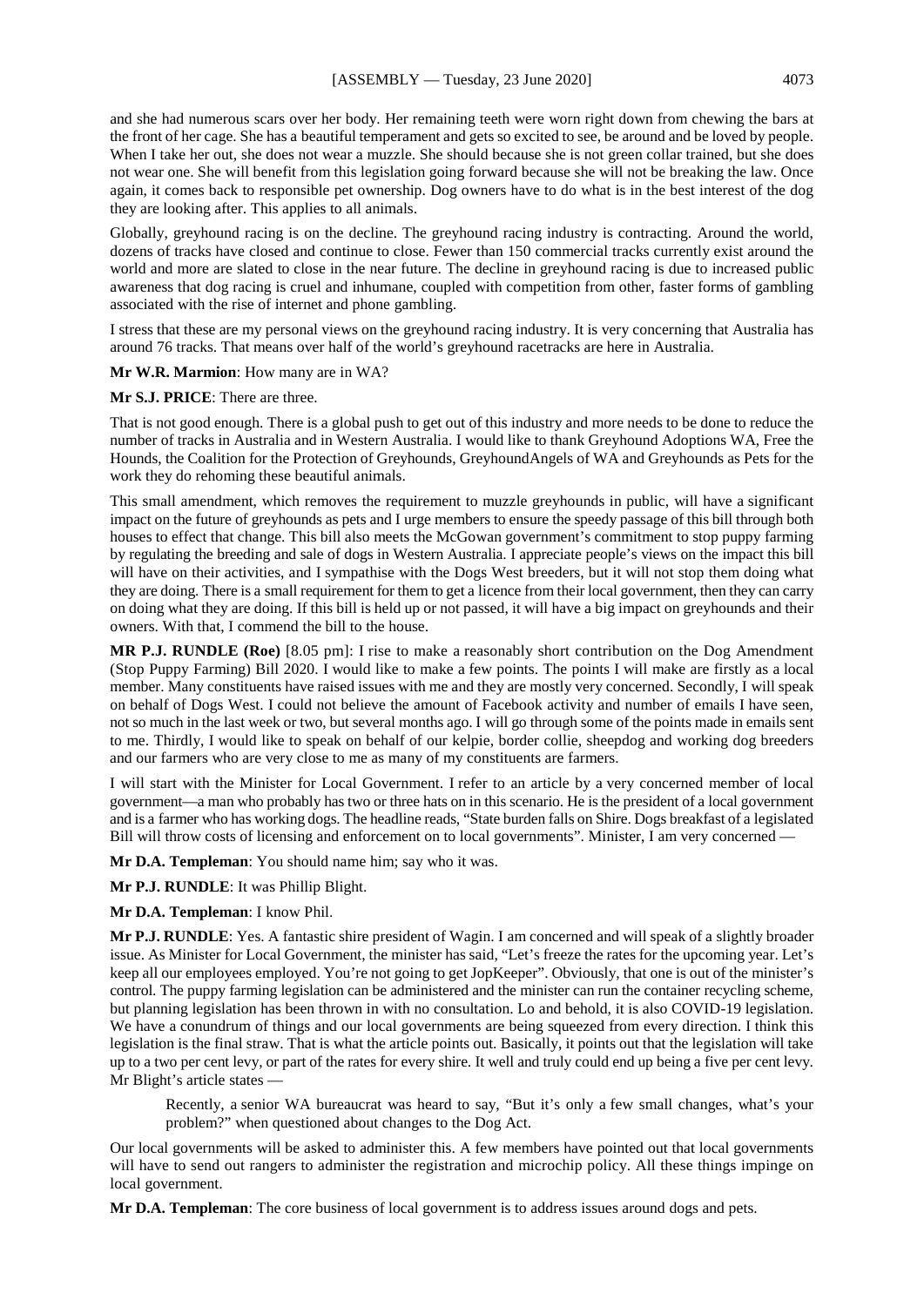and she had numerous scars over her body. Her remaining teeth were worn right down from chewing the bars at the front of her cage. She has a beautiful temperament and gets so excited to see, be around and be loved by people. When I take her out, she does not wear a muzzle. She should because she is not green collar trained, but she does not wear one. She will benefit from this legislation going forward because she will not be breaking the law. Once again, it comes back to responsible pet ownership. Dog owners have to do what is in the best interest of the dog they are looking after. This applies to all animals.

Globally, greyhound racing is on the decline. The greyhound racing industry is contracting. Around the world, dozens of tracks have closed and continue to close. Fewer than 150 commercial tracks currently exist around the world and more are slated to close in the near future. The decline in greyhound racing is due to increased public awareness that dog racing is cruel and inhumane, coupled with competition from other, faster forms of gambling associated with the rise of internet and phone gambling.

I stress that these are my personal views on the greyhound racing industry. It is very concerning that Australia has around 76 tracks. That means over half of the world's greyhound racetracks are here in Australia.

**Mr W.R. Marmion**: How many are in WA?

**Mr S.J. PRICE**: There are three.

That is not good enough. There is a global push to get out of this industry and more needs to be done to reduce the number of tracks in Australia and in Western Australia. I would like to thank Greyhound Adoptions WA, Free the Hounds, the Coalition for the Protection of Greyhounds, GreyhoundAngels of WA and Greyhounds as Pets for the work they do rehoming these beautiful animals.

This small amendment, which removes the requirement to muzzle greyhounds in public, will have a significant impact on the future of greyhounds as pets and I urge members to ensure the speedy passage of this bill through both houses to effect that change. This bill also meets the McGowan government's commitment to stop puppy farming by regulating the breeding and sale of dogs in Western Australia. I appreciate people's views on the impact this bill will have on their activities, and I sympathise with the Dogs West breeders, but it will not stop them doing what they are doing. There is a small requirement for them to get a licence from their local government, then they can carry on doing what they are doing. If this bill is held up or not passed, it will have a big impact on greyhounds and their owners. With that, I commend the bill to the house.

**MR P.J. RUNDLE (Roe)** [8.05 pm]: I rise to make a reasonably short contribution on the Dog Amendment (Stop Puppy Farming) Bill 2020. I would like to make a few points. The points I will make are firstly as a local member. Many constituents have raised issues with me and they are mostly very concerned. Secondly, I will speak on behalf of Dogs West. I could not believe the amount of Facebook activity and number of emails I have seen, not so much in the last week or two, but several months ago. I will go through some of the points made in emails sent to me. Thirdly, I would like to speak on behalf of our kelpie, border collie, sheepdog and working dog breeders and our farmers who are very close to me as many of my constituents are farmers.

I will start with the Minister for Local Government. I refer to an article by a very concerned member of local government—a man who probably has two or three hats on in this scenario. He is the president of a local government and is a farmer who has working dogs. The headline reads, "State burden falls on Shire. Dogs breakfast of a legislated Bill will throw costs of licensing and enforcement on to local governments". Minister, I am very concerned —

**Mr D.A. Templeman**: You should name him; say who it was.

**Mr P.J. RUNDLE**: It was Phillip Blight.

**Mr D.A. Templeman**: I know Phil.

**Mr P.J. RUNDLE**: Yes. A fantastic shire president of Wagin. I am concerned and will speak of a slightly broader issue. As Minister for Local Government, the minister has said, "Let's freeze the rates for the upcoming year. Let's keep all our employees employed. You're not going to get JopKeeper". Obviously, that one is out of the minister's control. The puppy farming legislation can be administered and the minister can run the container recycling scheme, but planning legislation has been thrown in with no consultation. Lo and behold, it is also COVID-19 legislation. We have a conundrum of things and our local governments are being squeezed from every direction. I think this legislation is the final straw. That is what the article points out. Basically, it points out that the legislation will take up to a two per cent levy, or part of the rates for every shire. It well and truly could end up being a five per cent levy. Mr Blight's article states —

> Recently, a senior WA bureaucrat was heard to say, "But it's only a few small changes, what's your problem?" when questioned about changes to the Dog Act.

Our local governments will be asked to administer this. A few members have pointed out that local governments will have to send out rangers to administer the registration and microchip policy. All these things impinge on local government.

**Mr D.A. Templeman**: The core business of local government is to address issues around dogs and pets.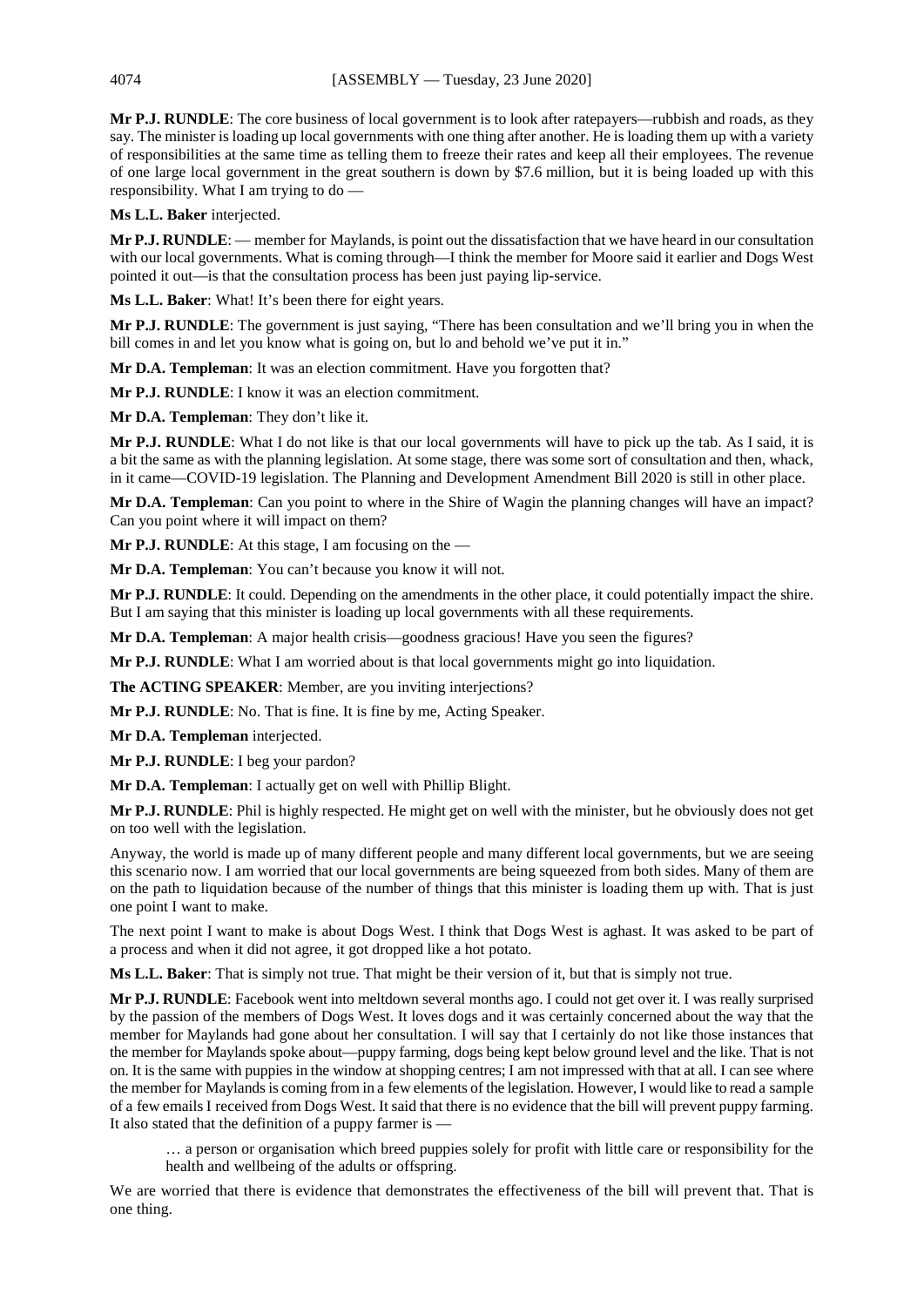**Mr P.J. RUNDLE**: The core business of local government is to look after ratepayers—rubbish and roads, as they say. The minister is loading up local governments with one thing after another. He is loading them up with a variety of responsibilities at the same time as telling them to freeze their rates and keep all their employees. The revenue of one large local government in the great southern is down by $7.6 million, but it is being loaded up with this responsibility. What I am trying to do —

**Ms L.L. Baker** interjected.

**Mr P.J. RUNDLE**: — member for Maylands, is point out the dissatisfaction that we have heard in our consultation with our local governments. What is coming through—I think the member for Moore said it earlier and Dogs West pointed it out—is that the consultation process has been just paying lip-service.

**Ms L.L. Baker**: What! It's been there for eight years.

**Mr P.J. RUNDLE**: The government is just saying, "There has been consultation and we'll bring you in when the bill comes in and let you know what is going on, but lo and behold we've put it in."

**Mr D.A. Templeman**: It was an election commitment. Have you forgotten that?

**Mr P.J. RUNDLE**: I know it was an election commitment.

**Mr D.A. Templeman**: They don't like it.

**Mr P.J. RUNDLE**: What I do not like is that our local governments will have to pick up the tab. As I said, it is a bit the same as with the planning legislation. At some stage, there was some sort of consultation and then, whack, in it came—COVID-19 legislation. The Planning and Development Amendment Bill 2020 is still in other place.

**Mr D.A. Templeman**: Can you point to where in the Shire of Wagin the planning changes will have an impact? Can you point where it will impact on them?

**Mr P.J. RUNDLE**: At this stage, I am focusing on the —

**Mr D.A. Templeman**: You can't because you know it will not.

**Mr P.J. RUNDLE**: It could. Depending on the amendments in the other place, it could potentially impact the shire. But I am saying that this minister is loading up local governments with all these requirements.

**Mr D.A. Templeman**: A major health crisis—goodness gracious! Have you seen the figures?

**Mr P.J. RUNDLE**: What I am worried about is that local governments might go into liquidation.

**The ACTING SPEAKER**: Member, are you inviting interjections?

**Mr P.J. RUNDLE**: No. That is fine. It is fine by me, Acting Speaker.

**Mr D.A. Templeman** interjected.

**Mr P.J. RUNDLE**: I beg your pardon?

**Mr D.A. Templeman**: I actually get on well with Phillip Blight.

**Mr P.J. RUNDLE**: Phil is highly respected. He might get on well with the minister, but he obviously does not get on too well with the legislation.

Anyway, the world is made up of many different people and many different local governments, but we are seeing this scenario now. I am worried that our local governments are being squeezed from both sides. Many of them are on the path to liquidation because of the number of things that this minister is loading them up with. That is just one point I want to make.

The next point I want to make is about Dogs West. I think that Dogs West is aghast. It was asked to be part of a process and when it did not agree, it got dropped like a hot potato.

**Ms L.L. Baker**: That is simply not true. That might be their version of it, but that is simply not true.

**Mr P.J. RUNDLE**: Facebook went into meltdown several months ago. I could not get over it. I was really surprised by the passion of the members of Dogs West. It loves dogs and it was certainly concerned about the way that the member for Maylands had gone about her consultation. I will say that I certainly do not like those instances that the member for Maylands spoke about—puppy farming, dogs being kept below ground level and the like. That is not on. It is the same with puppies in the window at shopping centres; I am not impressed with that at all. I can see where the member for Maylands is coming from in a few elements of the legislation. However, I would like to read a sample of a few emails I received from Dogs West. It said that there is no evidence that the bill will prevent puppy farming. It also stated that the definition of a puppy farmer is —

> … a person or organisation which breed puppies solely for profit with little care or responsibility for the health and wellbeing of the adults or offspring.

We are worried that there is evidence that demonstrates the effectiveness of the bill will prevent that. That is one thing.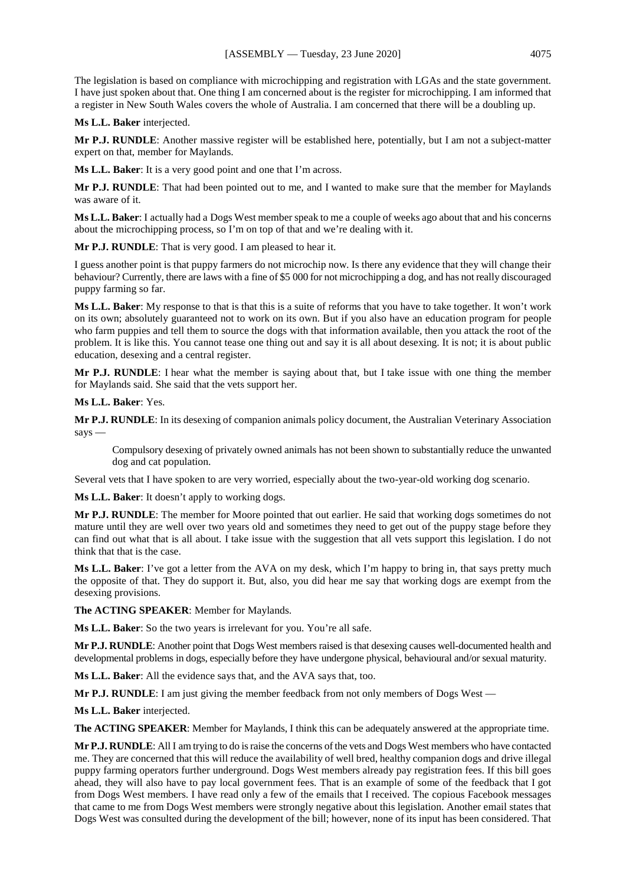The legislation is based on compliance with microchipping and registration with LGAs and the state government. I have just spoken about that. One thing I am concerned about is the register for microchipping. I am informed that a register in New South Wales covers the whole of Australia. I am concerned that there will be a doubling up.

**Ms L.L. Baker** interjected.

**Mr P.J. RUNDLE**: Another massive register will be established here, potentially, but I am not a subject-matter expert on that, member for Maylands.

**Ms L.L. Baker**: It is a very good point and one that I'm across.

**Mr P.J. RUNDLE**: That had been pointed out to me, and I wanted to make sure that the member for Maylands was aware of it.

**Ms L.L. Baker**: I actually had a Dogs West member speak to me a couple of weeks ago about that and his concerns about the microchipping process, so I'm on top of that and we're dealing with it.

**Mr P.J. RUNDLE**: That is very good. I am pleased to hear it.

I guess another point is that puppy farmers do not microchip now. Is there any evidence that they will change their behaviour? Currently, there are laws with a fine of $5 000 for not microchipping a dog, and has not really discouraged puppy farming so far.

**Ms L.L. Baker**: My response to that is that this is a suite of reforms that you have to take together. It won't work on its own; absolutely guaranteed not to work on its own. But if you also have an education program for people who farm puppies and tell them to source the dogs with that information available, then you attack the root of the problem. It is like this. You cannot tease one thing out and say it is all about desexing. It is not; it is about public education, desexing and a central register.

**Mr P.J. RUNDLE**: I hear what the member is saying about that, but I take issue with one thing the member for Maylands said. She said that the vets support her.

**Ms L.L. Baker**: Yes.

**Mr P.J. RUNDLE**: In its desexing of companion animals policy document, the Australian Veterinary Association says —

> Compulsory desexing of privately owned animals has not been shown to substantially reduce the unwanted dog and cat population.

Several vets that I have spoken to are very worried, especially about the two-year-old working dog scenario.

**Ms L.L. Baker**: It doesn't apply to working dogs.

**Mr P.J. RUNDLE**: The member for Moore pointed that out earlier. He said that working dogs sometimes do not mature until they are well over two years old and sometimes they need to get out of the puppy stage before they can find out what that is all about. I take issue with the suggestion that all vets support this legislation. I do not think that that is the case.

**Ms L.L. Baker**: I've got a letter from the AVA on my desk, which I'm happy to bring in, that says pretty much the opposite of that. They do support it. But, also, you did hear me say that working dogs are exempt from the desexing provisions.

**The ACTING SPEAKER**: Member for Maylands.

**Ms L.L. Baker**: So the two years is irrelevant for you. You're all safe.

**Mr P.J. RUNDLE**: Another point that Dogs West members raised is that desexing causes well-documented health and developmental problems in dogs, especially before they have undergone physical, behavioural and/or sexual maturity.

**Ms L.L. Baker**: All the evidence says that, and the AVA says that, too.

**Mr P.J. RUNDLE**: I am just giving the member feedback from not only members of Dogs West —

**Ms L.L. Baker** interjected.

**The ACTING SPEAKER**: Member for Maylands, I think this can be adequately answered at the appropriate time.

**Mr P.J. RUNDLE**: All I am trying to do is raise the concerns of the vets and Dogs West members who have contacted me. They are concerned that this will reduce the availability of well bred, healthy companion dogs and drive illegal puppy farming operators further underground. Dogs West members already pay registration fees. If this bill goes ahead, they will also have to pay local government fees. That is an example of some of the feedback that I got from Dogs West members. I have read only a few of the emails that I received. The copious Facebook messages that came to me from Dogs West members were strongly negative about this legislation. Another email states that Dogs West was consulted during the development of the bill; however, none of its input has been considered. That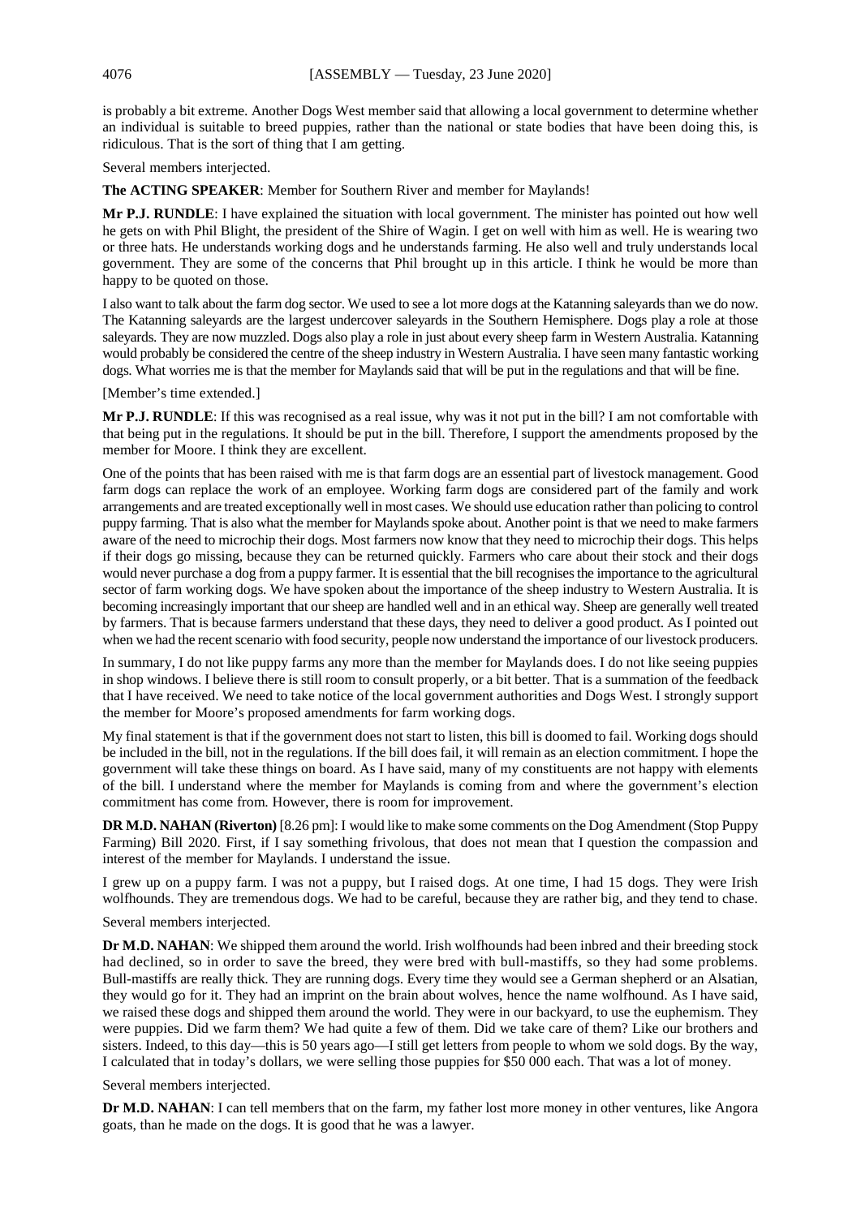is probably a bit extreme. Another Dogs West member said that allowing a local government to determine whether an individual is suitable to breed puppies, rather than the national or state bodies that have been doing this, is ridiculous. That is the sort of thing that I am getting.

Several members interjected.

**The ACTING SPEAKER**: Member for Southern River and member for Maylands!

**Mr P.J. RUNDLE**: I have explained the situation with local government. The minister has pointed out how well he gets on with Phil Blight, the president of the Shire of Wagin. I get on well with him as well. He is wearing two or three hats. He understands working dogs and he understands farming. He also well and truly understands local government. They are some of the concerns that Phil brought up in this article. I think he would be more than happy to be quoted on those.

I also want to talk about the farm dog sector. We used to see a lot more dogs at the Katanning saleyards than we do now. The Katanning saleyards are the largest undercover saleyards in the Southern Hemisphere. Dogs play a role at those saleyards. They are now muzzled. Dogs also play a role in just about every sheep farm in Western Australia. Katanning would probably be considered the centre of the sheep industry in Western Australia. I have seen many fantastic working dogs. What worries me is that the member for Maylands said that will be put in the regulations and that will be fine.

[Member's time extended.]

**Mr P.J. RUNDLE**: If this was recognised as a real issue, why was it not put in the bill? I am not comfortable with that being put in the regulations. It should be put in the bill. Therefore, I support the amendments proposed by the member for Moore. I think they are excellent.

One of the points that has been raised with me is that farm dogs are an essential part of livestock management. Good farm dogs can replace the work of an employee. Working farm dogs are considered part of the family and work arrangements and are treated exceptionally well in most cases. We should use education rather than policing to control puppy farming. That is also what the member for Maylands spoke about. Another point is that we need to make farmers aware of the need to microchip their dogs. Most farmers now know that they need to microchip their dogs. This helps if their dogs go missing, because they can be returned quickly. Farmers who care about their stock and their dogs would never purchase a dog from a puppy farmer. It is essential that the bill recognises the importance to the agricultural sector of farm working dogs. We have spoken about the importance of the sheep industry to Western Australia. It is becoming increasingly important that our sheep are handled well and in an ethical way. Sheep are generally well treated by farmers. That is because farmers understand that these days, they need to deliver a good product. As I pointed out when we had the recent scenario with food security, people now understand the importance of our livestock producers.

In summary, I do not like puppy farms any more than the member for Maylands does. I do not like seeing puppies in shop windows. I believe there is still room to consult properly, or a bit better. That is a summation of the feedback that I have received. We need to take notice of the local government authorities and Dogs West. I strongly support the member for Moore's proposed amendments for farm working dogs.

My final statement is that if the government does not start to listen, this bill is doomed to fail. Working dogs should be included in the bill, not in the regulations. If the bill does fail, it will remain as an election commitment. I hope the government will take these things on board. As I have said, many of my constituents are not happy with elements of the bill. I understand where the member for Maylands is coming from and where the government's election commitment has come from. However, there is room for improvement.

**DR M.D. NAHAN (Riverton)** [8.26 pm]: I would like to make some comments on the Dog Amendment (Stop Puppy Farming) Bill 2020. First, if I say something frivolous, that does not mean that I question the compassion and interest of the member for Maylands. I understand the issue.

I grew up on a puppy farm. I was not a puppy, but I raised dogs. At one time, I had 15 dogs. They were Irish wolfhounds. They are tremendous dogs. We had to be careful, because they are rather big, and they tend to chase.

Several members interjected.

**Dr M.D. NAHAN**: We shipped them around the world. Irish wolfhounds had been inbred and their breeding stock had declined, so in order to save the breed, they were bred with bull-mastiffs, so they had some problems. Bull-mastiffs are really thick. They are running dogs. Every time they would see a German shepherd or an Alsatian, they would go for it. They had an imprint on the brain about wolves, hence the name wolfhound. As I have said, we raised these dogs and shipped them around the world. They were in our backyard, to use the euphemism. They were puppies. Did we farm them? We had quite a few of them. Did we take care of them? Like our brothers and sisters. Indeed, to this day—this is 50 years ago—I still get letters from people to whom we sold dogs. By the way, I calculated that in today's dollars, we were selling those puppies for $50 000 each. That was a lot of money.

Several members interjected.

**Dr M.D. NAHAN**: I can tell members that on the farm, my father lost more money in other ventures, like Angora goats, than he made on the dogs. It is good that he was a lawyer.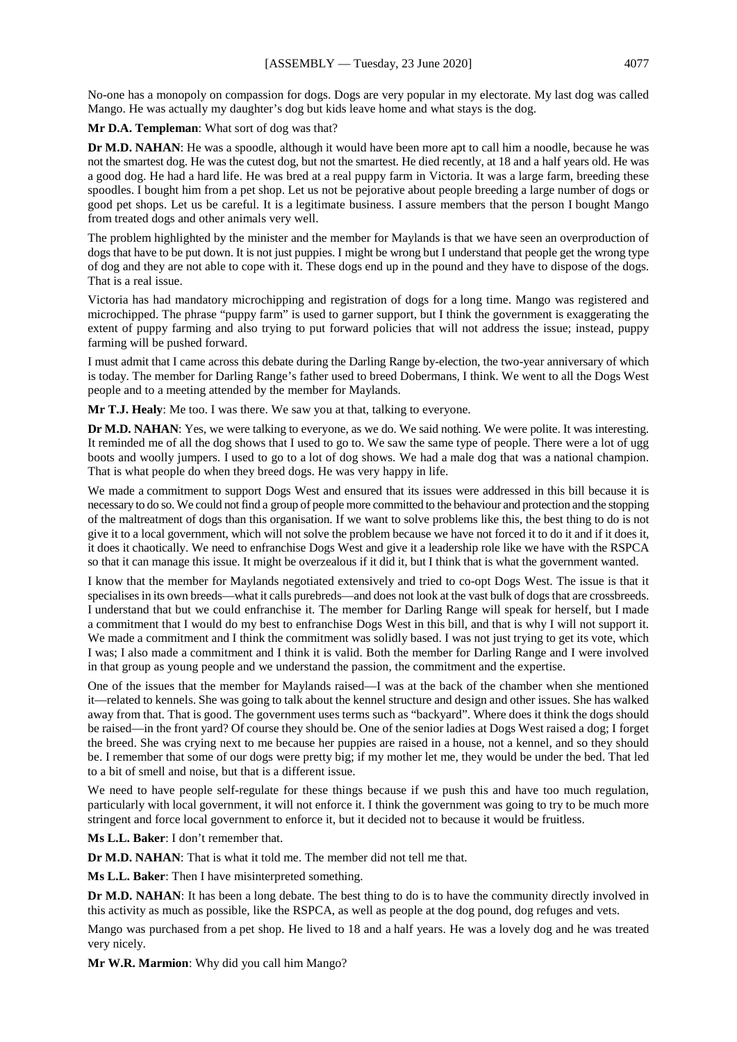No-one has a monopoly on compassion for dogs. Dogs are very popular in my electorate. My last dog was called Mango. He was actually my daughter's dog but kids leave home and what stays is the dog.

**Mr D.A. Templeman**: What sort of dog was that?

**Dr M.D. NAHAN**: He was a spoodle, although it would have been more apt to call him a noodle, because he was not the smartest dog. He was the cutest dog, but not the smartest. He died recently, at 18 and a half years old. He was a good dog. He had a hard life. He was bred at a real puppy farm in Victoria. It was a large farm, breeding these spoodles. I bought him from a pet shop. Let us not be pejorative about people breeding a large number of dogs or good pet shops. Let us be careful. It is a legitimate business. I assure members that the person I bought Mango from treated dogs and other animals very well.

The problem highlighted by the minister and the member for Maylands is that we have seen an overproduction of dogs that have to be put down. It is not just puppies. I might be wrong but I understand that people get the wrong type of dog and they are not able to cope with it. These dogs end up in the pound and they have to dispose of the dogs. That is a real issue.

Victoria has had mandatory microchipping and registration of dogs for a long time. Mango was registered and microchipped. The phrase "puppy farm" is used to garner support, but I think the government is exaggerating the extent of puppy farming and also trying to put forward policies that will not address the issue; instead, puppy farming will be pushed forward.

I must admit that I came across this debate during the Darling Range by-election, the two-year anniversary of which is today. The member for Darling Range's father used to breed Dobermans, I think. We went to all the Dogs West people and to a meeting attended by the member for Maylands.

**Mr T.J. Healy**: Me too. I was there. We saw you at that, talking to everyone.

**Dr M.D. NAHAN**: Yes, we were talking to everyone, as we do. We said nothing. We were polite. It was interesting. It reminded me of all the dog shows that I used to go to. We saw the same type of people. There were a lot of ugg boots and woolly jumpers. I used to go to a lot of dog shows. We had a male dog that was a national champion. That is what people do when they breed dogs. He was very happy in life.

We made a commitment to support Dogs West and ensured that its issues were addressed in this bill because it is necessary to do so. We could not find a group of people more committed to the behaviour and protection and the stopping of the maltreatment of dogs than this organisation. If we want to solve problems like this, the best thing to do is not give it to a local government, which will not solve the problem because we have not forced it to do it and if it does it, it does it chaotically. We need to enfranchise Dogs West and give it a leadership role like we have with the RSPCA so that it can manage this issue. It might be overzealous if it did it, but I think that is what the government wanted.

I know that the member for Maylands negotiated extensively and tried to co-opt Dogs West. The issue is that it specialises in its own breeds—what it calls purebreds—and does not look at the vast bulk of dogs that are crossbreeds. I understand that but we could enfranchise it. The member for Darling Range will speak for herself, but I made a commitment that I would do my best to enfranchise Dogs West in this bill, and that is why I will not support it. We made a commitment and I think the commitment was solidly based. I was not just trying to get its vote, which I was; I also made a commitment and I think it is valid. Both the member for Darling Range and I were involved in that group as young people and we understand the passion, the commitment and the expertise.

One of the issues that the member for Maylands raised—I was at the back of the chamber when she mentioned it—related to kennels. She was going to talk about the kennel structure and design and other issues. She has walked away from that. That is good. The government uses terms such as "backyard". Where does it think the dogs should be raised—in the front yard? Of course they should be. One of the senior ladies at Dogs West raised a dog; I forget the breed. She was crying next to me because her puppies are raised in a house, not a kennel, and so they should be. I remember that some of our dogs were pretty big; if my mother let me, they would be under the bed. That led to a bit of smell and noise, but that is a different issue.

We need to have people self-regulate for these things because if we push this and have too much regulation, particularly with local government, it will not enforce it. I think the government was going to try to be much more stringent and force local government to enforce it, but it decided not to because it would be fruitless.

**Ms L.L. Baker**: I don't remember that.

**Dr M.D. NAHAN**: That is what it told me. The member did not tell me that.

**Ms L.L. Baker**: Then I have misinterpreted something.

**Dr M.D. NAHAN**: It has been a long debate. The best thing to do is to have the community directly involved in this activity as much as possible, like the RSPCA, as well as people at the dog pound, dog refuges and vets.

Mango was purchased from a pet shop. He lived to 18 and a half years. He was a lovely dog and he was treated very nicely.

**Mr W.R. Marmion**: Why did you call him Mango?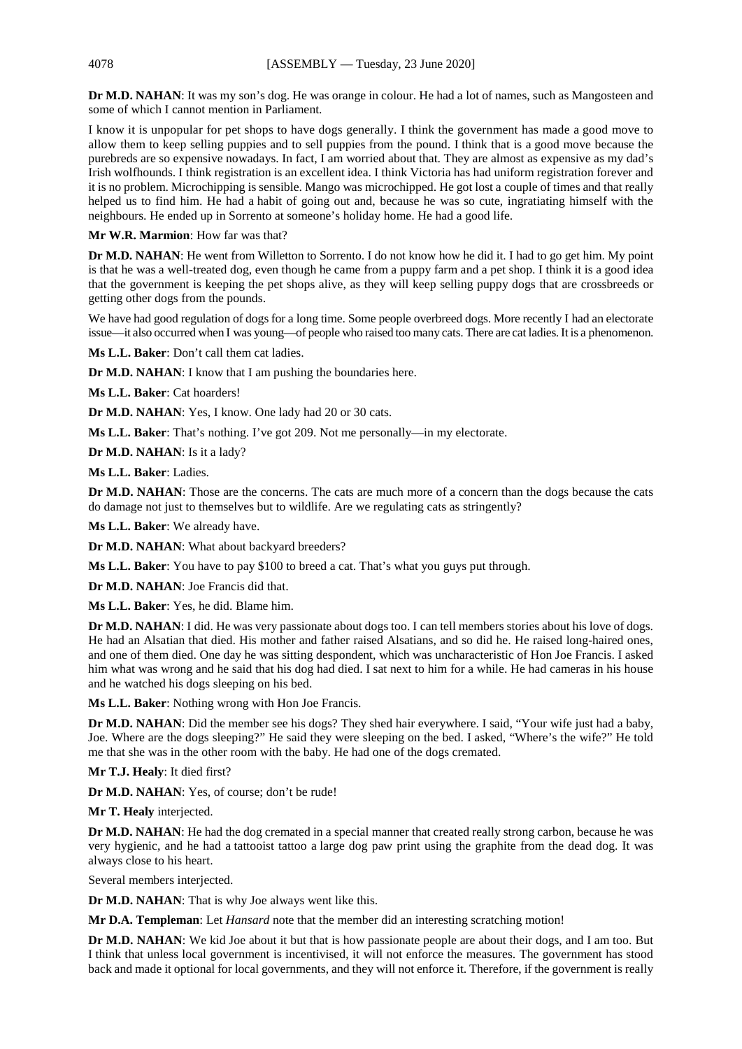**Dr M.D. NAHAN**: It was my son's dog. He was orange in colour. He had a lot of names, such as Mangosteen and some of which I cannot mention in Parliament.

I know it is unpopular for pet shops to have dogs generally. I think the government has made a good move to allow them to keep selling puppies and to sell puppies from the pound. I think that is a good move because the purebreds are so expensive nowadays. In fact, I am worried about that. They are almost as expensive as my dad's Irish wolfhounds. I think registration is an excellent idea. I think Victoria has had uniform registration forever and it is no problem. Microchipping is sensible. Mango was microchipped. He got lost a couple of times and that really helped us to find him. He had a habit of going out and, because he was so cute, ingratiating himself with the neighbours. He ended up in Sorrento at someone's holiday home. He had a good life.

**Mr W.R. Marmion**: How far was that?

**Dr M.D. NAHAN**: He went from Willetton to Sorrento. I do not know how he did it. I had to go get him. My point is that he was a well-treated dog, even though he came from a puppy farm and a pet shop. I think it is a good idea that the government is keeping the pet shops alive, as they will keep selling puppy dogs that are crossbreeds or getting other dogs from the pounds.

We have had good regulation of dogs for a long time. Some people overbreed dogs. More recently I had an electorate issue—it also occurred when I was young—of people who raised too many cats. There are cat ladies. It is a phenomenon.

**Ms L.L. Baker**: Don't call them cat ladies.

**Dr M.D. NAHAN**: I know that I am pushing the boundaries here.

**Ms L.L. Baker**: Cat hoarders!

**Dr M.D. NAHAN**: Yes, I know. One lady had 20 or 30 cats.

**Ms L.L. Baker**: That's nothing. I've got 209. Not me personally—in my electorate.

**Dr M.D. NAHAN**: Is it a lady?

**Ms L.L. Baker**: Ladies.

**Dr M.D. NAHAN**: Those are the concerns. The cats are much more of a concern than the dogs because the cats do damage not just to themselves but to wildlife. Are we regulating cats as stringently?

**Ms L.L. Baker**: We already have.

**Dr M.D. NAHAN**: What about backyard breeders?

**Ms L.L. Baker**: You have to pay $100 to breed a cat. That's what you guys put through.

**Dr M.D. NAHAN**: Joe Francis did that.

**Ms L.L. Baker**: Yes, he did. Blame him.

**Dr M.D. NAHAN**: I did. He was very passionate about dogs too. I can tell members stories about his love of dogs. He had an Alsatian that died. His mother and father raised Alsatians, and so did he. He raised long-haired ones, and one of them died. One day he was sitting despondent, which was uncharacteristic of Hon Joe Francis. I asked him what was wrong and he said that his dog had died. I sat next to him for a while. He had cameras in his house and he watched his dogs sleeping on his bed.

**Ms L.L. Baker**: Nothing wrong with Hon Joe Francis.

**Dr M.D. NAHAN**: Did the member see his dogs? They shed hair everywhere. I said, "Your wife just had a baby, Joe. Where are the dogs sleeping?" He said they were sleeping on the bed. I asked, "Where's the wife?" He told me that she was in the other room with the baby. He had one of the dogs cremated.

**Mr T.J. Healy**: It died first?

**Dr M.D. NAHAN**: Yes, of course; don't be rude!

**Mr T. Healy** interjected.

**Dr M.D. NAHAN**: He had the dog cremated in a special manner that created really strong carbon, because he was very hygienic, and he had a tattooist tattoo a large dog paw print using the graphite from the dead dog. It was always close to his heart.

Several members interjected.

**Dr M.D. NAHAN**: That is why Joe always went like this.

**Mr D.A. Templeman**: Let *Hansard* note that the member did an interesting scratching motion!

**Dr M.D. NAHAN**: We kid Joe about it but that is how passionate people are about their dogs, and I am too. But I think that unless local government is incentivised, it will not enforce the measures. The government has stood back and made it optional for local governments, and they will not enforce it. Therefore, if the government is really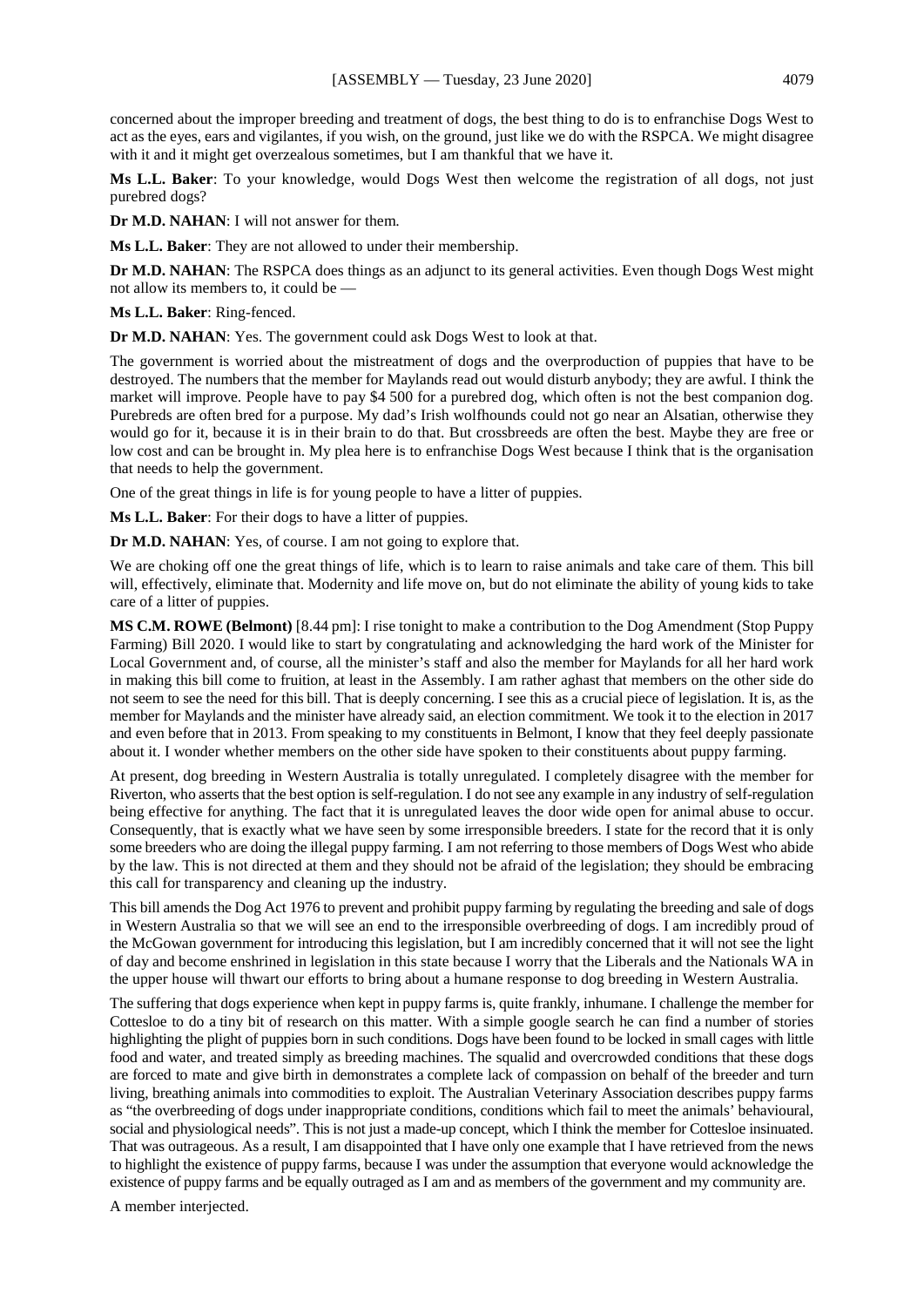concerned about the improper breeding and treatment of dogs, the best thing to do is to enfranchise Dogs West to act as the eyes, ears and vigilantes, if you wish, on the ground, just like we do with the RSPCA. We might disagree with it and it might get overzealous sometimes, but I am thankful that we have it.

**Ms L.L. Baker**: To your knowledge, would Dogs West then welcome the registration of all dogs, not just purebred dogs?

**Dr M.D. NAHAN**: I will not answer for them.

**Ms L.L. Baker**: They are not allowed to under their membership.

**Dr M.D. NAHAN**: The RSPCA does things as an adjunct to its general activities. Even though Dogs West might not allow its members to, it could be —

**Ms L.L. Baker**: Ring-fenced.

**Dr M.D. NAHAN**: Yes. The government could ask Dogs West to look at that.

The government is worried about the mistreatment of dogs and the overproduction of puppies that have to be destroyed. The numbers that the member for Maylands read out would disturb anybody; they are awful. I think the market will improve. People have to pay $4 500 for a purebred dog, which often is not the best companion dog. Purebreds are often bred for a purpose. My dad's Irish wolfhounds could not go near an Alsatian, otherwise they would go for it, because it is in their brain to do that. But crossbreeds are often the best. Maybe they are free or low cost and can be brought in. My plea here is to enfranchise Dogs West because I think that is the organisation that needs to help the government.

One of the great things in life is for young people to have a litter of puppies.

**Ms L.L. Baker**: For their dogs to have a litter of puppies.

**Dr M.D. NAHAN**: Yes, of course. I am not going to explore that.

We are choking off one the great things of life, which is to learn to raise animals and take care of them. This bill will, effectively, eliminate that. Modernity and life move on, but do not eliminate the ability of young kids to take care of a litter of puppies.

**MS C.M. ROWE (Belmont)** [8.44 pm]: I rise tonight to make a contribution to the Dog Amendment (Stop Puppy Farming) Bill 2020. I would like to start by congratulating and acknowledging the hard work of the Minister for Local Government and, of course, all the minister's staff and also the member for Maylands for all her hard work in making this bill come to fruition, at least in the Assembly. I am rather aghast that members on the other side do not seem to see the need for this bill. That is deeply concerning. I see this as a crucial piece of legislation. It is, as the member for Maylands and the minister have already said, an election commitment. We took it to the election in 2017 and even before that in 2013. From speaking to my constituents in Belmont, I know that they feel deeply passionate about it. I wonder whether members on the other side have spoken to their constituents about puppy farming.

At present, dog breeding in Western Australia is totally unregulated. I completely disagree with the member for Riverton, who asserts that the best option is self-regulation. I do not see any example in any industry of self-regulation being effective for anything. The fact that it is unregulated leaves the door wide open for animal abuse to occur. Consequently, that is exactly what we have seen by some irresponsible breeders. I state for the record that it is only some breeders who are doing the illegal puppy farming. I am not referring to those members of Dogs West who abide by the law. This is not directed at them and they should not be afraid of the legislation; they should be embracing this call for transparency and cleaning up the industry.

This bill amends the Dog Act 1976 to prevent and prohibit puppy farming by regulating the breeding and sale of dogs in Western Australia so that we will see an end to the irresponsible overbreeding of dogs. I am incredibly proud of the McGowan government for introducing this legislation, but I am incredibly concerned that it will not see the light of day and become enshrined in legislation in this state because I worry that the Liberals and the Nationals WA in the upper house will thwart our efforts to bring about a humane response to dog breeding in Western Australia.

The suffering that dogs experience when kept in puppy farms is, quite frankly, inhumane. I challenge the member for Cottesloe to do a tiny bit of research on this matter. With a simple google search he can find a number of stories highlighting the plight of puppies born in such conditions. Dogs have been found to be locked in small cages with little food and water, and treated simply as breeding machines. The squalid and overcrowded conditions that these dogs are forced to mate and give birth in demonstrates a complete lack of compassion on behalf of the breeder and turn living, breathing animals into commodities to exploit. The Australian Veterinary Association describes puppy farms as "the overbreeding of dogs under inappropriate conditions, conditions which fail to meet the animals' behavioural, social and physiological needs". This is not just a made-up concept, which I think the member for Cottesloe insinuated. That was outrageous. As a result, I am disappointed that I have only one example that I have retrieved from the news to highlight the existence of puppy farms, because I was under the assumption that everyone would acknowledge the existence of puppy farms and be equally outraged as I am and as members of the government and my community are.

A member interjected.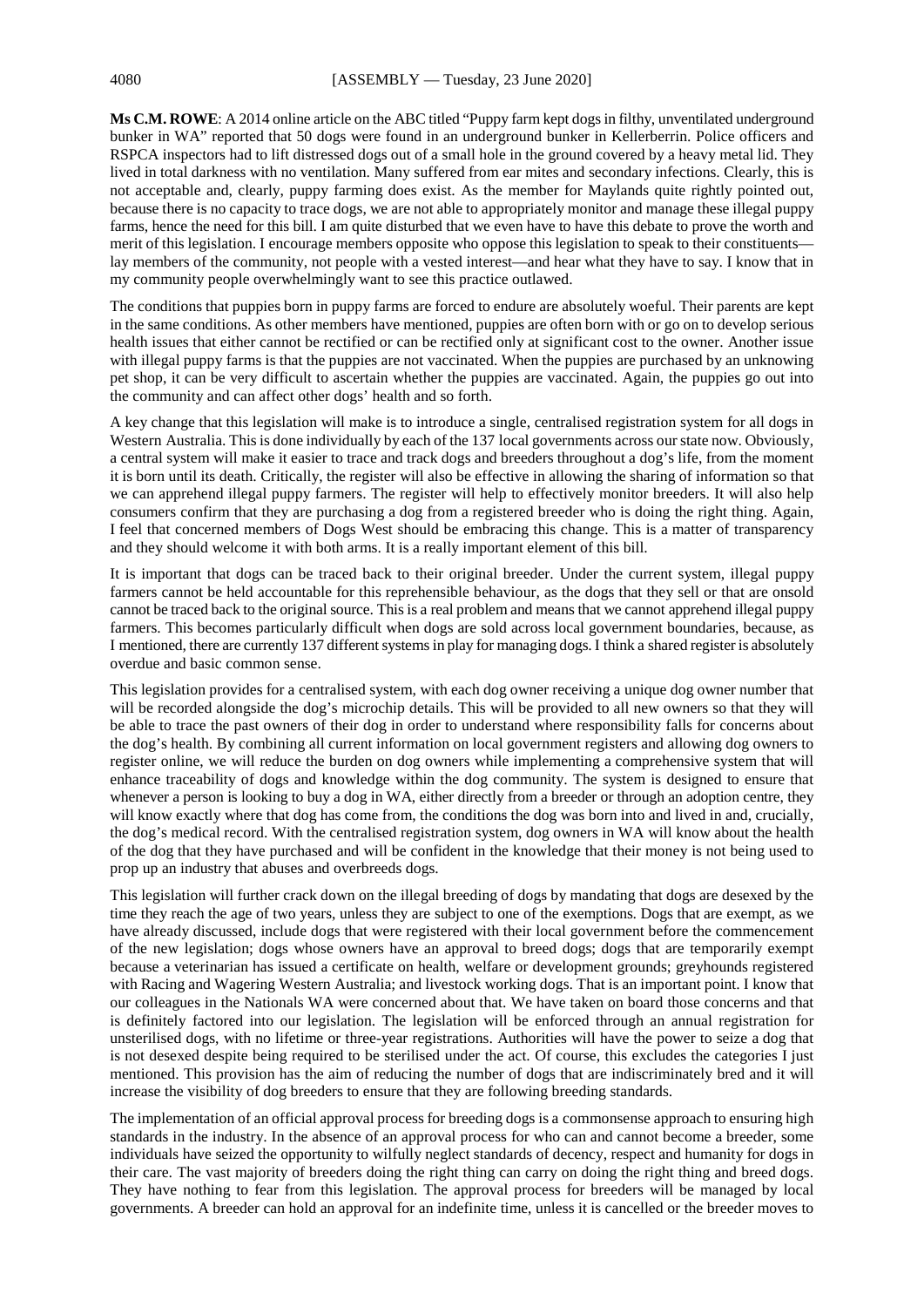**Ms C.M. ROWE**: A 2014 online article on the ABC titled "Puppy farm kept dogs in filthy, unventilated underground bunker in WA" reported that 50 dogs were found in an underground bunker in Kellerberrin. Police officers and RSPCA inspectors had to lift distressed dogs out of a small hole in the ground covered by a heavy metal lid. They lived in total darkness with no ventilation. Many suffered from ear mites and secondary infections. Clearly, this is not acceptable and, clearly, puppy farming does exist. As the member for Maylands quite rightly pointed out, because there is no capacity to trace dogs, we are not able to appropriately monitor and manage these illegal puppy farms, hence the need for this bill. I am quite disturbed that we even have to have this debate to prove the worth and merit of this legislation. I encourage members opposite who oppose this legislation to speak to their constituents—lay members of the community, not people with a vested interest—and hear what they have to say. I know that in my community people overwhelmingly want to see this practice outlawed.

The conditions that puppies born in puppy farms are forced to endure are absolutely woeful. Their parents are kept in the same conditions. As other members have mentioned, puppies are often born with or go on to develop serious health issues that either cannot be rectified or can be rectified only at significant cost to the owner. Another issue with illegal puppy farms is that the puppies are not vaccinated. When the puppies are purchased by an unknowing pet shop, it can be very difficult to ascertain whether the puppies are vaccinated. Again, the puppies go out into the community and can affect other dogs' health and so forth.

A key change that this legislation will make is to introduce a single, centralised registration system for all dogs in Western Australia. This is done individually by each of the 137 local governments across our state now. Obviously, a central system will make it easier to trace and track dogs and breeders throughout a dog's life, from the moment it is born until its death. Critically, the register will also be effective in allowing the sharing of information so that we can apprehend illegal puppy farmers. The register will help to effectively monitor breeders. It will also help consumers confirm that they are purchasing a dog from a registered breeder who is doing the right thing. Again, I feel that concerned members of Dogs West should be embracing this change. This is a matter of transparency and they should welcome it with both arms. It is a really important element of this bill.

It is important that dogs can be traced back to their original breeder. Under the current system, illegal puppy farmers cannot be held accountable for this reprehensible behaviour, as the dogs that they sell or that are onsold cannot be traced back to the original source. This is a real problem and means that we cannot apprehend illegal puppy farmers. This becomes particularly difficult when dogs are sold across local government boundaries, because, as I mentioned, there are currently 137 different systems in play for managing dogs. I think a shared register is absolutely overdue and basic common sense.

This legislation provides for a centralised system, with each dog owner receiving a unique dog owner number that will be recorded alongside the dog's microchip details. This will be provided to all new owners so that they will be able to trace the past owners of their dog in order to understand where responsibility falls for concerns about the dog's health. By combining all current information on local government registers and allowing dog owners to register online, we will reduce the burden on dog owners while implementing a comprehensive system that will enhance traceability of dogs and knowledge within the dog community. The system is designed to ensure that whenever a person is looking to buy a dog in WA, either directly from a breeder or through an adoption centre, they will know exactly where that dog has come from, the conditions the dog was born into and lived in and, crucially, the dog's medical record. With the centralised registration system, dog owners in WA will know about the health of the dog that they have purchased and will be confident in the knowledge that their money is not being used to prop up an industry that abuses and overbreeds dogs.

This legislation will further crack down on the illegal breeding of dogs by mandating that dogs are desexed by the time they reach the age of two years, unless they are subject to one of the exemptions. Dogs that are exempt, as we have already discussed, include dogs that were registered with their local government before the commencement of the new legislation; dogs whose owners have an approval to breed dogs; dogs that are temporarily exempt because a veterinarian has issued a certificate on health, welfare or development grounds; greyhounds registered with Racing and Wagering Western Australia; and livestock working dogs. That is an important point. I know that our colleagues in the Nationals WA were concerned about that. We have taken on board those concerns and that is definitely factored into our legislation. The legislation will be enforced through an annual registration for unsterilised dogs, with no lifetime or three-year registrations. Authorities will have the power to seize a dog that is not desexed despite being required to be sterilised under the act. Of course, this excludes the categories I just mentioned. This provision has the aim of reducing the number of dogs that are indiscriminately bred and it will increase the visibility of dog breeders to ensure that they are following breeding standards.

The implementation of an official approval process for breeding dogs is a commonsense approach to ensuring high standards in the industry. In the absence of an approval process for who can and cannot become a breeder, some individuals have seized the opportunity to wilfully neglect standards of decency, respect and humanity for dogs in their care. The vast majority of breeders doing the right thing can carry on doing the right thing and breed dogs. They have nothing to fear from this legislation. The approval process for breeders will be managed by local governments. A breeder can hold an approval for an indefinite time, unless it is cancelled or the breeder moves to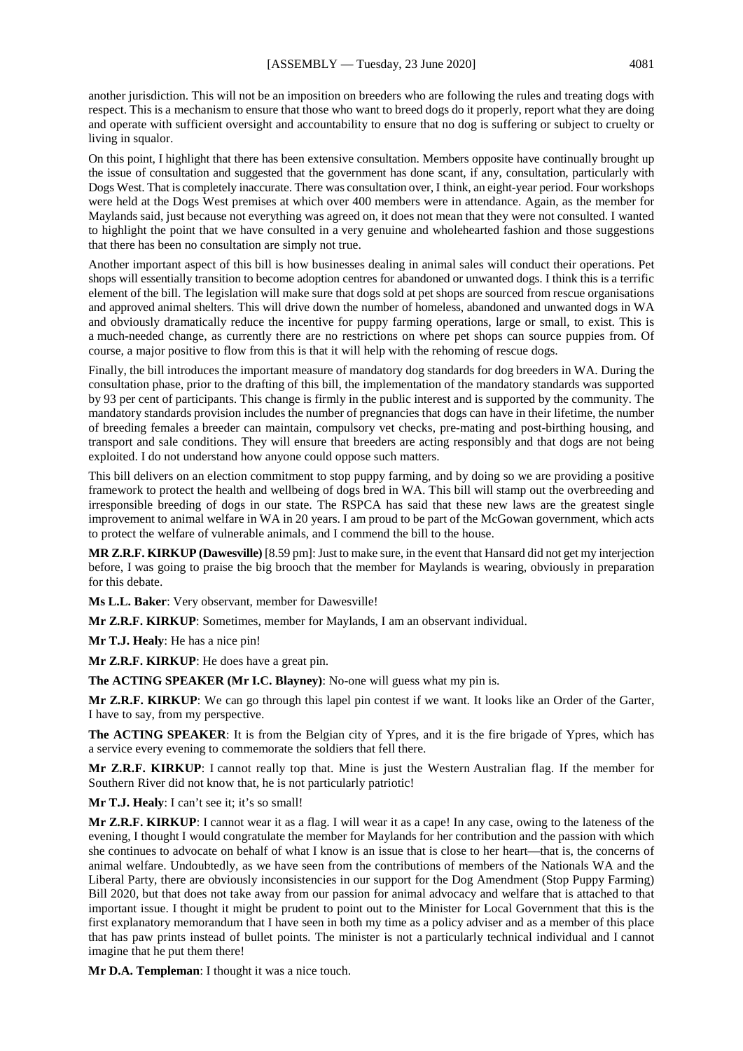another jurisdiction. This will not be an imposition on breeders who are following the rules and treating dogs with respect. This is a mechanism to ensure that those who want to breed dogs do it properly, report what they are doing and operate with sufficient oversight and accountability to ensure that no dog is suffering or subject to cruelty or living in squalor.

On this point, I highlight that there has been extensive consultation. Members opposite have continually brought up the issue of consultation and suggested that the government has done scant, if any, consultation, particularly with Dogs West. That is completely inaccurate. There was consultation over, I think, an eight-year period. Four workshops were held at the Dogs West premises at which over 400 members were in attendance. Again, as the member for Maylands said, just because not everything was agreed on, it does not mean that they were not consulted. I wanted to highlight the point that we have consulted in a very genuine and wholehearted fashion and those suggestions that there has been no consultation are simply not true.

Another important aspect of this bill is how businesses dealing in animal sales will conduct their operations. Pet shops will essentially transition to become adoption centres for abandoned or unwanted dogs. I think this is a terrific element of the bill. The legislation will make sure that dogs sold at pet shops are sourced from rescue organisations and approved animal shelters. This will drive down the number of homeless, abandoned and unwanted dogs in WA and obviously dramatically reduce the incentive for puppy farming operations, large or small, to exist. This is a much-needed change, as currently there are no restrictions on where pet shops can source puppies from. Of course, a major positive to flow from this is that it will help with the rehoming of rescue dogs.

Finally, the bill introduces the important measure of mandatory dog standards for dog breeders in WA. During the consultation phase, prior to the drafting of this bill, the implementation of the mandatory standards was supported by 93 per cent of participants. This change is firmly in the public interest and is supported by the community. The mandatory standards provision includes the number of pregnancies that dogs can have in their lifetime, the number of breeding females a breeder can maintain, compulsory vet checks, pre-mating and post-birthing housing, and transport and sale conditions. They will ensure that breeders are acting responsibly and that dogs are not being exploited. I do not understand how anyone could oppose such matters.

This bill delivers on an election commitment to stop puppy farming, and by doing so we are providing a positive framework to protect the health and wellbeing of dogs bred in WA. This bill will stamp out the overbreeding and irresponsible breeding of dogs in our state. The RSPCA has said that these new laws are the greatest single improvement to animal welfare in WA in 20 years. I am proud to be part of the McGowan government, which acts to protect the welfare of vulnerable animals, and I commend the bill to the house.

**MR Z.R.F. KIRKUP (Dawesville)** [8.59 pm]: Just to make sure, in the event that Hansard did not get my interjection before, I was going to praise the big brooch that the member for Maylands is wearing, obviously in preparation for this debate.

**Ms L.L. Baker**: Very observant, member for Dawesville!

**Mr Z.R.F. KIRKUP**: Sometimes, member for Maylands, I am an observant individual.

**Mr T.J. Healy**: He has a nice pin!

**Mr Z.R.F. KIRKUP**: He does have a great pin.

**The ACTING SPEAKER (Mr I.C. Blayney)**: No-one will guess what my pin is.

**Mr Z.R.F. KIRKUP**: We can go through this lapel pin contest if we want. It looks like an Order of the Garter, I have to say, from my perspective.

**The ACTING SPEAKER**: It is from the Belgian city of Ypres, and it is the fire brigade of Ypres, which has a service every evening to commemorate the soldiers that fell there.

**Mr Z.R.F. KIRKUP**: I cannot really top that. Mine is just the Western Australian flag. If the member for Southern River did not know that, he is not particularly patriotic!

**Mr T.J. Healy**: I can't see it; it's so small!

**Mr Z.R.F. KIRKUP**: I cannot wear it as a flag. I will wear it as a cape! In any case, owing to the lateness of the evening, I thought I would congratulate the member for Maylands for her contribution and the passion with which she continues to advocate on behalf of what I know is an issue that is close to her heart—that is, the concerns of animal welfare. Undoubtedly, as we have seen from the contributions of members of the Nationals WA and the Liberal Party, there are obviously inconsistencies in our support for the Dog Amendment (Stop Puppy Farming) Bill 2020, but that does not take away from our passion for animal advocacy and welfare that is attached to that important issue. I thought it might be prudent to point out to the Minister for Local Government that this is the first explanatory memorandum that I have seen in both my time as a policy adviser and as a member of this place that has paw prints instead of bullet points. The minister is not a particularly technical individual and I cannot imagine that he put them there!

**Mr D.A. Templeman**: I thought it was a nice touch.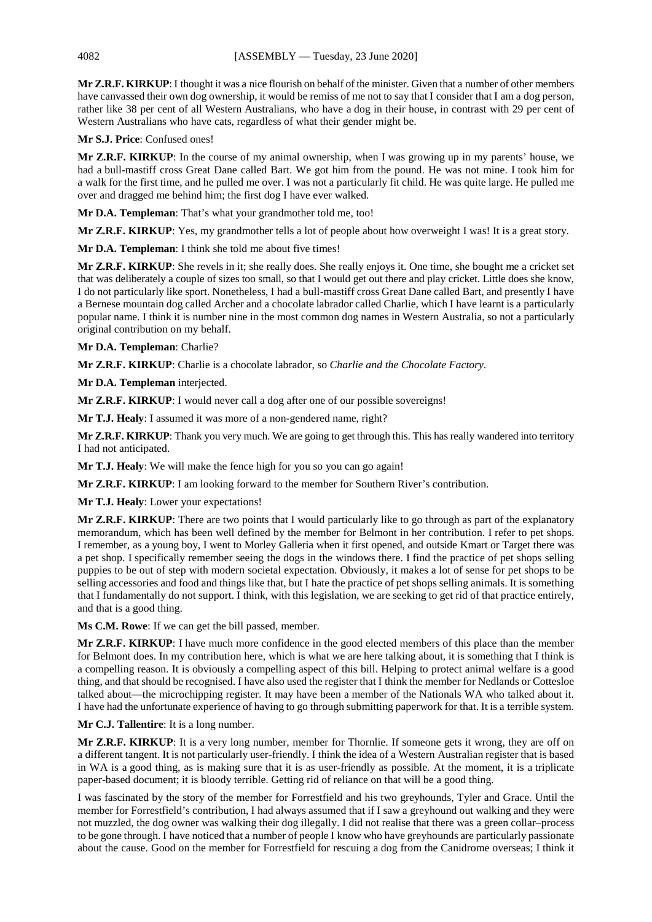**Mr Z.R.F. KIRKUP**: I thought it was a nice flourish on behalf of the minister. Given that a number of other members have canvassed their own dog ownership, it would be remiss of me not to say that I consider that I am a dog person, rather like 38 per cent of all Western Australians, who have a dog in their house, in contrast with 29 per cent of Western Australians who have cats, regardless of what their gender might be.

**Mr S.J. Price**: Confused ones!

**Mr Z.R.F. KIRKUP**: In the course of my animal ownership, when I was growing up in my parents' house, we had a bull-mastiff cross Great Dane called Bart. We got him from the pound. He was not mine. I took him for a walk for the first time, and he pulled me over. I was not a particularly fit child. He was quite large. He pulled me over and dragged me behind him; the first dog I have ever walked.

**Mr D.A. Templeman**: That's what your grandmother told me, too!

**Mr Z.R.F. KIRKUP**: Yes, my grandmother tells a lot of people about how overweight I was! It is a great story.

**Mr D.A. Templeman**: I think she told me about five times!

**Mr Z.R.F. KIRKUP**: She revels in it; she really does. She really enjoys it. One time, she bought me a cricket set that was deliberately a couple of sizes too small, so that I would get out there and play cricket. Little does she know, I do not particularly like sport. Nonetheless, I had a bull-mastiff cross Great Dane called Bart, and presently I have a Bernese mountain dog called Archer and a chocolate labrador called Charlie, which I have learnt is a particularly popular name. I think it is number nine in the most common dog names in Western Australia, so not a particularly original contribution on my behalf.

**Mr D.A. Templeman**: Charlie?

**Mr Z.R.F. KIRKUP**: Charlie is a chocolate labrador, so *Charlie and the Chocolate Factory*.

**Mr D.A. Templeman** interjected.

**Mr Z.R.F. KIRKUP**: I would never call a dog after one of our possible sovereigns!

**Mr T.J. Healy**: I assumed it was more of a non-gendered name, right?

**Mr Z.R.F. KIRKUP**: Thank you very much. We are going to get through this. This has really wandered into territory I had not anticipated.

**Mr T.J. Healy**: We will make the fence high for you so you can go again!

**Mr Z.R.F. KIRKUP**: I am looking forward to the member for Southern River's contribution.

**Mr T.J. Healy**: Lower your expectations!

**Mr Z.R.F. KIRKUP**: There are two points that I would particularly like to go through as part of the explanatory memorandum, which has been well defined by the member for Belmont in her contribution. I refer to pet shops. I remember, as a young boy, I went to Morley Galleria when it first opened, and outside Kmart or Target there was a pet shop. I specifically remember seeing the dogs in the windows there. I find the practice of pet shops selling puppies to be out of step with modern societal expectation. Obviously, it makes a lot of sense for pet shops to be selling accessories and food and things like that, but I hate the practice of pet shops selling animals. It is something that I fundamentally do not support. I think, with this legislation, we are seeking to get rid of that practice entirely, and that is a good thing.

**Ms C.M. Rowe**: If we can get the bill passed, member.

**Mr Z.R.F. KIRKUP**: I have much more confidence in the good elected members of this place than the member for Belmont does. In my contribution here, which is what we are here talking about, it is something that I think is a compelling reason. It is obviously a compelling aspect of this bill. Helping to protect animal welfare is a good thing, and that should be recognised. I have also used the register that I think the member for Nedlands or Cottesloe talked about—the microchipping register. It may have been a member of the Nationals WA who talked about it. I have had the unfortunate experience of having to go through submitting paperwork for that. It is a terrible system.

**Mr C.J. Tallentire**: It is a long number.

**Mr Z.R.F. KIRKUP**: It is a very long number, member for Thornlie. If someone gets it wrong, they are off on a different tangent. It is not particularly user-friendly. I think the idea of a Western Australian register that is based in WA is a good thing, as is making sure that it is as user-friendly as possible. At the moment, it is a triplicate paper-based document; it is bloody terrible. Getting rid of reliance on that will be a good thing.

I was fascinated by the story of the member for Forrestfield and his two greyhounds, Tyler and Grace. Until the member for Forrestfield's contribution, I had always assumed that if I saw a greyhound out walking and they were not muzzled, the dog owner was walking their dog illegally. I did not realise that there was a green collar–process to be gone through. I have noticed that a number of people I know who have greyhounds are particularly passionate about the cause. Good on the member for Forrestfield for rescuing a dog from the Canidrome overseas; I think it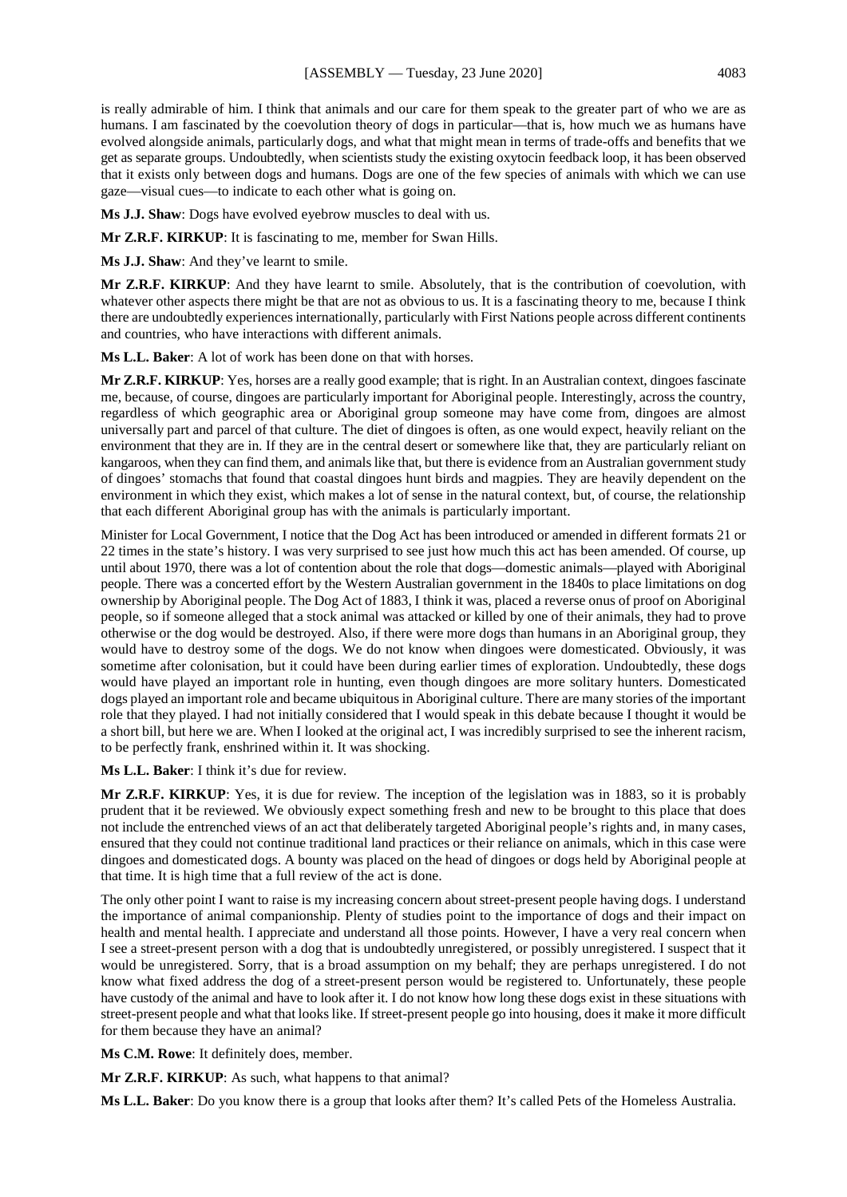is really admirable of him. I think that animals and our care for them speak to the greater part of who we are as humans. I am fascinated by the coevolution theory of dogs in particular—that is, how much we as humans have evolved alongside animals, particularly dogs, and what that might mean in terms of trade-offs and benefits that we get as separate groups. Undoubtedly, when scientists study the existing oxytocin feedback loop, it has been observed that it exists only between dogs and humans. Dogs are one of the few species of animals with which we can use gaze—visual cues—to indicate to each other what is going on.

**Ms J.J. Shaw**: Dogs have evolved eyebrow muscles to deal with us.

**Mr Z.R.F. KIRKUP**: It is fascinating to me, member for Swan Hills.

**Ms J.J. Shaw**: And they've learnt to smile.

**Mr Z.R.F. KIRKUP**: And they have learnt to smile. Absolutely, that is the contribution of coevolution, with whatever other aspects there might be that are not as obvious to us. It is a fascinating theory to me, because I think there are undoubtedly experiences internationally, particularly with First Nations people across different continents and countries, who have interactions with different animals.

**Ms L.L. Baker**: A lot of work has been done on that with horses.

**Mr Z.R.F. KIRKUP**: Yes, horses are a really good example; that is right. In an Australian context, dingoes fascinate me, because, of course, dingoes are particularly important for Aboriginal people. Interestingly, across the country, regardless of which geographic area or Aboriginal group someone may have come from, dingoes are almost universally part and parcel of that culture. The diet of dingoes is often, as one would expect, heavily reliant on the environment that they are in. If they are in the central desert or somewhere like that, they are particularly reliant on kangaroos, when they can find them, and animals like that, but there is evidence from an Australian government study of dingoes' stomachs that found that coastal dingoes hunt birds and magpies. They are heavily dependent on the environment in which they exist, which makes a lot of sense in the natural context, but, of course, the relationship that each different Aboriginal group has with the animals is particularly important.

Minister for Local Government, I notice that the Dog Act has been introduced or amended in different formats 21 or 22 times in the state's history. I was very surprised to see just how much this act has been amended. Of course, up until about 1970, there was a lot of contention about the role that dogs—domestic animals—played with Aboriginal people. There was a concerted effort by the Western Australian government in the 1840s to place limitations on dog ownership by Aboriginal people. The Dog Act of 1883, I think it was, placed a reverse onus of proof on Aboriginal people, so if someone alleged that a stock animal was attacked or killed by one of their animals, they had to prove otherwise or the dog would be destroyed. Also, if there were more dogs than humans in an Aboriginal group, they would have to destroy some of the dogs. We do not know when dingoes were domesticated. Obviously, it was sometime after colonisation, but it could have been during earlier times of exploration. Undoubtedly, these dogs would have played an important role in hunting, even though dingoes are more solitary hunters. Domesticated dogs played an important role and became ubiquitous in Aboriginal culture. There are many stories of the important role that they played. I had not initially considered that I would speak in this debate because I thought it would be a short bill, but here we are. When I looked at the original act, I was incredibly surprised to see the inherent racism, to be perfectly frank, enshrined within it. It was shocking.

**Ms L.L. Baker**: I think it's due for review.

**Mr Z.R.F. KIRKUP**: Yes, it is due for review. The inception of the legislation was in 1883, so it is probably prudent that it be reviewed. We obviously expect something fresh and new to be brought to this place that does not include the entrenched views of an act that deliberately targeted Aboriginal people's rights and, in many cases, ensured that they could not continue traditional land practices or their reliance on animals, which in this case were dingoes and domesticated dogs. A bounty was placed on the head of dingoes or dogs held by Aboriginal people at that time. It is high time that a full review of the act is done.

The only other point I want to raise is my increasing concern about street-present people having dogs. I understand the importance of animal companionship. Plenty of studies point to the importance of dogs and their impact on health and mental health. I appreciate and understand all those points. However, I have a very real concern when I see a street-present person with a dog that is undoubtedly unregistered, or possibly unregistered. I suspect that it would be unregistered. Sorry, that is a broad assumption on my behalf; they are perhaps unregistered. I do not know what fixed address the dog of a street-present person would be registered to. Unfortunately, these people have custody of the animal and have to look after it. I do not know how long these dogs exist in these situations with street-present people and what that looks like. If street-present people go into housing, does it make it more difficult for them because they have an animal?

**Ms C.M. Rowe**: It definitely does, member.

**Mr Z.R.F. KIRKUP**: As such, what happens to that animal?

**Ms L.L. Baker**: Do you know there is a group that looks after them? It's called Pets of the Homeless Australia.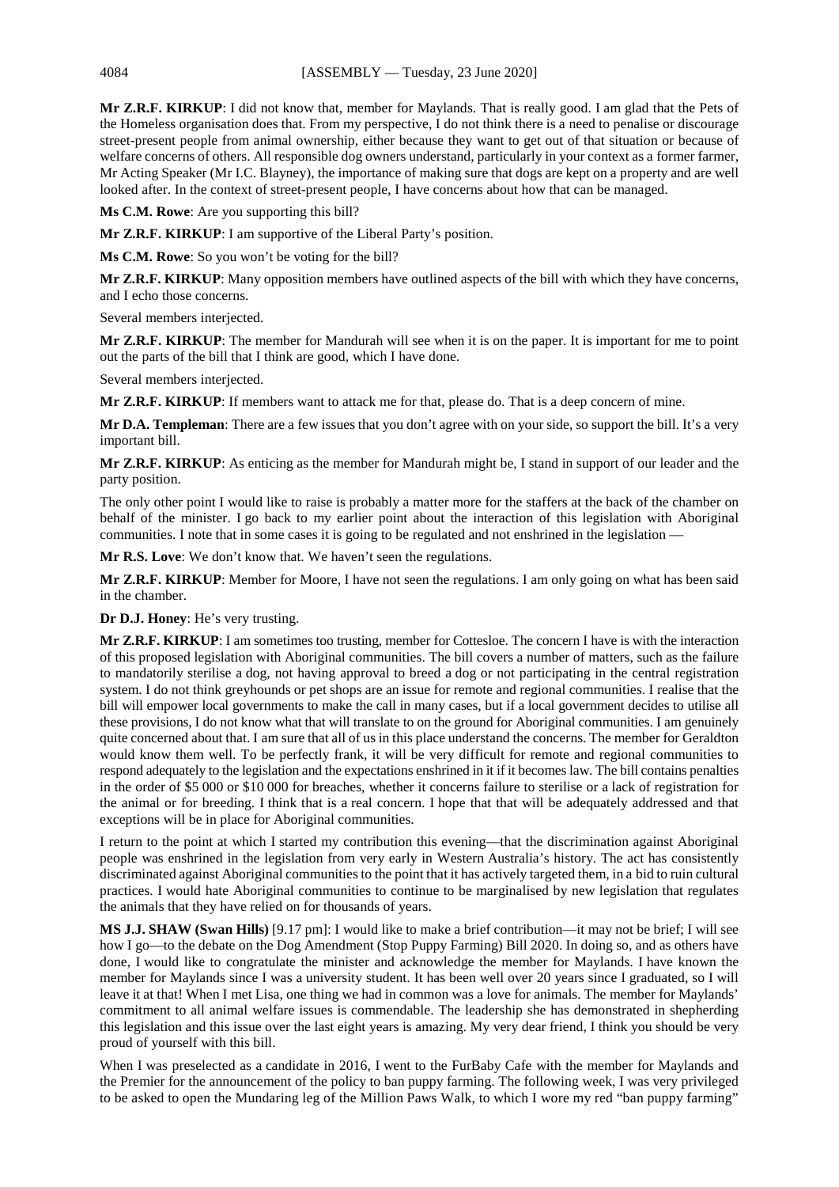**Mr Z.R.F. KIRKUP**: I did not know that, member for Maylands. That is really good. I am glad that the Pets of the Homeless organisation does that. From my perspective, I do not think there is a need to penalise or discourage street-present people from animal ownership, either because they want to get out of that situation or because of welfare concerns of others. All responsible dog owners understand, particularly in your context as a former farmer, Mr Acting Speaker (Mr I.C. Blayney), the importance of making sure that dogs are kept on a property and are well looked after. In the context of street-present people, I have concerns about how that can be managed.

**Ms C.M. Rowe**: Are you supporting this bill?

**Mr Z.R.F. KIRKUP**: I am supportive of the Liberal Party's position.

**Ms C.M. Rowe**: So you won't be voting for the bill?

**Mr Z.R.F. KIRKUP**: Many opposition members have outlined aspects of the bill with which they have concerns, and I echo those concerns.

Several members interjected.

**Mr Z.R.F. KIRKUP**: The member for Mandurah will see when it is on the paper. It is important for me to point out the parts of the bill that I think are good, which I have done.

Several members interjected.

**Mr Z.R.F. KIRKUP**: If members want to attack me for that, please do. That is a deep concern of mine.

**Mr D.A. Templeman**: There are a few issues that you don't agree with on your side, so support the bill. It's a very important bill.

**Mr Z.R.F. KIRKUP**: As enticing as the member for Mandurah might be, I stand in support of our leader and the party position.

The only other point I would like to raise is probably a matter more for the staffers at the back of the chamber on behalf of the minister. I go back to my earlier point about the interaction of this legislation with Aboriginal communities. I note that in some cases it is going to be regulated and not enshrined in the legislation —

**Mr R.S. Love**: We don't know that. We haven't seen the regulations.

**Mr Z.R.F. KIRKUP**: Member for Moore, I have not seen the regulations. I am only going on what has been said in the chamber.

**Dr D.J. Honey**: He's very trusting.

**Mr Z.R.F. KIRKUP**: I am sometimes too trusting, member for Cottesloe. The concern I have is with the interaction of this proposed legislation with Aboriginal communities. The bill covers a number of matters, such as the failure to mandatorily sterilise a dog, not having approval to breed a dog or not participating in the central registration system. I do not think greyhounds or pet shops are an issue for remote and regional communities. I realise that the bill will empower local governments to make the call in many cases, but if a local government decides to utilise all these provisions, I do not know what that will translate to on the ground for Aboriginal communities. I am genuinely quite concerned about that. I am sure that all of us in this place understand the concerns. The member for Geraldton would know them well. To be perfectly frank, it will be very difficult for remote and regional communities to respond adequately to the legislation and the expectations enshrined in it if it becomes law. The bill contains penalties in the order of $5 000 or $10 000 for breaches, whether it concerns failure to sterilise or a lack of registration for the animal or for breeding. I think that is a real concern. I hope that that will be adequately addressed and that exceptions will be in place for Aboriginal communities.

I return to the point at which I started my contribution this evening—that the discrimination against Aboriginal people was enshrined in the legislation from very early in Western Australia's history. The act has consistently discriminated against Aboriginal communities to the point that it has actively targeted them, in a bid to ruin cultural practices. I would hate Aboriginal communities to continue to be marginalised by new legislation that regulates the animals that they have relied on for thousands of years.

**MS J.J. SHAW (Swan Hills)** [9.17 pm]: I would like to make a brief contribution—it may not be brief; I will see how I go—to the debate on the Dog Amendment (Stop Puppy Farming) Bill 2020. In doing so, and as others have done, I would like to congratulate the minister and acknowledge the member for Maylands. I have known the member for Maylands since I was a university student. It has been well over 20 years since I graduated, so I will leave it at that! When I met Lisa, one thing we had in common was a love for animals. The member for Maylands' commitment to all animal welfare issues is commendable. The leadership she has demonstrated in shepherding this legislation and this issue over the last eight years is amazing. My very dear friend, I think you should be very proud of yourself with this bill.

When I was preselected as a candidate in 2016, I went to the FurBaby Cafe with the member for Maylands and the Premier for the announcement of the policy to ban puppy farming. The following week, I was very privileged to be asked to open the Mundaring leg of the Million Paws Walk, to which I wore my red "ban puppy farming"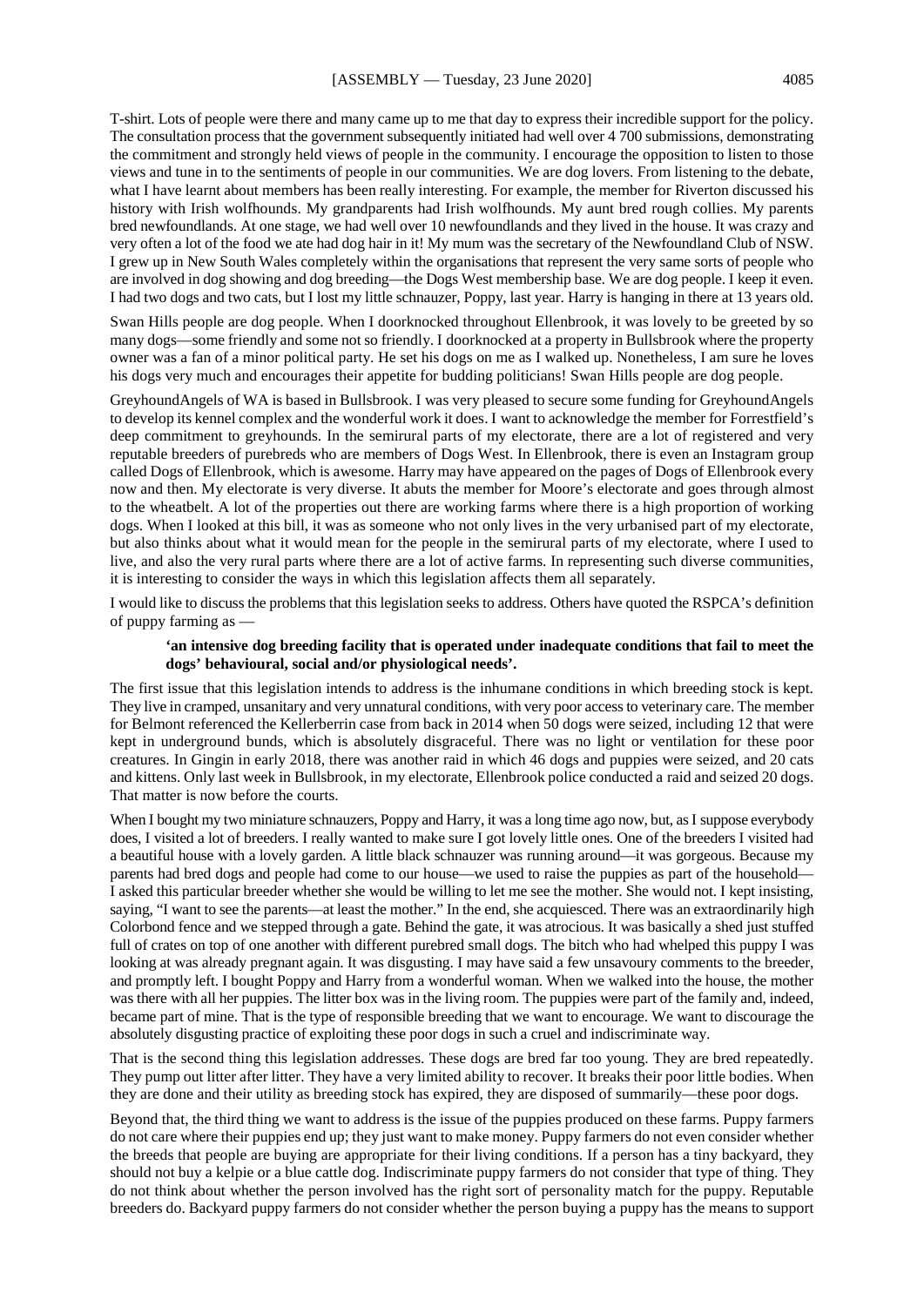T-shirt. Lots of people were there and many came up to me that day to express their incredible support for the policy. The consultation process that the government subsequently initiated had well over 4 700 submissions, demonstrating the commitment and strongly held views of people in the community. I encourage the opposition to listen to those views and tune in to the sentiments of people in our communities. We are dog lovers. From listening to the debate, what I have learnt about members has been really interesting. For example, the member for Riverton discussed his history with Irish wolfhounds. My grandparents had Irish wolfhounds. My aunt bred rough collies. My parents bred newfoundlands. At one stage, we had well over 10 newfoundlands and they lived in the house. It was crazy and very often a lot of the food we ate had dog hair in it! My mum was the secretary of the Newfoundland Club of NSW. I grew up in New South Wales completely within the organisations that represent the very same sorts of people who are involved in dog showing and dog breeding—the Dogs West membership base. We are dog people. I keep it even. I had two dogs and two cats, but I lost my little schnauzer, Poppy, last year. Harry is hanging in there at 13 years old.

Swan Hills people are dog people. When I doorknocked throughout Ellenbrook, it was lovely to be greeted by so many dogs—some friendly and some not so friendly. I doorknocked at a property in Bullsbrook where the property owner was a fan of a minor political party. He set his dogs on me as I walked up. Nonetheless, I am sure he loves his dogs very much and encourages their appetite for budding politicians! Swan Hills people are dog people.

GreyhoundAngels of WA is based in Bullsbrook. I was very pleased to secure some funding for GreyhoundAngels to develop its kennel complex and the wonderful work it does. I want to acknowledge the member for Forrestfield's deep commitment to greyhounds. In the semirural parts of my electorate, there are a lot of registered and very reputable breeders of purebreds who are members of Dogs West. In Ellenbrook, there is even an Instagram group called Dogs of Ellenbrook, which is awesome. Harry may have appeared on the pages of Dogs of Ellenbrook every now and then. My electorate is very diverse. It abuts the member for Moore's electorate and goes through almost to the wheatbelt. A lot of the properties out there are working farms where there is a high proportion of working dogs. When I looked at this bill, it was as someone who not only lives in the very urbanised part of my electorate, but also thinks about what it would mean for the people in the semirural parts of my electorate, where I used to live, and also the very rural parts where there are a lot of active farms. In representing such diverse communities, it is interesting to consider the ways in which this legislation affects them all separately.

I would like to discuss the problems that this legislation seeks to address. Others have quoted the RSPCA's definition of puppy farming as —

> **'an intensive dog breeding facility that is operated under inadequate conditions that fail to meet the dogs' behavioural, social and/or physiological needs'.**

The first issue that this legislation intends to address is the inhumane conditions in which breeding stock is kept. They live in cramped, unsanitary and very unnatural conditions, with very poor access to veterinary care. The member for Belmont referenced the Kellerberrin case from back in 2014 when 50 dogs were seized, including 12 that were kept in underground bunds, which is absolutely disgraceful. There was no light or ventilation for these poor creatures. In Gingin in early 2018, there was another raid in which 46 dogs and puppies were seized, and 20 cats and kittens. Only last week in Bullsbrook, in my electorate, Ellenbrook police conducted a raid and seized 20 dogs. That matter is now before the courts.

When I bought my two miniature schnauzers, Poppy and Harry, it was a long time ago now, but, as I suppose everybody does, I visited a lot of breeders. I really wanted to make sure I got lovely little ones. One of the breeders I visited had a beautiful house with a lovely garden. A little black schnauzer was running around—it was gorgeous. Because my parents had bred dogs and people had come to our house—we used to raise the puppies as part of the household—I asked this particular breeder whether she would be willing to let me see the mother. She would not. I kept insisting, saying, "I want to see the parents—at least the mother." In the end, she acquiesced. There was an extraordinarily high Colorbond fence and we stepped through a gate. Behind the gate, it was atrocious. It was basically a shed just stuffed full of crates on top of one another with different purebred small dogs. The bitch who had whelped this puppy I was looking at was already pregnant again. It was disgusting. I may have said a few unsavoury comments to the breeder, and promptly left. I bought Poppy and Harry from a wonderful woman. When we walked into the house, the mother was there with all her puppies. The litter box was in the living room. The puppies were part of the family and, indeed, became part of mine. That is the type of responsible breeding that we want to encourage. We want to discourage the absolutely disgusting practice of exploiting these poor dogs in such a cruel and indiscriminate way.

That is the second thing this legislation addresses. These dogs are bred far too young. They are bred repeatedly. They pump out litter after litter. They have a very limited ability to recover. It breaks their poor little bodies. When they are done and their utility as breeding stock has expired, they are disposed of summarily—these poor dogs.

Beyond that, the third thing we want to address is the issue of the puppies produced on these farms. Puppy farmers do not care where their puppies end up; they just want to make money. Puppy farmers do not even consider whether the breeds that people are buying are appropriate for their living conditions. If a person has a tiny backyard, they should not buy a kelpie or a blue cattle dog. Indiscriminate puppy farmers do not consider that type of thing. They do not think about whether the person involved has the right sort of personality match for the puppy. Reputable breeders do. Backyard puppy farmers do not consider whether the person buying a puppy has the means to support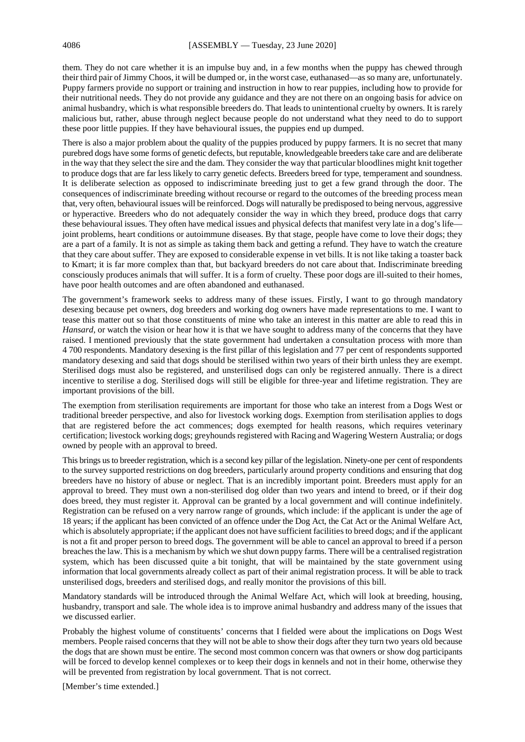them. They do not care whether it is an impulse buy and, in a few months when the puppy has chewed through their third pair of Jimmy Choos, it will be dumped or, in the worst case, euthanased—as so many are, unfortunately. Puppy farmers provide no support or training and instruction in how to rear puppies, including how to provide for their nutritional needs. They do not provide any guidance and they are not there on an ongoing basis for advice on animal husbandry, which is what responsible breeders do. That leads to unintentional cruelty by owners. It is rarely malicious but, rather, abuse through neglect because people do not understand what they need to do to support these poor little puppies. If they have behavioural issues, the puppies end up dumped.

There is also a major problem about the quality of the puppies produced by puppy farmers. It is no secret that many purebred dogs have some forms of genetic defects, but reputable, knowledgeable breeders take care and are deliberate in the way that they select the sire and the dam. They consider the way that particular bloodlines might knit together to produce dogs that are far less likely to carry genetic defects. Breeders breed for type, temperament and soundness. It is deliberate selection as opposed to indiscriminate breeding just to get a few grand through the door. The consequences of indiscriminate breeding without recourse or regard to the outcomes of the breeding process mean that, very often, behavioural issues will be reinforced. Dogs will naturally be predisposed to being nervous, aggressive or hyperactive. Breeders who do not adequately consider the way in which they breed, produce dogs that carry these behavioural issues. They often have medical issues and physical defects that manifest very late in a dog's life—joint problems, heart conditions or autoimmune diseases. By that stage, people have come to love their dogs; they are a part of a family. It is not as simple as taking them back and getting a refund. They have to watch the creature that they care about suffer. They are exposed to considerable expense in vet bills. It is not like taking a toaster back to Kmart; it is far more complex than that, but backyard breeders do not care about that. Indiscriminate breeding consciously produces animals that will suffer. It is a form of cruelty. These poor dogs are ill-suited to their homes, have poor health outcomes and are often abandoned and euthanased.

The government's framework seeks to address many of these issues. Firstly, I want to go through mandatory desexing because pet owners, dog breeders and working dog owners have made representations to me. I want to tease this matter out so that those constituents of mine who take an interest in this matter are able to read this in *Hansard*, or watch the vision or hear how it is that we have sought to address many of the concerns that they have raised. I mentioned previously that the state government had undertaken a consultation process with more than 4 700 respondents. Mandatory desexing is the first pillar of this legislation and 77 per cent of respondents supported mandatory desexing and said that dogs should be sterilised within two years of their birth unless they are exempt. Sterilised dogs must also be registered, and unsterilised dogs can only be registered annually. There is a direct incentive to sterilise a dog. Sterilised dogs will still be eligible for three-year and lifetime registration. They are important provisions of the bill.

The exemption from sterilisation requirements are important for those who take an interest from a Dogs West or traditional breeder perspective, and also for livestock working dogs. Exemption from sterilisation applies to dogs that are registered before the act commences; dogs exempted for health reasons, which requires veterinary certification; livestock working dogs; greyhounds registered with Racing and Wagering Western Australia; or dogs owned by people with an approval to breed.

This brings us to breeder registration, which is a second key pillar of the legislation. Ninety-one per cent of respondents to the survey supported restrictions on dog breeders, particularly around property conditions and ensuring that dog breeders have no history of abuse or neglect. That is an incredibly important point. Breeders must apply for an approval to breed. They must own a non-sterilised dog older than two years and intend to breed, or if their dog does breed, they must register it. Approval can be granted by a local government and will continue indefinitely. Registration can be refused on a very narrow range of grounds, which include: if the applicant is under the age of 18 years; if the applicant has been convicted of an offence under the Dog Act, the Cat Act or the Animal Welfare Act, which is absolutely appropriate; if the applicant does not have sufficient facilities to breed dogs; and if the applicant is not a fit and proper person to breed dogs. The government will be able to cancel an approval to breed if a person breaches the law. This is a mechanism by which we shut down puppy farms. There will be a centralised registration system, which has been discussed quite a bit tonight, that will be maintained by the state government using information that local governments already collect as part of their animal registration process. It will be able to track unsterilised dogs, breeders and sterilised dogs, and really monitor the provisions of this bill.

Mandatory standards will be introduced through the Animal Welfare Act, which will look at breeding, housing, husbandry, transport and sale. The whole idea is to improve animal husbandry and address many of the issues that we discussed earlier.

Probably the highest volume of constituents' concerns that I fielded were about the implications on Dogs West members. People raised concerns that they will not be able to show their dogs after they turn two years old because the dogs that are shown must be entire. The second most common concern was that owners or show dog participants will be forced to develop kennel complexes or to keep their dogs in kennels and not in their home, otherwise they will be prevented from registration by local government. That is not correct.

[Member's time extended.]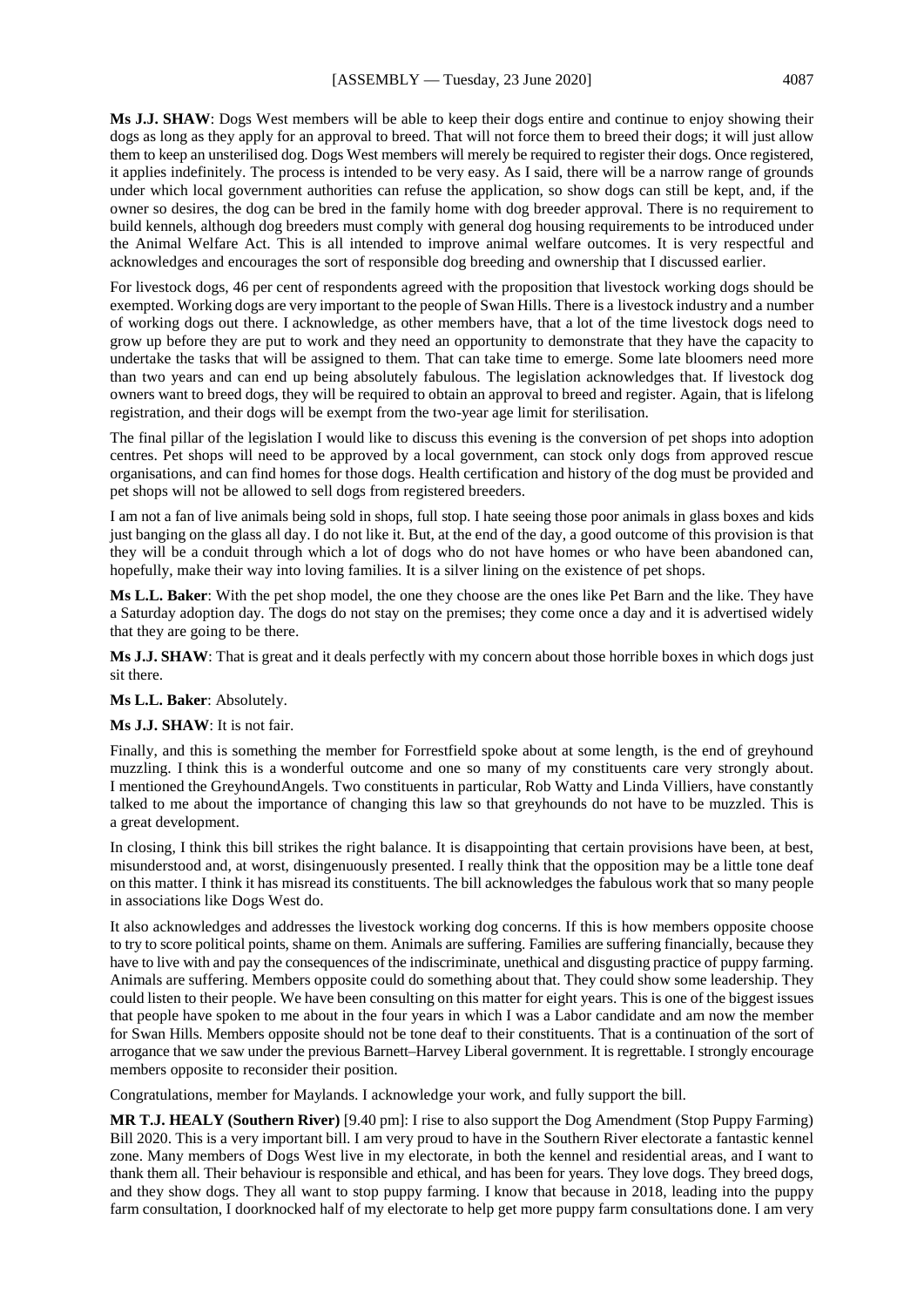**Ms J.J. SHAW**: Dogs West members will be able to keep their dogs entire and continue to enjoy showing their dogs as long as they apply for an approval to breed. That will not force them to breed their dogs; it will just allow them to keep an unsterilised dog. Dogs West members will merely be required to register their dogs. Once registered, it applies indefinitely. The process is intended to be very easy. As I said, there will be a narrow range of grounds under which local government authorities can refuse the application, so show dogs can still be kept, and, if the owner so desires, the dog can be bred in the family home with dog breeder approval. There is no requirement to build kennels, although dog breeders must comply with general dog housing requirements to be introduced under the Animal Welfare Act. This is all intended to improve animal welfare outcomes. It is very respectful and acknowledges and encourages the sort of responsible dog breeding and ownership that I discussed earlier.

For livestock dogs, 46 per cent of respondents agreed with the proposition that livestock working dogs should be exempted. Working dogs are very important to the people of Swan Hills. There is a livestock industry and a number of working dogs out there. I acknowledge, as other members have, that a lot of the time livestock dogs need to grow up before they are put to work and they need an opportunity to demonstrate that they have the capacity to undertake the tasks that will be assigned to them. That can take time to emerge. Some late bloomers need more than two years and can end up being absolutely fabulous. The legislation acknowledges that. If livestock dog owners want to breed dogs, they will be required to obtain an approval to breed and register. Again, that is lifelong registration, and their dogs will be exempt from the two-year age limit for sterilisation.

The final pillar of the legislation I would like to discuss this evening is the conversion of pet shops into adoption centres. Pet shops will need to be approved by a local government, can stock only dogs from approved rescue organisations, and can find homes for those dogs. Health certification and history of the dog must be provided and pet shops will not be allowed to sell dogs from registered breeders.

I am not a fan of live animals being sold in shops, full stop. I hate seeing those poor animals in glass boxes and kids just banging on the glass all day. I do not like it. But, at the end of the day, a good outcome of this provision is that they will be a conduit through which a lot of dogs who do not have homes or who have been abandoned can, hopefully, make their way into loving families. It is a silver lining on the existence of pet shops.

**Ms L.L. Baker**: With the pet shop model, the one they choose are the ones like Pet Barn and the like. They have a Saturday adoption day. The dogs do not stay on the premises; they come once a day and it is advertised widely that they are going to be there.

**Ms J.J. SHAW**: That is great and it deals perfectly with my concern about those horrible boxes in which dogs just sit there.

**Ms L.L. Baker**: Absolutely.

**Ms J.J. SHAW**: It is not fair.

Finally, and this is something the member for Forrestfield spoke about at some length, is the end of greyhound muzzling. I think this is a wonderful outcome and one so many of my constituents care very strongly about. I mentioned the GreyhoundAngels. Two constituents in particular, Rob Watty and Linda Villiers, have constantly talked to me about the importance of changing this law so that greyhounds do not have to be muzzled. This is a great development.

In closing, I think this bill strikes the right balance. It is disappointing that certain provisions have been, at best, misunderstood and, at worst, disingenuously presented. I really think that the opposition may be a little tone deaf on this matter. I think it has misread its constituents. The bill acknowledges the fabulous work that so many people in associations like Dogs West do.

It also acknowledges and addresses the livestock working dog concerns. If this is how members opposite choose to try to score political points, shame on them. Animals are suffering. Families are suffering financially, because they have to live with and pay the consequences of the indiscriminate, unethical and disgusting practice of puppy farming. Animals are suffering. Members opposite could do something about that. They could show some leadership. They could listen to their people. We have been consulting on this matter for eight years. This is one of the biggest issues that people have spoken to me about in the four years in which I was a Labor candidate and am now the member for Swan Hills. Members opposite should not be tone deaf to their constituents. That is a continuation of the sort of arrogance that we saw under the previous Barnett–Harvey Liberal government. It is regrettable. I strongly encourage members opposite to reconsider their position.

Congratulations, member for Maylands. I acknowledge your work, and fully support the bill.

**MR T.J. HEALY (Southern River)** [9.40 pm]: I rise to also support the Dog Amendment (Stop Puppy Farming) Bill 2020. This is a very important bill. I am very proud to have in the Southern River electorate a fantastic kennel zone. Many members of Dogs West live in my electorate, in both the kennel and residential areas, and I want to thank them all. Their behaviour is responsible and ethical, and has been for years. They love dogs. They breed dogs, and they show dogs. They all want to stop puppy farming. I know that because in 2018, leading into the puppy farm consultation, I doorknocked half of my electorate to help get more puppy farm consultations done. I am very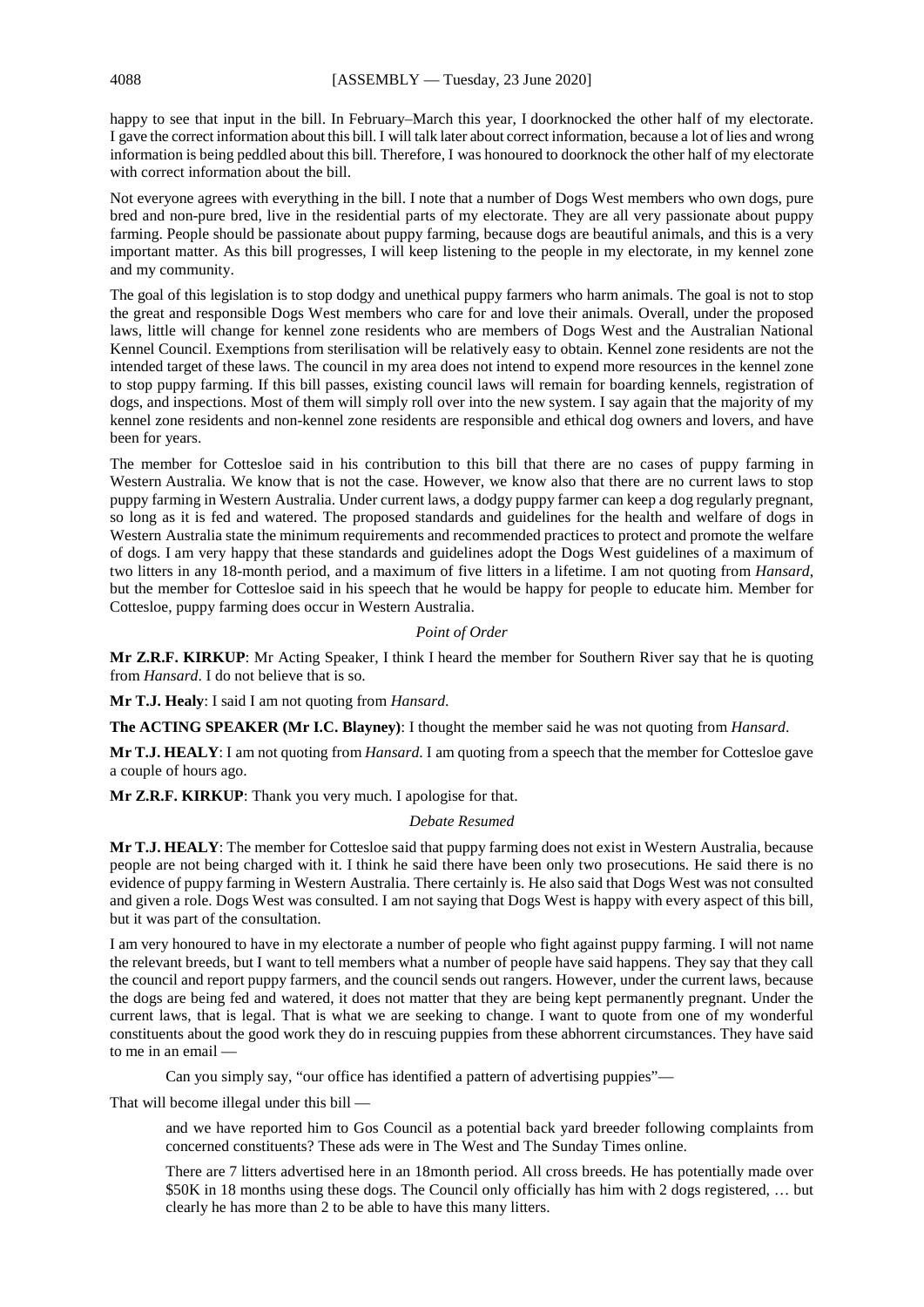happy to see that input in the bill. In February–March this year, I doorknocked the other half of my electorate. I gave the correct information about this bill. I will talk later about correct information, because a lot of lies and wrong information is being peddled about this bill. Therefore, I was honoured to doorknock the other half of my electorate with correct information about the bill.

Not everyone agrees with everything in the bill. I note that a number of Dogs West members who own dogs, pure bred and non-pure bred, live in the residential parts of my electorate. They are all very passionate about puppy farming. People should be passionate about puppy farming, because dogs are beautiful animals, and this is a very important matter. As this bill progresses, I will keep listening to the people in my electorate, in my kennel zone and my community.

The goal of this legislation is to stop dodgy and unethical puppy farmers who harm animals. The goal is not to stop the great and responsible Dogs West members who care for and love their animals. Overall, under the proposed laws, little will change for kennel zone residents who are members of Dogs West and the Australian National Kennel Council. Exemptions from sterilisation will be relatively easy to obtain. Kennel zone residents are not the intended target of these laws. The council in my area does not intend to expend more resources in the kennel zone to stop puppy farming. If this bill passes, existing council laws will remain for boarding kennels, registration of dogs, and inspections. Most of them will simply roll over into the new system. I say again that the majority of my kennel zone residents and non-kennel zone residents are responsible and ethical dog owners and lovers, and have been for years.

The member for Cottesloe said in his contribution to this bill that there are no cases of puppy farming in Western Australia. We know that is not the case. However, we know also that there are no current laws to stop puppy farming in Western Australia. Under current laws, a dodgy puppy farmer can keep a dog regularly pregnant, so long as it is fed and watered. The proposed standards and guidelines for the health and welfare of dogs in Western Australia state the minimum requirements and recommended practices to protect and promote the welfare of dogs. I am very happy that these standards and guidelines adopt the Dogs West guidelines of a maximum of two litters in any 18-month period, and a maximum of five litters in a lifetime. I am not quoting from *Hansard*, but the member for Cottesloe said in his speech that he would be happy for people to educate him. Member for Cottesloe, puppy farming does occur in Western Australia.

*Point of Order*

**Mr Z.R.F. KIRKUP**: Mr Acting Speaker, I think I heard the member for Southern River say that he is quoting from *Hansard*. I do not believe that is so.

**Mr T.J. Healy**: I said I am not quoting from *Hansard*.

**The ACTING SPEAKER (Mr I.C. Blayney)**: I thought the member said he was not quoting from *Hansard*.

**Mr T.J. HEALY**: I am not quoting from *Hansard*. I am quoting from a speech that the member for Cottesloe gave a couple of hours ago.

**Mr Z.R.F. KIRKUP**: Thank you very much. I apologise for that.

*Debate Resumed*

**Mr T.J. HEALY**: The member for Cottesloe said that puppy farming does not exist in Western Australia, because people are not being charged with it. I think he said there have been only two prosecutions. He said there is no evidence of puppy farming in Western Australia. There certainly is. He also said that Dogs West was not consulted and given a role. Dogs West was consulted. I am not saying that Dogs West is happy with every aspect of this bill, but it was part of the consultation.

I am very honoured to have in my electorate a number of people who fight against puppy farming. I will not name the relevant breeds, but I want to tell members what a number of people have said happens. They say that they call the council and report puppy farmers, and the council sends out rangers. However, under the current laws, because the dogs are being fed and watered, it does not matter that they are being kept permanently pregnant. Under the current laws, that is legal. That is what we are seeking to change. I want to quote from one of my wonderful constituents about the good work they do in rescuing puppies from these abhorrent circumstances. They have said to me in an email —

> Can you simply say, "our office has identified a pattern of advertising puppies"—

That will become illegal under this bill —

> and we have reported him to Gos Council as a potential back yard breeder following complaints from concerned constituents? These ads were in The West and The Sunday Times online.
>
> There are 7 litters advertised here in an 18month period. All cross breeds. He has potentially made over $50K in 18 months using these dogs. The Council only officially has him with 2 dogs registered, … but clearly he has more than 2 to be able to have this many litters.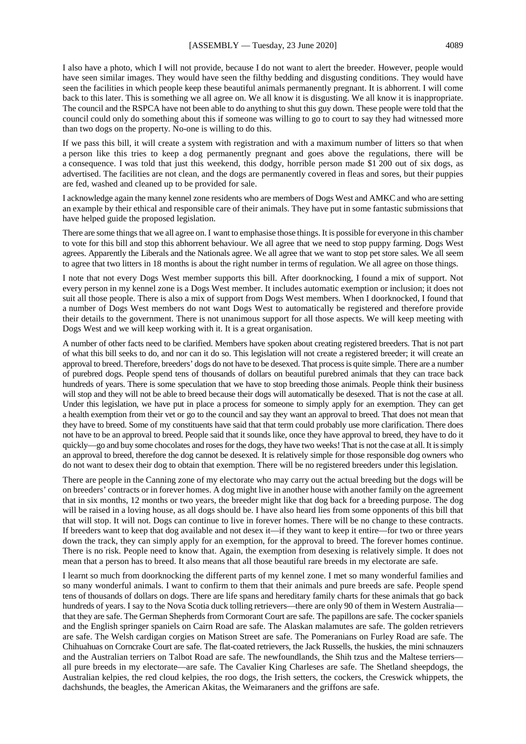I also have a photo, which I will not provide, because I do not want to alert the breeder. However, people would have seen similar images. They would have seen the filthy bedding and disgusting conditions. They would have seen the facilities in which people keep these beautiful animals permanently pregnant. It is abhorrent. I will come back to this later. This is something we all agree on. We all know it is disgusting. We all know it is inappropriate. The council and the RSPCA have not been able to do anything to shut this guy down. These people were told that the council could only do something about this if someone was willing to go to court to say they had witnessed more than two dogs on the property. No-one is willing to do this.

If we pass this bill, it will create a system with registration and with a maximum number of litters so that when a person like this tries to keep a dog permanently pregnant and goes above the regulations, there will be a consequence. I was told that just this weekend, this dodgy, horrible person made $1 200 out of six dogs, as advertised. The facilities are not clean, and the dogs are permanently covered in fleas and sores, but their puppies are fed, washed and cleaned up to be provided for sale.

I acknowledge again the many kennel zone residents who are members of Dogs West and AMKC and who are setting an example by their ethical and responsible care of their animals. They have put in some fantastic submissions that have helped guide the proposed legislation.

There are some things that we all agree on. I want to emphasise those things. It is possible for everyone in this chamber to vote for this bill and stop this abhorrent behaviour. We all agree that we need to stop puppy farming. Dogs West agrees. Apparently the Liberals and the Nationals agree. We all agree that we want to stop pet store sales. We all seem to agree that two litters in 18 months is about the right number in terms of regulation. We all agree on those things.

I note that not every Dogs West member supports this bill. After doorknocking, I found a mix of support. Not every person in my kennel zone is a Dogs West member. It includes automatic exemption or inclusion; it does not suit all those people. There is also a mix of support from Dogs West members. When I doorknocked, I found that a number of Dogs West members do not want Dogs West to automatically be registered and therefore provide their details to the government. There is not unanimous support for all those aspects. We will keep meeting with Dogs West and we will keep working with it. It is a great organisation.

A number of other facts need to be clarified. Members have spoken about creating registered breeders. That is not part of what this bill seeks to do, and nor can it do so. This legislation will not create a registered breeder; it will create an approval to breed. Therefore, breeders' dogs do not have to be desexed. That process is quite simple. There are a number of purebred dogs. People spend tens of thousands of dollars on beautiful purebred animals that they can trace back hundreds of years. There is some speculation that we have to stop breeding those animals. People think their business will stop and they will not be able to breed because their dogs will automatically be desexed. That is not the case at all. Under this legislation, we have put in place a process for someone to simply apply for an exemption. They can get a health exemption from their vet or go to the council and say they want an approval to breed. That does not mean that they have to breed. Some of my constituents have said that that term could probably use more clarification. There does not have to be an approval to breed. People said that it sounds like, once they have approval to breed, they have to do it quickly—go and buy some chocolates and roses for the dogs, they have two weeks! That is not the case at all. It is simply an approval to breed, therefore the dog cannot be desexed. It is relatively simple for those responsible dog owners who do not want to desex their dog to obtain that exemption. There will be no registered breeders under this legislation.

There are people in the Canning zone of my electorate who may carry out the actual breeding but the dogs will be on breeders' contracts or in forever homes. A dog might live in another house with another family on the agreement that in six months, 12 months or two years, the breeder might like that dog back for a breeding purpose. The dog will be raised in a loving house, as all dogs should be. I have also heard lies from some opponents of this bill that that will stop. It will not. Dogs can continue to live in forever homes. There will be no change to these contracts. If breeders want to keep that dog available and not desex it—if they want to keep it entire—for two or three years down the track, they can simply apply for an exemption, for the approval to breed. The forever homes continue. There is no risk. People need to know that. Again, the exemption from desexing is relatively simple. It does not mean that a person has to breed. It also means that all those beautiful rare breeds in my electorate are safe.

I learnt so much from doorknocking the different parts of my kennel zone. I met so many wonderful families and so many wonderful animals. I want to confirm to them that their animals and pure breeds are safe. People spend tens of thousands of dollars on dogs. There are life spans and hereditary family charts for these animals that go back hundreds of years. I say to the Nova Scotia duck tolling retrievers—there are only 90 of them in Western Australia—that they are safe. The German Shepherds from Cormorant Court are safe. The papillons are safe. The cocker spaniels and the English springer spaniels on Cairn Road are safe. The Alaskan malamutes are safe. The golden retrievers are safe. The Welsh cardigan corgies on Matison Street are safe. The Pomeranians on Furley Road are safe. The Chihuahuas on Corncrake Court are safe. The flat-coated retrievers, the Jack Russells, the huskies, the mini schnauzers and the Australian terriers on Talbot Road are safe. The newfoundlands, the Shih tzus and the Maltese terriers—all pure breeds in my electorate—are safe. The Cavalier King Charleses are safe. The Shetland sheepdogs, the Australian kelpies, the red cloud kelpies, the roo dogs, the Irish setters, the cockers, the Creswick whippets, the dachshunds, the beagles, the American Akitas, the Weimaraners and the griffons are safe.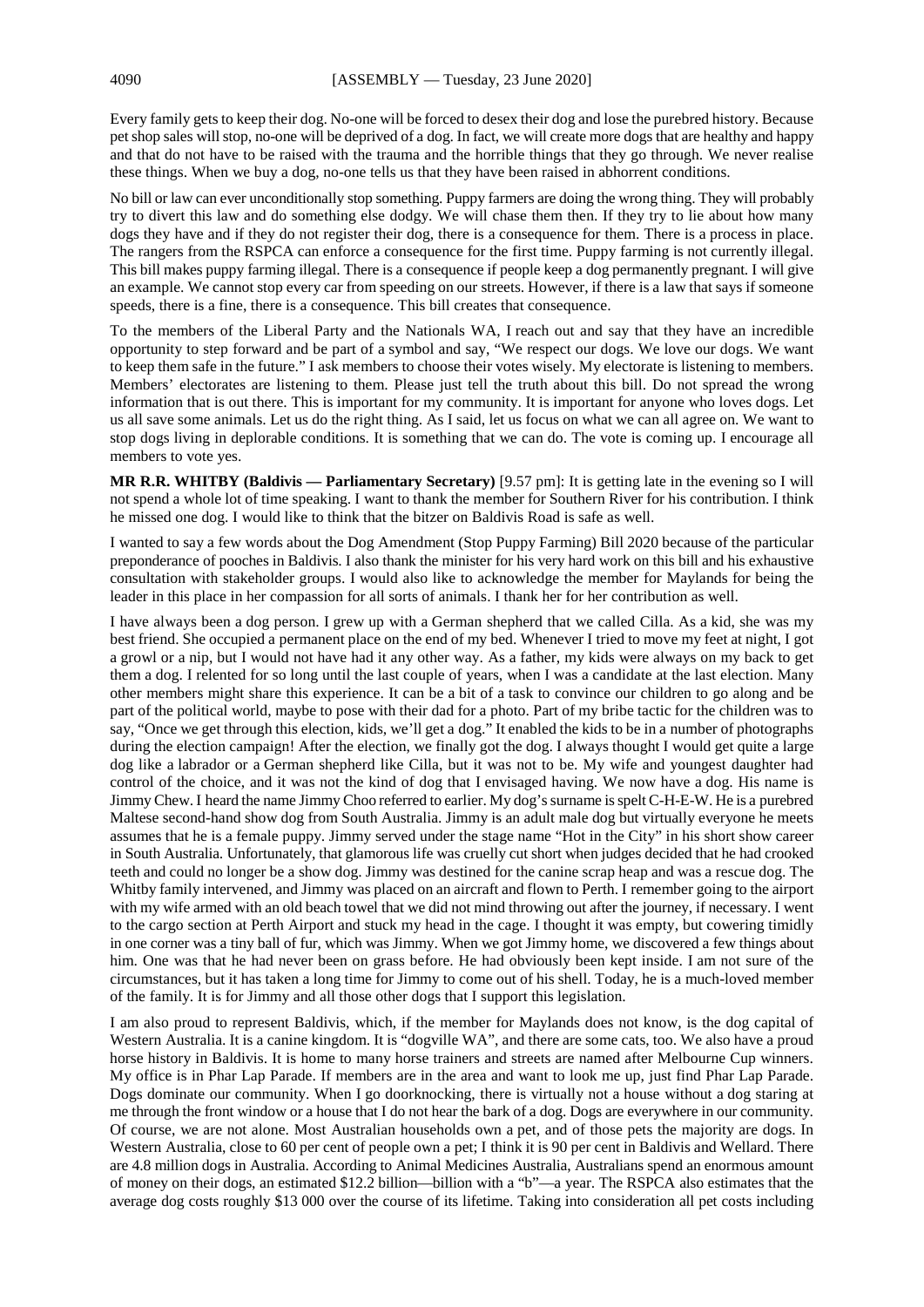Every family gets to keep their dog. No-one will be forced to desex their dog and lose the purebred history. Because pet shop sales will stop, no-one will be deprived of a dog. In fact, we will create more dogs that are healthy and happy and that do not have to be raised with the trauma and the horrible things that they go through. We never realise these things. When we buy a dog, no-one tells us that they have been raised in abhorrent conditions.

No bill or law can ever unconditionally stop something. Puppy farmers are doing the wrong thing. They will probably try to divert this law and do something else dodgy. We will chase them then. If they try to lie about how many dogs they have and if they do not register their dog, there is a consequence for them. There is a process in place. The rangers from the RSPCA can enforce a consequence for the first time. Puppy farming is not currently illegal. This bill makes puppy farming illegal. There is a consequence if people keep a dog permanently pregnant. I will give an example. We cannot stop every car from speeding on our streets. However, if there is a law that says if someone speeds, there is a fine, there is a consequence. This bill creates that consequence.

To the members of the Liberal Party and the Nationals WA, I reach out and say that they have an incredible opportunity to step forward and be part of a symbol and say, "We respect our dogs. We love our dogs. We want to keep them safe in the future." I ask members to choose their votes wisely. My electorate is listening to members. Members' electorates are listening to them. Please just tell the truth about this bill. Do not spread the wrong information that is out there. This is important for my community. It is important for anyone who loves dogs. Let us all save some animals. Let us do the right thing. As I said, let us focus on what we can all agree on. We want to stop dogs living in deplorable conditions. It is something that we can do. The vote is coming up. I encourage all members to vote yes.

**MR R.R. WHITBY (Baldivis — Parliamentary Secretary)** [9.57 pm]: It is getting late in the evening so I will not spend a whole lot of time speaking. I want to thank the member for Southern River for his contribution. I think he missed one dog. I would like to think that the bitzer on Baldivis Road is safe as well.

I wanted to say a few words about the Dog Amendment (Stop Puppy Farming) Bill 2020 because of the particular preponderance of pooches in Baldivis. I also thank the minister for his very hard work on this bill and his exhaustive consultation with stakeholder groups. I would also like to acknowledge the member for Maylands for being the leader in this place in her compassion for all sorts of animals. I thank her for her contribution as well.

I have always been a dog person. I grew up with a German shepherd that we called Cilla. As a kid, she was my best friend. She occupied a permanent place on the end of my bed. Whenever I tried to move my feet at night, I got a growl or a nip, but I would not have had it any other way. As a father, my kids were always on my back to get them a dog. I relented for so long until the last couple of years, when I was a candidate at the last election. Many other members might share this experience. It can be a bit of a task to convince our children to go along and be part of the political world, maybe to pose with their dad for a photo. Part of my bribe tactic for the children was to say, "Once we get through this election, kids, we'll get a dog." It enabled the kids to be in a number of photographs during the election campaign! After the election, we finally got the dog. I always thought I would get quite a large dog like a labrador or a German shepherd like Cilla, but it was not to be. My wife and youngest daughter had control of the choice, and it was not the kind of dog that I envisaged having. We now have a dog. His name is Jimmy Chew. I heard the name Jimmy Choo referred to earlier. My dog's surname is spelt C-H-E-W. He is a purebred Maltese second-hand show dog from South Australia. Jimmy is an adult male dog but virtually everyone he meets assumes that he is a female puppy. Jimmy served under the stage name "Hot in the City" in his short show career in South Australia. Unfortunately, that glamorous life was cruelly cut short when judges decided that he had crooked teeth and could no longer be a show dog. Jimmy was destined for the canine scrap heap and was a rescue dog. The Whitby family intervened, and Jimmy was placed on an aircraft and flown to Perth. I remember going to the airport with my wife armed with an old beach towel that we did not mind throwing out after the journey, if necessary. I went to the cargo section at Perth Airport and stuck my head in the cage. I thought it was empty, but cowering timidly in one corner was a tiny ball of fur, which was Jimmy. When we got Jimmy home, we discovered a few things about him. One was that he had never been on grass before. He had obviously been kept inside. I am not sure of the circumstances, but it has taken a long time for Jimmy to come out of his shell. Today, he is a much-loved member of the family. It is for Jimmy and all those other dogs that I support this legislation.

I am also proud to represent Baldivis, which, if the member for Maylands does not know, is the dog capital of Western Australia. It is a canine kingdom. It is "dogville WA", and there are some cats, too. We also have a proud horse history in Baldivis. It is home to many horse trainers and streets are named after Melbourne Cup winners. My office is in Phar Lap Parade. If members are in the area and want to look me up, just find Phar Lap Parade. Dogs dominate our community. When I go doorknocking, there is virtually not a house without a dog staring at me through the front window or a house that I do not hear the bark of a dog. Dogs are everywhere in our community. Of course, we are not alone. Most Australian households own a pet, and of those pets the majority are dogs. In Western Australia, close to 60 per cent of people own a pet; I think it is 90 per cent in Baldivis and Wellard. There are 4.8 million dogs in Australia. According to Animal Medicines Australia, Australians spend an enormous amount of money on their dogs, an estimated $12.2 billion—billion with a "b"—a year. The RSPCA also estimates that the average dog costs roughly $13 000 over the course of its lifetime. Taking into consideration all pet costs including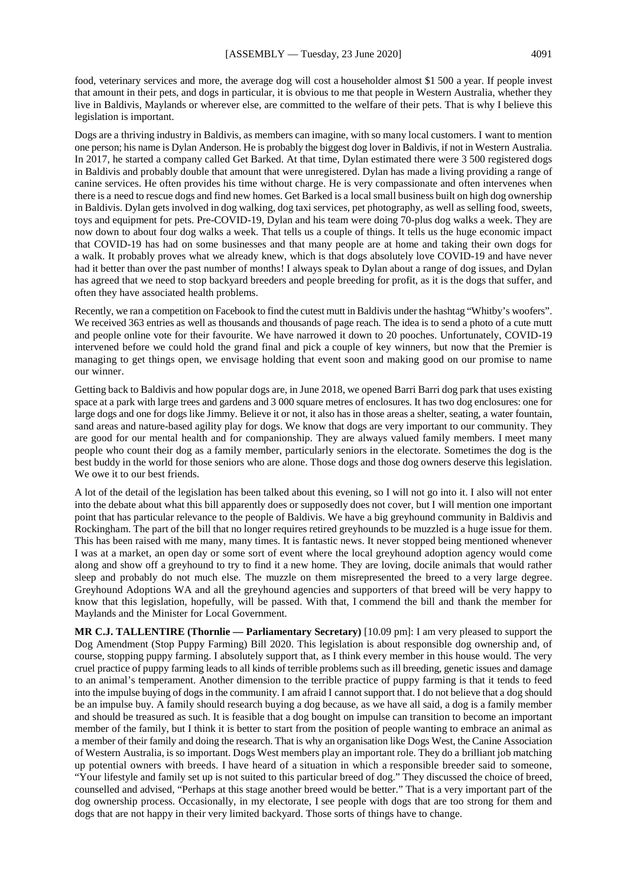food, veterinary services and more, the average dog will cost a householder almost $1 500 a year. If people invest that amount in their pets, and dogs in particular, it is obvious to me that people in Western Australia, whether they live in Baldivis, Maylands or wherever else, are committed to the welfare of their pets. That is why I believe this legislation is important.

Dogs are a thriving industry in Baldivis, as members can imagine, with so many local customers. I want to mention one person; his name is Dylan Anderson. He is probably the biggest dog lover in Baldivis, if not in Western Australia. In 2017, he started a company called Get Barked. At that time, Dylan estimated there were 3 500 registered dogs in Baldivis and probably double that amount that were unregistered. Dylan has made a living providing a range of canine services. He often provides his time without charge. He is very compassionate and often intervenes when there is a need to rescue dogs and find new homes. Get Barked is a local small business built on high dog ownership in Baldivis. Dylan gets involved in dog walking, dog taxi services, pet photography, as well as selling food, sweets, toys and equipment for pets. Pre-COVID-19, Dylan and his team were doing 70-plus dog walks a week. They are now down to about four dog walks a week. That tells us a couple of things. It tells us the huge economic impact that COVID-19 has had on some businesses and that many people are at home and taking their own dogs for a walk. It probably proves what we already knew, which is that dogs absolutely love COVID-19 and have never had it better than over the past number of months! I always speak to Dylan about a range of dog issues, and Dylan has agreed that we need to stop backyard breeders and people breeding for profit, as it is the dogs that suffer, and often they have associated health problems.

Recently, we ran a competition on Facebook to find the cutest mutt in Baldivis under the hashtag "Whitby's woofers". We received 363 entries as well as thousands and thousands of page reach. The idea is to send a photo of a cute mutt and people online vote for their favourite. We have narrowed it down to 20 pooches. Unfortunately, COVID-19 intervened before we could hold the grand final and pick a couple of key winners, but now that the Premier is managing to get things open, we envisage holding that event soon and making good on our promise to name our winner.

Getting back to Baldivis and how popular dogs are, in June 2018, we opened Barri Barri dog park that uses existing space at a park with large trees and gardens and 3 000 square metres of enclosures. It has two dog enclosures: one for large dogs and one for dogs like Jimmy. Believe it or not, it also has in those areas a shelter, seating, a water fountain, sand areas and nature-based agility play for dogs. We know that dogs are very important to our community. They are good for our mental health and for companionship. They are always valued family members. I meet many people who count their dog as a family member, particularly seniors in the electorate. Sometimes the dog is the best buddy in the world for those seniors who are alone. Those dogs and those dog owners deserve this legislation. We owe it to our best friends.

A lot of the detail of the legislation has been talked about this evening, so I will not go into it. I also will not enter into the debate about what this bill apparently does or supposedly does not cover, but I will mention one important point that has particular relevance to the people of Baldivis. We have a big greyhound community in Baldivis and Rockingham. The part of the bill that no longer requires retired greyhounds to be muzzled is a huge issue for them. This has been raised with me many, many times. It is fantastic news. It never stopped being mentioned whenever I was at a market, an open day or some sort of event where the local greyhound adoption agency would come along and show off a greyhound to try to find it a new home. They are loving, docile animals that would rather sleep and probably do not much else. The muzzle on them misrepresented the breed to a very large degree. Greyhound Adoptions WA and all the greyhound agencies and supporters of that breed will be very happy to know that this legislation, hopefully, will be passed. With that, I commend the bill and thank the member for Maylands and the Minister for Local Government.

**MR C.J. TALLENTIRE (Thornlie — Parliamentary Secretary)** [10.09 pm]: I am very pleased to support the Dog Amendment (Stop Puppy Farming) Bill 2020. This legislation is about responsible dog ownership and, of course, stopping puppy farming. I absolutely support that, as I think every member in this house would. The very cruel practice of puppy farming leads to all kinds of terrible problems such as ill breeding, genetic issues and damage to an animal's temperament. Another dimension to the terrible practice of puppy farming is that it tends to feed into the impulse buying of dogs in the community. I am afraid I cannot support that. I do not believe that a dog should be an impulse buy. A family should research buying a dog because, as we have all said, a dog is a family member and should be treasured as such. It is feasible that a dog bought on impulse can transition to become an important member of the family, but I think it is better to start from the position of people wanting to embrace an animal as a member of their family and doing the research. That is why an organisation like Dogs West, the Canine Association of Western Australia, is so important. Dogs West members play an important role. They do a brilliant job matching up potential owners with breeds. I have heard of a situation in which a responsible breeder said to someone, "Your lifestyle and family set up is not suited to this particular breed of dog." They discussed the choice of breed, counselled and advised, "Perhaps at this stage another breed would be better." That is a very important part of the dog ownership process. Occasionally, in my electorate, I see people with dogs that are too strong for them and dogs that are not happy in their very limited backyard. Those sorts of things have to change.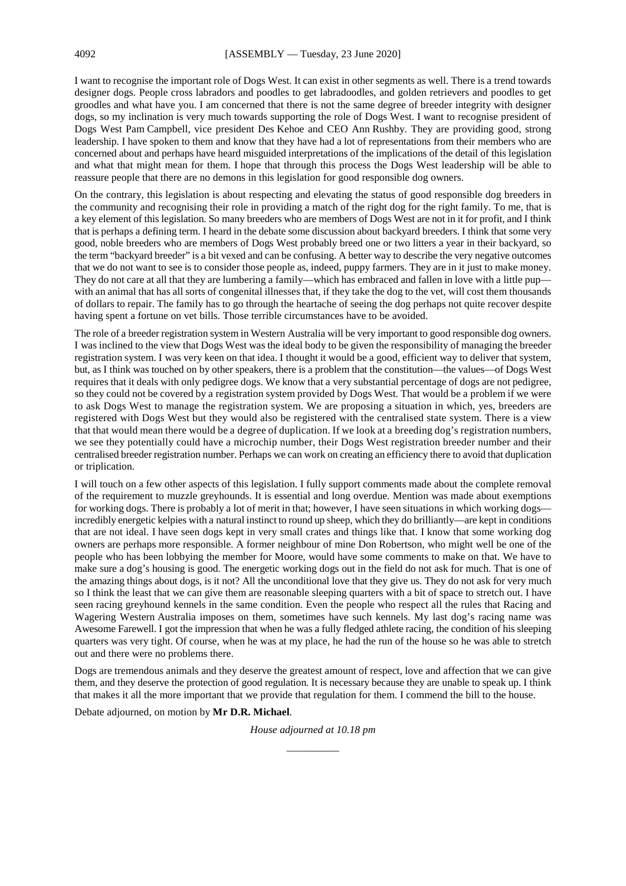I want to recognise the important role of Dogs West. It can exist in other segments as well. There is a trend towards designer dogs. People cross labradors and poodles to get labradoodles, and golden retrievers and poodles to get groodles and what have you. I am concerned that there is not the same degree of breeder integrity with designer dogs, so my inclination is very much towards supporting the role of Dogs West. I want to recognise president of Dogs West Pam Campbell, vice president Des Kehoe and CEO Ann Rushby. They are providing good, strong leadership. I have spoken to them and know that they have had a lot of representations from their members who are concerned about and perhaps have heard misguided interpretations of the implications of the detail of this legislation and what that might mean for them. I hope that through this process the Dogs West leadership will be able to reassure people that there are no demons in this legislation for good responsible dog owners.

On the contrary, this legislation is about respecting and elevating the status of good responsible dog breeders in the community and recognising their role in providing a match of the right dog for the right family. To me, that is a key element of this legislation. So many breeders who are members of Dogs West are not in it for profit, and I think that is perhaps a defining term. I heard in the debate some discussion about backyard breeders. I think that some very good, noble breeders who are members of Dogs West probably breed one or two litters a year in their backyard, so the term "backyard breeder" is a bit vexed and can be confusing. A better way to describe the very negative outcomes that we do not want to see is to consider those people as, indeed, puppy farmers. They are in it just to make money. They do not care at all that they are lumbering a family—which has embraced and fallen in love with a little pup—with an animal that has all sorts of congenital illnesses that, if they take the dog to the vet, will cost them thousands of dollars to repair. The family has to go through the heartache of seeing the dog perhaps not quite recover despite having spent a fortune on vet bills. Those terrible circumstances have to be avoided.

The role of a breeder registration system in Western Australia will be very important to good responsible dog owners. I was inclined to the view that Dogs West was the ideal body to be given the responsibility of managing the breeder registration system. I was very keen on that idea. I thought it would be a good, efficient way to deliver that system, but, as I think was touched on by other speakers, there is a problem that the constitution—the values—of Dogs West requires that it deals with only pedigree dogs. We know that a very substantial percentage of dogs are not pedigree, so they could not be covered by a registration system provided by Dogs West. That would be a problem if we were to ask Dogs West to manage the registration system. We are proposing a situation in which, yes, breeders are registered with Dogs West but they would also be registered with the centralised state system. There is a view that that would mean there would be a degree of duplication. If we look at a breeding dog's registration numbers, we see they potentially could have a microchip number, their Dogs West registration breeder number and their centralised breeder registration number. Perhaps we can work on creating an efficiency there to avoid that duplication or triplication.

I will touch on a few other aspects of this legislation. I fully support comments made about the complete removal of the requirement to muzzle greyhounds. It is essential and long overdue. Mention was made about exemptions for working dogs. There is probably a lot of merit in that; however, I have seen situations in which working dogs—incredibly energetic kelpies with a natural instinct to round up sheep, which they do brilliantly—are kept in conditions that are not ideal. I have seen dogs kept in very small crates and things like that. I know that some working dog owners are perhaps more responsible. A former neighbour of mine Don Robertson, who might well be one of the people who has been lobbying the member for Moore, would have some comments to make on that. We have to make sure a dog's housing is good. The energetic working dogs out in the field do not ask for much. That is one of the amazing things about dogs, is it not? All the unconditional love that they give us. They do not ask for very much so I think the least that we can give them are reasonable sleeping quarters with a bit of space to stretch out. I have seen racing greyhound kennels in the same condition. Even the people who respect all the rules that Racing and Wagering Western Australia imposes on them, sometimes have such kennels. My last dog's racing name was Awesome Farewell. I got the impression that when he was a fully fledged athlete racing, the condition of his sleeping quarters was very tight. Of course, when he was at my place, he had the run of the house so he was able to stretch out and there were no problems there.

Dogs are tremendous animals and they deserve the greatest amount of respect, love and affection that we can give them, and they deserve the protection of good regulation. It is necessary because they are unable to speak up. I think that makes it all the more important that we provide that regulation for them. I commend the bill to the house.

Debate adjourned, on motion by **Mr D.R. Michael**.

*House adjourned at 10.18 pm*

\_\_\_\_\_\_\_\_\_\_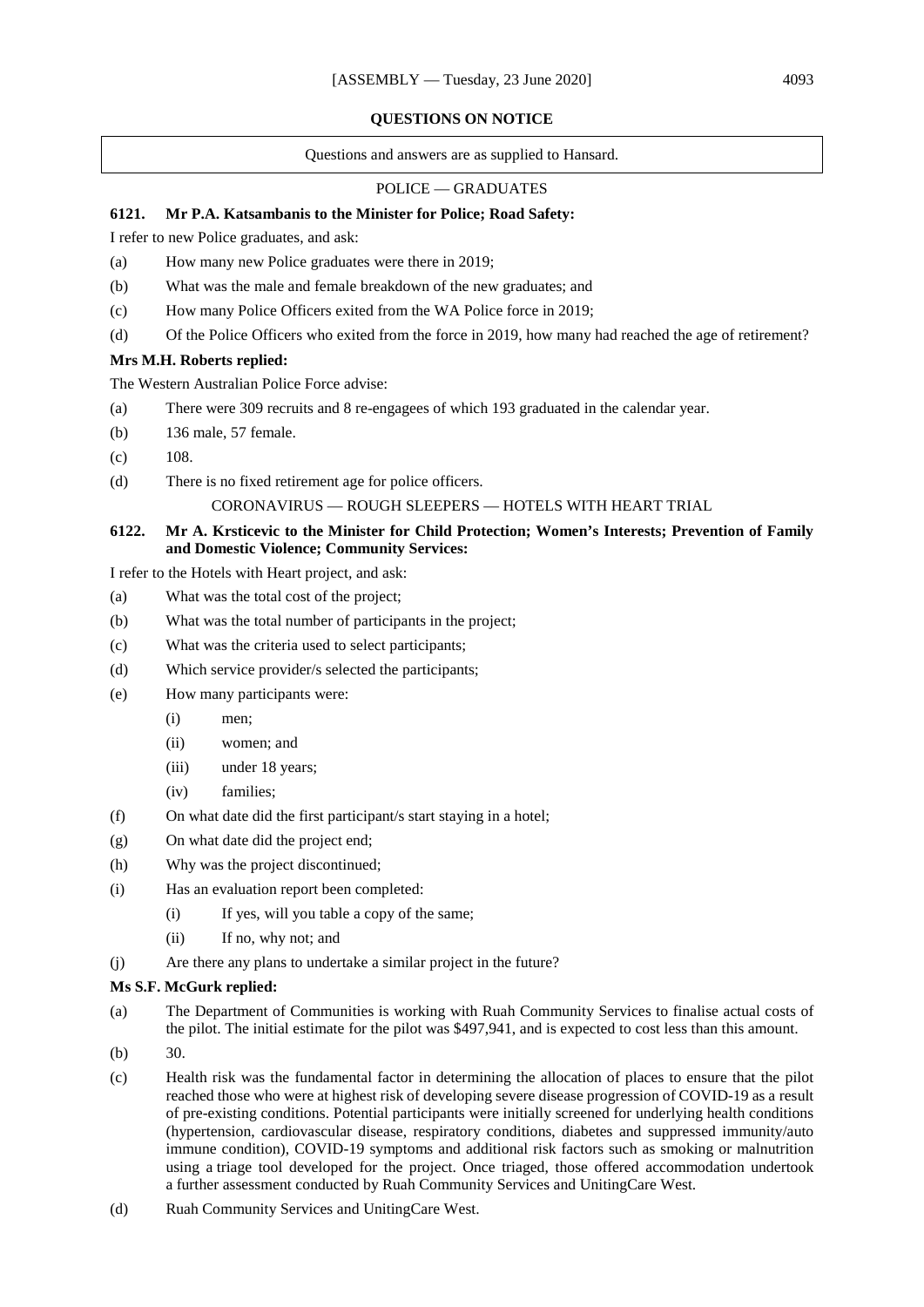## QUESTIONS ON NOTICE

Questions and answers are as supplied to Hansard.

### POLICE — GRADUATES

**6121. Mr P.A. Katsambanis to the Minister for Police; Road Safety:**

I refer to new Police graduates, and ask:

(a) How many new Police graduates were there in 2019;

(b) What was the male and female breakdown of the new graduates; and

(c) How many Police Officers exited from the WA Police force in 2019;

(d) Of the Police Officers who exited from the force in 2019, how many had reached the age of retirement?

**Mrs M.H. Roberts replied:**

The Western Australian Police Force advise:

(a) There were 309 recruits and 8 re-engagees of which 193 graduated in the calendar year.

(b) 136 male, 57 female.

(c) 108.

(d) There is no fixed retirement age for police officers.

### CORONAVIRUS — ROUGH SLEEPERS — HOTELS WITH HEART TRIAL

**6122. Mr A. Krsticevic to the Minister for Child Protection; Women's Interests; Prevention of Family and Domestic Violence; Community Services:**

I refer to the Hotels with Heart project, and ask:

(a) What was the total cost of the project;

(b) What was the total number of participants in the project;

(c) What was the criteria used to select participants;

(d) Which service provider/s selected the participants;

(e) How many participants were:

 (i) men;

 (ii) women; and

 (iii) under 18 years;

 (iv) families;

(f) On what date did the first participant/s start staying in a hotel;

(g) On what date did the project end;

(h) Why was the project discontinued;

(i) Has an evaluation report been completed:

 (i) If yes, will you table a copy of the same;

 (ii) If no, why not; and

(j) Are there any plans to undertake a similar project in the future?

**Ms S.F. McGurk replied:**

(a) The Department of Communities is working with Ruah Community Services to finalise actual costs of the pilot. The initial estimate for the pilot was $497,941, and is expected to cost less than this amount.

(b) 30.

(c) Health risk was the fundamental factor in determining the allocation of places to ensure that the pilot reached those who were at highest risk of developing severe disease progression of COVID-19 as a result of pre-existing conditions. Potential participants were initially screened for underlying health conditions (hypertension, cardiovascular disease, respiratory conditions, diabetes and suppressed immunity/auto immune condition), COVID-19 symptoms and additional risk factors such as smoking or malnutrition using a triage tool developed for the project. Once triaged, those offered accommodation undertook a further assessment conducted by Ruah Community Services and UnitingCare West.

(d) Ruah Community Services and UnitingCare West.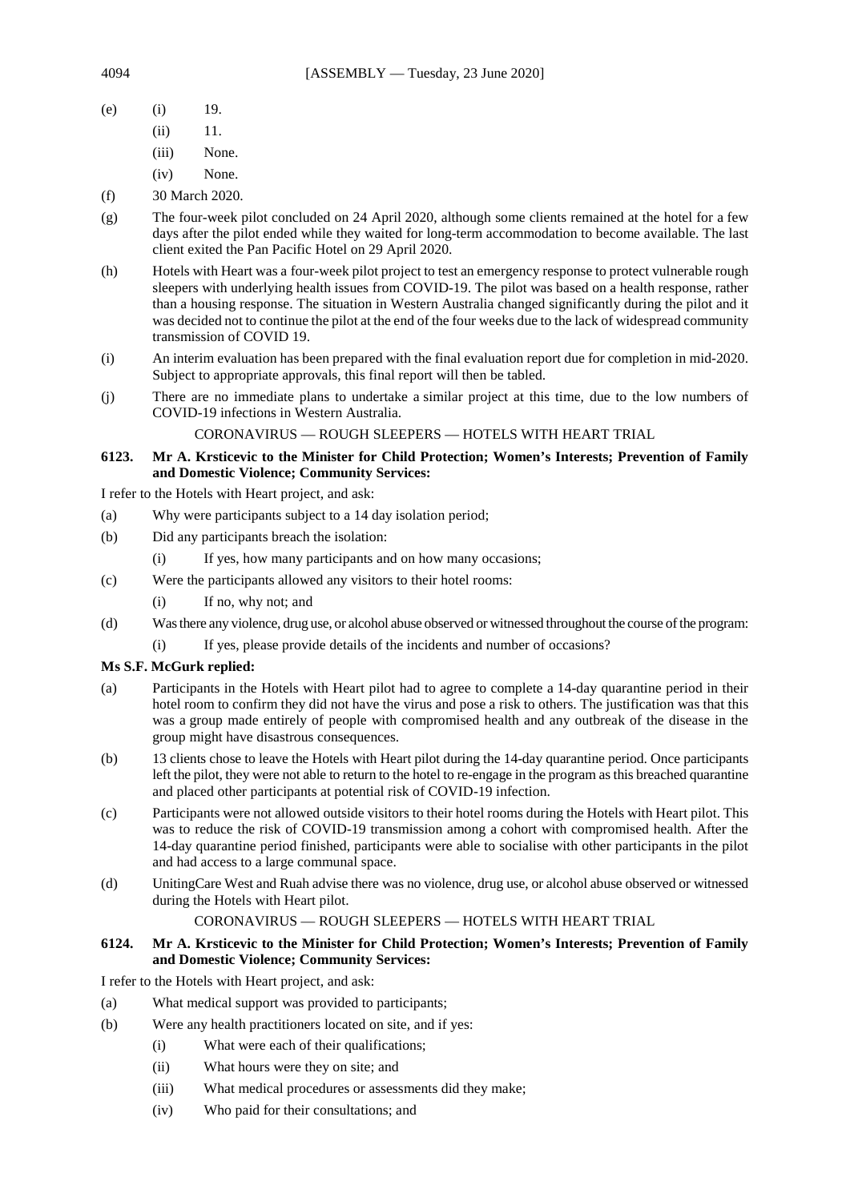(e) (i) 19.

  (ii) 11.

  (iii) None.

  (iv) None.

(f) 30 March 2020.

(g) The four-week pilot concluded on 24 April 2020, although some clients remained at the hotel for a few days after the pilot ended while they waited for long-term accommodation to become available. The last client exited the Pan Pacific Hotel on 29 April 2020.

(h) Hotels with Heart was a four-week pilot project to test an emergency response to protect vulnerable rough sleepers with underlying health issues from COVID-19. The pilot was based on a health response, rather than a housing response. The situation in Western Australia changed significantly during the pilot and it was decided not to continue the pilot at the end of the four weeks due to the lack of widespread community transmission of COVID 19.

(i) An interim evaluation has been prepared with the final evaluation report due for completion in mid-2020. Subject to appropriate approvals, this final report will then be tabled.

(j) There are no immediate plans to undertake a similar project at this time, due to the low numbers of COVID-19 infections in Western Australia.

CORONAVIRUS — ROUGH SLEEPERS — HOTELS WITH HEART TRIAL

**6123. Mr A. Krsticevic to the Minister for Child Protection; Women's Interests; Prevention of Family and Domestic Violence; Community Services:**

I refer to the Hotels with Heart project, and ask:

(a) Why were participants subject to a 14 day isolation period;

(b) Did any participants breach the isolation:

  (i) If yes, how many participants and on how many occasions;

(c) Were the participants allowed any visitors to their hotel rooms:

  (i) If no, why not; and

(d) Was there any violence, drug use, or alcohol abuse observed or witnessed throughout the course of the program:

  (i) If yes, please provide details of the incidents and number of occasions?

**Ms S.F. McGurk replied:**

(a) Participants in the Hotels with Heart pilot had to agree to complete a 14-day quarantine period in their hotel room to confirm they did not have the virus and pose a risk to others. The justification was that this was a group made entirely of people with compromised health and any outbreak of the disease in the group might have disastrous consequences.

(b) 13 clients chose to leave the Hotels with Heart pilot during the 14-day quarantine period. Once participants left the pilot, they were not able to return to the hotel to re-engage in the program as this breached quarantine and placed other participants at potential risk of COVID-19 infection.

(c) Participants were not allowed outside visitors to their hotel rooms during the Hotels with Heart pilot. This was to reduce the risk of COVID-19 transmission among a cohort with compromised health. After the 14-day quarantine period finished, participants were able to socialise with other participants in the pilot and had access to a large communal space.

(d) UnitingCare West and Ruah advise there was no violence, drug use, or alcohol abuse observed or witnessed during the Hotels with Heart pilot.

CORONAVIRUS — ROUGH SLEEPERS — HOTELS WITH HEART TRIAL

**6124. Mr A. Krsticevic to the Minister for Child Protection; Women's Interests; Prevention of Family and Domestic Violence; Community Services:**

I refer to the Hotels with Heart project, and ask:

(a) What medical support was provided to participants;

(b) Were any health practitioners located on site, and if yes:

  (i) What were each of their qualifications;

  (ii) What hours were they on site; and

  (iii) What medical procedures or assessments did they make;

  (iv) Who paid for their consultations; and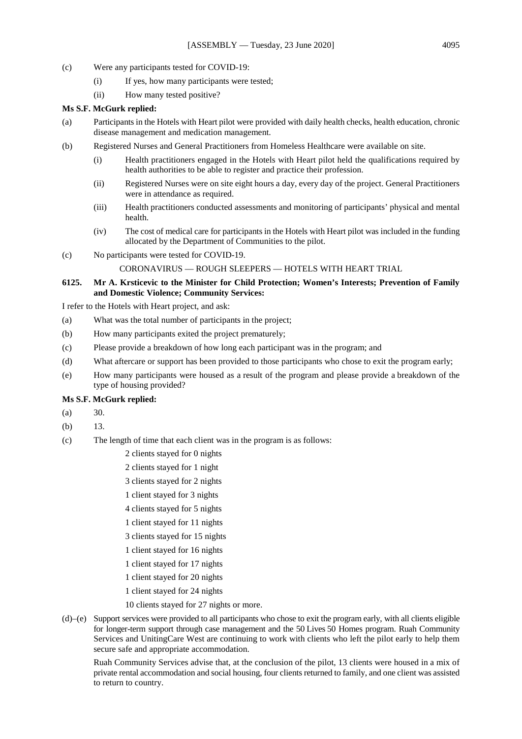(c) Were any participants tested for COVID-19:

   (i) If yes, how many participants were tested;

   (ii) How many tested positive?

**Ms S.F. McGurk replied:**

(a) Participants in the Hotels with Heart pilot were provided with daily health checks, health education, chronic disease management and medication management.

(b) Registered Nurses and General Practitioners from Homeless Healthcare were available on site.

   (i) Health practitioners engaged in the Hotels with Heart pilot held the qualifications required by health authorities to be able to register and practice their profession.

   (ii) Registered Nurses were on site eight hours a day, every day of the project. General Practitioners were in attendance as required.

   (iii) Health practitioners conducted assessments and monitoring of participants' physical and mental health.

   (iv) The cost of medical care for participants in the Hotels with Heart pilot was included in the funding allocated by the Department of Communities to the pilot.

(c) No participants were tested for COVID-19.

CORONAVIRUS — ROUGH SLEEPERS — HOTELS WITH HEART TRIAL

**6125. Mr A. Krsticevic to the Minister for Child Protection; Women's Interests; Prevention of Family and Domestic Violence; Community Services:**

I refer to the Hotels with Heart project, and ask:

(a) What was the total number of participants in the project;

(b) How many participants exited the project prematurely;

(c) Please provide a breakdown of how long each participant was in the program; and

(d) What aftercare or support has been provided to those participants who chose to exit the program early;

(e) How many participants were housed as a result of the program and please provide a breakdown of the type of housing provided?

**Ms S.F. McGurk replied:**

(a) 30.

(b) 13.

(c) The length of time that each client was in the program is as follows:

   2 clients stayed for 0 nights

   2 clients stayed for 1 night

   3 clients stayed for 2 nights

   1 client stayed for 3 nights

   4 clients stayed for 5 nights

   1 client stayed for 11 nights

   3 clients stayed for 15 nights

   1 client stayed for 16 nights

   1 client stayed for 17 nights

   1 client stayed for 20 nights

   1 client stayed for 24 nights

   10 clients stayed for 27 nights or more.

(d)–(e) Support services were provided to all participants who chose to exit the program early, with all clients eligible for longer-term support through case management and the 50 Lives 50 Homes program. Ruah Community Services and UnitingCare West are continuing to work with clients who left the pilot early to help them secure safe and appropriate accommodation.

Ruah Community Services advise that, at the conclusion of the pilot, 13 clients were housed in a mix of private rental accommodation and social housing, four clients returned to family, and one client was assisted to return to country.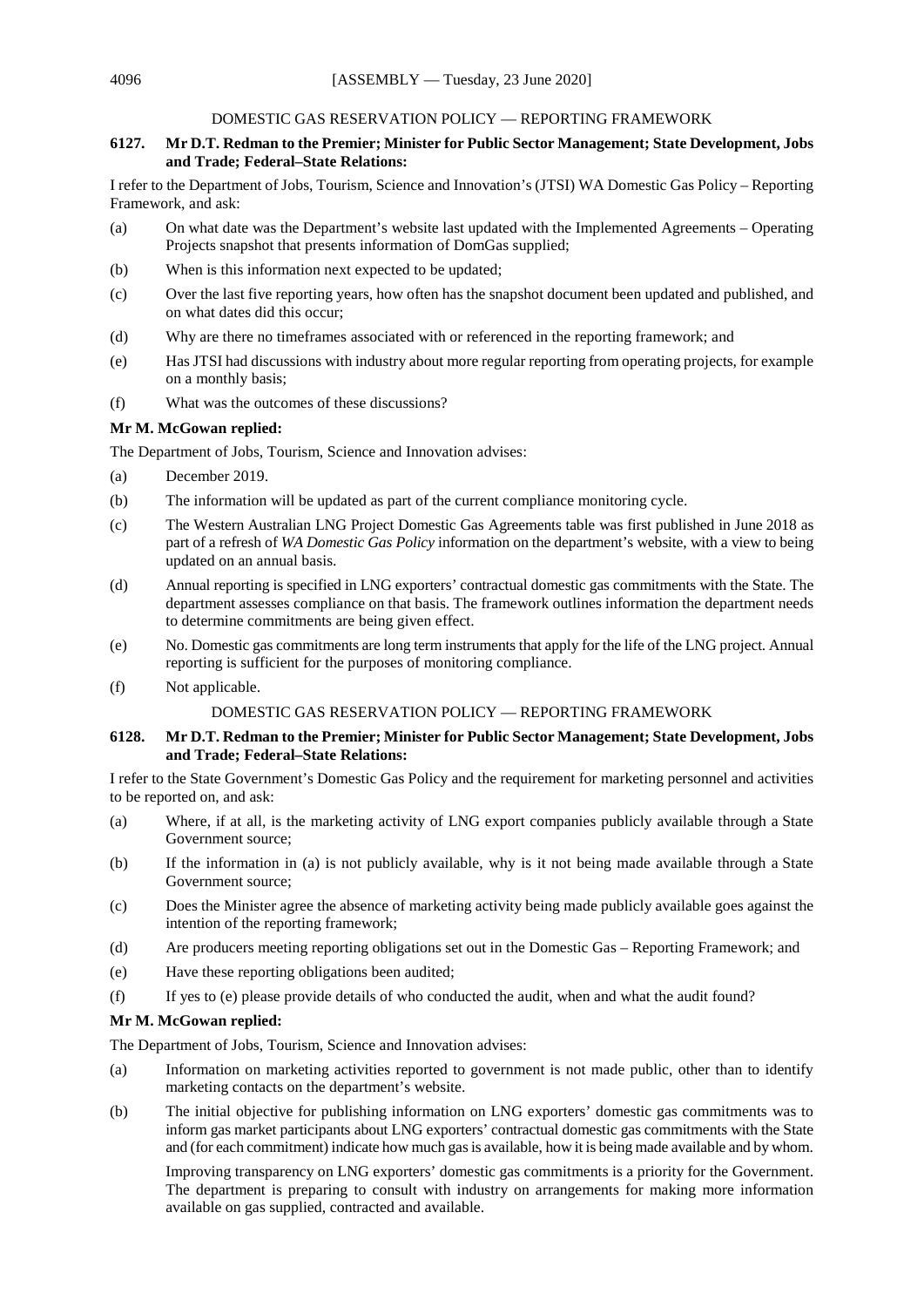## DOMESTIC GAS RESERVATION POLICY — REPORTING FRAMEWORK

**6127. Mr D.T. Redman to the Premier; Minister for Public Sector Management; State Development, Jobs and Trade; Federal–State Relations:**

I refer to the Department of Jobs, Tourism, Science and Innovation's (JTSI) WA Domestic Gas Policy – Reporting Framework, and ask:

(a) On what date was the Department's website last updated with the Implemented Agreements – Operating Projects snapshot that presents information of DomGas supplied;

(b) When is this information next expected to be updated;

(c) Over the last five reporting years, how often has the snapshot document been updated and published, and on what dates did this occur;

(d) Why are there no timeframes associated with or referenced in the reporting framework; and

(e) Has JTSI had discussions with industry about more regular reporting from operating projects, for example on a monthly basis;

(f) What was the outcomes of these discussions?

**Mr M. McGowan replied:**

The Department of Jobs, Tourism, Science and Innovation advises:

(a) December 2019.

(b) The information will be updated as part of the current compliance monitoring cycle.

(c) The Western Australian LNG Project Domestic Gas Agreements table was first published in June 2018 as part of a refresh of *WA Domestic Gas Policy* information on the department's website, with a view to being updated on an annual basis.

(d) Annual reporting is specified in LNG exporters' contractual domestic gas commitments with the State. The department assesses compliance on that basis. The framework outlines information the department needs to determine commitments are being given effect.

(e) No. Domestic gas commitments are long term instruments that apply for the life of the LNG project. Annual reporting is sufficient for the purposes of monitoring compliance.

(f) Not applicable.

## DOMESTIC GAS RESERVATION POLICY — REPORTING FRAMEWORK

**6128. Mr D.T. Redman to the Premier; Minister for Public Sector Management; State Development, Jobs and Trade; Federal–State Relations:**

I refer to the State Government's Domestic Gas Policy and the requirement for marketing personnel and activities to be reported on, and ask:

(a) Where, if at all, is the marketing activity of LNG export companies publicly available through a State Government source;

(b) If the information in (a) is not publicly available, why is it not being made available through a State Government source;

(c) Does the Minister agree the absence of marketing activity being made publicly available goes against the intention of the reporting framework;

(d) Are producers meeting reporting obligations set out in the Domestic Gas – Reporting Framework; and

(e) Have these reporting obligations been audited;

(f) If yes to (e) please provide details of who conducted the audit, when and what the audit found?

**Mr M. McGowan replied:**

The Department of Jobs, Tourism, Science and Innovation advises:

(a) Information on marketing activities reported to government is not made public, other than to identify marketing contacts on the department's website.

(b) The initial objective for publishing information on LNG exporters' domestic gas commitments was to inform gas market participants about LNG exporters' contractual domestic gas commitments with the State and (for each commitment) indicate how much gas is available, how it is being made available and by whom.

Improving transparency on LNG exporters' domestic gas commitments is a priority for the Government. The department is preparing to consult with industry on arrangements for making more information available on gas supplied, contracted and available.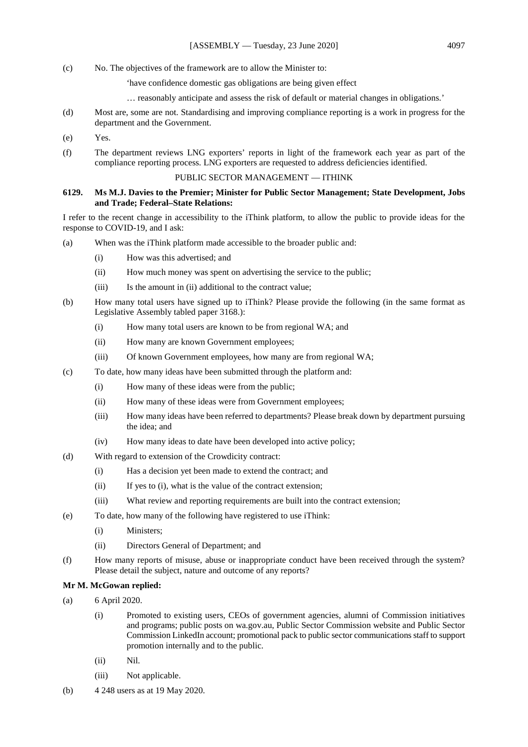(c) No. The objectives of the framework are to allow the Minister to:

'have confidence domestic gas obligations are being given effect

… reasonably anticipate and assess the risk of default or material changes in obligations.'

(d) Most are, some are not. Standardising and improving compliance reporting is a work in progress for the department and the Government.

(e) Yes.

(f) The department reviews LNG exporters' reports in light of the framework each year as part of the compliance reporting process. LNG exporters are requested to address deficiencies identified.

PUBLIC SECTOR MANAGEMENT — ITHINK

**6129. Ms M.J. Davies to the Premier; Minister for Public Sector Management; State Development, Jobs and Trade; Federal–State Relations:**

I refer to the recent change in accessibility to the iThink platform, to allow the public to provide ideas for the response to COVID-19, and I ask:

(a) When was the iThink platform made accessible to the broader public and:

 (i) How was this advertised; and

 (ii) How much money was spent on advertising the service to the public;

 (iii) Is the amount in (ii) additional to the contract value;

(b) How many total users have signed up to iThink? Please provide the following (in the same format as Legislative Assembly tabled paper 3168.):

 (i) How many total users are known to be from regional WA; and

 (ii) How many are known Government employees;

 (iii) Of known Government employees, how many are from regional WA;

(c) To date, how many ideas have been submitted through the platform and:

 (i) How many of these ideas were from the public;

 (ii) How many of these ideas were from Government employees;

 (iii) How many ideas have been referred to departments? Please break down by department pursuing the idea; and

 (iv) How many ideas to date have been developed into active policy;

(d) With regard to extension of the Crowdicity contract:

 (i) Has a decision yet been made to extend the contract; and

 (ii) If yes to (i), what is the value of the contract extension;

 (iii) What review and reporting requirements are built into the contract extension;

(e) To date, how many of the following have registered to use iThink:

 (i) Ministers;

 (ii) Directors General of Department; and

(f) How many reports of misuse, abuse or inappropriate conduct have been received through the system? Please detail the subject, nature and outcome of any reports?

**Mr M. McGowan replied:**

(a) 6 April 2020.

 (i) Promoted to existing users, CEOs of government agencies, alumni of Commission initiatives and programs; public posts on wa.gov.au, Public Sector Commission website and Public Sector Commission LinkedIn account; promotional pack to public sector communications staff to support promotion internally and to the public.

 (ii) Nil.

 (iii) Not applicable.

(b) 4 248 users as at 19 May 2020.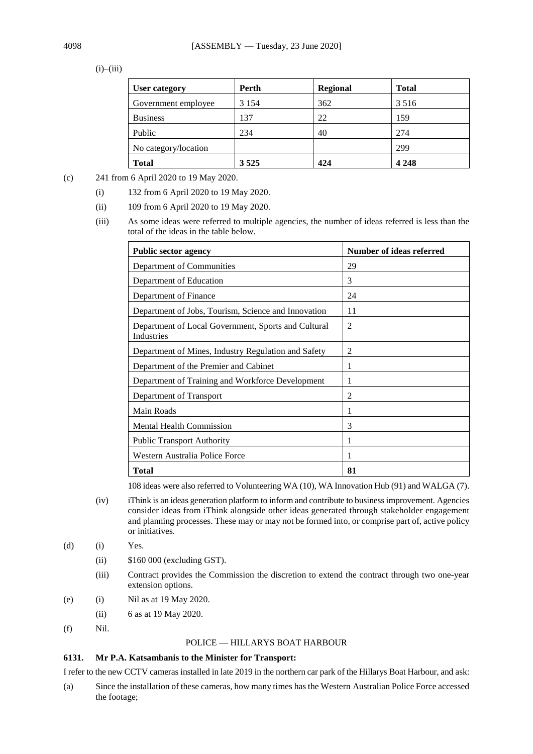(i)–(iii)

| User category | Perth | Regional | Total |
|---|---|---|---|
| Government employee | 3 154 | 362 | 3 516 |
| Business | 137 | 22 | 159 |
| Public | 234 | 40 | 274 |
| No category/location | | | 299 |
| **Total** | **3 525** | **424** | **4 248** |

(c) 241 from 6 April 2020 to 19 May 2020.

- (i) 132 from 6 April 2020 to 19 May 2020.
- (ii) 109 from 6 April 2020 to 19 May 2020.
- (iii) As some ideas were referred to multiple agencies, the number of ideas referred is less than the total of the ideas in the table below.

| Public sector agency | Number of ideas referred |
|---|---|
| Department of Communities | 29 |
| Department of Education | 3 |
| Department of Finance | 24 |
| Department of Jobs, Tourism, Science and Innovation | 11 |
| Department of Local Government, Sports and Cultural Industries | 2 |
| Department of Mines, Industry Regulation and Safety | 2 |
| Department of the Premier and Cabinet | 1 |
| Department of Training and Workforce Development | 1 |
| Department of Transport | 2 |
| Main Roads | 1 |
| Mental Health Commission | 3 |
| Public Transport Authority | 1 |
| Western Australia Police Force | 1 |
| **Total** | **81** |

108 ideas were also referred to Volunteering WA (10), WA Innovation Hub (91) and WALGA (7).

- (iv) iThink is an ideas generation platform to inform and contribute to business improvement. Agencies consider ideas from iThink alongside other ideas generated through stakeholder engagement and planning processes. These may or may not be formed into, or comprise part of, active policy or initiatives.

(d)
- (i) Yes.
- (ii) $160 000 (excluding GST).
- (iii) Contract provides the Commission the discretion to extend the contract through two one-year extension options.

(e)
- (i) Nil as at 19 May 2020.
- (ii) 6 as at 19 May 2020.

(f) Nil.

## POLICE — HILLARYS BOAT HARBOUR

**6131. Mr P.A. Katsambanis to the Minister for Transport:**

I refer to the new CCTV cameras installed in late 2019 in the northern car park of the Hillarys Boat Harbour, and ask:

(a) Since the installation of these cameras, how many times has the Western Australian Police Force accessed the footage;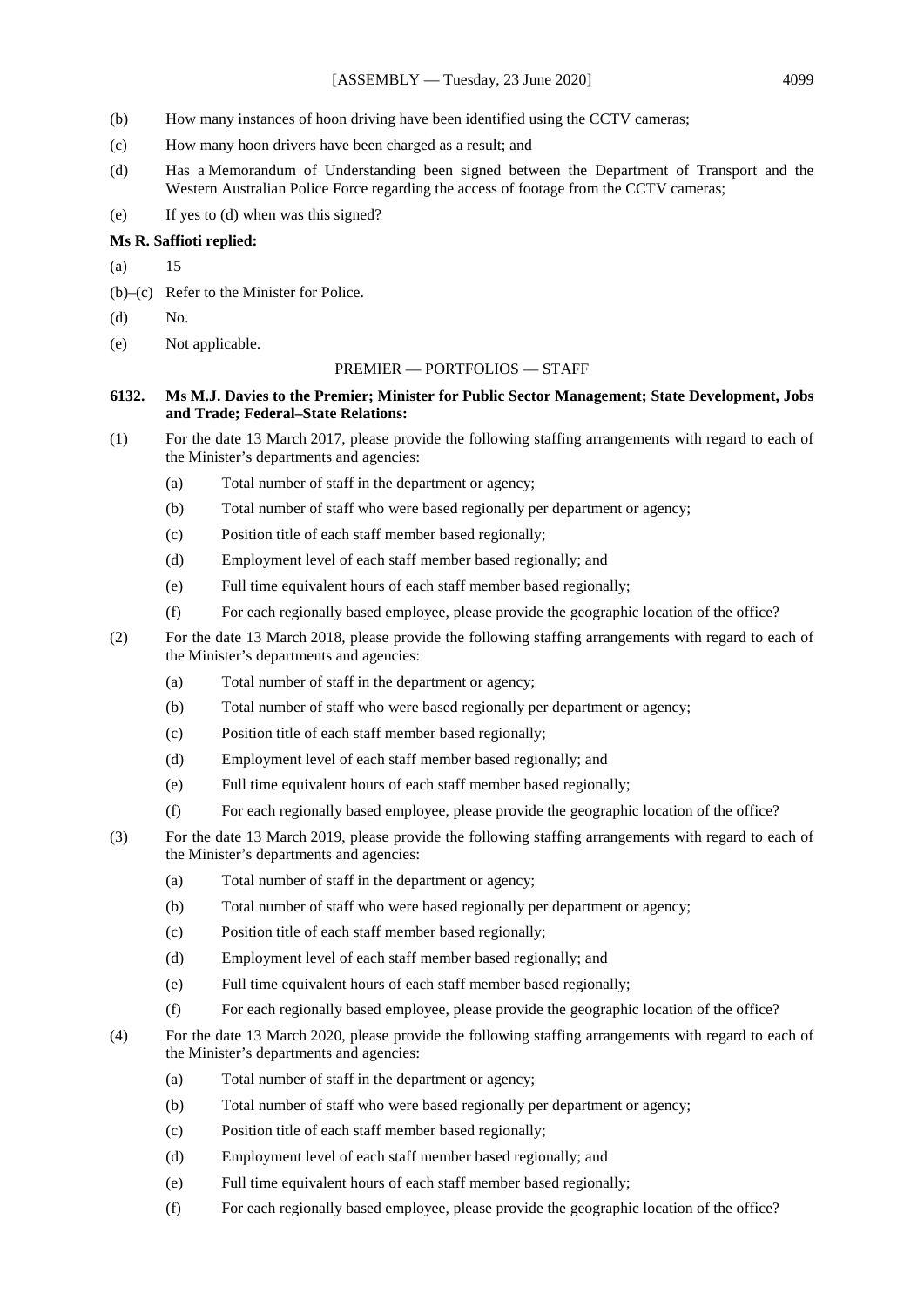(b) How many instances of hoon driving have been identified using the CCTV cameras;

(c) How many hoon drivers have been charged as a result; and

(d) Has a Memorandum of Understanding been signed between the Department of Transport and the Western Australian Police Force regarding the access of footage from the CCTV cameras;

(e) If yes to (d) when was this signed?

**Ms R. Saffioti replied:**

(a) 15

(b)–(c) Refer to the Minister for Police.

(d) No.

(e) Not applicable.

PREMIER — PORTFOLIOS — STAFF

**6132. Ms M.J. Davies to the Premier; Minister for Public Sector Management; State Development, Jobs and Trade; Federal–State Relations:**

(1) For the date 13 March 2017, please provide the following staffing arrangements with regard to each of the Minister's departments and agencies:

- (a) Total number of staff in the department or agency;
- (b) Total number of staff who were based regionally per department or agency;
- (c) Position title of each staff member based regionally;
- (d) Employment level of each staff member based regionally; and
- (e) Full time equivalent hours of each staff member based regionally;
- (f) For each regionally based employee, please provide the geographic location of the office?

(2) For the date 13 March 2018, please provide the following staffing arrangements with regard to each of the Minister's departments and agencies:

- (a) Total number of staff in the department or agency;
- (b) Total number of staff who were based regionally per department or agency;
- (c) Position title of each staff member based regionally;
- (d) Employment level of each staff member based regionally; and
- (e) Full time equivalent hours of each staff member based regionally;
- (f) For each regionally based employee, please provide the geographic location of the office?

(3) For the date 13 March 2019, please provide the following staffing arrangements with regard to each of the Minister's departments and agencies:

- (a) Total number of staff in the department or agency;
- (b) Total number of staff who were based regionally per department or agency;
- (c) Position title of each staff member based regionally;
- (d) Employment level of each staff member based regionally; and
- (e) Full time equivalent hours of each staff member based regionally;
- (f) For each regionally based employee, please provide the geographic location of the office?

(4) For the date 13 March 2020, please provide the following staffing arrangements with regard to each of the Minister's departments and agencies:

- (a) Total number of staff in the department or agency;
- (b) Total number of staff who were based regionally per department or agency;
- (c) Position title of each staff member based regionally;
- (d) Employment level of each staff member based regionally; and
- (e) Full time equivalent hours of each staff member based regionally;
- (f) For each regionally based employee, please provide the geographic location of the office?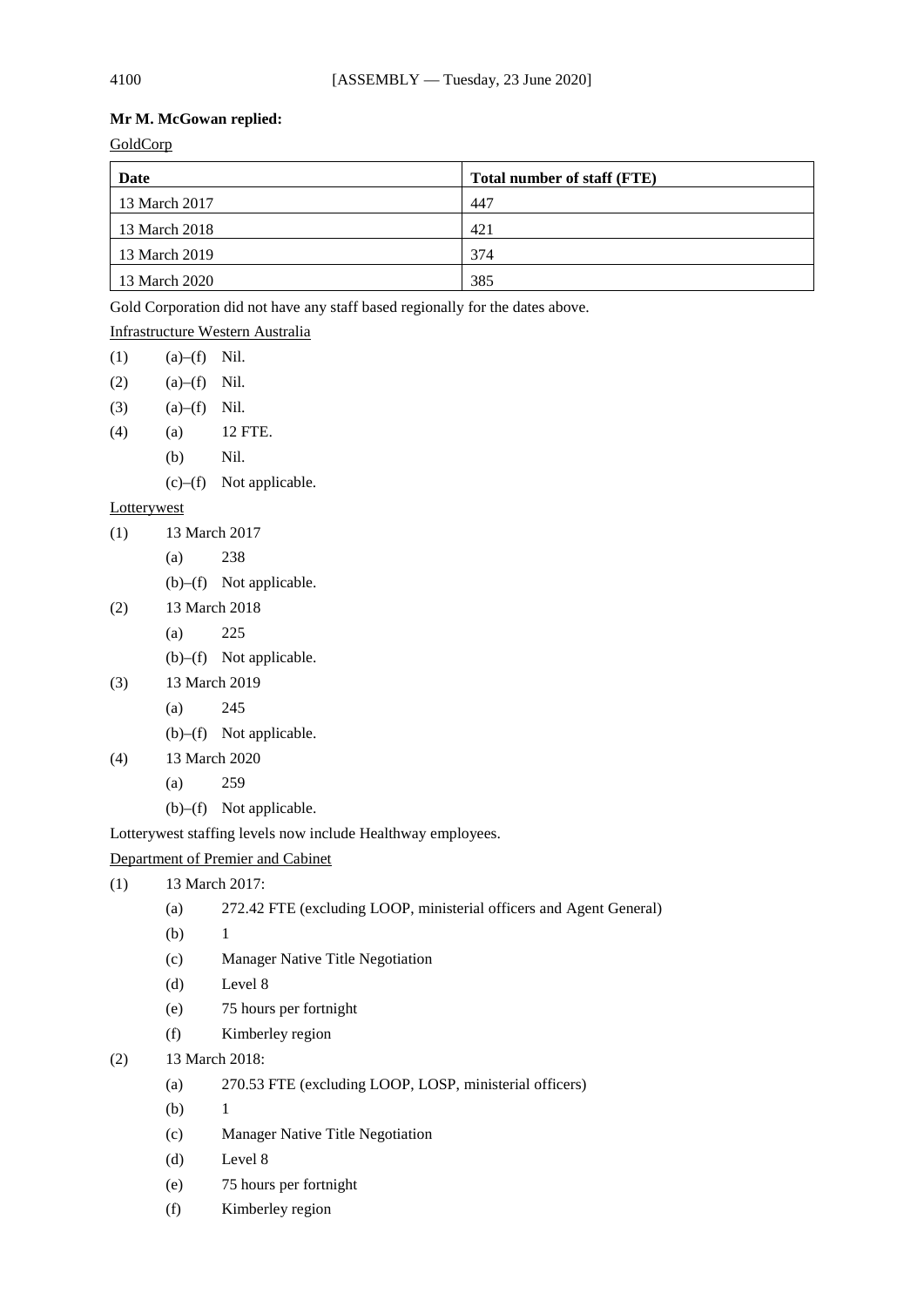**Mr M. McGowan replied:**

GoldCorp

| Date | Total number of staff (FTE) |
| --- | --- |
| 13 March 2017 | 447 |
| 13 March 2018 | 421 |
| 13 March 2019 | 374 |
| 13 March 2020 | 385 |

Gold Corporation did not have any staff based regionally for the dates above.

Infrastructure Western Australia

(1) (a)–(f) Nil.

(2) (a)–(f) Nil.

(3) (a)–(f) Nil.

(4) (a) 12 FTE.
  (b) Nil.
  (c)–(f) Not applicable.

Lotterywest

(1) 13 March 2017
  (a) 238
  (b)–(f) Not applicable.

(2) 13 March 2018
  (a) 225
  (b)–(f) Not applicable.

(3) 13 March 2019
  (a) 245
  (b)–(f) Not applicable.

(4) 13 March 2020
  (a) 259
  (b)–(f) Not applicable.

Lotterywest staffing levels now include Healthway employees.

Department of Premier and Cabinet

(1) 13 March 2017:
  (a) 272.42 FTE (excluding LOOP, ministerial officers and Agent General)
  (b) 1
  (c) Manager Native Title Negotiation
  (d) Level 8
  (e) 75 hours per fortnight
  (f) Kimberley region

(2) 13 March 2018:
  (a) 270.53 FTE (excluding LOOP, LOSP, ministerial officers)
  (b) 1
  (c) Manager Native Title Negotiation
  (d) Level 8
  (e) 75 hours per fortnight
  (f) Kimberley region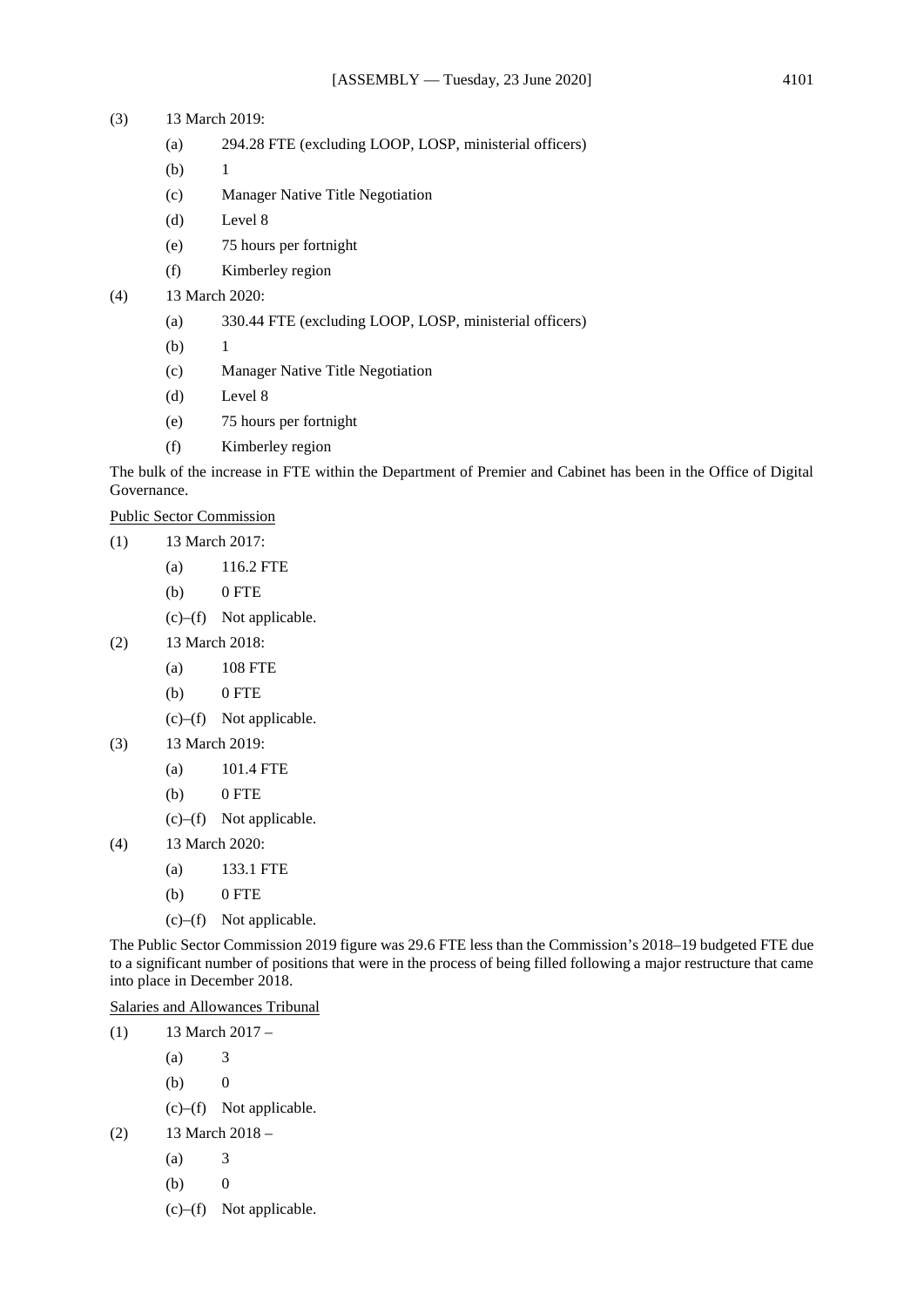(3) 13 March 2019:

  (a) 294.28 FTE (excluding LOOP, LOSP, ministerial officers)

  (b) 1

  (c) Manager Native Title Negotiation

  (d) Level 8

  (e) 75 hours per fortnight

  (f) Kimberley region

(4) 13 March 2020:

  (a) 330.44 FTE (excluding LOOP, LOSP, ministerial officers)

  (b) 1

  (c) Manager Native Title Negotiation

  (d) Level 8

  (e) 75 hours per fortnight

  (f) Kimberley region

The bulk of the increase in FTE within the Department of Premier and Cabinet has been in the Office of Digital Governance.

<u>Public Sector Commission</u>

(1) 13 March 2017:

  (a) 116.2 FTE

  (b) 0 FTE

  (c)–(f) Not applicable.

(2) 13 March 2018:

  (a) 108 FTE

  (b) 0 FTE

  (c)–(f) Not applicable.

(3) 13 March 2019:

  (a) 101.4 FTE

  (b) 0 FTE

  (c)–(f) Not applicable.

(4) 13 March 2020:

  (a) 133.1 FTE

  (b) 0 FTE

  (c)–(f) Not applicable.

The Public Sector Commission 2019 figure was 29.6 FTE less than the Commission's 2018–19 budgeted FTE due to a significant number of positions that were in the process of being filled following a major restructure that came into place in December 2018.

<u>Salaries and Allowances Tribunal</u>

(1) 13 March 2017 –

  (a) 3

  (b) 0

  (c)–(f) Not applicable.

(2) 13 March 2018 –

  (a) 3

  (b) 0

  (c)–(f) Not applicable.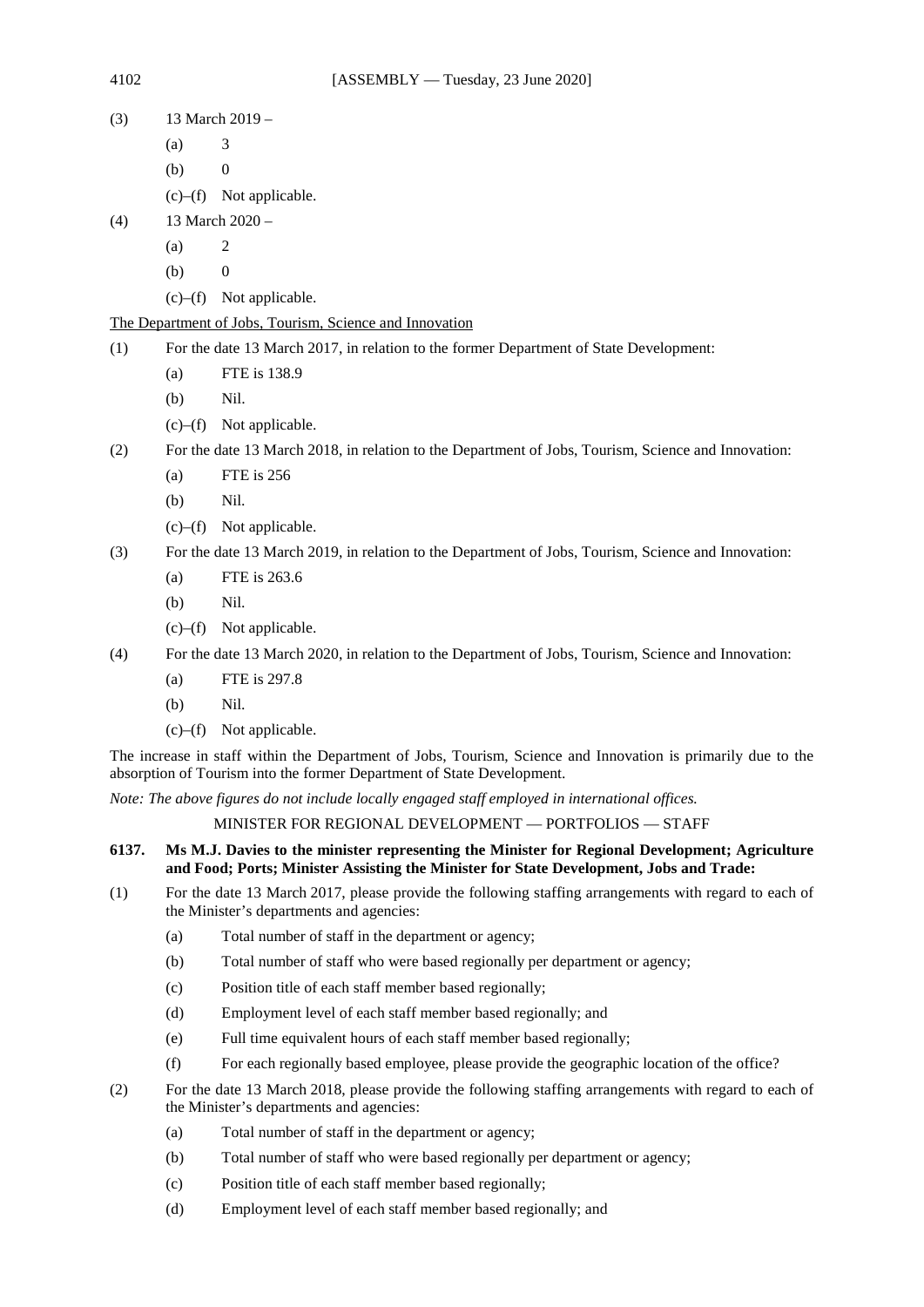(3) 13 March 2019 –

(a) 3

(b) 0

(c)–(f) Not applicable.

(4) 13 March 2020 –

(a) 2

(b) 0

(c)–(f) Not applicable.

The Department of Jobs, Tourism, Science and Innovation

(1) For the date 13 March 2017, in relation to the former Department of State Development:

(a) FTE is 138.9

(b) Nil.

(c)–(f) Not applicable.

(2) For the date 13 March 2018, in relation to the Department of Jobs, Tourism, Science and Innovation:

(a) FTE is 256

(b) Nil.

(c)–(f) Not applicable.

(3) For the date 13 March 2019, in relation to the Department of Jobs, Tourism, Science and Innovation:

(a) FTE is 263.6

(b) Nil.

(c)–(f) Not applicable.

(4) For the date 13 March 2020, in relation to the Department of Jobs, Tourism, Science and Innovation:

(a) FTE is 297.8

(b) Nil.

(c)–(f) Not applicable.

The increase in staff within the Department of Jobs, Tourism, Science and Innovation is primarily due to the absorption of Tourism into the former Department of State Development.

*Note: The above figures do not include locally engaged staff employed in international offices.*

MINISTER FOR REGIONAL DEVELOPMENT — PORTFOLIOS — STAFF

**6137. Ms M.J. Davies to the minister representing the Minister for Regional Development; Agriculture and Food; Ports; Minister Assisting the Minister for State Development, Jobs and Trade:**

(1) For the date 13 March 2017, please provide the following staffing arrangements with regard to each of the Minister's departments and agencies:

(a) Total number of staff in the department or agency;

(b) Total number of staff who were based regionally per department or agency;

(c) Position title of each staff member based regionally;

(d) Employment level of each staff member based regionally; and

(e) Full time equivalent hours of each staff member based regionally;

(f) For each regionally based employee, please provide the geographic location of the office?

(2) For the date 13 March 2018, please provide the following staffing arrangements with regard to each of the Minister's departments and agencies:

(a) Total number of staff in the department or agency;

(b) Total number of staff who were based regionally per department or agency;

(c) Position title of each staff member based regionally;

(d) Employment level of each staff member based regionally; and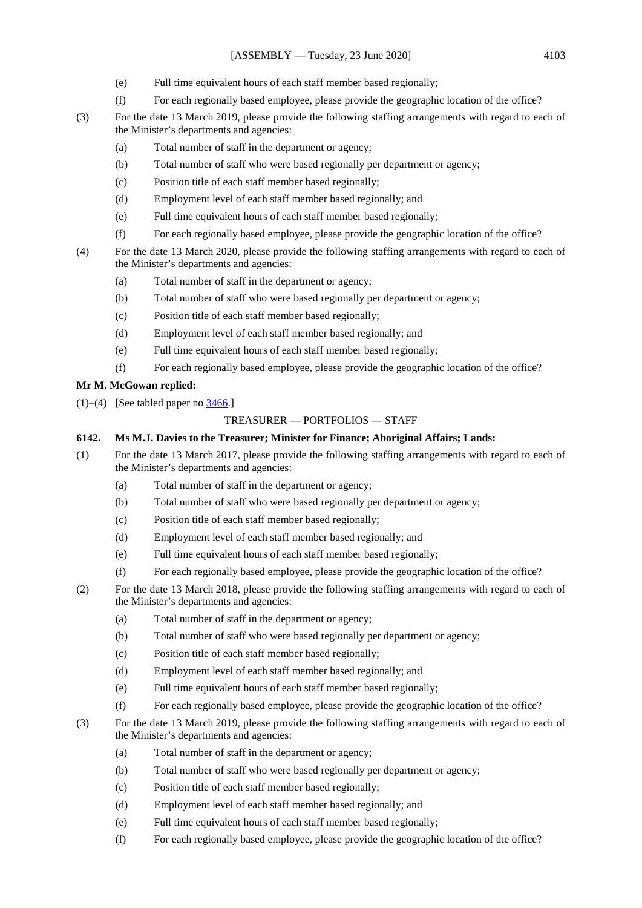(e) Full time equivalent hours of each staff member based regionally;

(f) For each regionally based employee, please provide the geographic location of the office?

(3) For the date 13 March 2019, please provide the following staffing arrangements with regard to each of the Minister's departments and agencies:

(a) Total number of staff in the department or agency;

(b) Total number of staff who were based regionally per department or agency;

(c) Position title of each staff member based regionally;

(d) Employment level of each staff member based regionally; and

(e) Full time equivalent hours of each staff member based regionally;

(f) For each regionally based employee, please provide the geographic location of the office?

(4) For the date 13 March 2020, please provide the following staffing arrangements with regard to each of the Minister's departments and agencies:

(a) Total number of staff in the department or agency;

(b) Total number of staff who were based regionally per department or agency;

(c) Position title of each staff member based regionally;

(d) Employment level of each staff member based regionally; and

(e) Full time equivalent hours of each staff member based regionally;

(f) For each regionally based employee, please provide the geographic location of the office?

**Mr M. McGowan replied:**

(1)–(4) [See tabled paper no 3466.]

TREASURER — PORTFOLIOS — STAFF

**6142. Ms M.J. Davies to the Treasurer; Minister for Finance; Aboriginal Affairs; Lands:**

(1) For the date 13 March 2017, please provide the following staffing arrangements with regard to each of the Minister's departments and agencies:

(a) Total number of staff in the department or agency;

(b) Total number of staff who were based regionally per department or agency;

(c) Position title of each staff member based regionally;

(d) Employment level of each staff member based regionally; and

(e) Full time equivalent hours of each staff member based regionally;

(f) For each regionally based employee, please provide the geographic location of the office?

(2) For the date 13 March 2018, please provide the following staffing arrangements with regard to each of the Minister's departments and agencies:

(a) Total number of staff in the department or agency;

(b) Total number of staff who were based regionally per department or agency;

(c) Position title of each staff member based regionally;

(d) Employment level of each staff member based regionally; and

(e) Full time equivalent hours of each staff member based regionally;

(f) For each regionally based employee, please provide the geographic location of the office?

(3) For the date 13 March 2019, please provide the following staffing arrangements with regard to each of the Minister's departments and agencies:

(a) Total number of staff in the department or agency;

(b) Total number of staff who were based regionally per department or agency;

(c) Position title of each staff member based regionally;

(d) Employment level of each staff member based regionally; and

(e) Full time equivalent hours of each staff member based regionally;

(f) For each regionally based employee, please provide the geographic location of the office?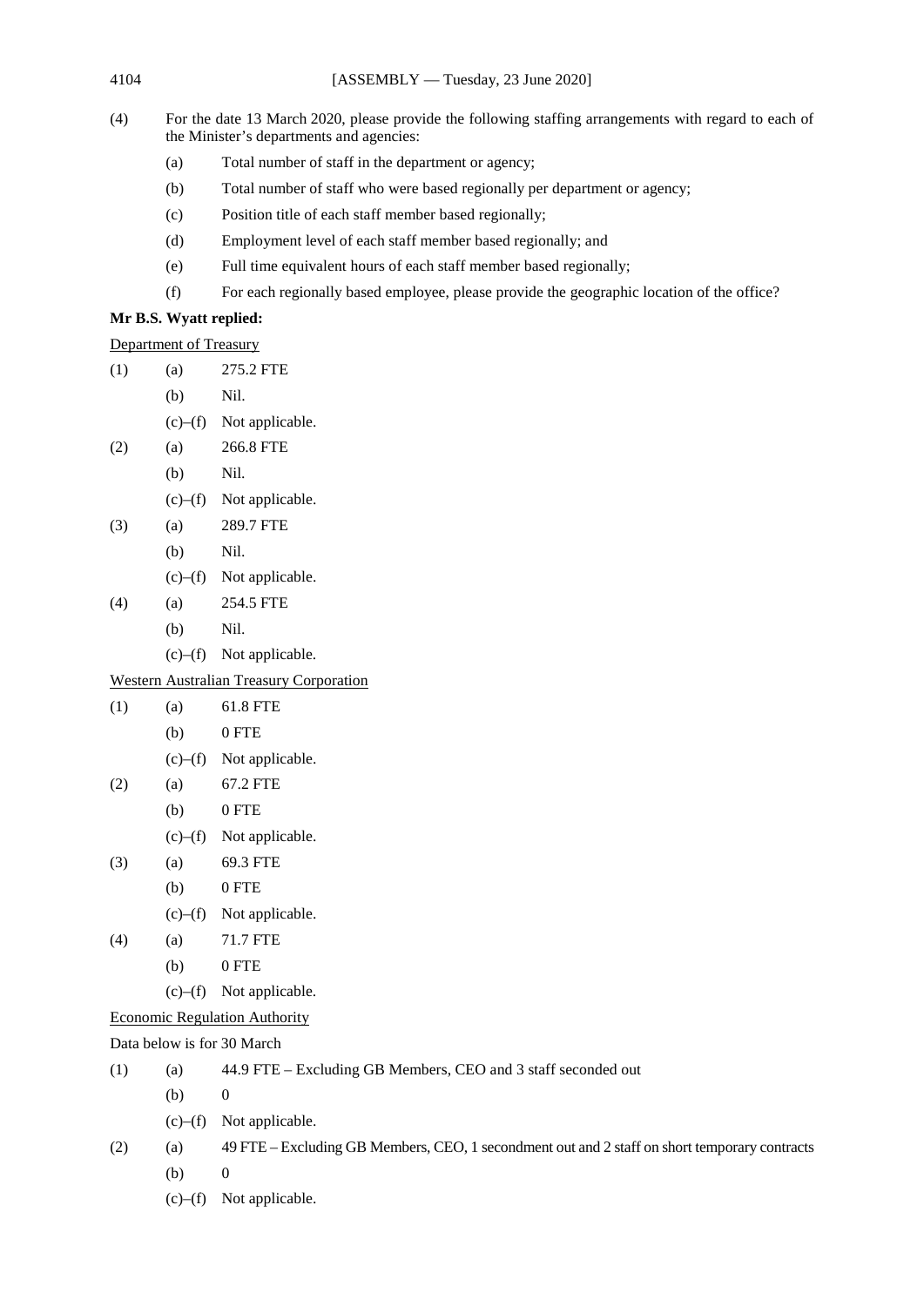(4) For the date 13 March 2020, please provide the following staffing arrangements with regard to each of the Minister's departments and agencies:

(a) Total number of staff in the department or agency;

(b) Total number of staff who were based regionally per department or agency;

(c) Position title of each staff member based regionally;

(d) Employment level of each staff member based regionally; and

(e) Full time equivalent hours of each staff member based regionally;

(f) For each regionally based employee, please provide the geographic location of the office?

**Mr B.S. Wyatt replied:**

Department of Treasury

(1) (a) 275.2 FTE

(b) Nil.

(c)–(f) Not applicable.

(2) (a) 266.8 FTE

(b) Nil.

(c)–(f) Not applicable.

(3) (a) 289.7 FTE

(b) Nil.

(c)–(f) Not applicable.

(4) (a) 254.5 FTE

(b) Nil.

(c)–(f) Not applicable.

Western Australian Treasury Corporation

(1) (a) 61.8 FTE

(b) 0 FTE

(c)–(f) Not applicable.

(2) (a) 67.2 FTE

(b) 0 FTE

(c)–(f) Not applicable.

(3) (a) 69.3 FTE

(b) 0 FTE

(c)–(f) Not applicable.

(4) (a) 71.7 FTE

(b) 0 FTE

(c)–(f) Not applicable.

Economic Regulation Authority

Data below is for 30 March

(1) (a) 44.9 FTE – Excluding GB Members, CEO and 3 staff seconded out

(b) 0

(c)–(f) Not applicable.

(2) (a) 49 FTE – Excluding GB Members, CEO, 1 secondment out and 2 staff on short temporary contracts

(b) 0

(c)–(f) Not applicable.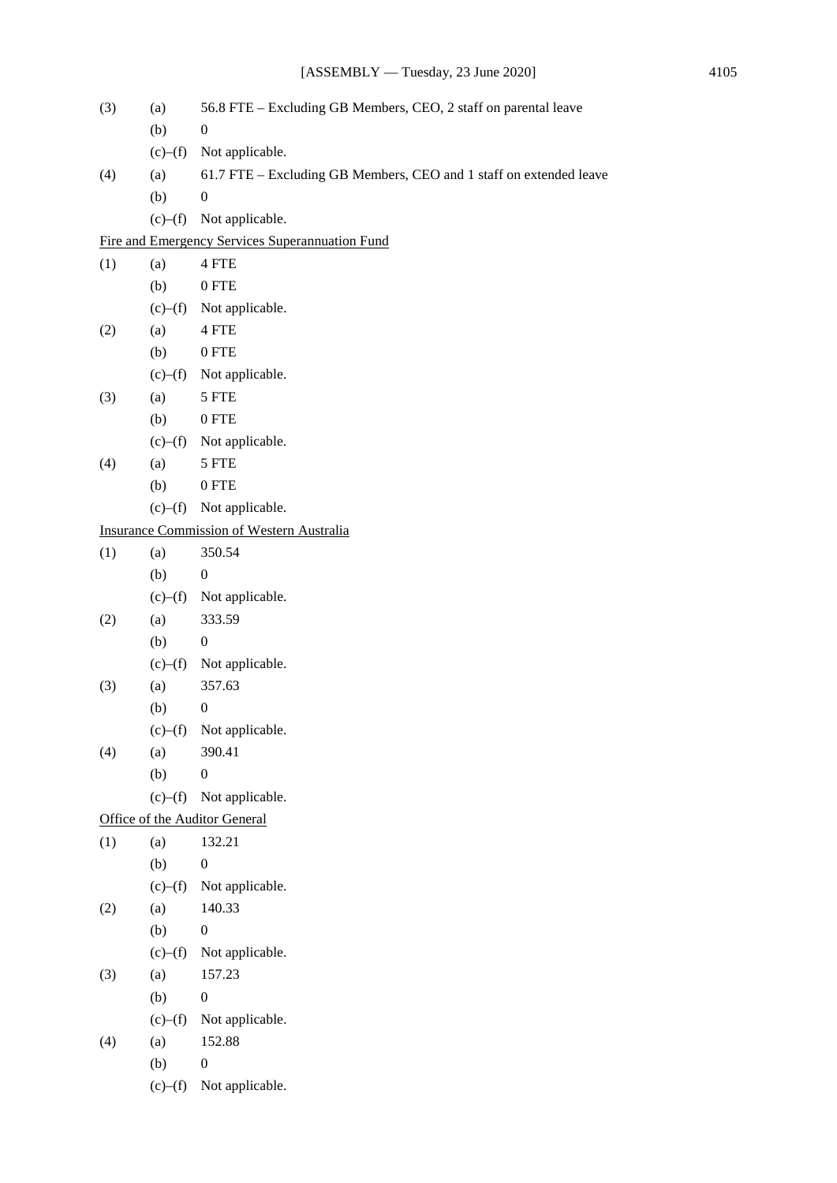(3) (a) 56.8 FTE – Excluding GB Members, CEO, 2 staff on parental leave

(b) 0

(c)–(f) Not applicable.

(4) (a) 61.7 FTE – Excluding GB Members, CEO and 1 staff on extended leave

(b) 0

(c)–(f) Not applicable.

<u>Fire and Emergency Services Superannuation Fund</u>

(1) (a) 4 FTE

(b) 0 FTE

(c)–(f) Not applicable.

(2) (a) 4 FTE

(b) 0 FTE

(c)–(f) Not applicable.

(3) (a) 5 FTE

(b) 0 FTE

(c)–(f) Not applicable.

(4) (a) 5 FTE

(b) 0 FTE

(c)–(f) Not applicable.

<u>Insurance Commission of Western Australia</u>

(1) (a) 350.54

(b) 0

(c)–(f) Not applicable.

(2) (a) 333.59

(b) 0

(c)–(f) Not applicable.

(3) (a) 357.63

(b) 0

(c)–(f) Not applicable.

(4) (a) 390.41

(b) 0

(c)–(f) Not applicable.

<u>Office of the Auditor General</u>

(1) (a) 132.21

(b) 0

(c)–(f) Not applicable.

(2) (a) 140.33

(b) 0

(c)–(f) Not applicable.

(3) (a) 157.23

(b) 0

(c)–(f) Not applicable.

(4) (a) 152.88

(b) 0

(c)–(f) Not applicable.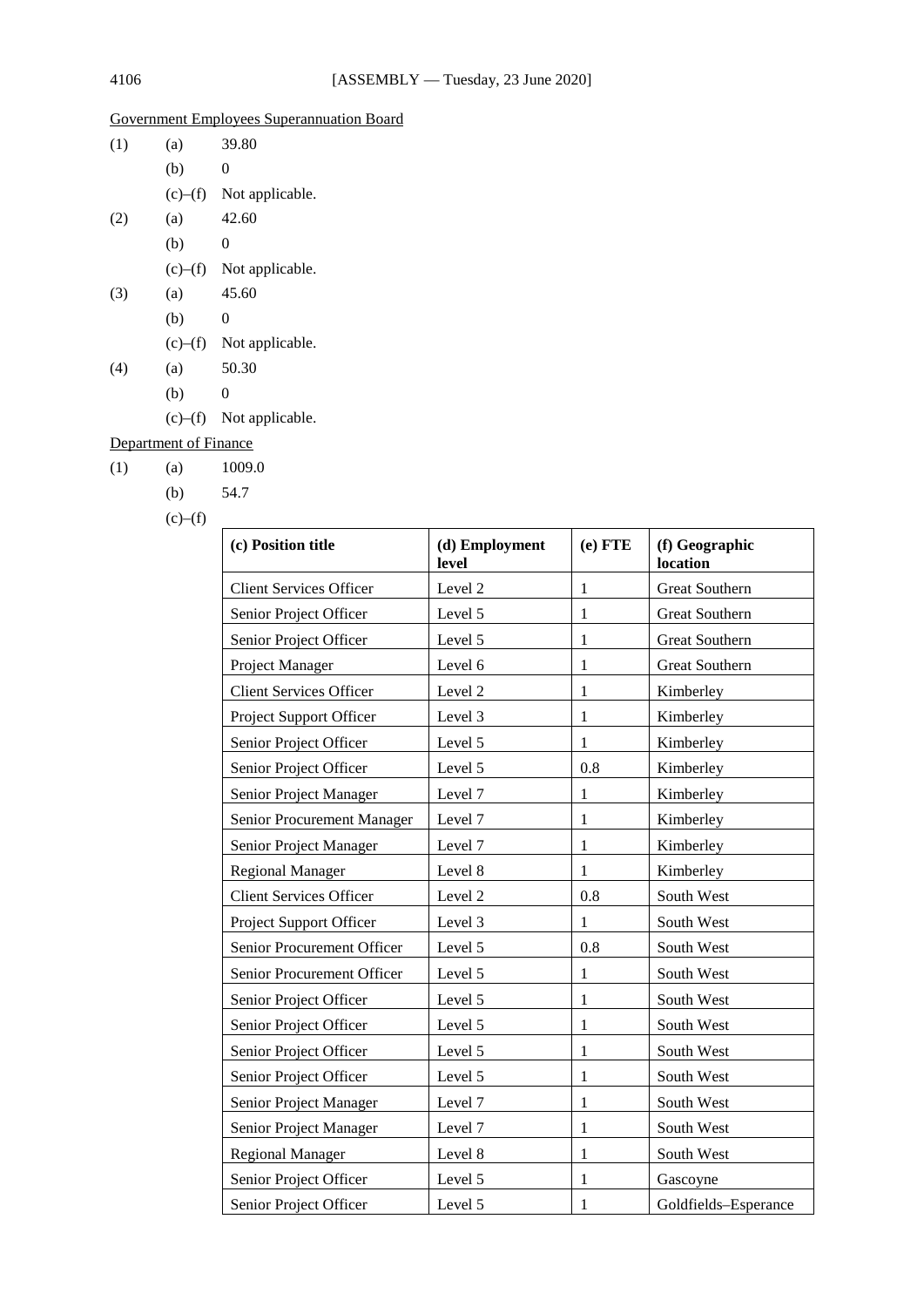Government Employees Superannuation Board

(1) (a) 39.80

(b) 0

(c)–(f) Not applicable.

(2) (a) 42.60

(b) 0

(c)–(f) Not applicable.

(3) (a) 45.60

(b) 0

(c)–(f) Not applicable.

(4) (a) 50.30

(b) 0

(c)–(f) Not applicable.

Department of Finance

(1) (a) 1009.0

(b) 54.7

(c)–(f)

| (c) Position title | (d) Employment level | (e) FTE | (f) Geographic location |
|---|---|---|---|
| Client Services Officer | Level 2 | 1 | Great Southern |
| Senior Project Officer | Level 5 | 1 | Great Southern |
| Senior Project Officer | Level 5 | 1 | Great Southern |
| Project Manager | Level 6 | 1 | Great Southern |
| Client Services Officer | Level 2 | 1 | Kimberley |
| Project Support Officer | Level 3 | 1 | Kimberley |
| Senior Project Officer | Level 5 | 1 | Kimberley |
| Senior Project Officer | Level 5 | 0.8 | Kimberley |
| Senior Project Manager | Level 7 | 1 | Kimberley |
| Senior Procurement Manager | Level 7 | 1 | Kimberley |
| Senior Project Manager | Level 7 | 1 | Kimberley |
| Regional Manager | Level 8 | 1 | Kimberley |
| Client Services Officer | Level 2 | 0.8 | South West |
| Project Support Officer | Level 3 | 1 | South West |
| Senior Procurement Officer | Level 5 | 0.8 | South West |
| Senior Procurement Officer | Level 5 | 1 | South West |
| Senior Project Officer | Level 5 | 1 | South West |
| Senior Project Officer | Level 5 | 1 | South West |
| Senior Project Officer | Level 5 | 1 | South West |
| Senior Project Officer | Level 5 | 1 | South West |
| Senior Project Manager | Level 7 | 1 | South West |
| Senior Project Manager | Level 7 | 1 | South West |
| Regional Manager | Level 8 | 1 | South West |
| Senior Project Officer | Level 5 | 1 | Gascoyne |
| Senior Project Officer | Level 5 | 1 | Goldfields–Esperance |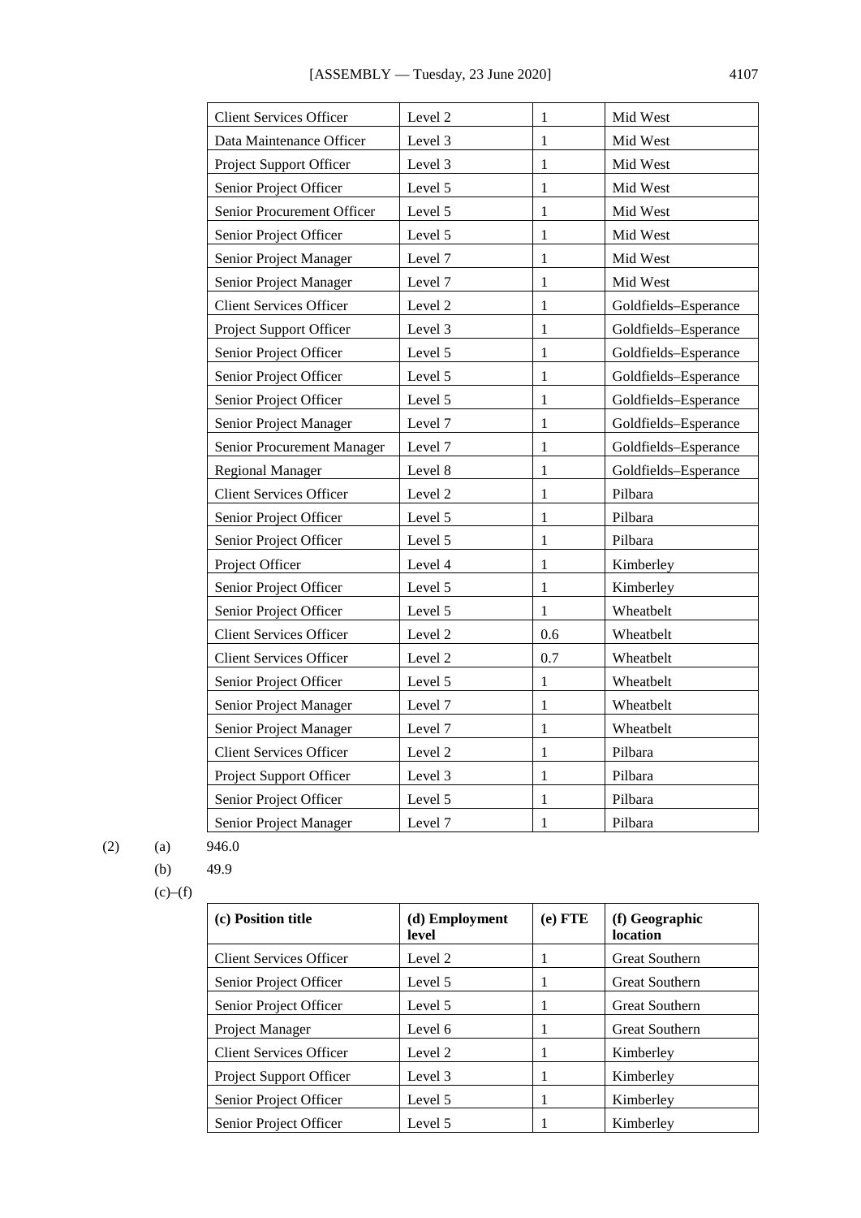| | | | |
|---|---|---|---|
| Client Services Officer | Level 2 | 1 | Mid West |
| Data Maintenance Officer | Level 3 | 1 | Mid West |
| Project Support Officer | Level 3 | 1 | Mid West |
| Senior Project Officer | Level 5 | 1 | Mid West |
| Senior Procurement Officer | Level 5 | 1 | Mid West |
| Senior Project Officer | Level 5 | 1 | Mid West |
| Senior Project Manager | Level 7 | 1 | Mid West |
| Senior Project Manager | Level 7 | 1 | Mid West |
| Client Services Officer | Level 2 | 1 | Goldfields–Esperance |
| Project Support Officer | Level 3 | 1 | Goldfields–Esperance |
| Senior Project Officer | Level 5 | 1 | Goldfields–Esperance |
| Senior Project Officer | Level 5 | 1 | Goldfields–Esperance |
| Senior Project Officer | Level 5 | 1 | Goldfields–Esperance |
| Senior Project Manager | Level 7 | 1 | Goldfields–Esperance |
| Senior Procurement Manager | Level 7 | 1 | Goldfields–Esperance |
| Regional Manager | Level 8 | 1 | Goldfields–Esperance |
| Client Services Officer | Level 2 | 1 | Pilbara |
| Senior Project Officer | Level 5 | 1 | Pilbara |
| Senior Project Officer | Level 5 | 1 | Pilbara |
| Project Officer | Level 4 | 1 | Kimberley |
| Senior Project Officer | Level 5 | 1 | Kimberley |
| Senior Project Officer | Level 5 | 1 | Wheatbelt |
| Client Services Officer | Level 2 | 0.6 | Wheatbelt |
| Client Services Officer | Level 2 | 0.7 | Wheatbelt |
| Senior Project Officer | Level 5 | 1 | Wheatbelt |
| Senior Project Manager | Level 7 | 1 | Wheatbelt |
| Senior Project Manager | Level 7 | 1 | Wheatbelt |
| Client Services Officer | Level 2 | 1 | Pilbara |
| Project Support Officer | Level 3 | 1 | Pilbara |
| Senior Project Officer | Level 5 | 1 | Pilbara |
| Senior Project Manager | Level 7 | 1 | Pilbara |

(2) (a) 946.0

(b) 49.9

(c)–(f)

| (c) Position title | (d) Employment level | (e) FTE | (f) Geographic location |
|---|---|---|---|
| Client Services Officer | Level 2 | 1 | Great Southern |
| Senior Project Officer | Level 5 | 1 | Great Southern |
| Senior Project Officer | Level 5 | 1 | Great Southern |
| Project Manager | Level 6 | 1 | Great Southern |
| Client Services Officer | Level 2 | 1 | Kimberley |
| Project Support Officer | Level 3 | 1 | Kimberley |
| Senior Project Officer | Level 5 | 1 | Kimberley |
| Senior Project Officer | Level 5 | 1 | Kimberley |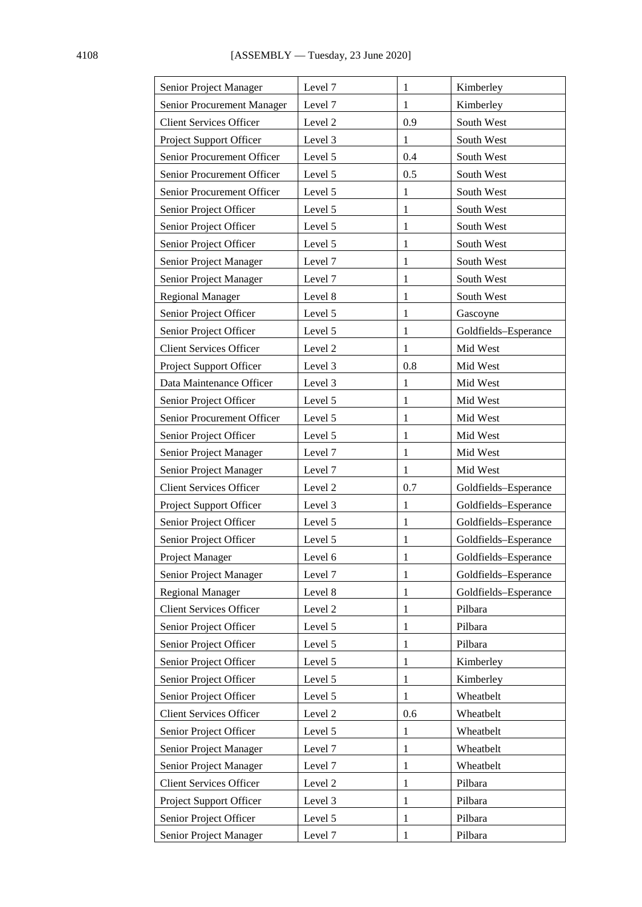| | | | |
|---|---|---|---|
| Senior Project Manager | Level 7 | 1 | Kimberley |
| Senior Procurement Manager | Level 7 | 1 | Kimberley |
| Client Services Officer | Level 2 | 0.9 | South West |
| Project Support Officer | Level 3 | 1 | South West |
| Senior Procurement Officer | Level 5 | 0.4 | South West |
| Senior Procurement Officer | Level 5 | 0.5 | South West |
| Senior Procurement Officer | Level 5 | 1 | South West |
| Senior Project Officer | Level 5 | 1 | South West |
| Senior Project Officer | Level 5 | 1 | South West |
| Senior Project Officer | Level 5 | 1 | South West |
| Senior Project Manager | Level 7 | 1 | South West |
| Senior Project Manager | Level 7 | 1 | South West |
| Regional Manager | Level 8 | 1 | South West |
| Senior Project Officer | Level 5 | 1 | Gascoyne |
| Senior Project Officer | Level 5 | 1 | Goldfields–Esperance |
| Client Services Officer | Level 2 | 1 | Mid West |
| Project Support Officer | Level 3 | 0.8 | Mid West |
| Data Maintenance Officer | Level 3 | 1 | Mid West |
| Senior Project Officer | Level 5 | 1 | Mid West |
| Senior Procurement Officer | Level 5 | 1 | Mid West |
| Senior Project Officer | Level 5 | 1 | Mid West |
| Senior Project Manager | Level 7 | 1 | Mid West |
| Senior Project Manager | Level 7 | 1 | Mid West |
| Client Services Officer | Level 2 | 0.7 | Goldfields–Esperance |
| Project Support Officer | Level 3 | 1 | Goldfields–Esperance |
| Senior Project Officer | Level 5 | 1 | Goldfields–Esperance |
| Senior Project Officer | Level 5 | 1 | Goldfields–Esperance |
| Project Manager | Level 6 | 1 | Goldfields–Esperance |
| Senior Project Manager | Level 7 | 1 | Goldfields–Esperance |
| Regional Manager | Level 8 | 1 | Goldfields–Esperance |
| Client Services Officer | Level 2 | 1 | Pilbara |
| Senior Project Officer | Level 5 | 1 | Pilbara |
| Senior Project Officer | Level 5 | 1 | Pilbara |
| Senior Project Officer | Level 5 | 1 | Kimberley |
| Senior Project Officer | Level 5 | 1 | Kimberley |
| Senior Project Officer | Level 5 | 1 | Wheatbelt |
| Client Services Officer | Level 2 | 0.6 | Wheatbelt |
| Senior Project Officer | Level 5 | 1 | Wheatbelt |
| Senior Project Manager | Level 7 | 1 | Wheatbelt |
| Senior Project Manager | Level 7 | 1 | Wheatbelt |
| Client Services Officer | Level 2 | 1 | Pilbara |
| Project Support Officer | Level 3 | 1 | Pilbara |
| Senior Project Officer | Level 5 | 1 | Pilbara |
| Senior Project Manager | Level 7 | 1 | Pilbara |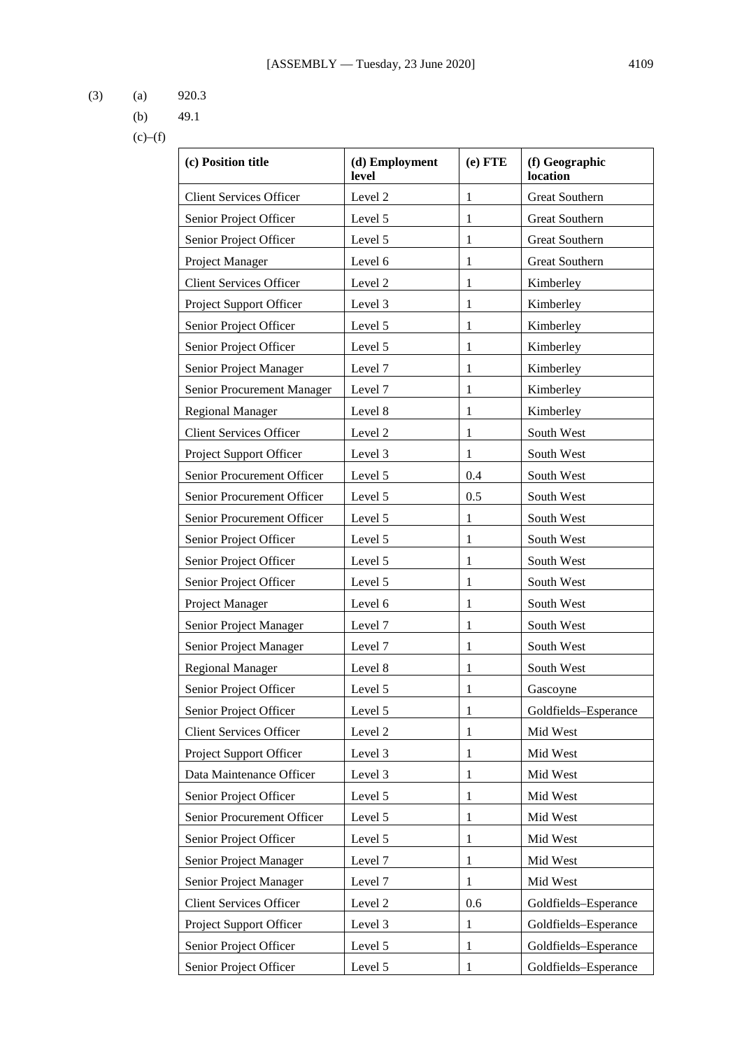(3) (a) 920.3

(b) 49.1

(c)–(f)

| (c) Position title | (d) Employment level | (e) FTE | (f) Geographic location |
|---|---|---|---|
| Client Services Officer | Level 2 | 1 | Great Southern |
| Senior Project Officer | Level 5 | 1 | Great Southern |
| Senior Project Officer | Level 5 | 1 | Great Southern |
| Project Manager | Level 6 | 1 | Great Southern |
| Client Services Officer | Level 2 | 1 | Kimberley |
| Project Support Officer | Level 3 | 1 | Kimberley |
| Senior Project Officer | Level 5 | 1 | Kimberley |
| Senior Project Officer | Level 5 | 1 | Kimberley |
| Senior Project Manager | Level 7 | 1 | Kimberley |
| Senior Procurement Manager | Level 7 | 1 | Kimberley |
| Regional Manager | Level 8 | 1 | Kimberley |
| Client Services Officer | Level 2 | 1 | South West |
| Project Support Officer | Level 3 | 1 | South West |
| Senior Procurement Officer | Level 5 | 0.4 | South West |
| Senior Procurement Officer | Level 5 | 0.5 | South West |
| Senior Procurement Officer | Level 5 | 1 | South West |
| Senior Project Officer | Level 5 | 1 | South West |
| Senior Project Officer | Level 5 | 1 | South West |
| Senior Project Officer | Level 5 | 1 | South West |
| Project Manager | Level 6 | 1 | South West |
| Senior Project Manager | Level 7 | 1 | South West |
| Senior Project Manager | Level 7 | 1 | South West |
| Regional Manager | Level 8 | 1 | South West |
| Senior Project Officer | Level 5 | 1 | Gascoyne |
| Senior Project Officer | Level 5 | 1 | Goldfields–Esperance |
| Client Services Officer | Level 2 | 1 | Mid West |
| Project Support Officer | Level 3 | 1 | Mid West |
| Data Maintenance Officer | Level 3 | 1 | Mid West |
| Senior Project Officer | Level 5 | 1 | Mid West |
| Senior Procurement Officer | Level 5 | 1 | Mid West |
| Senior Project Officer | Level 5 | 1 | Mid West |
| Senior Project Manager | Level 7 | 1 | Mid West |
| Senior Project Manager | Level 7 | 1 | Mid West |
| Client Services Officer | Level 2 | 0.6 | Goldfields–Esperance |
| Project Support Officer | Level 3 | 1 | Goldfields–Esperance |
| Senior Project Officer | Level 5 | 1 | Goldfields–Esperance |
| Senior Project Officer | Level 5 | 1 | Goldfields–Esperance |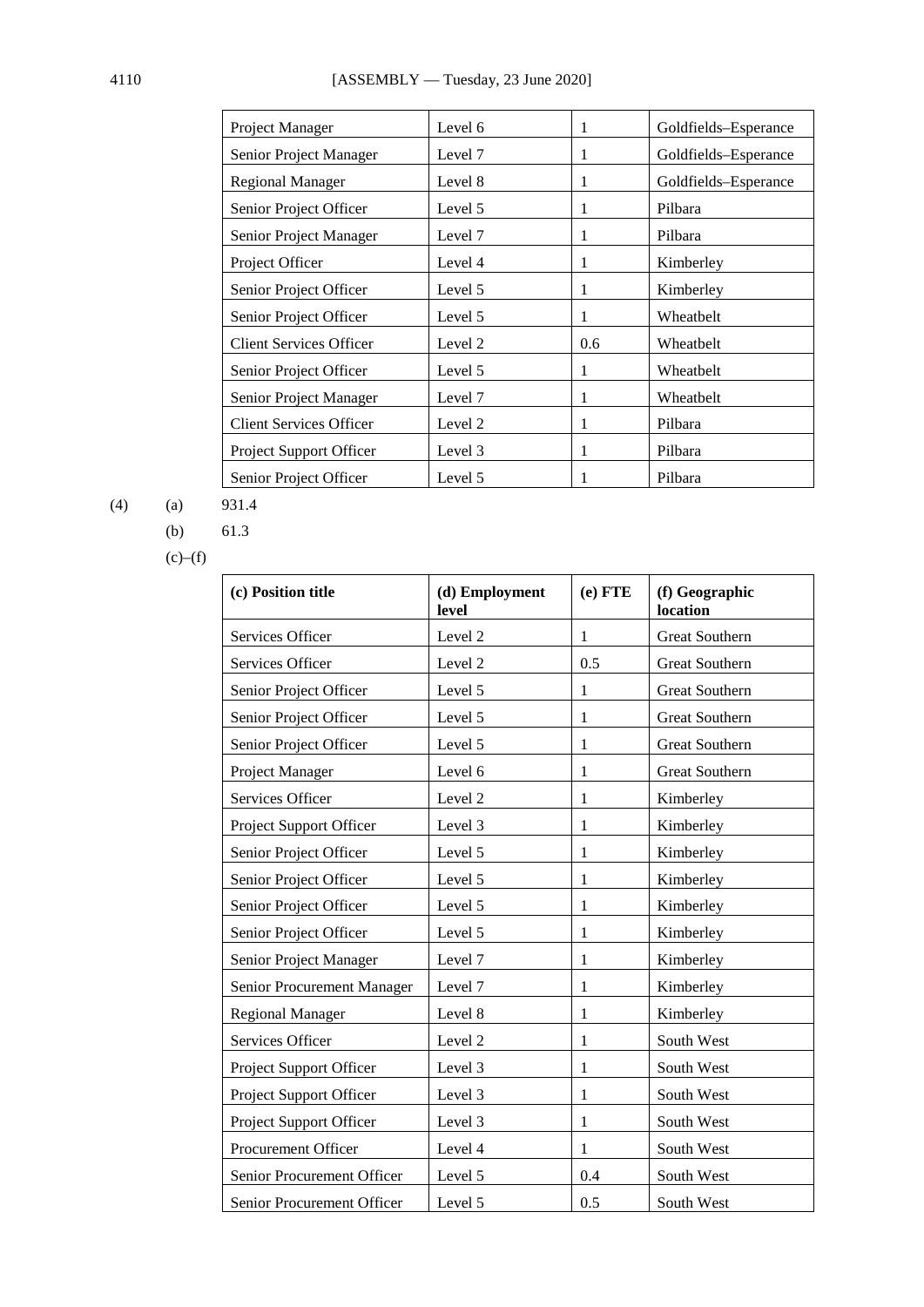| | | | |
|---|---|---|---|
| Project Manager | Level 6 | 1 | Goldfields–Esperance |
| Senior Project Manager | Level 7 | 1 | Goldfields–Esperance |
| Regional Manager | Level 8 | 1 | Goldfields–Esperance |
| Senior Project Officer | Level 5 | 1 | Pilbara |
| Senior Project Manager | Level 7 | 1 | Pilbara |
| Project Officer | Level 4 | 1 | Kimberley |
| Senior Project Officer | Level 5 | 1 | Kimberley |
| Senior Project Officer | Level 5 | 1 | Wheatbelt |
| Client Services Officer | Level 2 | 0.6 | Wheatbelt |
| Senior Project Officer | Level 5 | 1 | Wheatbelt |
| Senior Project Manager | Level 7 | 1 | Wheatbelt |
| Client Services Officer | Level 2 | 1 | Pilbara |
| Project Support Officer | Level 3 | 1 | Pilbara |
| Senior Project Officer | Level 5 | 1 | Pilbara |

(4) (a) 931.4

(b) 61.3

(c)–(f)

| (c) Position title | (d) Employment level | (e) FTE | (f) Geographic location |
|---|---|---|---|
| Services Officer | Level 2 | 1 | Great Southern |
| Services Officer | Level 2 | 0.5 | Great Southern |
| Senior Project Officer | Level 5 | 1 | Great Southern |
| Senior Project Officer | Level 5 | 1 | Great Southern |
| Senior Project Officer | Level 5 | 1 | Great Southern |
| Project Manager | Level 6 | 1 | Great Southern |
| Services Officer | Level 2 | 1 | Kimberley |
| Project Support Officer | Level 3 | 1 | Kimberley |
| Senior Project Officer | Level 5 | 1 | Kimberley |
| Senior Project Officer | Level 5 | 1 | Kimberley |
| Senior Project Officer | Level 5 | 1 | Kimberley |
| Senior Project Officer | Level 5 | 1 | Kimberley |
| Senior Project Manager | Level 7 | 1 | Kimberley |
| Senior Procurement Manager | Level 7 | 1 | Kimberley |
| Regional Manager | Level 8 | 1 | Kimberley |
| Services Officer | Level 2 | 1 | South West |
| Project Support Officer | Level 3 | 1 | South West |
| Project Support Officer | Level 3 | 1 | South West |
| Project Support Officer | Level 3 | 1 | South West |
| Procurement Officer | Level 4 | 1 | South West |
| Senior Procurement Officer | Level 5 | 0.4 | South West |
| Senior Procurement Officer | Level 5 | 0.5 | South West |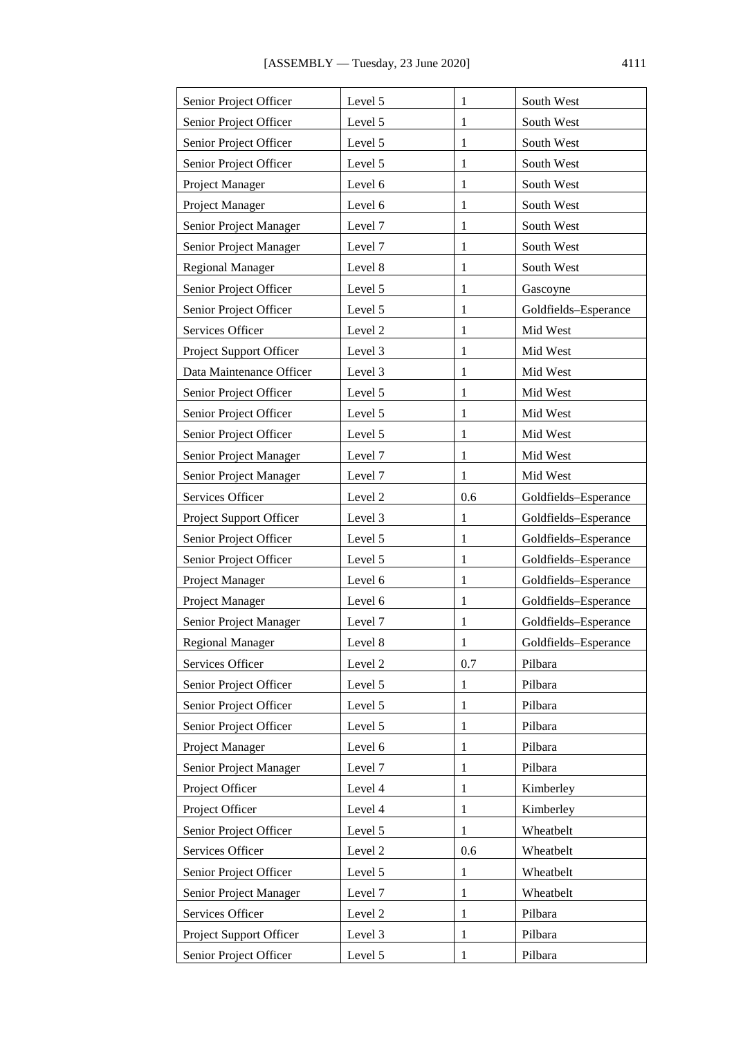| Senior Project Officer | Level 5 | 1 | South West |
|---|---|---|---|
| Senior Project Officer | Level 5 | 1 | South West |
| Senior Project Officer | Level 5 | 1 | South West |
| Senior Project Officer | Level 5 | 1 | South West |
| Project Manager | Level 6 | 1 | South West |
| Project Manager | Level 6 | 1 | South West |
| Senior Project Manager | Level 7 | 1 | South West |
| Senior Project Manager | Level 7 | 1 | South West |
| Regional Manager | Level 8 | 1 | South West |
| Senior Project Officer | Level 5 | 1 | Gascoyne |
| Senior Project Officer | Level 5 | 1 | Goldfields–Esperance |
| Services Officer | Level 2 | 1 | Mid West |
| Project Support Officer | Level 3 | 1 | Mid West |
| Data Maintenance Officer | Level 3 | 1 | Mid West |
| Senior Project Officer | Level 5 | 1 | Mid West |
| Senior Project Officer | Level 5 | 1 | Mid West |
| Senior Project Officer | Level 5 | 1 | Mid West |
| Senior Project Manager | Level 7 | 1 | Mid West |
| Senior Project Manager | Level 7 | 1 | Mid West |
| Services Officer | Level 2 | 0.6 | Goldfields–Esperance |
| Project Support Officer | Level 3 | 1 | Goldfields–Esperance |
| Senior Project Officer | Level 5 | 1 | Goldfields–Esperance |
| Senior Project Officer | Level 5 | 1 | Goldfields–Esperance |
| Project Manager | Level 6 | 1 | Goldfields–Esperance |
| Project Manager | Level 6 | 1 | Goldfields–Esperance |
| Senior Project Manager | Level 7 | 1 | Goldfields–Esperance |
| Regional Manager | Level 8 | 1 | Goldfields–Esperance |
| Services Officer | Level 2 | 0.7 | Pilbara |
| Senior Project Officer | Level 5 | 1 | Pilbara |
| Senior Project Officer | Level 5 | 1 | Pilbara |
| Senior Project Officer | Level 5 | 1 | Pilbara |
| Project Manager | Level 6 | 1 | Pilbara |
| Senior Project Manager | Level 7 | 1 | Pilbara |
| Project Officer | Level 4 | 1 | Kimberley |
| Project Officer | Level 4 | 1 | Kimberley |
| Senior Project Officer | Level 5 | 1 | Wheatbelt |
| Services Officer | Level 2 | 0.6 | Wheatbelt |
| Senior Project Officer | Level 5 | 1 | Wheatbelt |
| Senior Project Manager | Level 7 | 1 | Wheatbelt |
| Services Officer | Level 2 | 1 | Pilbara |
| Project Support Officer | Level 3 | 1 | Pilbara |
| Senior Project Officer | Level 5 | 1 | Pilbara |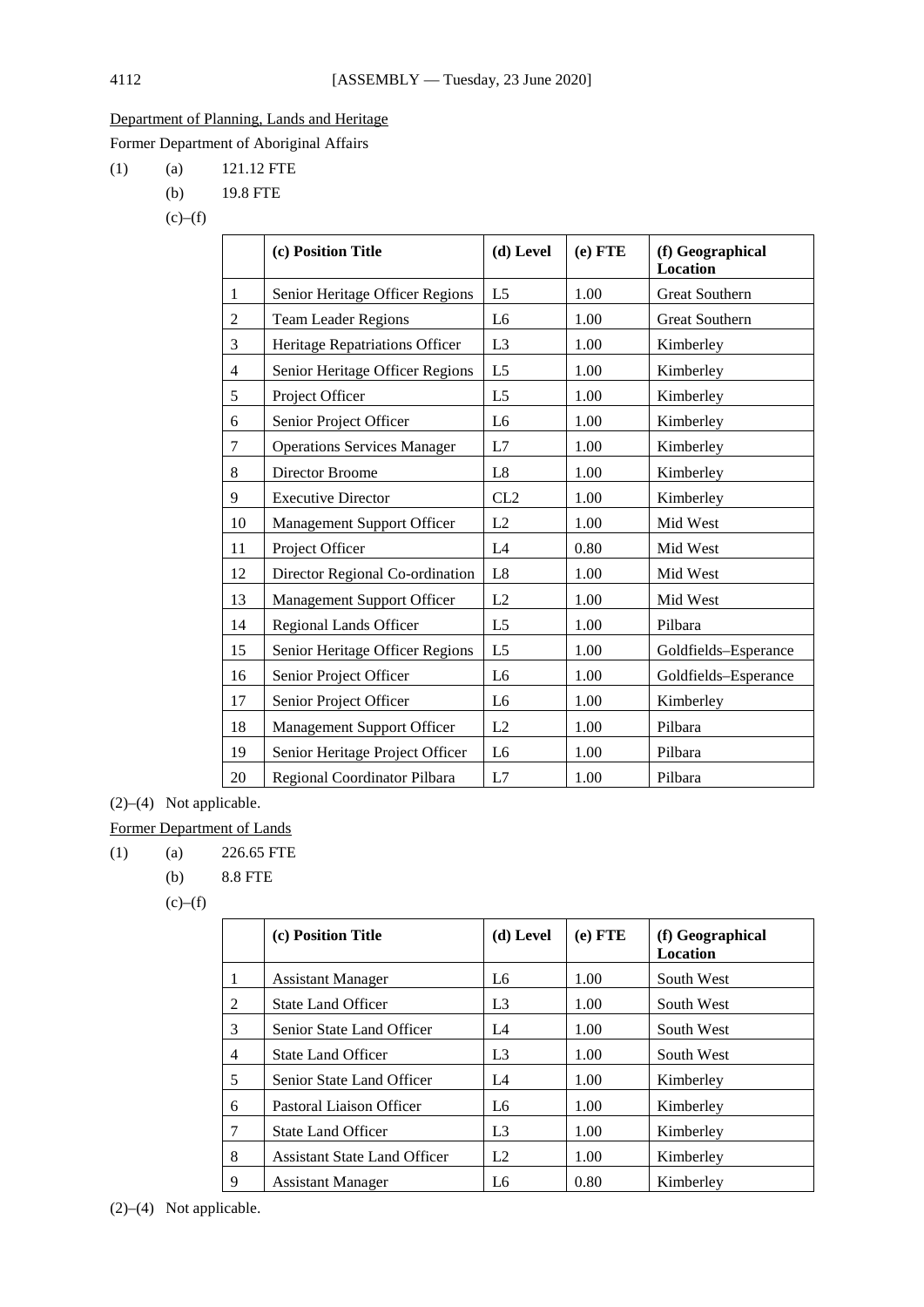Department of Planning, Lands and Heritage

Former Department of Aboriginal Affairs

(1) (a) 121.12 FTE

(b) 19.8 FTE

(c)–(f)

| | (c) Position Title | (d) Level | (e) FTE | (f) Geographical Location |
|---|---|---|---|---|
| 1 | Senior Heritage Officer Regions | L5 | 1.00 | Great Southern |
| 2 | Team Leader Regions | L6 | 1.00 | Great Southern |
| 3 | Heritage Repatriations Officer | L3 | 1.00 | Kimberley |
| 4 | Senior Heritage Officer Regions | L5 | 1.00 | Kimberley |
| 5 | Project Officer | L5 | 1.00 | Kimberley |
| 6 | Senior Project Officer | L6 | 1.00 | Kimberley |
| 7 | Operations Services Manager | L7 | 1.00 | Kimberley |
| 8 | Director Broome | L8 | 1.00 | Kimberley |
| 9 | Executive Director | CL2 | 1.00 | Kimberley |
| 10 | Management Support Officer | L2 | 1.00 | Mid West |
| 11 | Project Officer | L4 | 0.80 | Mid West |
| 12 | Director Regional Co-ordination | L8 | 1.00 | Mid West |
| 13 | Management Support Officer | L2 | 1.00 | Mid West |
| 14 | Regional Lands Officer | L5 | 1.00 | Pilbara |
| 15 | Senior Heritage Officer Regions | L5 | 1.00 | Goldfields–Esperance |
| 16 | Senior Project Officer | L6 | 1.00 | Goldfields–Esperance |
| 17 | Senior Project Officer | L6 | 1.00 | Kimberley |
| 18 | Management Support Officer | L2 | 1.00 | Pilbara |
| 19 | Senior Heritage Project Officer | L6 | 1.00 | Pilbara |
| 20 | Regional Coordinator Pilbara | L7 | 1.00 | Pilbara |

(2)–(4) Not applicable.

Former Department of Lands

(1) (a) 226.65 FTE

(b) 8.8 FTE

(c)–(f)

| | (c) Position Title | (d) Level | (e) FTE | (f) Geographical Location |
|---|---|---|---|---|
| 1 | Assistant Manager | L6 | 1.00 | South West |
| 2 | State Land Officer | L3 | 1.00 | South West |
| 3 | Senior State Land Officer | L4 | 1.00 | South West |
| 4 | State Land Officer | L3 | 1.00 | South West |
| 5 | Senior State Land Officer | L4 | 1.00 | Kimberley |
| 6 | Pastoral Liaison Officer | L6 | 1.00 | Kimberley |
| 7 | State Land Officer | L3 | 1.00 | Kimberley |
| 8 | Assistant State Land Officer | L2 | 1.00 | Kimberley |
| 9 | Assistant Manager | L6 | 0.80 | Kimberley |

(2)–(4) Not applicable.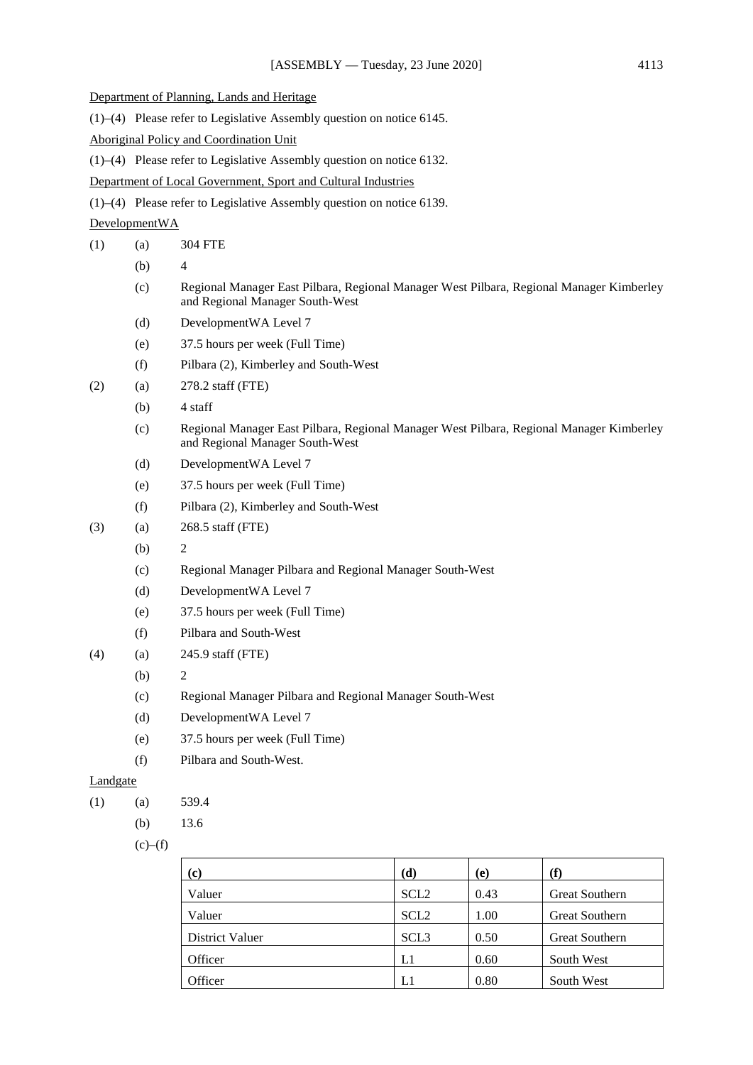Department of Planning, Lands and Heritage

(1)–(4) Please refer to Legislative Assembly question on notice 6145.

Aboriginal Policy and Coordination Unit

(1)–(4) Please refer to Legislative Assembly question on notice 6132.

Department of Local Government, Sport and Cultural Industries

(1)–(4) Please refer to Legislative Assembly question on notice 6139.

DevelopmentWA

(1) (a) 304 FTE

(b) 4

(c) Regional Manager East Pilbara, Regional Manager West Pilbara, Regional Manager Kimberley and Regional Manager South-West

(d) DevelopmentWA Level 7

(e) 37.5 hours per week (Full Time)

(f) Pilbara (2), Kimberley and South-West

(2) (a) 278.2 staff (FTE)

(b) 4 staff

(c) Regional Manager East Pilbara, Regional Manager West Pilbara, Regional Manager Kimberley and Regional Manager South-West

(d) DevelopmentWA Level 7

(e) 37.5 hours per week (Full Time)

(f) Pilbara (2), Kimberley and South-West

(3) (a) 268.5 staff (FTE)

(b) 2

(c) Regional Manager Pilbara and Regional Manager South-West

(d) DevelopmentWA Level 7

(e) 37.5 hours per week (Full Time)

(f) Pilbara and South-West

(4) (a) 245.9 staff (FTE)

(b) 2

(c) Regional Manager Pilbara and Regional Manager South-West

(d) DevelopmentWA Level 7

(e) 37.5 hours per week (Full Time)

(f) Pilbara and South-West.

Landgate

(1) (a) 539.4

(b) 13.6

(c)–(f)

| (c) | (d) | (e) | (f) |
|---|---|---|---|
| Valuer | SCL2 | 0.43 | Great Southern |
| Valuer | SCL2 | 1.00 | Great Southern |
| District Valuer | SCL3 | 0.50 | Great Southern |
| Officer | L1 | 0.60 | South West |
| Officer | L1 | 0.80 | South West |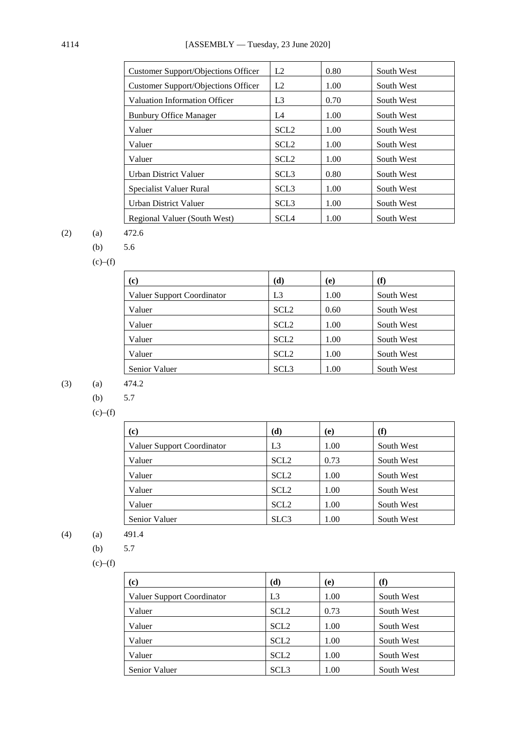| Customer Support/Objections Officer | L2 | 0.80 | South West |
|---|---|---|---|
| Customer Support/Objections Officer | L2 | 1.00 | South West |
| Valuation Information Officer | L3 | 0.70 | South West |
| Bunbury Office Manager | L4 | 1.00 | South West |
| Valuer | SCL2 | 1.00 | South West |
| Valuer | SCL2 | 1.00 | South West |
| Valuer | SCL2 | 1.00 | South West |
| Urban District Valuer | SCL3 | 0.80 | South West |
| Specialist Valuer Rural | SCL3 | 1.00 | South West |
| Urban District Valuer | SCL3 | 1.00 | South West |
| Regional Valuer (South West) | SCL4 | 1.00 | South West |

(2) (a) 472.6

(b) 5.6

(c)–(f)

| **(c)** | **(d)** | **(e)** | **(f)** |
|---|---|---|---|
| Valuer Support Coordinator | L3 | 1.00 | South West |
| Valuer | SCL2 | 0.60 | South West |
| Valuer | SCL2 | 1.00 | South West |
| Valuer | SCL2 | 1.00 | South West |
| Valuer | SCL2 | 1.00 | South West |
| Senior Valuer | SCL3 | 1.00 | South West |

(3) (a) 474.2

(b) 5.7

(c)–(f)

| **(c)** | **(d)** | **(e)** | **(f)** |
|---|---|---|---|
| Valuer Support Coordinator | L3 | 1.00 | South West |
| Valuer | SCL2 | 0.73 | South West |
| Valuer | SCL2 | 1.00 | South West |
| Valuer | SCL2 | 1.00 | South West |
| Valuer | SCL2 | 1.00 | South West |
| Senior Valuer | SLC3 | 1.00 | South West |

(4) (a) 491.4

(b) 5.7

(c)–(f)

| **(c)** | **(d)** | **(e)** | **(f)** |
|---|---|---|---|
| Valuer Support Coordinator | L3 | 1.00 | South West |
| Valuer | SCL2 | 0.73 | South West |
| Valuer | SCL2 | 1.00 | South West |
| Valuer | SCL2 | 1.00 | South West |
| Valuer | SCL2 | 1.00 | South West |
| Senior Valuer | SCL3 | 1.00 | South West |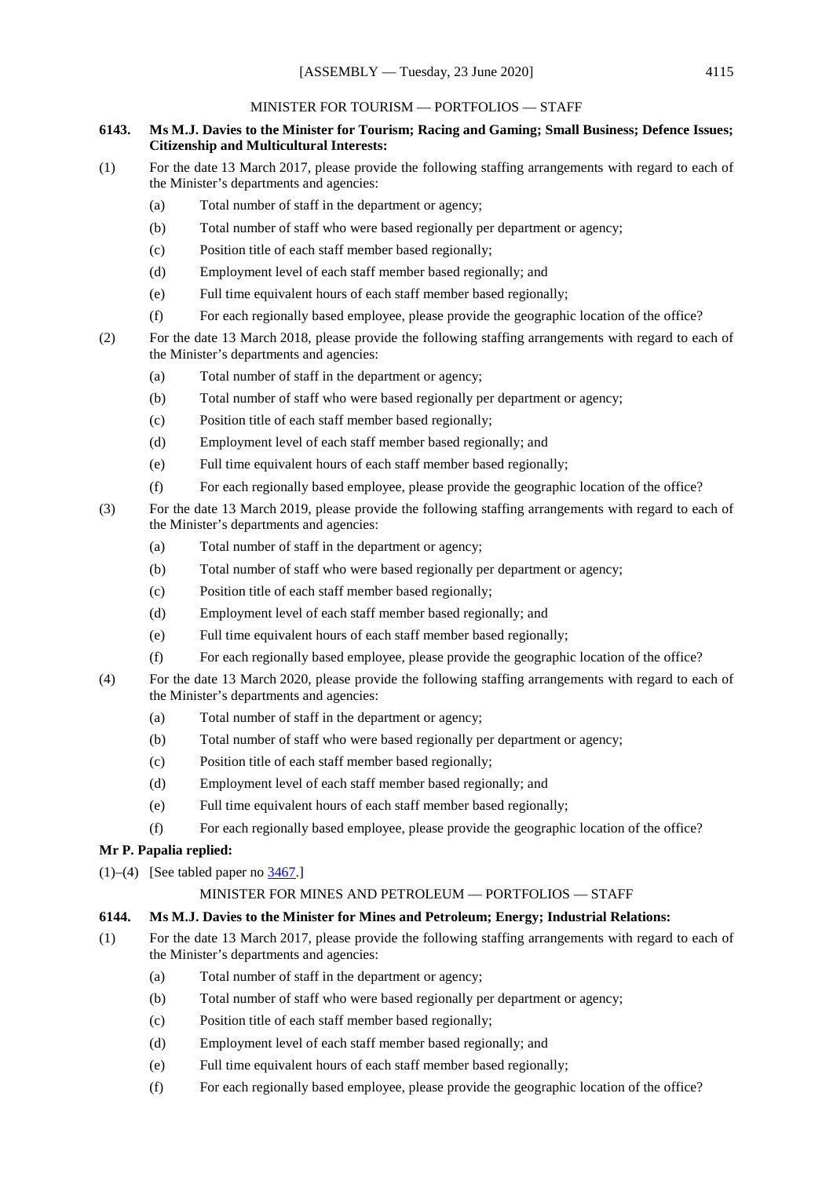MINISTER FOR TOURISM — PORTFOLIOS — STAFF

**6143. Ms M.J. Davies to the Minister for Tourism; Racing and Gaming; Small Business; Defence Issues; Citizenship and Multicultural Interests:**

(1) For the date 13 March 2017, please provide the following staffing arrangements with regard to each of the Minister's departments and agencies:

- (a) Total number of staff in the department or agency;
- (b) Total number of staff who were based regionally per department or agency;
- (c) Position title of each staff member based regionally;
- (d) Employment level of each staff member based regionally; and
- (e) Full time equivalent hours of each staff member based regionally;
- (f) For each regionally based employee, please provide the geographic location of the office?

(2) For the date 13 March 2018, please provide the following staffing arrangements with regard to each of the Minister's departments and agencies:

- (a) Total number of staff in the department or agency;
- (b) Total number of staff who were based regionally per department or agency;
- (c) Position title of each staff member based regionally;
- (d) Employment level of each staff member based regionally; and
- (e) Full time equivalent hours of each staff member based regionally;
- (f) For each regionally based employee, please provide the geographic location of the office?

(3) For the date 13 March 2019, please provide the following staffing arrangements with regard to each of the Minister's departments and agencies:

- (a) Total number of staff in the department or agency;
- (b) Total number of staff who were based regionally per department or agency;
- (c) Position title of each staff member based regionally;
- (d) Employment level of each staff member based regionally; and
- (e) Full time equivalent hours of each staff member based regionally;
- (f) For each regionally based employee, please provide the geographic location of the office?

(4) For the date 13 March 2020, please provide the following staffing arrangements with regard to each of the Minister's departments and agencies:

- (a) Total number of staff in the department or agency;
- (b) Total number of staff who were based regionally per department or agency;
- (c) Position title of each staff member based regionally;
- (d) Employment level of each staff member based regionally; and
- (e) Full time equivalent hours of each staff member based regionally;
- (f) For each regionally based employee, please provide the geographic location of the office?

**Mr P. Papalia replied:**

(1)–(4) [See tabled paper no 3467.]

MINISTER FOR MINES AND PETROLEUM — PORTFOLIOS — STAFF

**6144. Ms M.J. Davies to the Minister for Mines and Petroleum; Energy; Industrial Relations:**

(1) For the date 13 March 2017, please provide the following staffing arrangements with regard to each of the Minister's departments and agencies:

- (a) Total number of staff in the department or agency;
- (b) Total number of staff who were based regionally per department or agency;
- (c) Position title of each staff member based regionally;
- (d) Employment level of each staff member based regionally; and
- (e) Full time equivalent hours of each staff member based regionally;
- (f) For each regionally based employee, please provide the geographic location of the office?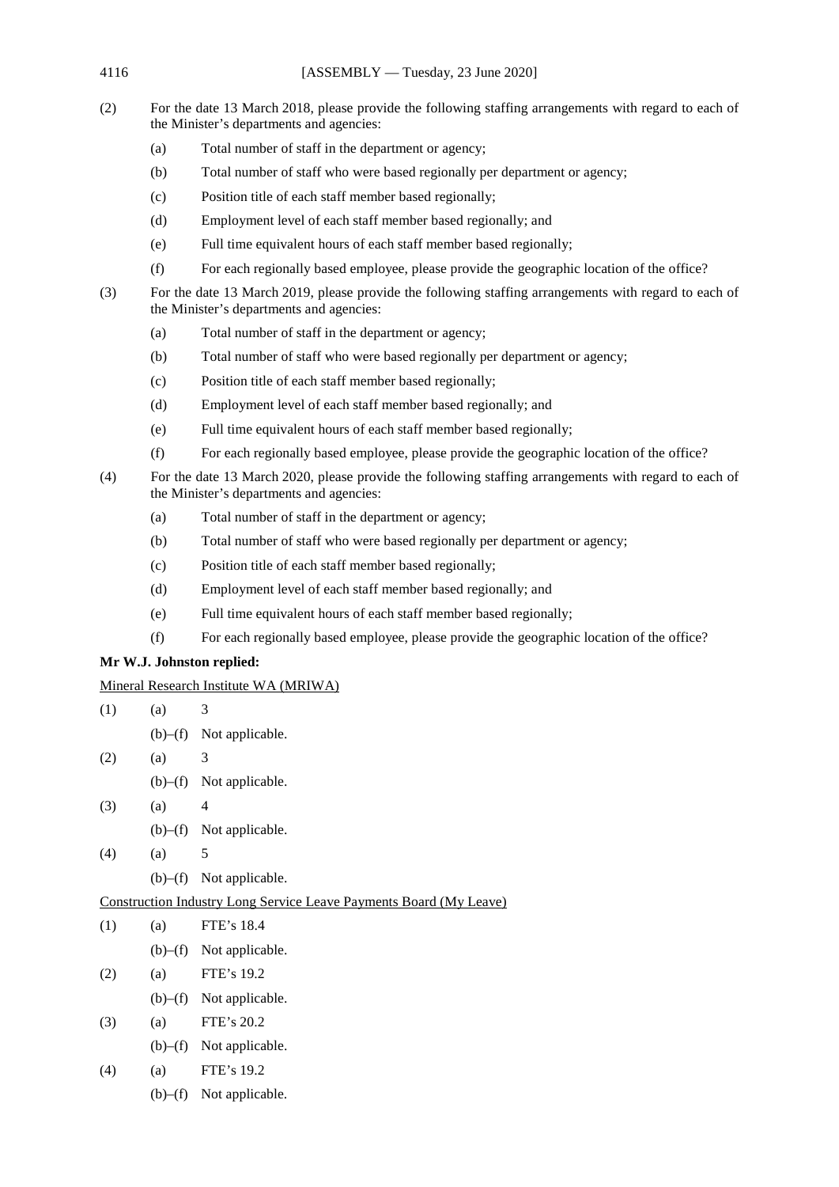(2) For the date 13 March 2018, please provide the following staffing arrangements with regard to each of the Minister's departments and agencies:

- (a) Total number of staff in the department or agency;
- (b) Total number of staff who were based regionally per department or agency;
- (c) Position title of each staff member based regionally;
- (d) Employment level of each staff member based regionally; and
- (e) Full time equivalent hours of each staff member based regionally;
- (f) For each regionally based employee, please provide the geographic location of the office?

(3) For the date 13 March 2019, please provide the following staffing arrangements with regard to each of the Minister's departments and agencies:

- (a) Total number of staff in the department or agency;
- (b) Total number of staff who were based regionally per department or agency;
- (c) Position title of each staff member based regionally;
- (d) Employment level of each staff member based regionally; and
- (e) Full time equivalent hours of each staff member based regionally;
- (f) For each regionally based employee, please provide the geographic location of the office?

(4) For the date 13 March 2020, please provide the following staffing arrangements with regard to each of the Minister's departments and agencies:

- (a) Total number of staff in the department or agency;
- (b) Total number of staff who were based regionally per department or agency;
- (c) Position title of each staff member based regionally;
- (d) Employment level of each staff member based regionally; and
- (e) Full time equivalent hours of each staff member based regionally;
- (f) For each regionally based employee, please provide the geographic location of the office?

**Mr W.J. Johnston replied:**

Mineral Research Institute WA (MRIWA)

(1) (a) 3

(b)–(f) Not applicable.

(2) (a) 3

(b)–(f) Not applicable.

(3) (a) 4

(b)–(f) Not applicable.

(4) (a) 5

(b)–(f) Not applicable.

Construction Industry Long Service Leave Payments Board (My Leave)

(1) (a) FTE's 18.4

(b)–(f) Not applicable.

(2) (a) FTE's 19.2

(b)–(f) Not applicable.

(3) (a) FTE's 20.2

(b)–(f) Not applicable.

(4) (a) FTE's 19.2

(b)–(f) Not applicable.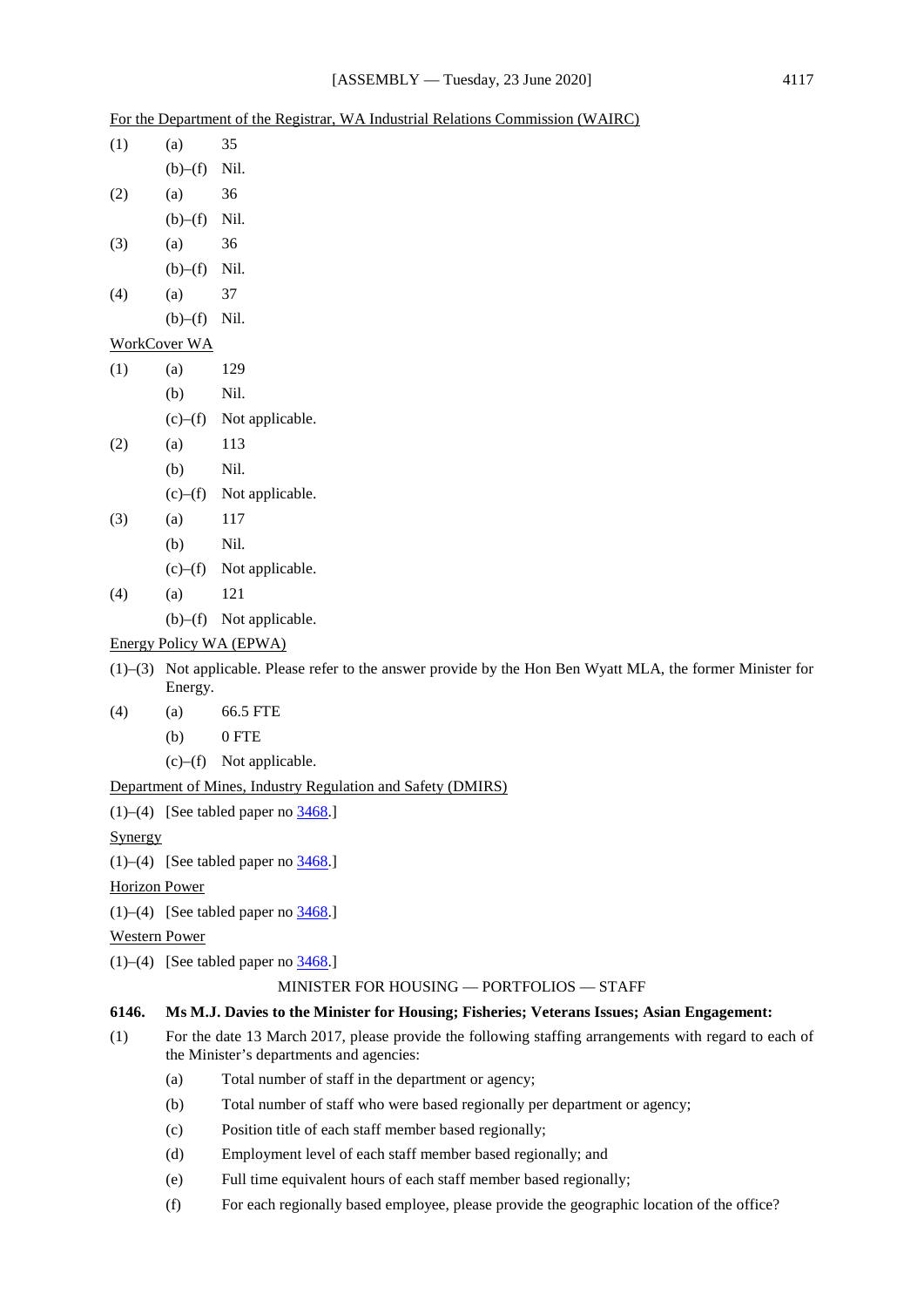For the Department of the Registrar, WA Industrial Relations Commission (WAIRC)

(1) (a) 35

(b)–(f) Nil.

(2) (a) 36

(b)–(f) Nil.

(3) (a) 36

(b)–(f) Nil.

(4) (a) 37

(b)–(f) Nil.

WorkCover WA

(1) (a) 129

(b) Nil.

(c)–(f) Not applicable.

(2) (a) 113

(b) Nil.

(c)–(f) Not applicable.

(3) (a) 117

(b) Nil.

(c)–(f) Not applicable.

(4) (a) 121

(b)–(f) Not applicable.

Energy Policy WA (EPWA)

(1)–(3) Not applicable. Please refer to the answer provide by the Hon Ben Wyatt MLA, the former Minister for Energy.

(4) (a) 66.5 FTE

(b) 0 FTE

(c)–(f) Not applicable.

Department of Mines, Industry Regulation and Safety (DMIRS)

(1)–(4) [See tabled paper no 3468.]

Synergy

(1)–(4) [See tabled paper no 3468.]

Horizon Power

(1)–(4) [See tabled paper no 3468.]

Western Power

(1)–(4) [See tabled paper no 3468.]

MINISTER FOR HOUSING — PORTFOLIOS — STAFF

**6146. Ms M.J. Davies to the Minister for Housing; Fisheries; Veterans Issues; Asian Engagement:**

(1) For the date 13 March 2017, please provide the following staffing arrangements with regard to each of the Minister's departments and agencies:

(a) Total number of staff in the department or agency;

(b) Total number of staff who were based regionally per department or agency;

(c) Position title of each staff member based regionally;

(d) Employment level of each staff member based regionally; and

(e) Full time equivalent hours of each staff member based regionally;

(f) For each regionally based employee, please provide the geographic location of the office?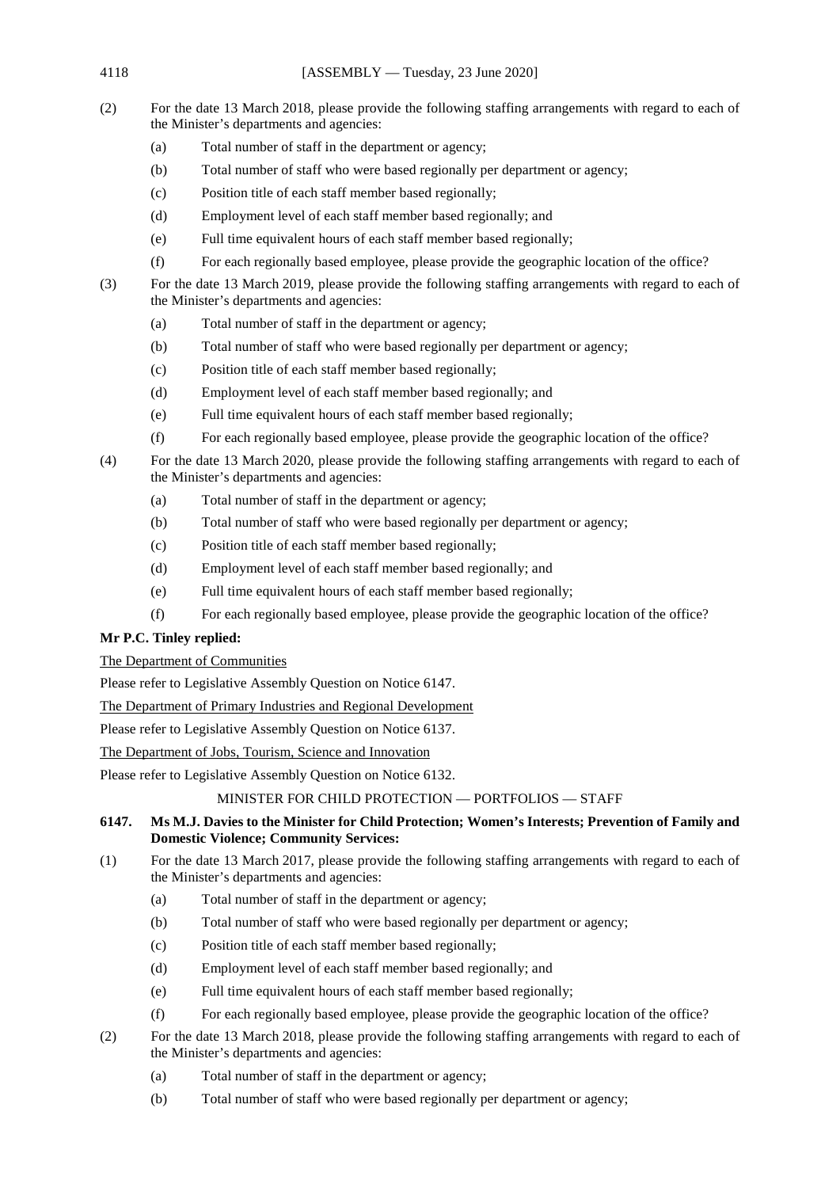(2) For the date 13 March 2018, please provide the following staffing arrangements with regard to each of the Minister's departments and agencies:

   (a) Total number of staff in the department or agency;

   (b) Total number of staff who were based regionally per department or agency;

   (c) Position title of each staff member based regionally;

   (d) Employment level of each staff member based regionally; and

   (e) Full time equivalent hours of each staff member based regionally;

   (f) For each regionally based employee, please provide the geographic location of the office?

(3) For the date 13 March 2019, please provide the following staffing arrangements with regard to each of the Minister's departments and agencies:

   (a) Total number of staff in the department or agency;

   (b) Total number of staff who were based regionally per department or agency;

   (c) Position title of each staff member based regionally;

   (d) Employment level of each staff member based regionally; and

   (e) Full time equivalent hours of each staff member based regionally;

   (f) For each regionally based employee, please provide the geographic location of the office?

(4) For the date 13 March 2020, please provide the following staffing arrangements with regard to each of the Minister's departments and agencies:

   (a) Total number of staff in the department or agency;

   (b) Total number of staff who were based regionally per department or agency;

   (c) Position title of each staff member based regionally;

   (d) Employment level of each staff member based regionally; and

   (e) Full time equivalent hours of each staff member based regionally;

   (f) For each regionally based employee, please provide the geographic location of the office?

**Mr P.C. Tinley replied:**

The Department of Communities

Please refer to Legislative Assembly Question on Notice 6147.

The Department of Primary Industries and Regional Development

Please refer to Legislative Assembly Question on Notice 6137.

The Department of Jobs, Tourism, Science and Innovation

Please refer to Legislative Assembly Question on Notice 6132.

## MINISTER FOR CHILD PROTECTION — PORTFOLIOS — STAFF

**6147. Ms M.J. Davies to the Minister for Child Protection; Women's Interests; Prevention of Family and Domestic Violence; Community Services:**

(1) For the date 13 March 2017, please provide the following staffing arrangements with regard to each of the Minister's departments and agencies:

   (a) Total number of staff in the department or agency;

   (b) Total number of staff who were based regionally per department or agency;

   (c) Position title of each staff member based regionally;

   (d) Employment level of each staff member based regionally; and

   (e) Full time equivalent hours of each staff member based regionally;

   (f) For each regionally based employee, please provide the geographic location of the office?

(2) For the date 13 March 2018, please provide the following staffing arrangements with regard to each of the Minister's departments and agencies:

   (a) Total number of staff in the department or agency;

   (b) Total number of staff who were based regionally per department or agency;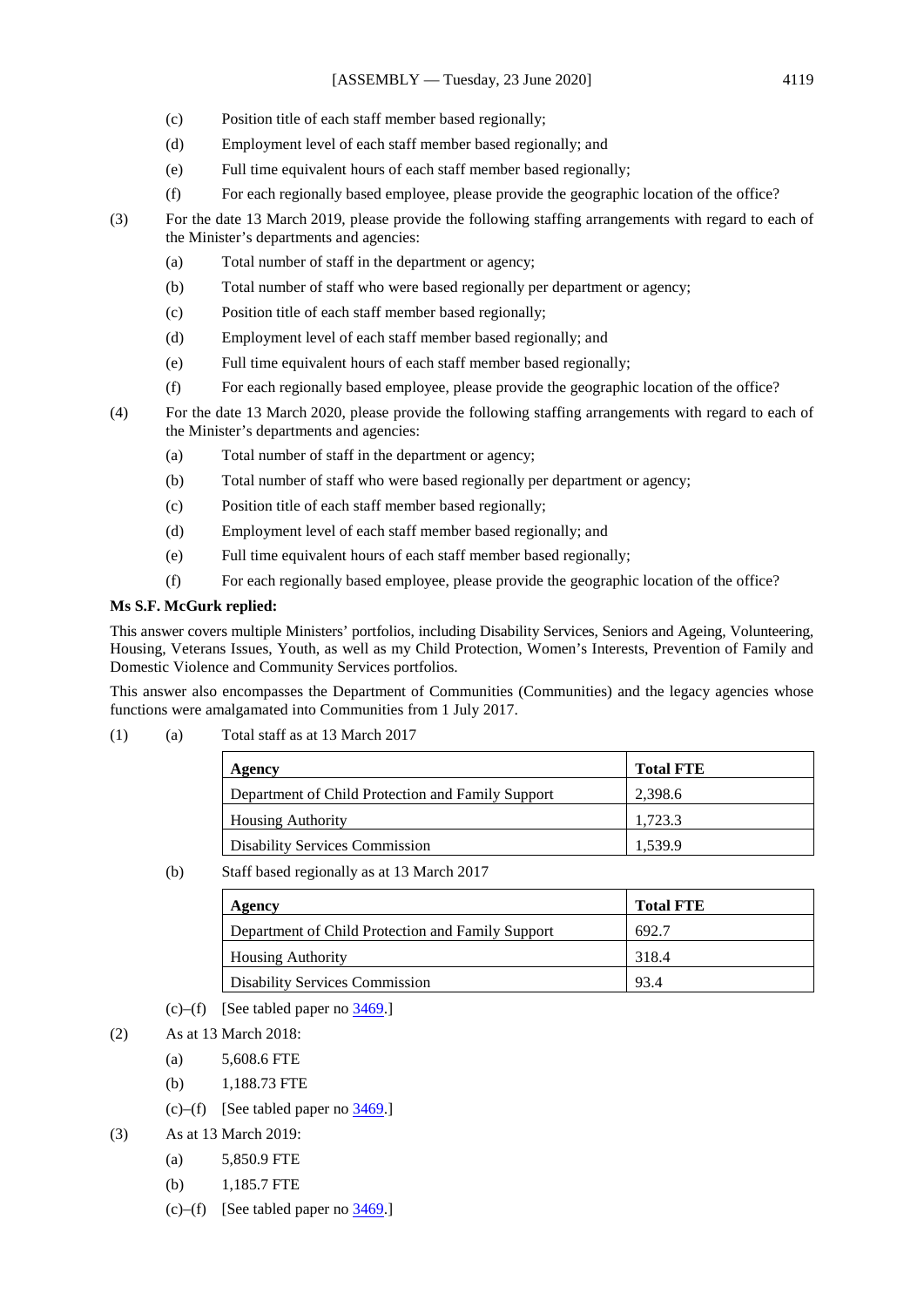(c) Position title of each staff member based regionally;

(d) Employment level of each staff member based regionally; and

(e) Full time equivalent hours of each staff member based regionally;

(f) For each regionally based employee, please provide the geographic location of the office?

(3) For the date 13 March 2019, please provide the following staffing arrangements with regard to each of the Minister's departments and agencies:

(a) Total number of staff in the department or agency;

(b) Total number of staff who were based regionally per department or agency;

(c) Position title of each staff member based regionally;

(d) Employment level of each staff member based regionally; and

(e) Full time equivalent hours of each staff member based regionally;

(f) For each regionally based employee, please provide the geographic location of the office?

(4) For the date 13 March 2020, please provide the following staffing arrangements with regard to each of the Minister's departments and agencies:

(a) Total number of staff in the department or agency;

(b) Total number of staff who were based regionally per department or agency;

(c) Position title of each staff member based regionally;

(d) Employment level of each staff member based regionally; and

(e) Full time equivalent hours of each staff member based regionally;

(f) For each regionally based employee, please provide the geographic location of the office?

**Ms S.F. McGurk replied:**

This answer covers multiple Ministers' portfolios, including Disability Services, Seniors and Ageing, Volunteering, Housing, Veterans Issues, Youth, as well as my Child Protection, Women's Interests, Prevention of Family and Domestic Violence and Community Services portfolios.

This answer also encompasses the Department of Communities (Communities) and the legacy agencies whose functions were amalgamated into Communities from 1 July 2017.

(1) (a) Total staff as at 13 March 2017

| Agency | Total FTE |
|---|---|
| Department of Child Protection and Family Support | 2,398.6 |
| Housing Authority | 1,723.3 |
| Disability Services Commission | 1,539.9 |

(b) Staff based regionally as at 13 March 2017

| Agency | Total FTE |
|---|---|
| Department of Child Protection and Family Support | 692.7 |
| Housing Authority | 318.4 |
| Disability Services Commission | 93.4 |

(c)–(f) [See tabled paper no 3469.]

(2) As at 13 March 2018:

(a) 5,608.6 FTE

(b) 1,188.73 FTE

(c)–(f) [See tabled paper no 3469.]

(3) As at 13 March 2019:

(a) 5,850.9 FTE

(b) 1,185.7 FTE

(c)–(f) [See tabled paper no 3469.]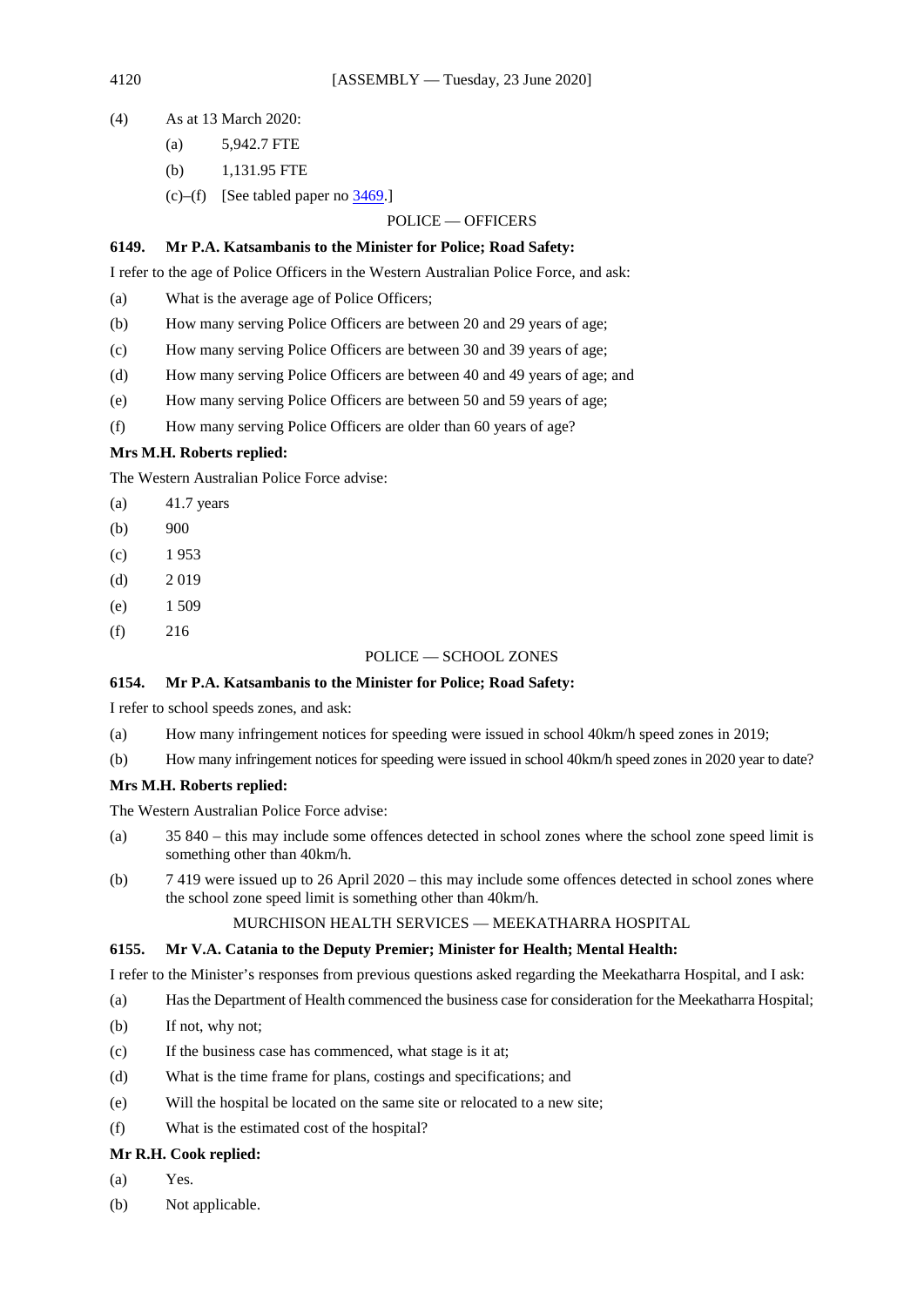(4) As at 13 March 2020:

(a) 5,942.7 FTE

(b) 1,131.95 FTE

(c)–(f) [See tabled paper no 3469.]

POLICE — OFFICERS

**6149. Mr P.A. Katsambanis to the Minister for Police; Road Safety:**

I refer to the age of Police Officers in the Western Australian Police Force, and ask:

(a) What is the average age of Police Officers;

(b) How many serving Police Officers are between 20 and 29 years of age;

(c) How many serving Police Officers are between 30 and 39 years of age;

(d) How many serving Police Officers are between 40 and 49 years of age; and

(e) How many serving Police Officers are between 50 and 59 years of age;

(f) How many serving Police Officers are older than 60 years of age?

**Mrs M.H. Roberts replied:**

The Western Australian Police Force advise:

(a) 41.7 years

(b) 900

(c) 1 953

(d) 2 019

(e) 1 509

(f) 216

POLICE — SCHOOL ZONES

**6154. Mr P.A. Katsambanis to the Minister for Police; Road Safety:**

I refer to school speeds zones, and ask:

(a) How many infringement notices for speeding were issued in school 40km/h speed zones in 2019;

(b) How many infringement notices for speeding were issued in school 40km/h speed zones in 2020 year to date?

**Mrs M.H. Roberts replied:**

The Western Australian Police Force advise:

(a) 35 840 – this may include some offences detected in school zones where the school zone speed limit is something other than 40km/h.

(b) 7 419 were issued up to 26 April 2020 – this may include some offences detected in school zones where the school zone speed limit is something other than 40km/h.

MURCHISON HEALTH SERVICES — MEEKATHARRA HOSPITAL

**6155. Mr V.A. Catania to the Deputy Premier; Minister for Health; Mental Health:**

I refer to the Minister's responses from previous questions asked regarding the Meekatharra Hospital, and I ask:

(a) Has the Department of Health commenced the business case for consideration for the Meekatharra Hospital;

(b) If not, why not;

(c) If the business case has commenced, what stage is it at;

(d) What is the time frame for plans, costings and specifications; and

(e) Will the hospital be located on the same site or relocated to a new site;

(f) What is the estimated cost of the hospital?

**Mr R.H. Cook replied:**

(a) Yes.

(b) Not applicable.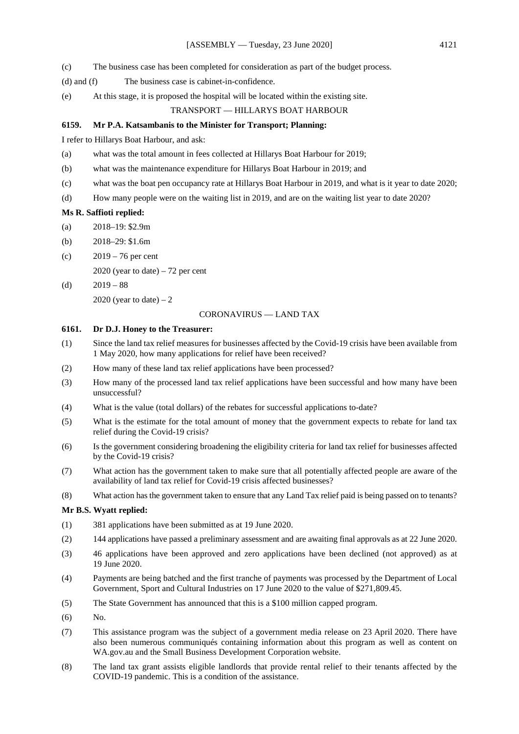(c) The business case has been completed for consideration as part of the budget process.

(d) and (f) The business case is cabinet-in-confidence.

(e) At this stage, it is proposed the hospital will be located within the existing site.

TRANSPORT — HILLARYS BOAT HARBOUR

**6159. Mr P.A. Katsambanis to the Minister for Transport; Planning:**

I refer to Hillarys Boat Harbour, and ask:

(a) what was the total amount in fees collected at Hillarys Boat Harbour for 2019;

(b) what was the maintenance expenditure for Hillarys Boat Harbour in 2019; and

(c) what was the boat pen occupancy rate at Hillarys Boat Harbour in 2019, and what is it year to date 2020;

(d) How many people were on the waiting list in 2019, and are on the waiting list year to date 2020?

**Ms R. Saffioti replied:**

(a) 2018–19: $2.9m

(b) 2018–29: $1.6m

(c) 2019 – 76 per cent

2020 (year to date) – 72 per cent

(d) 2019 – 88

2020 (year to date) – 2

CORONAVIRUS — LAND TAX

**6161. Dr D.J. Honey to the Treasurer:**

(1) Since the land tax relief measures for businesses affected by the Covid-19 crisis have been available from 1 May 2020, how many applications for relief have been received?

(2) How many of these land tax relief applications have been processed?

(3) How many of the processed land tax relief applications have been successful and how many have been unsuccessful?

(4) What is the value (total dollars) of the rebates for successful applications to-date?

(5) What is the estimate for the total amount of money that the government expects to rebate for land tax relief during the Covid-19 crisis?

(6) Is the government considering broadening the eligibility criteria for land tax relief for businesses affected by the Covid-19 crisis?

(7) What action has the government taken to make sure that all potentially affected people are aware of the availability of land tax relief for Covid-19 crisis affected businesses?

(8) What action has the government taken to ensure that any Land Tax relief paid is being passed on to tenants?

**Mr B.S. Wyatt replied:**

(1) 381 applications have been submitted as at 19 June 2020.

(2) 144 applications have passed a preliminary assessment and are awaiting final approvals as at 22 June 2020.

(3) 46 applications have been approved and zero applications have been declined (not approved) as at 19 June 2020.

(4) Payments are being batched and the first tranche of payments was processed by the Department of Local Government, Sport and Cultural Industries on 17 June 2020 to the value of $271,809.45.

(5) The State Government has announced that this is a $100 million capped program.

(6) No.

(7) This assistance program was the subject of a government media release on 23 April 2020. There have also been numerous communiqués containing information about this program as well as content on WA.gov.au and the Small Business Development Corporation website.

(8) The land tax grant assists eligible landlords that provide rental relief to their tenants affected by the COVID-19 pandemic. This is a condition of the assistance.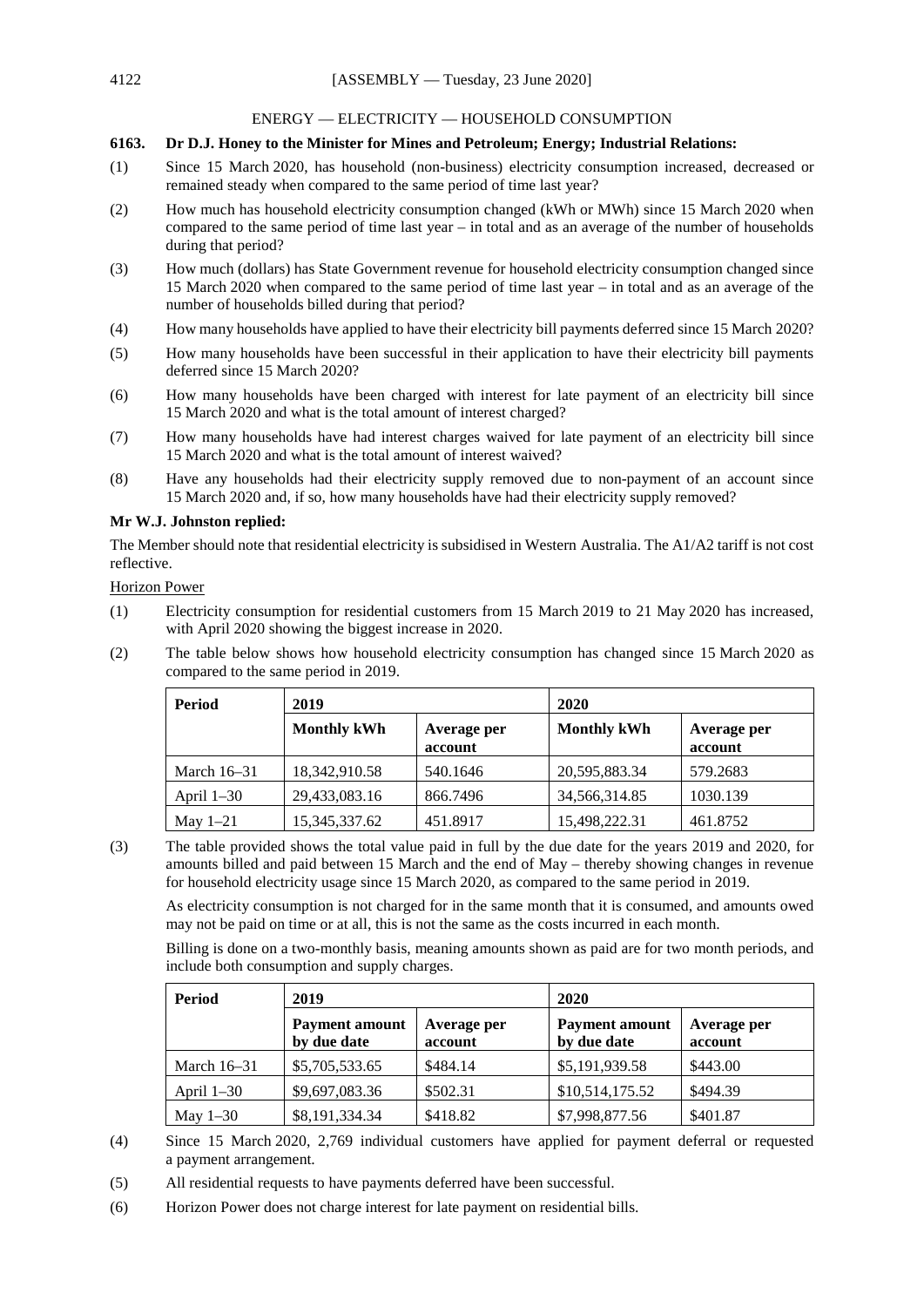ENERGY — ELECTRICITY — HOUSEHOLD CONSUMPTION

**6163. Dr D.J. Honey to the Minister for Mines and Petroleum; Energy; Industrial Relations:**

(1) Since 15 March 2020, has household (non-business) electricity consumption increased, decreased or remained steady when compared to the same period of time last year?

(2) How much has household electricity consumption changed (kWh or MWh) since 15 March 2020 when compared to the same period of time last year – in total and as an average of the number of households during that period?

(3) How much (dollars) has State Government revenue for household electricity consumption changed since 15 March 2020 when compared to the same period of time last year – in total and as an average of the number of households billed during that period?

(4) How many households have applied to have their electricity bill payments deferred since 15 March 2020?

(5) How many households have been successful in their application to have their electricity bill payments deferred since 15 March 2020?

(6) How many households have been charged with interest for late payment of an electricity bill since 15 March 2020 and what is the total amount of interest charged?

(7) How many households have had interest charges waived for late payment of an electricity bill since 15 March 2020 and what is the total amount of interest waived?

(8) Have any households had their electricity supply removed due to non-payment of an account since 15 March 2020 and, if so, how many households have had their electricity supply removed?

**Mr W.J. Johnston replied:**

The Member should note that residential electricity is subsidised in Western Australia. The A1/A2 tariff is not cost reflective.

Horizon Power

(1) Electricity consumption for residential customers from 15 March 2019 to 21 May 2020 has increased, with April 2020 showing the biggest increase in 2020.

(2) The table below shows how household electricity consumption has changed since 15 March 2020 as compared to the same period in 2019.

| Period | 2019 | | 2020 | |
|---|---|---|---|---|
| | **Monthly kWh** | **Average per account** | **Monthly kWh** | **Average per account** |
| March 16–31 | 18,342,910.58 | 540.1646 | 20,595,883.34 | 579.2683 |
| April 1–30 | 29,433,083.16 | 866.7496 | 34,566,314.85 | 1030.139 |
| May 1–21 | 15,345,337.62 | 451.8917 | 15,498,222.31 | 461.8752 |

(3) The table provided shows the total value paid in full by the due date for the years 2019 and 2020, for amounts billed and paid between 15 March and the end of May – thereby showing changes in revenue for household electricity usage since 15 March 2020, as compared to the same period in 2019.

As electricity consumption is not charged for in the same month that it is consumed, and amounts owed may not be paid on time or at all, this is not the same as the costs incurred in each month.

Billing is done on a two-monthly basis, meaning amounts shown as paid are for two month periods, and include both consumption and supply charges.

| Period | 2019 | | 2020 | |
|---|---|---|---|---|
| | **Payment amount by due date** | **Average per account** | **Payment amount by due date** | **Average per account** |
| March 16–31 | $5,705,533.65 | $484.14 | $5,191,939.58 | $443.00 |
| April 1–30 | $9,697,083.36 | $502.31 | $10,514,175.52 | $494.39 |
| May 1–30 | $8,191,334.34 | $418.82 | $7,998,877.56 | $401.87 |

(4) Since 15 March 2020, 2,769 individual customers have applied for payment deferral or requested a payment arrangement.

(5) All residential requests to have payments deferred have been successful.

(6) Horizon Power does not charge interest for late payment on residential bills.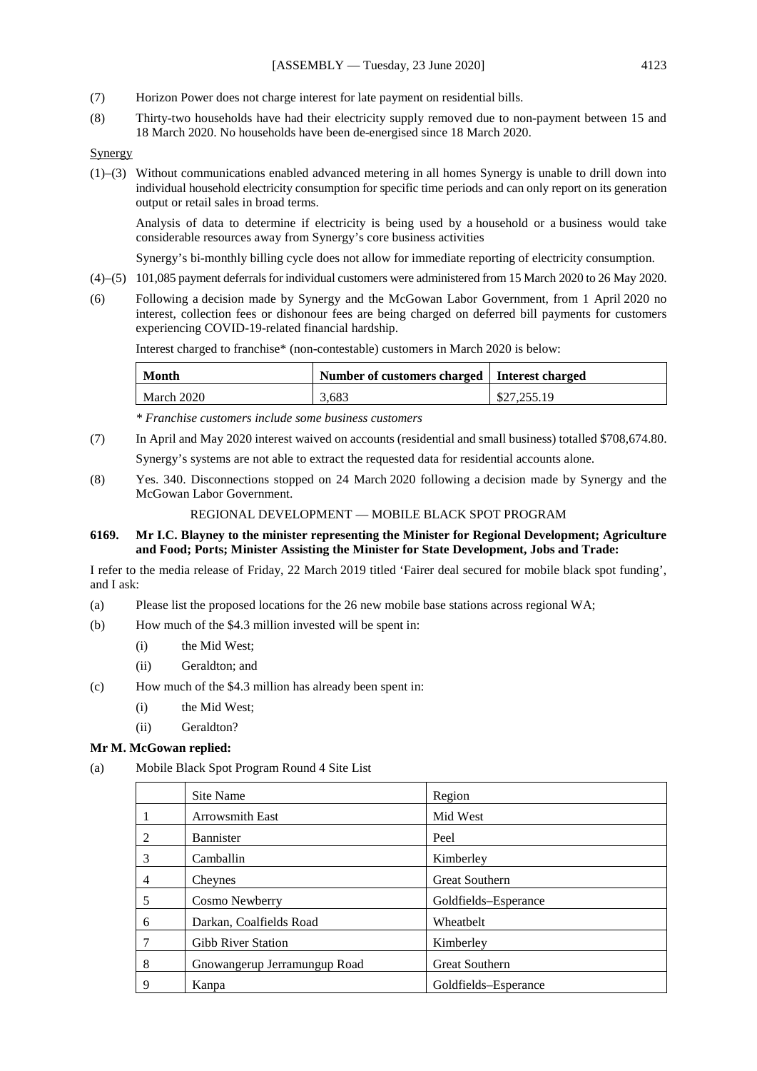(7) Horizon Power does not charge interest for late payment on residential bills.

(8) Thirty-two households have had their electricity supply removed due to non-payment between 15 and 18 March 2020. No households have been de-energised since 18 March 2020.

Synergy

(1)–(3) Without communications enabled advanced metering in all homes Synergy is unable to drill down into individual household electricity consumption for specific time periods and can only report on its generation output or retail sales in broad terms.

Analysis of data to determine if electricity is being used by a household or a business would take considerable resources away from Synergy's core business activities

Synergy's bi-monthly billing cycle does not allow for immediate reporting of electricity consumption.

(4)–(5) 101,085 payment deferrals for individual customers were administered from 15 March 2020 to 26 May 2020.

(6) Following a decision made by Synergy and the McGowan Labor Government, from 1 April 2020 no interest, collection fees or dishonour fees are being charged on deferred bill payments for customers experiencing COVID-19-related financial hardship.

Interest charged to franchise* (non-contestable) customers in March 2020 is below:

| **Month** | **Number of customers charged** | **Interest charged** |
|---|---|---|
| March 2020 | 3,683 | $27,255.19 |

*\* Franchise customers include some business customers*

(7) In April and May 2020 interest waived on accounts (residential and small business) totalled $708,674.80.

Synergy's systems are not able to extract the requested data for residential accounts alone.

(8) Yes. 340. Disconnections stopped on 24 March 2020 following a decision made by Synergy and the McGowan Labor Government.

REGIONAL DEVELOPMENT — MOBILE BLACK SPOT PROGRAM

**6169. Mr I.C. Blayney to the minister representing the Minister for Regional Development; Agriculture and Food; Ports; Minister Assisting the Minister for State Development, Jobs and Trade:**

I refer to the media release of Friday, 22 March 2019 titled 'Fairer deal secured for mobile black spot funding', and I ask:

(a) Please list the proposed locations for the 26 new mobile base stations across regional WA;

(b) How much of the $4.3 million invested will be spent in:

(i) the Mid West;

(ii) Geraldton; and

(c) How much of the $4.3 million has already been spent in:

(i) the Mid West;

(ii) Geraldton?

**Mr M. McGowan replied:**

(a) Mobile Black Spot Program Round 4 Site List

| | Site Name | Region |
|---|---|---|
| 1 | Arrowsmith East | Mid West |
| 2 | Bannister | Peel |
| 3 | Camballin | Kimberley |
| 4 | Cheynes | Great Southern |
| 5 | Cosmo Newberry | Goldfields–Esperance |
| 6 | Darkan, Coalfields Road | Wheatbelt |
| 7 | Gibb River Station | Kimberley |
| 8 | Gnowangerup Jerramungup Road | Great Southern |
| 9 | Kanpa | Goldfields–Esperance |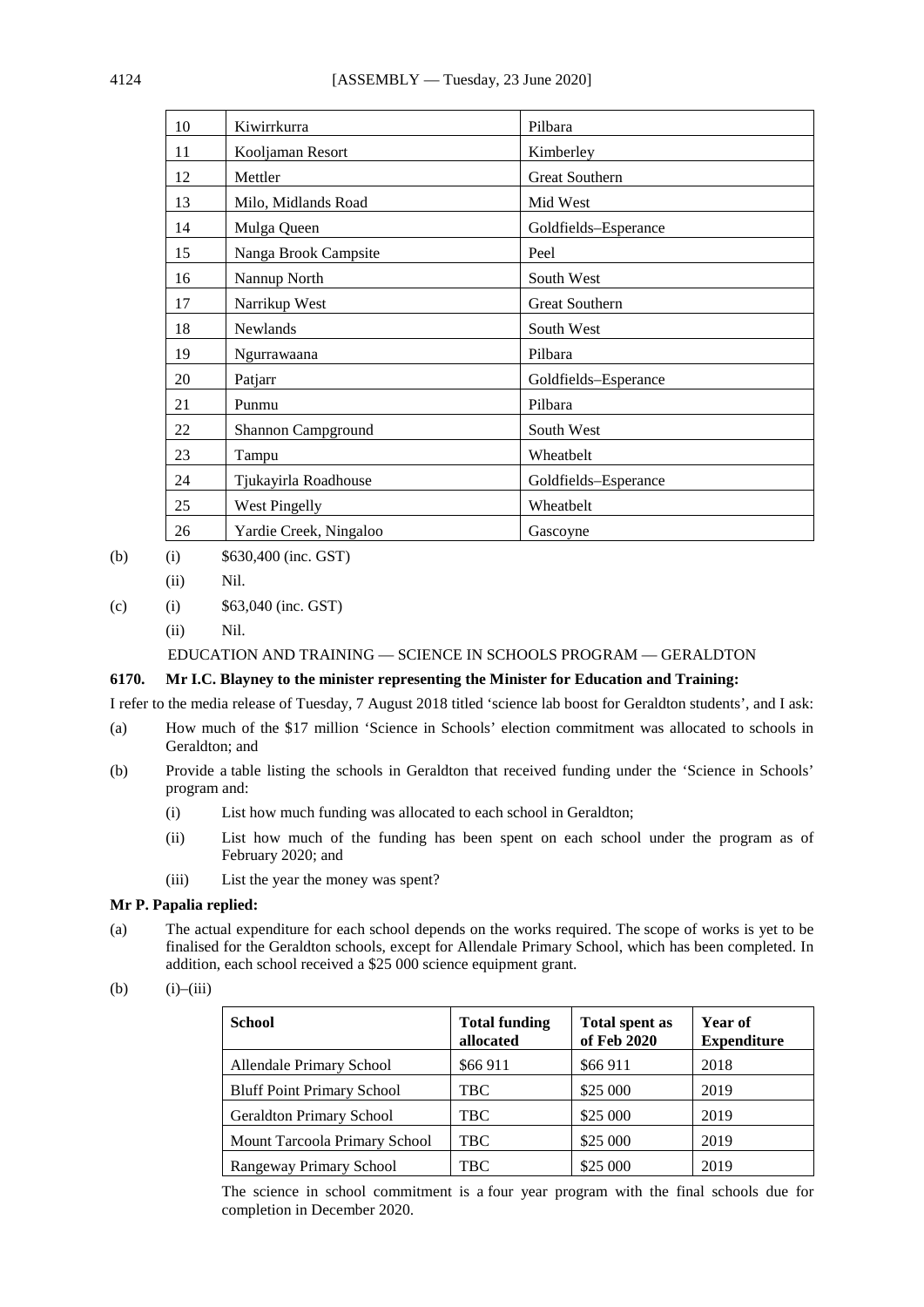| 10 | Kiwirrkurra | Pilbara |
|---|---|---|
| 11 | Kooljaman Resort | Kimberley |
| 12 | Mettler | Great Southern |
| 13 | Milo, Midlands Road | Mid West |
| 14 | Mulga Queen | Goldfields–Esperance |
| 15 | Nanga Brook Campsite | Peel |
| 16 | Nannup North | South West |
| 17 | Narrikup West | Great Southern |
| 18 | Newlands | South West |
| 19 | Ngurrawaana | Pilbara |
| 20 | Patjarr | Goldfields–Esperance |
| 21 | Punmu | Pilbara |
| 22 | Shannon Campground | South West |
| 23 | Tampu | Wheatbelt |
| 24 | Tjukayirla Roadhouse | Goldfields–Esperance |
| 25 | West Pingelly | Wheatbelt |
| 26 | Yardie Creek, Ningaloo | Gascoyne |

(b) (i) $630,400 (inc. GST)

(ii) Nil.

(c) (i) $63,040 (inc. GST)

(ii) Nil.

EDUCATION AND TRAINING — SCIENCE IN SCHOOLS PROGRAM — GERALDTON

**6170. Mr I.C. Blayney to the minister representing the Minister for Education and Training:**

I refer to the media release of Tuesday, 7 August 2018 titled 'science lab boost for Geraldton students', and I ask:

(a) How much of the $17 million 'Science in Schools' election commitment was allocated to schools in Geraldton; and

(b) Provide a table listing the schools in Geraldton that received funding under the 'Science in Schools' program and:

(i) List how much funding was allocated to each school in Geraldton;

(ii) List how much of the funding has been spent on each school under the program as of February 2020; and

(iii) List the year the money was spent?

**Mr P. Papalia replied:**

(a) The actual expenditure for each school depends on the works required. The scope of works is yet to be finalised for the Geraldton schools, except for Allendale Primary School, which has been completed. In addition, each school received a $25 000 science equipment grant.

(b) (i)–(iii)

| School | Total funding allocated | Total spent as of Feb 2020 | Year of Expenditure |
|---|---|---|---|
| Allendale Primary School | $66 911 | $66 911 | 2018 |
| Bluff Point Primary School | TBC | $25 000 | 2019 |
| Geraldton Primary School | TBC | $25 000 | 2019 |
| Mount Tarcoola Primary School | TBC | $25 000 | 2019 |
| Rangeway Primary School | TBC | $25 000 | 2019 |

The science in school commitment is a four year program with the final schools due for completion in December 2020.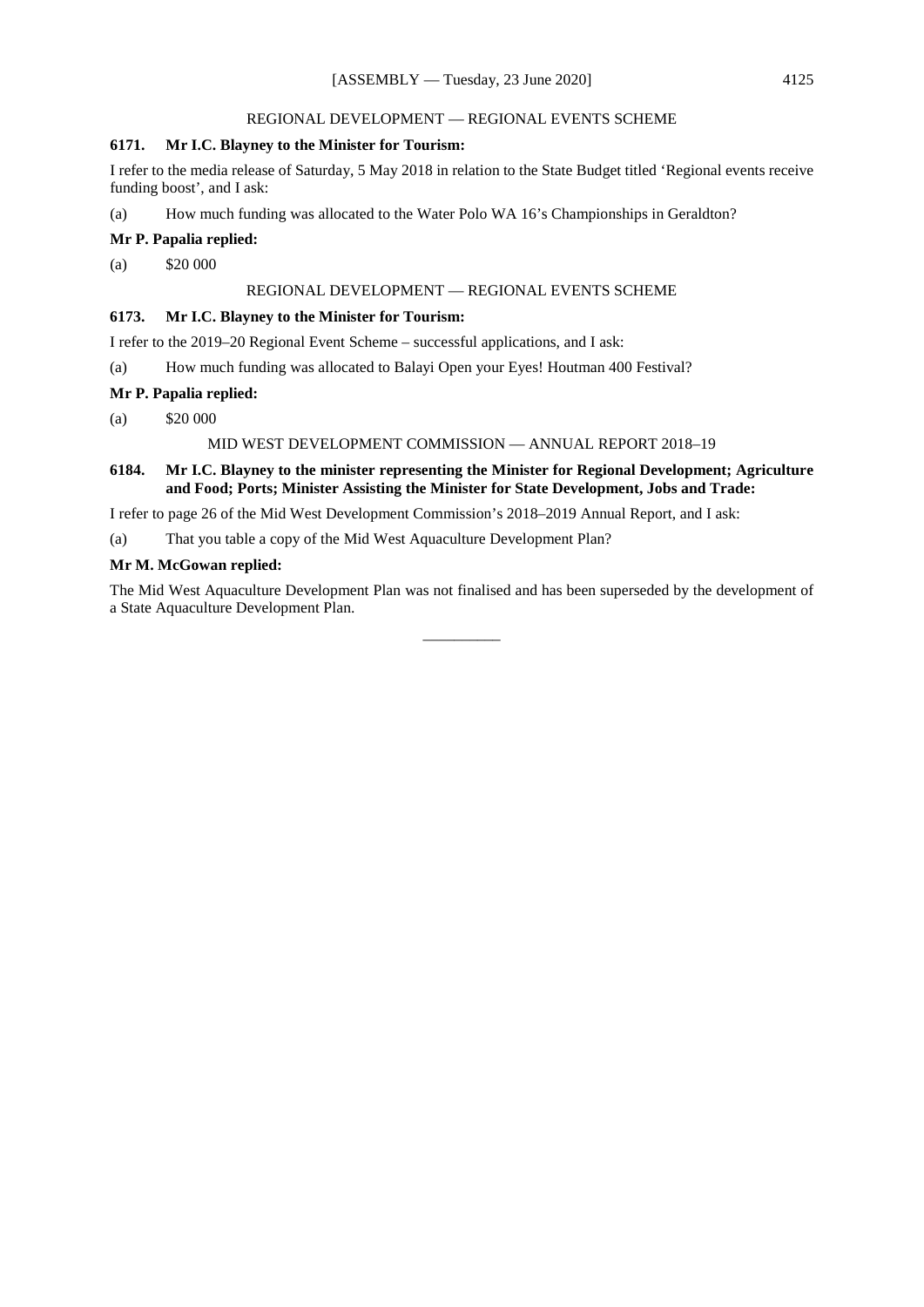REGIONAL DEVELOPMENT — REGIONAL EVENTS SCHEME

**6171. Mr I.C. Blayney to the Minister for Tourism:**

I refer to the media release of Saturday, 5 May 2018 in relation to the State Budget titled 'Regional events receive funding boost', and I ask:

(a) How much funding was allocated to the Water Polo WA 16's Championships in Geraldton?

**Mr P. Papalia replied:**

(a) $20 000

REGIONAL DEVELOPMENT — REGIONAL EVENTS SCHEME

**6173. Mr I.C. Blayney to the Minister for Tourism:**

I refer to the 2019–20 Regional Event Scheme – successful applications, and I ask:

(a) How much funding was allocated to Balayi Open your Eyes! Houtman 400 Festival?

**Mr P. Papalia replied:**

(a) $20 000

MID WEST DEVELOPMENT COMMISSION — ANNUAL REPORT 2018–19

**6184. Mr I.C. Blayney to the minister representing the Minister for Regional Development; Agriculture and Food; Ports; Minister Assisting the Minister for State Development, Jobs and Trade:**

I refer to page 26 of the Mid West Development Commission's 2018–2019 Annual Report, and I ask:

(a) That you table a copy of the Mid West Aquaculture Development Plan?

**Mr M. McGowan replied:**

The Mid West Aquaculture Development Plan was not finalised and has been superseded by the development of a State Aquaculture Development Plan.

__________